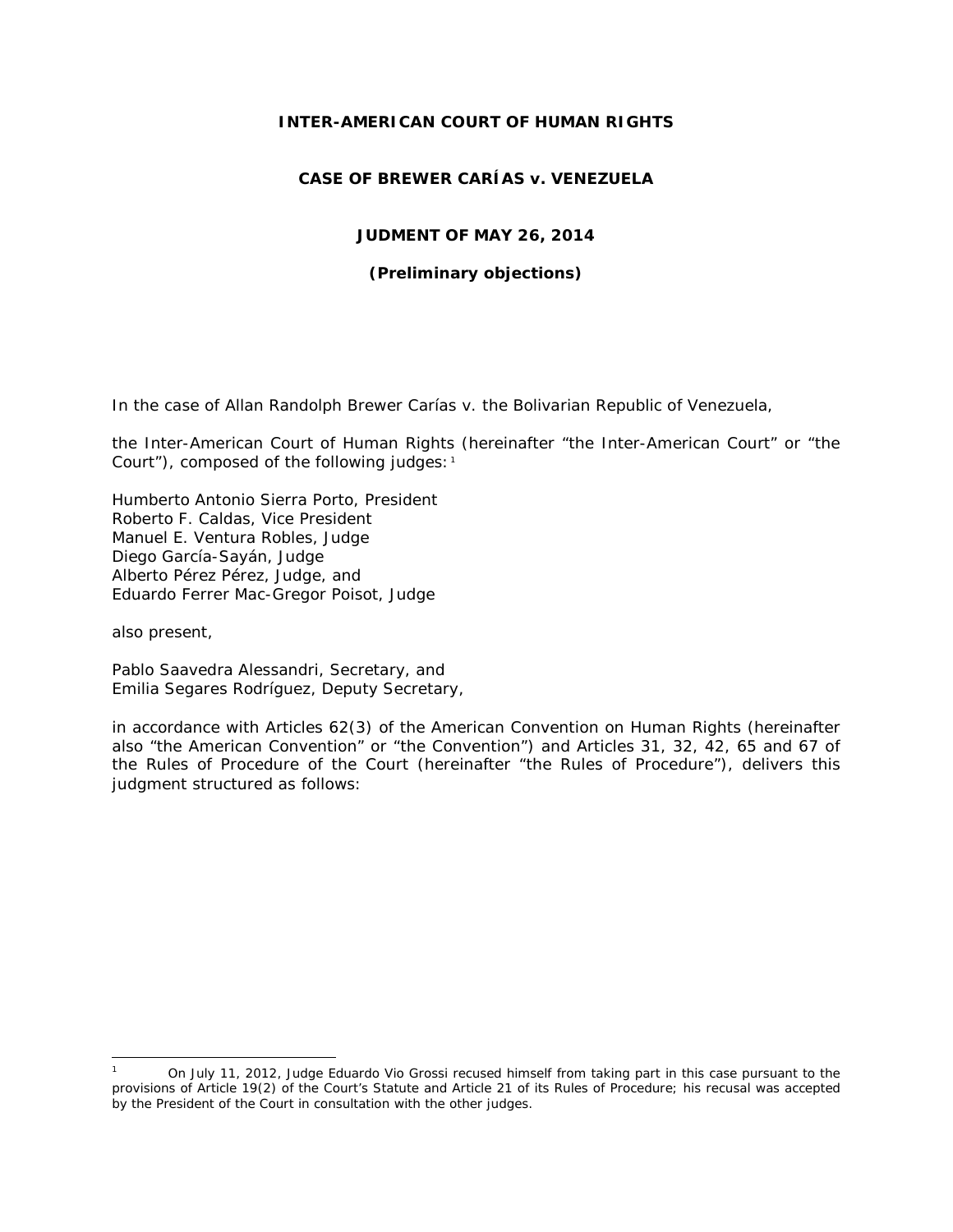**INTER-AMERICAN COURT OF HUMAN RIGHTS**

**CASE OF BREWER CARÍAS v. VENEZUELA**

**JUDMENT OF MAY 26, 2014**

**(Preliminary objections)**

In the case of Allan Randolph Brewer Carías v. the Bolivarian Republic of Venezuela,

the Inter-American Court of Human Rights (hereinafter "the Inter-American Court" or "the Court"), composed of the following judges:[1]

Humberto Antonio Sierra Porto, President
Roberto F. Caldas, Vice President
Manuel E. Ventura Robles, Judge
Diego García-Sayán, Judge
Alberto Pérez Pérez, Judge, and
Eduardo Ferrer Mac-Gregor Poisot, Judge

also present,

Pablo Saavedra Alessandri, Secretary, and
Emilia Segares Rodríguez, Deputy Secretary,

in accordance with Articles 62(3) of the American Convention on Human Rights (hereinafter also "the American Convention" or "the Convention") and Articles 31, 32, 42, 65 and 67 of the Rules of Procedure of the Court (hereinafter "the Rules of Procedure"), delivers this judgment structured as follows:

---

[1] On July 11, 2012, Judge Eduardo Vio Grossi recused himself from taking part in this case pursuant to the provisions of Article 19(2) of the Court's Statute and Article 21 of its Rules of Procedure; his recusal was accepted by the President of the Court in consultation with the other judges.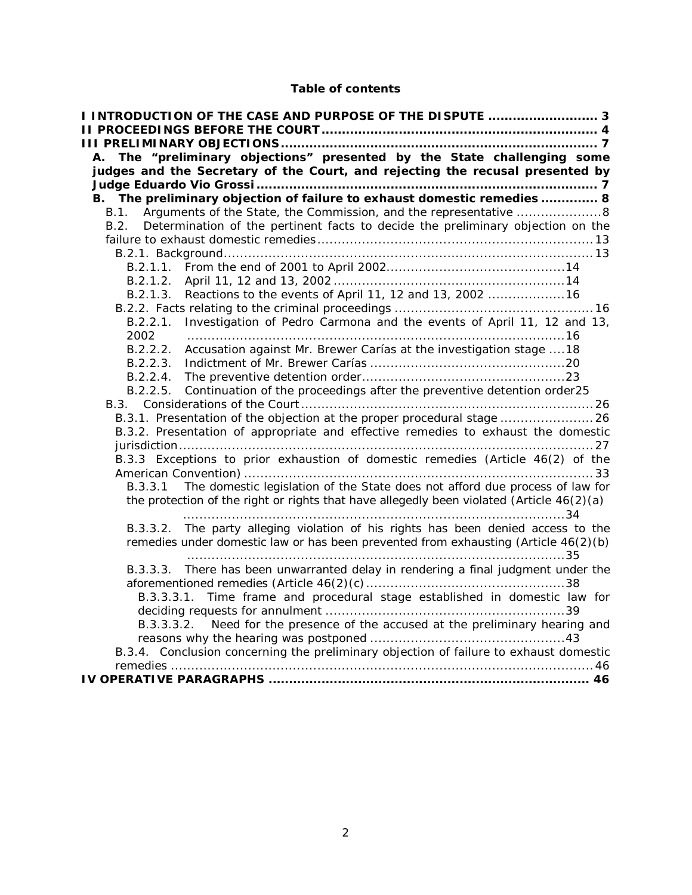**Table of contents**

**I INTRODUCTION OF THE CASE AND PURPOSE OF THE DISPUTE .......................... 3**
**II PROCEEDINGS BEFORE THE COURT ................................................................... 4**
**III PRELIMINARY OBJECTIONS ............................................................................ 7**
- **A. The "preliminary objections" presented by the State challenging some judges and the Secretary of the Court, and rejecting the recusal presented by Judge Eduardo Vio Grossi ................................................................................. 7**
- **B. The preliminary objection of failure to exhaust domestic remedies .............. 8**
  - B.1. Arguments of the State, the Commission, and the representative .....................8
  - B.2. Determination of the pertinent facts to decide the preliminary objection on the failure to exhaust domestic remedies ...................................................................13
    - B.2.1. Background ...........................................................................................13
      - B.2.1.1. From the end of 2001 to April 2002 ............................................14
      - B.2.1.2. April 11, 12 and 13, 2002 .........................................................14
      - B.2.1.3. Reactions to the events of April 11, 12 and 13, 2002 ...................16
    - B.2.2. Facts relating to the criminal proceedings ................................................16
      - B.2.2.1. Investigation of Pedro Carmona and the events of April 11, 12 and 13, 2002 ..............................................................................................16
      - B.2.2.2. Accusation against Mr. Brewer Carías at the investigation stage ....18
      - B.2.2.3. Indictment of Mr. Brewer Carías ................................................20
      - B.2.2.4. The preventive detention order ..................................................23
      - B.2.2.5. Continuation of the proceedings after the preventive detention order25
  - B.3. Considerations of the Court .......................................................................26
    - B.3.1. Presentation of the objection at the proper procedural stage .......................26
    - B.3.2. Presentation of appropriate and effective remedies to exhaust the domestic jurisdiction ......................................................................................27
    - B.3.3 Exceptions to prior exhaustion of domestic remedies (Article 46(2) of the American Convention) .....................................................................33
      - B.3.3.1 The domestic legislation of the State does not afford due process of law for the protection of the right or rights that have allegedly been violated (Article 46(2)(a) ...............................................................................34
      - B.3.3.2. The party alleging violation of his rights has been denied access to the remedies under domestic law or has been prevented from exhausting (Article 46(2)(b) ...............................................................................35
      - B.3.3.3. There has been unwarranted delay in rendering a final judgment under the aforementioned remedies (Article 46(2)(c) ................................................38
        - B.3.3.3.1. Time frame and procedural stage established in domestic law for deciding requests for annulment ..........................................................39
        - B.3.3.3.2. Need for the presence of the accused at the preliminary hearing and reasons why the hearing was postponed ................................................43
    - B.3.4. Conclusion concerning the preliminary objection of failure to exhaust domestic remedies ......................................................................................46

**IV OPERATIVE PARAGRAPHS ............................................................................ 46**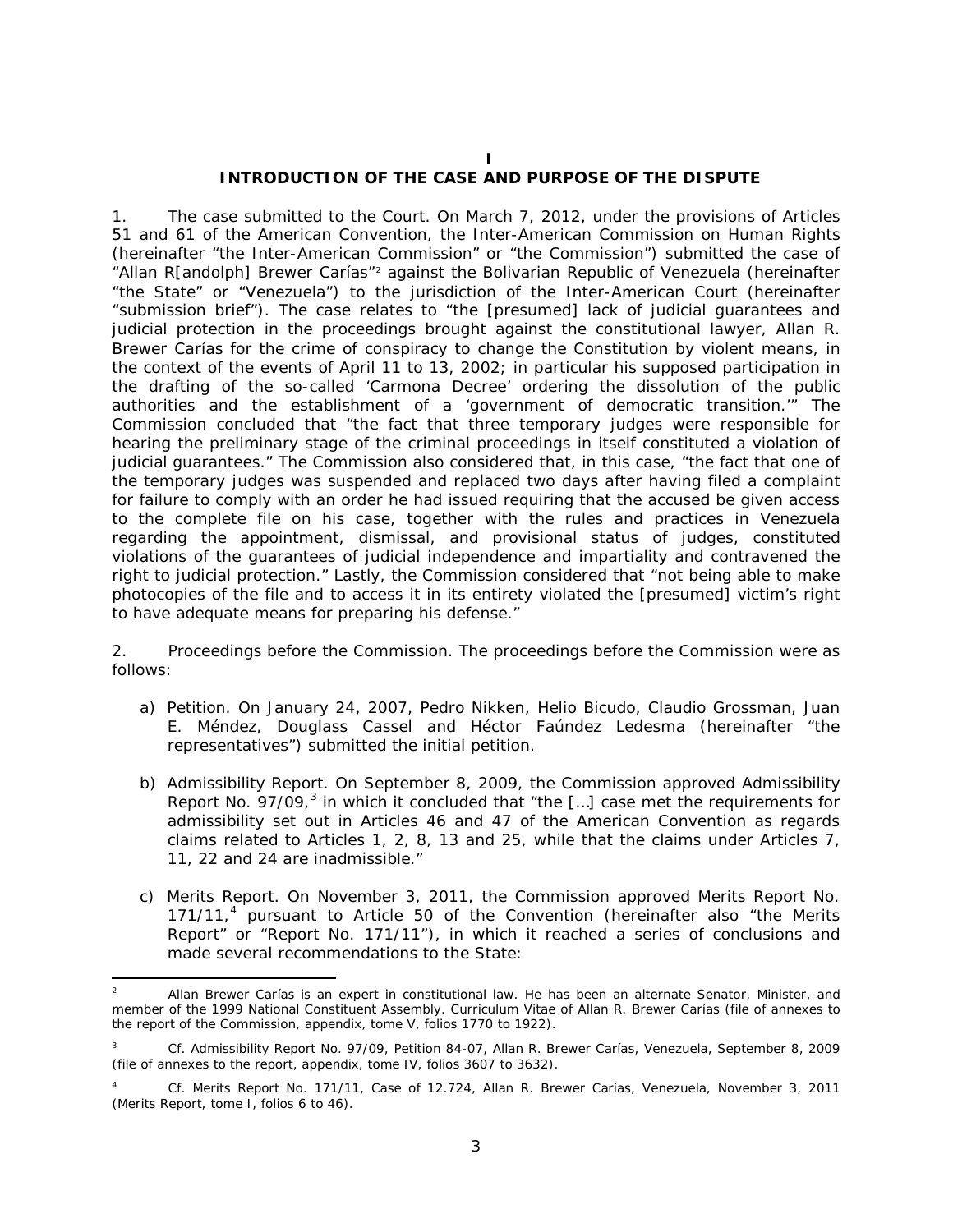# I
# INTRODUCTION OF THE CASE AND PURPOSE OF THE DISPUTE

1. The case submitted to the Court. On March 7, 2012, under the provisions of Articles 51 and 61 of the American Convention, the Inter-American Commission on Human Rights (hereinafter "the Inter-American Commission" or "the Commission") submitted the case of "Allan R[andolph] Brewer Carías"[2] against the Bolivarian Republic of Venezuela (hereinafter "the State" or "Venezuela") to the jurisdiction of the Inter-American Court (hereinafter "submission brief"). The case relates to "the [presumed] lack of judicial guarantees and judicial protection in the proceedings brought against the constitutional lawyer, Allan R. Brewer Carías for the crime of conspiracy to change the Constitution by violent means, in the context of the events of April 11 to 13, 2002; in particular his supposed participation in the drafting of the so-called 'Carmona Decree' ordering the dissolution of the public authorities and the establishment of a 'government of democratic transition.'" The Commission concluded that "the fact that three temporary judges were responsible for hearing the preliminary stage of the criminal proceedings in itself constituted a violation of judicial guarantees." The Commission also considered that, in this case, "the fact that one of the temporary judges was suspended and replaced two days after having filed a complaint for failure to comply with an order he had issued requiring that the accused be given access to the complete file on his case, together with the rules and practices in Venezuela regarding the appointment, dismissal, and provisional status of judges, constituted violations of the guarantees of judicial independence and impartiality and contravened the right to judicial protection." Lastly, the Commission considered that "not being able to make photocopies of the file and to access it in its entirety violated the [presumed] victim's right to have adequate means for preparing his defense."

2. Proceedings before the Commission. The proceedings before the Commission were as follows:

a) Petition. On January 24, 2007, Pedro Nikken, Helio Bicudo, Claudio Grossman, Juan E. Méndez, Douglass Cassel and Héctor Faúndez Ledesma (hereinafter "the representatives") submitted the initial petition.

b) Admissibility Report. On September 8, 2009, the Commission approved Admissibility Report No. 97/09,[3] in which it concluded that "the […] case met the requirements for admissibility set out in Articles 46 and 47 of the American Convention as regards claims related to Articles 1, 2, 8, 13 and 25, while that the claims under Articles 7, 11, 22 and 24 are inadmissible."

c) Merits Report. On November 3, 2011, the Commission approved Merits Report No. 171/11,[4] pursuant to Article 50 of the Convention (hereinafter also "the Merits Report" or "Report No. 171/11"), in which it reached a series of conclusions and made several recommendations to the State:

---

[2] Allan Brewer Carías is an expert in constitutional law. He has been an alternate Senator, Minister, and member of the 1999 National Constituent Assembly. Curriculum Vitae of Allan R. Brewer Carías (file of annexes to the report of the Commission, appendix, tome V, folios 1770 to 1922).

[3] Cf. Admissibility Report No. 97/09, Petition 84-07, Allan R. Brewer Carías, Venezuela, September 8, 2009 (file of annexes to the report, appendix, tome IV, folios 3607 to 3632).

[4] Cf. Merits Report No. 171/11, Case of 12.724, Allan R. Brewer Carías, Venezuela, November 3, 2011 (Merits Report, tome I, folios 6 to 46).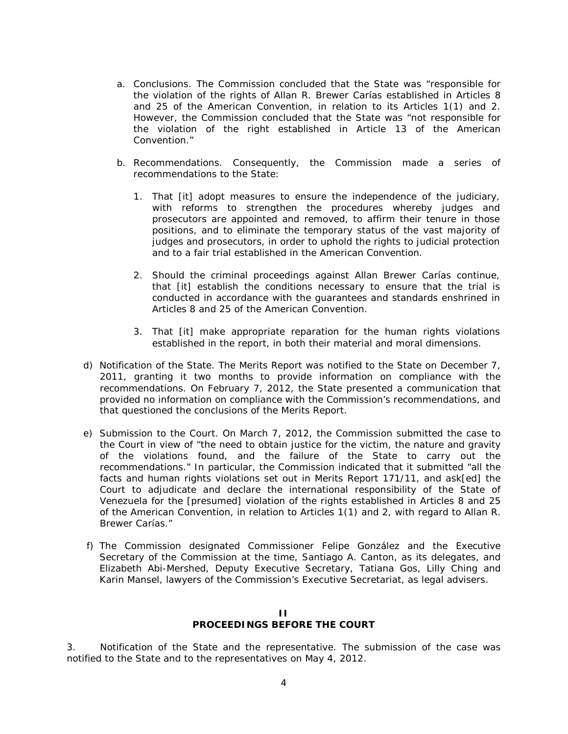a. Conclusions. The Commission concluded that the State was "responsible for the violation of the rights of Allan R. Brewer Carías established in Articles 8 and 25 of the American Convention, in relation to its Articles 1(1) and 2. However, the Commission concluded that the State was "not responsible for the violation of the right established in Article 13 of the American Convention."

b. Recommendations. Consequently, the Commission made a series of recommendations to the State:

   1. That [it] adopt measures to ensure the independence of the judiciary, with reforms to strengthen the procedures whereby judges and prosecutors are appointed and removed, to affirm their tenure in those positions, and to eliminate the temporary status of the vast majority of judges and prosecutors, in order to uphold the rights to judicial protection and to a fair trial established in the American Convention.

   2. Should the criminal proceedings against Allan Brewer Carías continue, that [it] establish the conditions necessary to ensure that the trial is conducted in accordance with the guarantees and standards enshrined in Articles 8 and 25 of the American Convention.

   3. That [it] make appropriate reparation for the human rights violations established in the report, in both their material and moral dimensions.

d) Notification of the State. The Merits Report was notified to the State on December 7, 2011, granting it two months to provide information on compliance with the recommendations. On February 7, 2012, the State presented a communication that provided no information on compliance with the Commission's recommendations, and that questioned the conclusions of the Merits Report.

e) Submission to the Court. On March 7, 2012, the Commission submitted the case to the Court in view of "the need to obtain justice for the victim, the nature and gravity of the violations found, and the failure of the State to carry out the recommendations." In particular, the Commission indicated that it submitted "all the facts and human rights violations set out in Merits Report 171/11, and ask[ed] the Court to adjudicate and declare the international responsibility of the State of Venezuela for the [presumed] violation of the rights established in Articles 8 and 25 of the American Convention, in relation to Articles 1(1) and 2, with regard to Allan R. Brewer Carías."

f) The Commission designated Commissioner Felipe González and the Executive Secretary of the Commission at the time, Santiago A. Canton, as its delegates, and Elizabeth Abi-Mershed, Deputy Executive Secretary, Tatiana Gos, Lilly Ching and Karin Mansel, lawyers of the Commission's Executive Secretariat, as legal advisers.

## II
## PROCEEDINGS BEFORE THE COURT

3. Notification of the State and the representative. The submission of the case was notified to the State and to the representatives on May 4, 2012.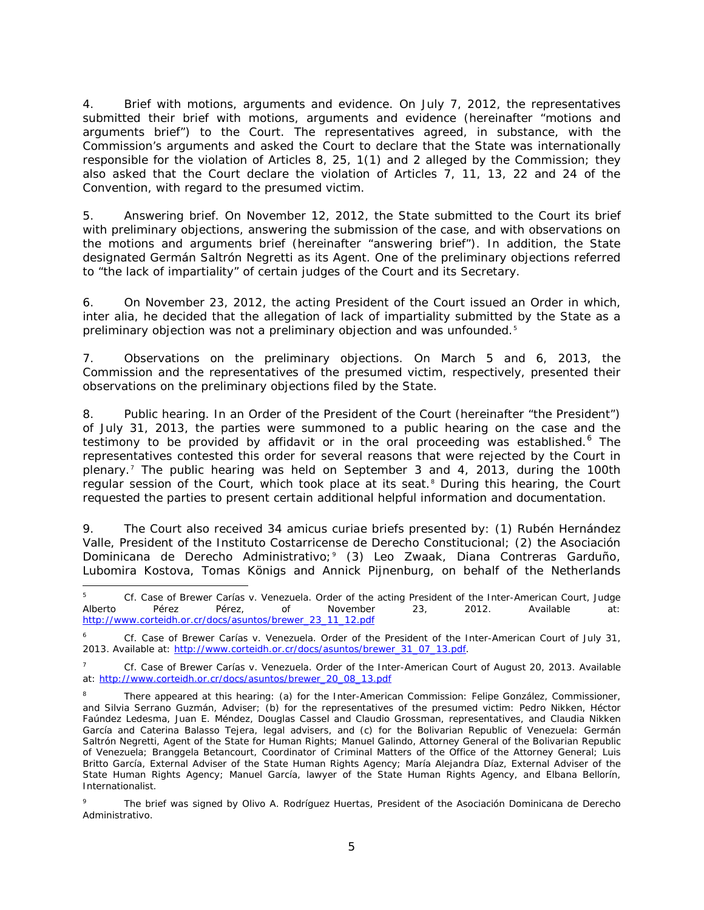4. *Brief with motions, arguments and evidence.* On July 7, 2012, the representatives submitted their brief with motions, arguments and evidence (hereinafter "motions and arguments brief") to the Court. The representatives agreed, in substance, with the Commission's arguments and asked the Court to declare that the State was internationally responsible for the violation of Articles 8, 25, 1(1) and 2 alleged by the Commission; they also asked that the Court declare the violation of Articles 7, 11, 13, 22 and 24 of the Convention, with regard to the presumed victim.

5. *Answering brief.* On November 12, 2012, the State submitted to the Court its brief with preliminary objections, answering the submission of the case, and with observations on the motions and arguments brief (hereinafter "answering brief"). In addition, the State designated Germán Saltrón Negretti as its Agent. One of the preliminary objections referred to "the lack of impartiality" of certain judges of the Court and its Secretary.

6. On November 23, 2012, the acting President of the Court issued an Order in which, *inter alia*, he decided that the allegation of lack of impartiality submitted by the State as a preliminary objection was not a preliminary objection and was unfounded.[5]

7. *Observations on the preliminary objections.* On March 5 and 6, 2013, the Commission and the representatives of the presumed victim, respectively, presented their observations on the preliminary objections filed by the State.

8. *Public hearing.* In an Order of the President of the Court (hereinafter "the President") of July 31, 2013, the parties were summoned to a public hearing on the case and the testimony to be provided by affidavit or in the oral proceeding was established.[6] The representatives contested this order for several reasons that were rejected by the Court in plenary.[7] The public hearing was held on September 3 and 4, 2013, during the 100th regular session of the Court, which took place at its seat.[8] During this hearing, the Court requested the parties to present certain additional helpful information and documentation.

9. The Court also received 34 *amicus curiae* briefs presented by: (1) Rubén Hernández Valle, President of the Instituto Costarricense de Derecho Constitucional; (2) the Asociación Dominicana de Derecho Administrativo;[9] (3) Leo Zwaak, Diana Contreras Garduño, Lubomira Kostova, Tomas Königs and Annick Pijnenburg, on behalf of the Netherlands

---

[5] *Cf. Case of Brewer Carías v. Venezuela.* Order of the acting President of the Inter-American Court, Judge Alberto Pérez Pérez, of November 23, 2012. Available at: http://www.corteidh.or.cr/docs/asuntos/brewer_23_11_12.pdf

[6] *Cf. Case of Brewer Carías v. Venezuela.* Order of the President of the Inter-American Court of July 31, 2013. Available at: http://www.corteidh.or.cr/docs/asuntos/brewer_31_07_13.pdf.

[7] *Cf. Case of Brewer Carías v. Venezuela.* Order of the Inter-American Court of August 20, 2013. Available at: http://www.corteidh.or.cr/docs/asuntos/brewer_20_08_13.pdf

[8] There appeared at this hearing: (a) for the Inter-American Commission: Felipe González, Commissioner, and Silvia Serrano Guzmán, Adviser; (b) for the representatives of the presumed victim: Pedro Nikken, Héctor Faúndez Ledesma, Juan E. Méndez, Douglas Cassel and Claudio Grossman, representatives, and Claudia Nikken García and Caterina Balasso Tejera, legal advisers, and (c) for the Bolivarian Republic of Venezuela: Germán Saltrón Negretti, Agent of the State for Human Rights; Manuel Galindo, Attorney General of the Bolivarian Republic of Venezuela; Branggela Betancourt, Coordinator of Criminal Matters of the Office of the Attorney General; Luis Britto García, External Adviser of the State Human Rights Agency; María Alejandra Díaz, External Adviser of the State Human Rights Agency; Manuel García, lawyer of the State Human Rights Agency, and Elbana Bellorín, Internationalist.

[9] The brief was signed by Olivo A. Rodríguez Huertas, President of the Asociación Dominicana de Derecho Administrativo.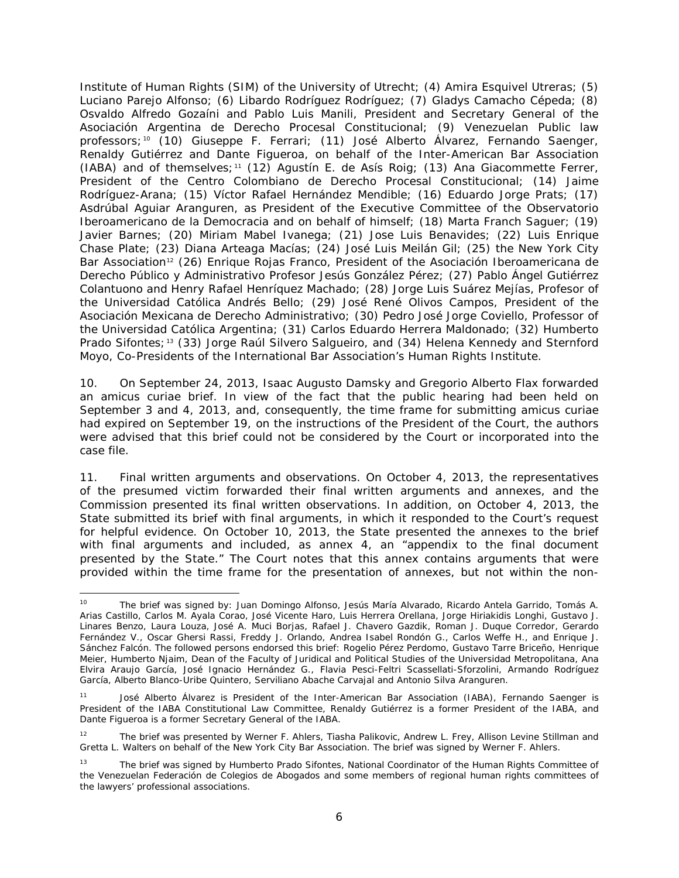Institute of Human Rights (SIM) of the University of Utrecht; (4) Amira Esquivel Utreras; (5) Luciano Parejo Alfonso; (6) Libardo Rodríguez Rodríguez; (7) Gladys Camacho Cépeda; (8) Osvaldo Alfredo Gozaíni and Pablo Luis Manili, President and Secretary General of the Asociación Argentina de Derecho Procesal Constitucional; (9) Venezuelan Public law professors;[10] (10) Giuseppe F. Ferrari; (11) José Alberto Álvarez, Fernando Saenger, Renaldy Gutiérrez and Dante Figueroa, on behalf of the Inter-American Bar Association (IABA) and of themselves;[11] (12) Agustín E. de Asís Roig; (13) Ana Giacommette Ferrer, President of the Centro Colombiano de Derecho Procesal Constitucional; (14) Jaime Rodríguez-Arana; (15) Víctor Rafael Hernández Mendible; (16) Eduardo Jorge Prats; (17) Asdrúbal Aguiar Aranguren, as President of the Executive Committee of the Observatorio Iberoamericano de la Democracia and on behalf of himself; (18) Marta Franch Saguer; (19) Javier Barnes; (20) Miriam Mabel Ivanega; (21) Jose Luis Benavides; (22) Luis Enrique Chase Plate; (23) Diana Arteaga Macías; (24) José Luis Meilán Gil; (25) the New York City Bar Association[12] (26) Enrique Rojas Franco, President of the Asociación Iberoamericana de Derecho Público y Administrativo Profesor Jesús González Pérez; (27) Pablo Ángel Gutiérrez Colantuono and Henry Rafael Henríquez Machado; (28) Jorge Luis Suárez Mejías, Profesor of the Universidad Católica Andrés Bello; (29) José René Olivos Campos, President of the Asociación Mexicana de Derecho Administrativo; (30) Pedro José Jorge Coviello, Professor of the Universidad Católica Argentina; (31) Carlos Eduardo Herrera Maldonado; (32) Humberto Prado Sifontes;[13] (33) Jorge Raúl Silvero Salgueiro, and (34) Helena Kennedy and Sternford Moyo, Co-Presidents of the International Bar Association's Human Rights Institute.

10. On September 24, 2013, Isaac Augusto Damsky and Gregorio Alberto Flax forwarded an amicus curiae brief. In view of the fact that the public hearing had been held on September 3 and 4, 2013, and, consequently, the time frame for submitting amicus curiae had expired on September 19, on the instructions of the President of the Court, the authors were advised that this brief could not be considered by the Court or incorporated into the case file.

11. *Final written arguments and observations.* On October 4, 2013, the representatives of the presumed victim forwarded their final written arguments and annexes, and the Commission presented its final written observations. In addition, on October 4, 2013, the State submitted its brief with final arguments, in which it responded to the Court's request for helpful evidence. On October 10, 2013, the State presented the annexes to the brief with final arguments and included, as annex 4, an "appendix to the final document presented by the State." The Court notes that this annex contains arguments that were provided within the time frame for the presentation of annexes, but not within the non-

---

[10] The brief was signed by: Juan Domingo Alfonso, Jesús María Alvarado, Ricardo Antela Garrido, Tomás A. Arias Castillo, Carlos M. Ayala Corao, José Vicente Haro, Luis Herrera Orellana, Jorge Hiriakidis Longhi, Gustavo J. Linares Benzo, Laura Louza, José A. Muci Borjas, Rafael J. Chavero Gazdik, Roman J. Duque Corredor, Gerardo Fernández V., Oscar Ghersi Rassi, Freddy J. Orlando, Andrea Isabel Rondón G., Carlos Weffe H., and Enrique J. Sánchez Falcón. The followed persons endorsed this brief: Rogelio Pérez Perdomo, Gustavo Tarre Briceño, Henrique Meier, Humberto Njaim, Dean of the Faculty of Juridical and Political Studies of the Universidad Metropolitana, Ana Elvira Araujo García, José Ignacio Hernández G., Flavia Pesci-Feltri Scassellati-Sforzolini, Armando Rodríguez García, Alberto Blanco-Uribe Quintero, Serviliano Abache Carvajal and Antonio Silva Aranguren.

[11] José Alberto Álvarez is President of the Inter-American Bar Association (IABA), Fernando Saenger is President of the IABA Constitutional Law Committee, Renaldy Gutiérrez is a former President of the IABA, and Dante Figueroa is a former Secretary General of the IABA.

[12] The brief was presented by Werner F. Ahlers, Tiasha Palikovic, Andrew L. Frey, Allison Levine Stillman and Gretta L. Walters on behalf of the New York City Bar Association. The brief was signed by Werner F. Ahlers.

[13] The brief was signed by Humberto Prado Sifontes, National Coordinator of the Human Rights Committee of the Venezuelan Federación de Colegios de Abogados and some members of regional human rights committees of the lawyers' professional associations.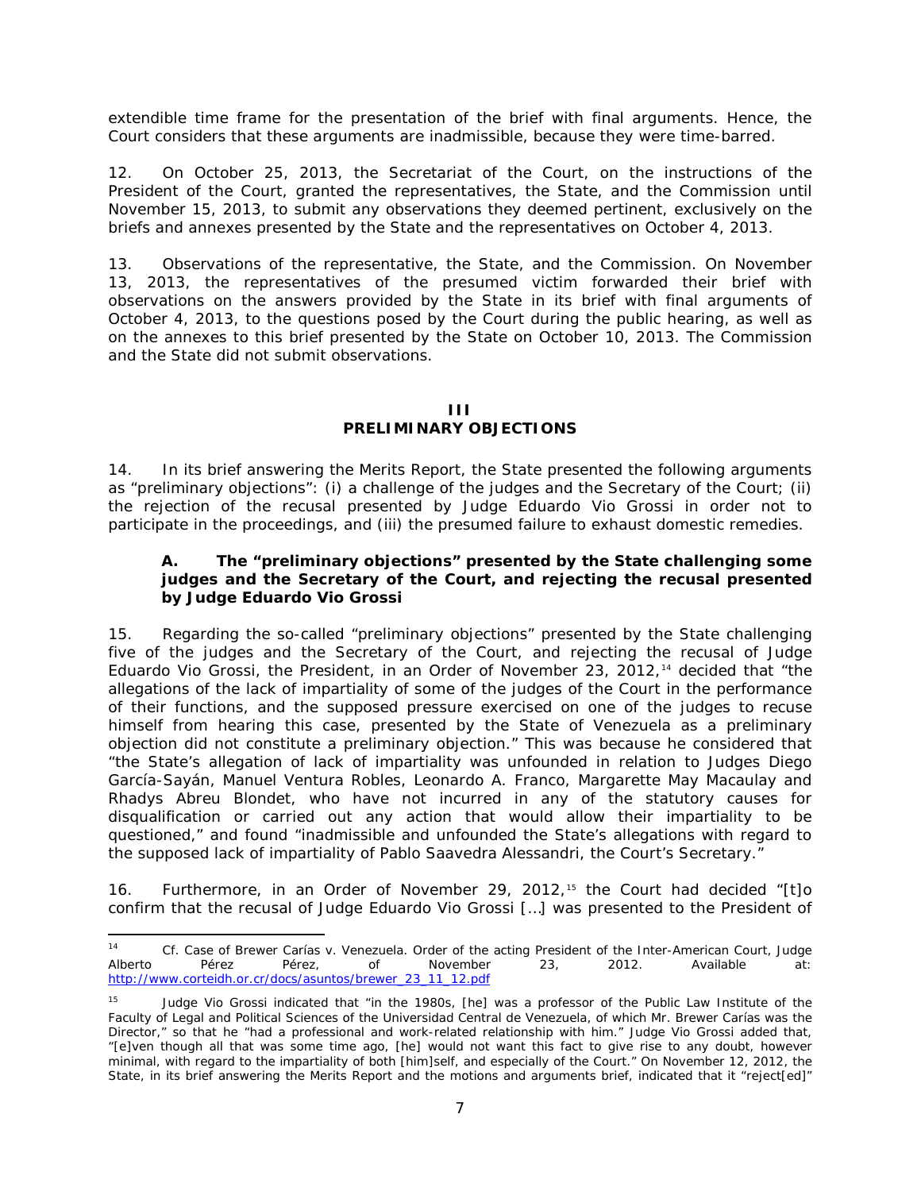extendible time frame for the presentation of the brief with final arguments. Hence, the Court considers that these arguments are inadmissible, because they were time-barred.

12. On October 25, 2013, the Secretariat of the Court, on the instructions of the President of the Court, granted the representatives, the State, and the Commission until November 15, 2013, to submit any observations they deemed pertinent, exclusively on the briefs and annexes presented by the State and the representatives on October 4, 2013.

13. Observations of the representative, the State, and the Commission. On November 13, 2013, the representatives of the presumed victim forwarded their brief with observations on the answers provided by the State in its brief with final arguments of October 4, 2013, to the questions posed by the Court during the public hearing, as well as on the annexes to this brief presented by the State on October 10, 2013. The Commission and the State did not submit observations.

## III
## PRELIMINARY OBJECTIONS

14. In its brief answering the Merits Report, the State presented the following arguments as "preliminary objections": (i) a challenge of the judges and the Secretary of the Court; (ii) the rejection of the recusal presented by Judge Eduardo Vio Grossi in order not to participate in the proceedings, and (iii) the presumed failure to exhaust domestic remedies.

### A. The "preliminary objections" presented by the State challenging some judges and the Secretary of the Court, and rejecting the recusal presented by Judge Eduardo Vio Grossi

15. Regarding the so-called "preliminary objections" presented by the State challenging five of the judges and the Secretary of the Court, and rejecting the recusal of Judge Eduardo Vio Grossi, the President, in an Order of November 23, 2012,[14] decided that "the allegations of the lack of impartiality of some of the judges of the Court in the performance of their functions, and the supposed pressure exercised on one of the judges to recuse himself from hearing this case, presented by the State of Venezuela as a preliminary objection did not constitute a preliminary objection." This was because he considered that "the State's allegation of lack of impartiality was unfounded in relation to Judges Diego García-Sayán, Manuel Ventura Robles, Leonardo A. Franco, Margarette May Macaulay and Rhadys Abreu Blondet, who have not incurred in any of the statutory causes for disqualification or carried out any action that would allow their impartiality to be questioned," and found "inadmissible and unfounded the State's allegations with regard to the supposed lack of impartiality of Pablo Saavedra Alessandri, the Court's Secretary."

16. Furthermore, in an Order of November 29, 2012,[15] the Court had decided "[t]o confirm that the recusal of Judge Eduardo Vio Grossi […] was presented to the President of

---

[14] *Cf. Case of Brewer Carías v. Venezuela.* Order of the acting President of the Inter-American Court, Judge Alberto Pérez Pérez, of November 23, 2012. Available at: http://www.corteidh.or.cr/docs/asuntos/brewer_23_11_12.pdf

[15] Judge Vio Grossi indicated that "in the 1980s, [he] was a professor of the Public Law Institute of the Faculty of Legal and Political Sciences of the Universidad Central de Venezuela, of which Mr. Brewer Carías was the Director," so that he "had a professional and work-related relationship with him." Judge Vio Grossi added that, "[e]ven though all that was some time ago, [he] would not want this fact to give rise to any doubt, however minimal, with regard to the impartiality of both [him]self, and especially of the Court." On November 12, 2012, the State, in its brief answering the Merits Report and the motions and arguments brief, indicated that it "reject[ed]"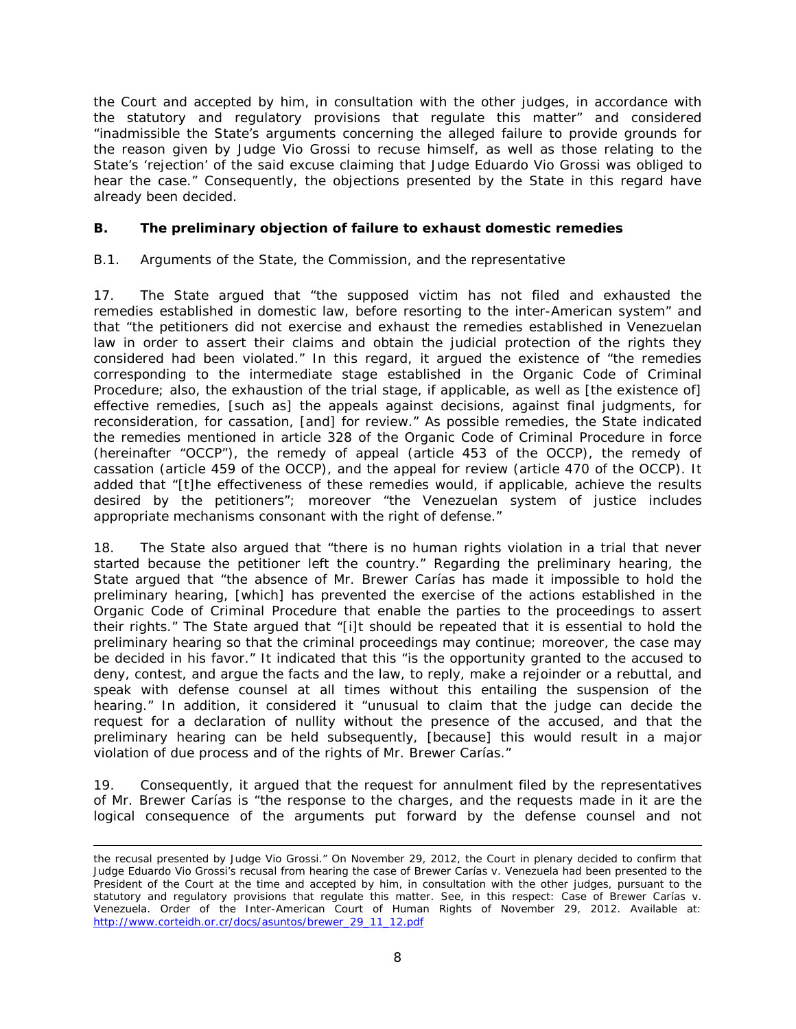the Court and accepted by him, in consultation with the other judges, in accordance with the statutory and regulatory provisions that regulate this matter" and considered "inadmissible the State's arguments concerning the alleged failure to provide grounds for the reason given by Judge Vio Grossi to recuse himself, as well as those relating to the State's 'rejection' of the said excuse claiming that Judge Eduardo Vio Grossi was obliged to hear the case." Consequently, the objections presented by the State in this regard have already been decided.

## B. The preliminary objection of failure to exhaust domestic remedies

### B.1. Arguments of the State, the Commission, and the representative

17. The State argued that "the supposed victim has not filed and exhausted the remedies established in domestic law, before resorting to the inter-American system" and that "the petitioners did not exercise and exhaust the remedies established in Venezuelan law in order to assert their claims and obtain the judicial protection of the rights they considered had been violated." In this regard, it argued the existence of "the remedies corresponding to the intermediate stage established in the Organic Code of Criminal Procedure; also, the exhaustion of the trial stage, if applicable, as well as [the existence of] effective remedies, [such as] the appeals against decisions, against final judgments, for reconsideration, for cassation, [and] for review." As possible remedies, the State indicated the remedies mentioned in article 328 of the Organic Code of Criminal Procedure in force (hereinafter "OCCP"), the remedy of appeal (article 453 of the OCCP), the remedy of cassation (article 459 of the OCCP), and the appeal for review (article 470 of the OCCP). It added that "[t]he effectiveness of these remedies would, if applicable, achieve the results desired by the petitioners"; moreover "the Venezuelan system of justice includes appropriate mechanisms consonant with the right of defense."

18. The State also argued that "there is no human rights violation in a trial that never started because the petitioner left the country." Regarding the preliminary hearing, the State argued that "the absence of Mr. Brewer Carías has made it impossible to hold the preliminary hearing, [which] has prevented the exercise of the actions established in the Organic Code of Criminal Procedure that enable the parties to the proceedings to assert their rights." The State argued that "[i]t should be repeated that it is essential to hold the preliminary hearing so that the criminal proceedings may continue; moreover, the case may be decided in his favor." It indicated that this "is the opportunity granted to the accused to deny, contest, and argue the facts and the law, to reply, make a rejoinder or a rebuttal, and speak with defense counsel at all times without this entailing the suspension of the hearing." In addition, it considered it "unusual to claim that the judge can decide the request for a declaration of nullity without the presence of the accused, and that the preliminary hearing can be held subsequently, [because] this would result in a major violation of due process and of the rights of Mr. Brewer Carías."

19. Consequently, it argued that the request for annulment filed by the representatives of Mr. Brewer Carías is "the response to the charges, and the requests made in it are the logical consequence of the arguments put forward by the defense counsel and not

---

the recusal presented by Judge Vio Grossi." On November 29, 2012, the Court in plenary decided to confirm that Judge Eduardo Vio Grossi's recusal from hearing the case of Brewer Carías v. Venezuela had been presented to the President of the Court at the time and accepted by him, in consultation with the other judges, pursuant to the statutory and regulatory provisions that regulate this matter. See, in this respect: *Case of Brewer Carías v. Venezuela*. Order of the Inter-American Court of Human Rights of November 29, 2012. Available at: http://www.corteidh.or.cr/docs/asuntos/brewer_29_11_12.pdf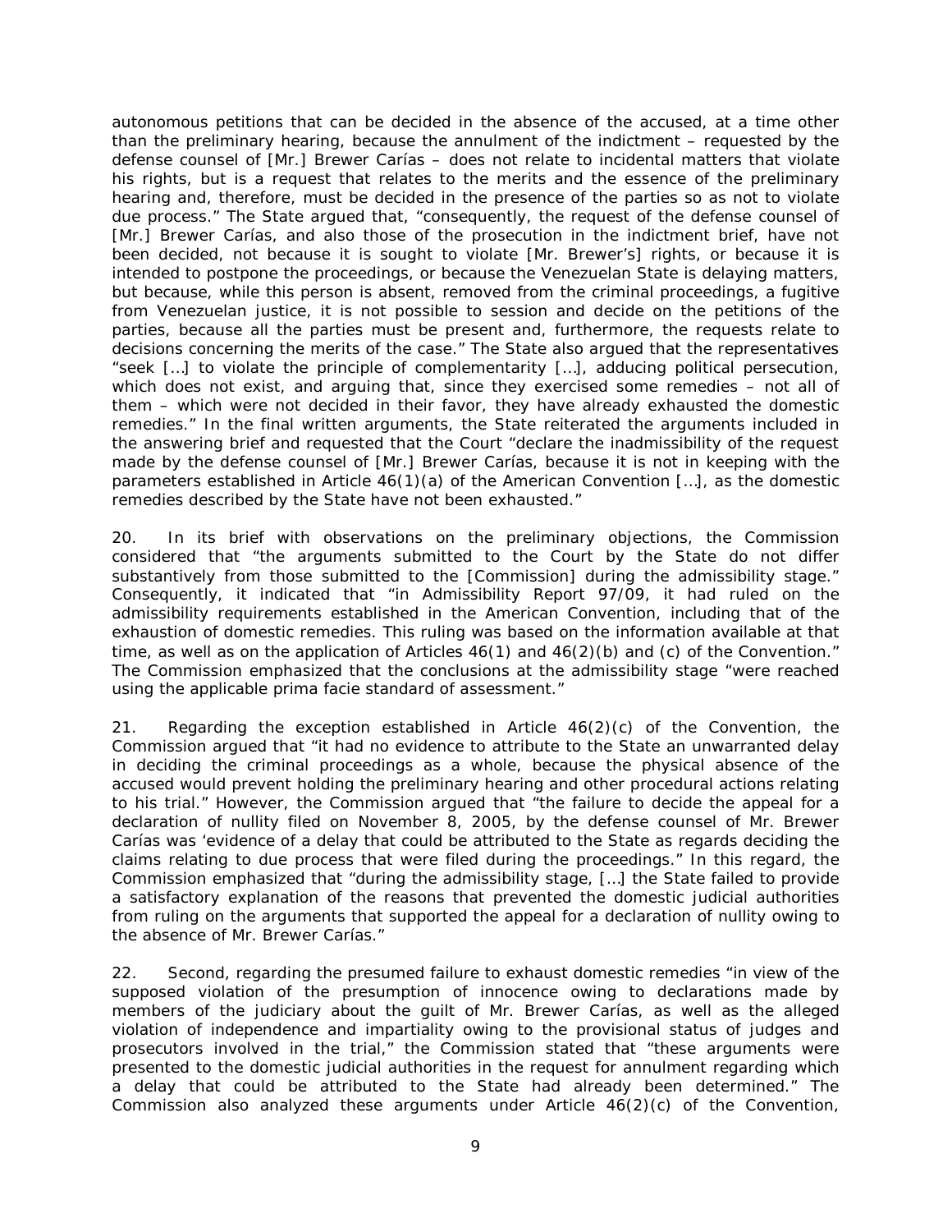autonomous petitions that can be decided in the absence of the accused, at a time other than the preliminary hearing, because the annulment of the indictment – requested by the defense counsel of [Mr.] Brewer Carías – does not relate to incidental matters that violate his rights, but is a request that relates to the merits and the essence of the preliminary hearing and, therefore, must be decided in the presence of the parties so as not to violate due process." The State argued that, "consequently, the request of the defense counsel of [Mr.] Brewer Carías, and also those of the prosecution in the indictment brief, have not been decided, not because it is sought to violate [Mr. Brewer's] rights, or because it is intended to postpone the proceedings, or because the Venezuelan State is delaying matters, but because, while this person is absent, removed from the criminal proceedings, a fugitive from Venezuelan justice, it is not possible to session and decide on the petitions of the parties, because all the parties must be present and, furthermore, the requests relate to decisions concerning the merits of the case." The State also argued that the representatives "seek […] to violate the principle of complementarity […], adducing political persecution, which does not exist, and arguing that, since they exercised some remedies – not all of them – which were not decided in their favor, they have already exhausted the domestic remedies." In the final written arguments, the State reiterated the arguments included in the answering brief and requested that the Court "declare the inadmissibility of the request made by the defense counsel of [Mr.] Brewer Carías, because it is not in keeping with the parameters established in Article 46(1)(a) of the American Convention […], as the domestic remedies described by the State have not been exhausted."

20. In its brief with observations on the preliminary objections, the Commission considered that "the arguments submitted to the Court by the State do not differ substantively from those submitted to the [Commission] during the admissibility stage." Consequently, it indicated that "in Admissibility Report 97/09, it had ruled on the admissibility requirements established in the American Convention, including that of the exhaustion of domestic remedies. This ruling was based on the information available at that time, as well as on the application of Articles 46(1) and 46(2)(b) and (c) of the Convention." The Commission emphasized that the conclusions at the admissibility stage "were reached using the applicable prima facie standard of assessment."

21. Regarding the exception established in Article 46(2)(c) of the Convention, the Commission argued that "it had no evidence to attribute to the State an unwarranted delay in deciding the criminal proceedings as a whole, because the physical absence of the accused would prevent holding the preliminary hearing and other procedural actions relating to his trial." However, the Commission argued that "the failure to decide the appeal for a declaration of nullity filed on November 8, 2005, by the defense counsel of Mr. Brewer Carías was 'evidence of a delay that could be attributed to the State as regards deciding the claims relating to due process that were filed during the proceedings." In this regard, the Commission emphasized that "during the admissibility stage, […] the State failed to provide a satisfactory explanation of the reasons that prevented the domestic judicial authorities from ruling on the arguments that supported the appeal for a declaration of nullity owing to the absence of Mr. Brewer Carías."

22. Second, regarding the presumed failure to exhaust domestic remedies "in view of the supposed violation of the presumption of innocence owing to declarations made by members of the judiciary about the guilt of Mr. Brewer Carías, as well as the alleged violation of independence and impartiality owing to the provisional status of judges and prosecutors involved in the trial," the Commission stated that "these arguments were presented to the domestic judicial authorities in the request for annulment regarding which a delay that could be attributed to the State had already been determined." The Commission also analyzed these arguments under Article 46(2)(c) of the Convention,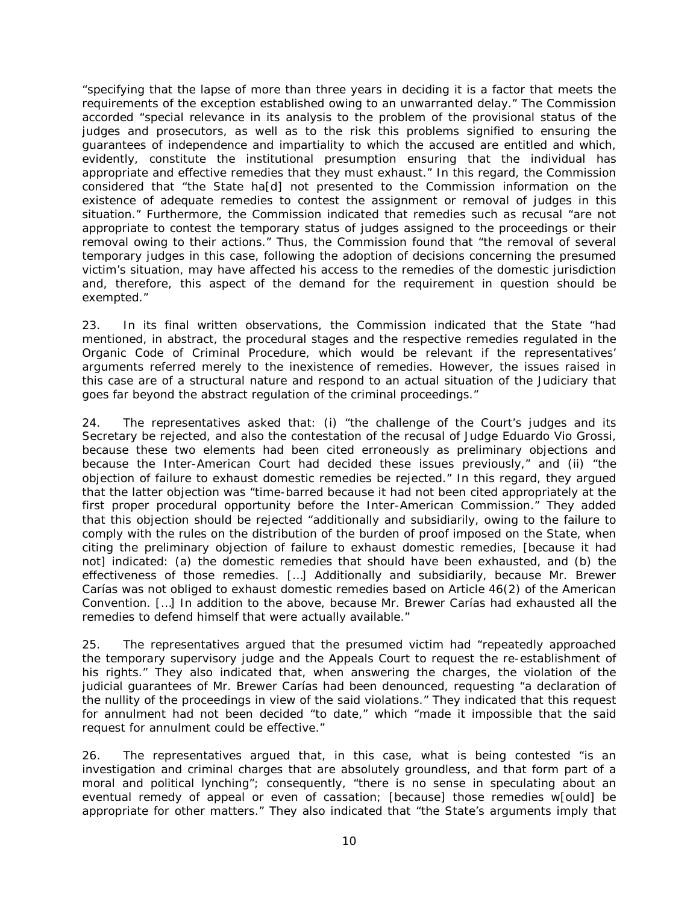"specifying that the lapse of more than three years in deciding it is a factor that meets the requirements of the exception established owing to an unwarranted delay." The Commission accorded "special relevance in its analysis to the problem of the provisional status of the judges and prosecutors, as well as to the risk this problems signified to ensuring the guarantees of independence and impartiality to which the accused are entitled and which, evidently, constitute the institutional presumption ensuring that the individual has appropriate and effective remedies that they must exhaust." In this regard, the Commission considered that "the State ha[d] not presented to the Commission information on the existence of adequate remedies to contest the assignment or removal of judges in this situation." Furthermore, the Commission indicated that remedies such as recusal "are not appropriate to contest the temporary status of judges assigned to the proceedings or their removal owing to their actions." Thus, the Commission found that "the removal of several temporary judges in this case, following the adoption of decisions concerning the presumed victim's situation, may have affected his access to the remedies of the domestic jurisdiction and, therefore, this aspect of the demand for the requirement in question should be exempted."

23. In its final written observations, the Commission indicated that the State "had mentioned, in abstract, the procedural stages and the respective remedies regulated in the Organic Code of Criminal Procedure, which would be relevant if the representatives' arguments referred merely to the inexistence of remedies. However, the issues raised in this case are of a structural nature and respond to an actual situation of the Judiciary that goes far beyond the abstract regulation of the criminal proceedings."

24. The representatives asked that: (i) "the challenge of the Court's judges and its Secretary be rejected, and also the contestation of the recusal of Judge Eduardo Vio Grossi, because these two elements had been cited erroneously as preliminary objections and because the Inter-American Court had decided these issues previously," and (ii) "the objection of failure to exhaust domestic remedies be rejected." In this regard, they argued that the latter objection was "time-barred because it had not been cited appropriately at the first proper procedural opportunity before the Inter-American Commission." They added that this objection should be rejected "additionally and subsidiarily, owing to the failure to comply with the rules on the distribution of the burden of proof imposed on the State, when citing the preliminary objection of failure to exhaust domestic remedies, [because it had not] indicated: (a) the domestic remedies that should have been exhausted, and (b) the effectiveness of those remedies. […] Additionally and subsidiarily, because Mr. Brewer Carías was not obliged to exhaust domestic remedies based on Article 46(2) of the American Convention. […] In addition to the above, because Mr. Brewer Carías had exhausted all the remedies to defend himself that were actually available."

25. The representatives argued that the presumed victim had "repeatedly approached the temporary supervisory judge and the Appeals Court to request the re-establishment of his rights." They also indicated that, when answering the charges, the violation of the judicial guarantees of Mr. Brewer Carías had been denounced, requesting "a declaration of the nullity of the proceedings in view of the said violations." They indicated that this request for annulment had not been decided "to date," which "made it impossible that the said request for annulment could be effective."

26. The representatives argued that, in this case, what is being contested "is an investigation and criminal charges that are absolutely groundless, and that form part of a moral and political lynching"; consequently, "there is no sense in speculating about an eventual remedy of appeal or even of cassation; [because] those remedies w[ould] be appropriate for other matters." They also indicated that "the State's arguments imply that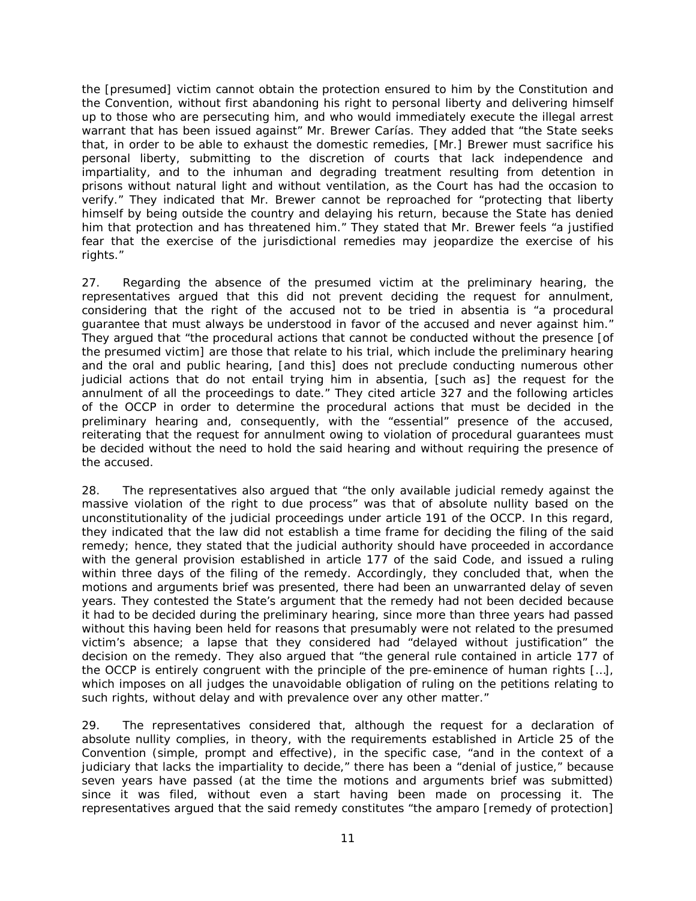the [presumed] victim cannot obtain the protection ensured to him by the Constitution and the Convention, without first abandoning his right to personal liberty and delivering himself up to those who are persecuting him, and who would immediately execute the illegal arrest warrant that has been issued against" Mr. Brewer Carías. They added that "the State seeks that, in order to be able to exhaust the domestic remedies, [Mr.] Brewer must sacrifice his personal liberty, submitting to the discretion of courts that lack independence and impartiality, and to the inhuman and degrading treatment resulting from detention in prisons without natural light and without ventilation, as the Court has had the occasion to verify." They indicated that Mr. Brewer cannot be reproached for "protecting that liberty himself by being outside the country and delaying his return, because the State has denied him that protection and has threatened him." They stated that Mr. Brewer feels "a justified fear that the exercise of the jurisdictional remedies may jeopardize the exercise of his rights."

27. Regarding the absence of the presumed victim at the preliminary hearing, the representatives argued that this did not prevent deciding the request for annulment, considering that the right of the accused not to be tried in absentia is "a procedural guarantee that must always be understood in favor of the accused and never against him." They argued that "the procedural actions that cannot be conducted without the presence [of the presumed victim] are those that relate to his trial, which include the preliminary hearing and the oral and public hearing, [and this] does not preclude conducting numerous other judicial actions that do not entail trying him in absentia, [such as] the request for the annulment of all the proceedings to date." They cited article 327 and the following articles of the OCCP in order to determine the procedural actions that must be decided in the preliminary hearing and, consequently, with the "essential" presence of the accused, reiterating that the request for annulment owing to violation of procedural guarantees must be decided without the need to hold the said hearing and without requiring the presence of the accused.

28. The representatives also argued that "the only available judicial remedy against the massive violation of the right to due process" was that of absolute nullity based on the unconstitutionality of the judicial proceedings under article 191 of the OCCP. In this regard, they indicated that the law did not establish a time frame for deciding the filing of the said remedy; hence, they stated that the judicial authority should have proceeded in accordance with the general provision established in article 177 of the said Code, and issued a ruling within three days of the filing of the remedy. Accordingly, they concluded that, when the motions and arguments brief was presented, there had been an unwarranted delay of seven years. They contested the State's argument that the remedy had not been decided because it had to be decided during the preliminary hearing, since more than three years had passed without this having been held for reasons that presumably were not related to the presumed victim's absence; a lapse that they considered had "delayed without justification" the decision on the remedy. They also argued that "the general rule contained in article 177 of the OCCP is entirely congruent with the principle of the pre-eminence of human rights […], which imposes on all judges the unavoidable obligation of ruling on the petitions relating to such rights, without delay and with prevalence over any other matter."

29. The representatives considered that, although the request for a declaration of absolute nullity complies, in theory, with the requirements established in Article 25 of the Convention (simple, prompt and effective), in the specific case, "and in the context of a judiciary that lacks the impartiality to decide," there has been a "denial of justice," because seven years have passed (at the time the motions and arguments brief was submitted) since it was filed, without even a start having been made on processing it. The representatives argued that the said remedy constitutes "the amparo [remedy of protection]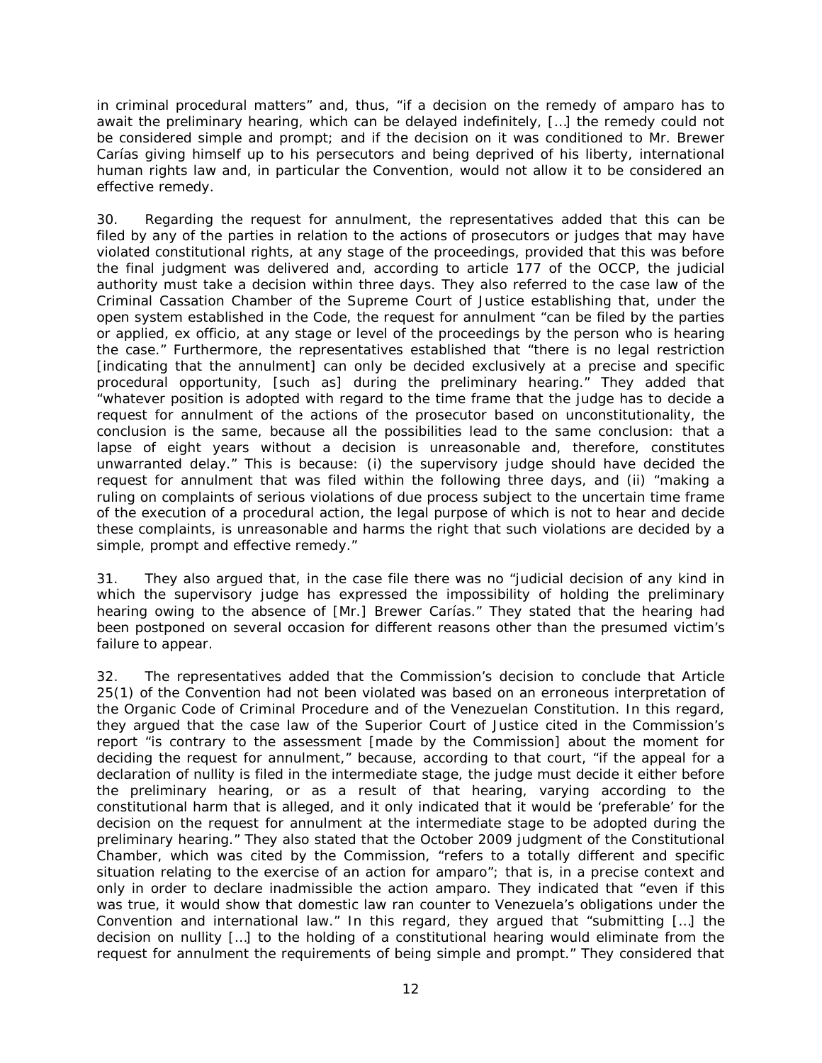in criminal procedural matters" and, thus, "if a decision on the remedy of amparo has to await the preliminary hearing, which can be delayed indefinitely, […] the remedy could not be considered simple and prompt; and if the decision on it was conditioned to Mr. Brewer Carías giving himself up to his persecutors and being deprived of his liberty, international human rights law and, in particular the Convention, would not allow it to be considered an effective remedy.

30. Regarding the request for annulment, the representatives added that this can be filed by any of the parties in relation to the actions of prosecutors or judges that may have violated constitutional rights, at any stage of the proceedings, provided that this was before the final judgment was delivered and, according to article 177 of the OCCP, the judicial authority must take a decision within three days. They also referred to the case law of the Criminal Cassation Chamber of the Supreme Court of Justice establishing that, under the open system established in the Code, the request for annulment "can be filed by the parties or applied, ex officio, at any stage or level of the proceedings by the person who is hearing the case." Furthermore, the representatives established that "there is no legal restriction [indicating that the annulment] can only be decided exclusively at a precise and specific procedural opportunity, [such as] during the preliminary hearing." They added that "whatever position is adopted with regard to the time frame that the judge has to decide a request for annulment of the actions of the prosecutor based on unconstitutionality, the conclusion is the same, because all the possibilities lead to the same conclusion: that a lapse of eight years without a decision is unreasonable and, therefore, constitutes unwarranted delay." This is because: (i) the supervisory judge should have decided the request for annulment that was filed within the following three days, and (ii) "making a ruling on complaints of serious violations of due process subject to the uncertain time frame of the execution of a procedural action, the legal purpose of which is not to hear and decide these complaints, is unreasonable and harms the right that such violations are decided by a simple, prompt and effective remedy."

31. They also argued that, in the case file there was no "judicial decision of any kind in which the supervisory judge has expressed the impossibility of holding the preliminary hearing owing to the absence of [Mr.] Brewer Carías." They stated that the hearing had been postponed on several occasion for different reasons other than the presumed victim's failure to appear.

32. The representatives added that the Commission's decision to conclude that Article 25(1) of the Convention had not been violated was based on an erroneous interpretation of the Organic Code of Criminal Procedure and of the Venezuelan Constitution. In this regard, they argued that the case law of the Superior Court of Justice cited in the Commission's report "is contrary to the assessment [made by the Commission] about the moment for deciding the request for annulment," because, according to that court, "if the appeal for a declaration of nullity is filed in the intermediate stage, the judge must decide it either before the preliminary hearing, or as a result of that hearing, varying according to the constitutional harm that is alleged, and it only indicated that it would be 'preferable' for the decision on the request for annulment at the intermediate stage to be adopted during the preliminary hearing." They also stated that the October 2009 judgment of the Constitutional Chamber, which was cited by the Commission, "refers to a totally different and specific situation relating to the exercise of an action for amparo"; that is, in a precise context and only in order to declare inadmissible the action amparo. They indicated that "even if this was true, it would show that domestic law ran counter to Venezuela's obligations under the Convention and international law." In this regard, they argued that "submitting […] the decision on nullity […] to the holding of a constitutional hearing would eliminate from the request for annulment the requirements of being simple and prompt." They considered that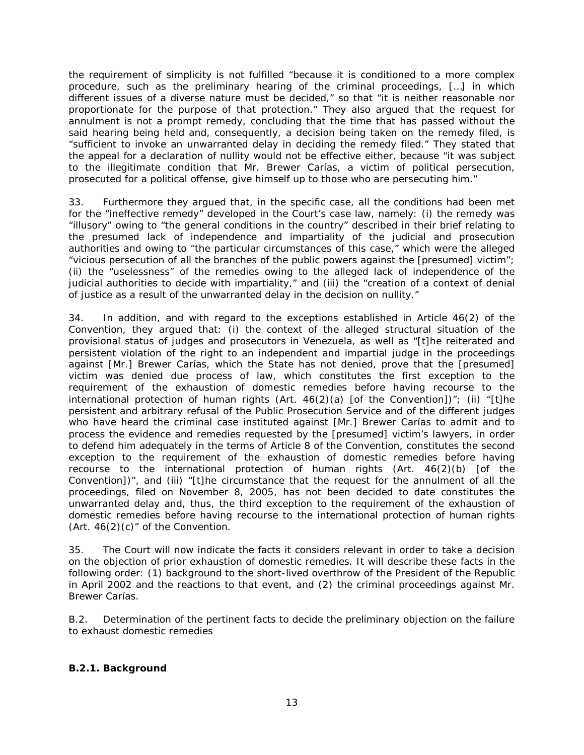the requirement of simplicity is not fulfilled "because it is conditioned to a more complex procedure, such as the preliminary hearing of the criminal proceedings, […] in which different issues of a diverse nature must be decided," so that "it is neither reasonable nor proportionate for the purpose of that protection." They also argued that the request for annulment is not a prompt remedy, concluding that the time that has passed without the said hearing being held and, consequently, a decision being taken on the remedy filed, is "sufficient to invoke an unwarranted delay in deciding the remedy filed." They stated that the appeal for a declaration of nullity would not be effective either, because "it was subject to the illegitimate condition that Mr. Brewer Carías, a victim of political persecution, prosecuted for a political offense, give himself up to those who are persecuting him."

33. Furthermore they argued that, in the specific case, all the conditions had been met for the "ineffective remedy" developed in the Court's case law, namely: (i) the remedy was "illusory" owing to "the general conditions in the country" described in their brief relating to the presumed lack of independence and impartiality of the judicial and prosecution authorities and owing to "the particular circumstances of this case," which were the alleged "vicious persecution of all the branches of the public powers against the [presumed] victim"; (ii) the "uselessness" of the remedies owing to the alleged lack of independence of the judicial authorities to decide with impartiality," and (iii) the "creation of a context of denial of justice as a result of the unwarranted delay in the decision on nullity."

34. In addition, and with regard to the exceptions established in Article 46(2) of the Convention, they argued that: (i) the context of the alleged structural situation of the provisional status of judges and prosecutors in Venezuela, as well as "[t]he reiterated and persistent violation of the right to an independent and impartial judge in the proceedings against [Mr.] Brewer Carías, which the State has not denied, prove that the [presumed] victim was denied due process of law, which constitutes the first exception to the requirement of the exhaustion of domestic remedies before having recourse to the international protection of human rights (Art. 46(2)(a) [of the Convention])"; (ii) "[t]he persistent and arbitrary refusal of the Public Prosecution Service and of the different judges who have heard the criminal case instituted against [Mr.] Brewer Carías to admit and to process the evidence and remedies requested by the [presumed] victim's lawyers, in order to defend him adequately in the terms of Article 8 of the Convention, constitutes the second exception to the requirement of the exhaustion of domestic remedies before having recourse to the international protection of human rights (Art. 46(2)(b) [of the Convention])", and (iii) "[t]he circumstance that the request for the annulment of all the proceedings, filed on November 8, 2005, has not been decided to date constitutes the unwarranted delay and, thus, the third exception to the requirement of the exhaustion of domestic remedies before having recourse to the international protection of human rights (Art. 46(2)(c)" of the Convention.

35. The Court will now indicate the facts it considers relevant in order to take a decision on the objection of prior exhaustion of domestic remedies. It will describe these facts in the following order: (1) background to the short-lived overthrow of the President of the Republic in April 2002 and the reactions to that event, and (2) the criminal proceedings against Mr. Brewer Carías.

B.2. Determination of the pertinent facts to decide the preliminary objection on the failure to exhaust domestic remedies

**B.2.1. Background**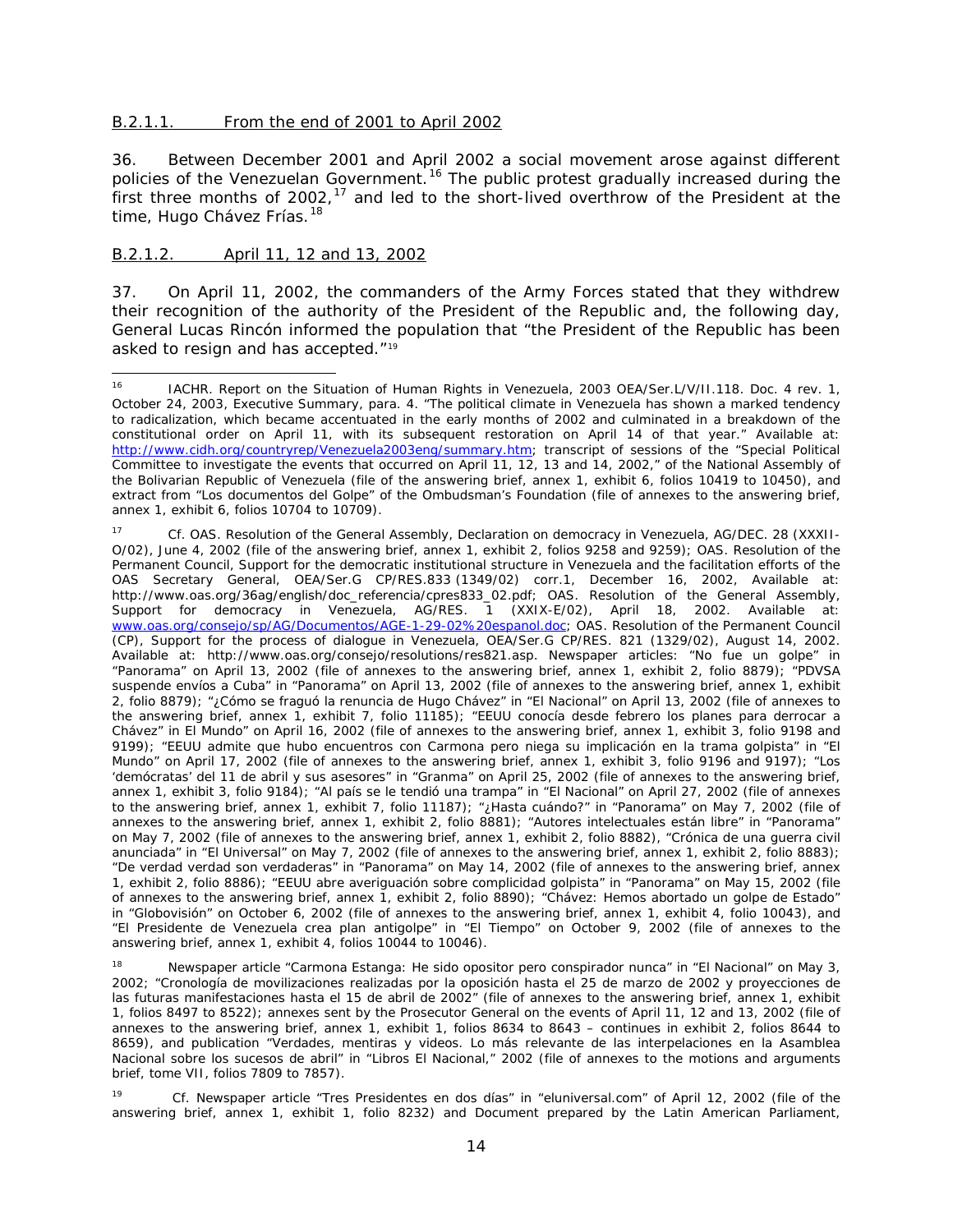B.2.1.1. From the end of 2001 to April 2002

36. Between December 2001 and April 2002 a social movement arose against different policies of the Venezuelan Government.[16] The public protest gradually increased during the first three months of 2002,[17] and led to the short-lived overthrow of the President at the time, Hugo Chávez Frías.[18]

B.2.1.2. April 11, 12 and 13, 2002

37. On April 11, 2002, the commanders of the Army Forces stated that they withdrew their recognition of the authority of the President of the Republic and, the following day, General Lucas Rincón informed the population that "the President of the Republic has been asked to resign and has accepted."[19]

---

[16] IACHR. Report on the Situation of Human Rights in Venezuela, 2003 OEA/Ser.L/V/II.118. Doc. 4 rev. 1, October 24, 2003, Executive Summary, para. 4. "The political climate in Venezuela has shown a marked tendency to radicalization, which became accentuated in the early months of 2002 and culminated in a breakdown of the constitutional order on April 11, with its subsequent restoration on April 14 of that year." Available at: http://www.cidh.org/countryrep/Venezuela2003eng/summary.htm; transcript of sessions of the "Special Political Committee to investigate the events that occurred on April 11, 12, 13 and 14, 2002," of the National Assembly of the Bolivarian Republic of Venezuela (file of the answering brief, annex 1, exhibit 6, folios 10419 to 10450), and extract from "Los documentos del Golpe" of the Ombudsman's Foundation (file of annexes to the answering brief, annex 1, exhibit 6, folios 10704 to 10709).

[17] Cf. OAS. Resolution of the General Assembly, Declaration on democracy in Venezuela, AG/DEC. 28 (XXXII-O/02), June 4, 2002 (file of the answering brief, annex 1, exhibit 2, folios 9258 and 9259); OAS. Resolution of the Permanent Council, Support for the democratic institutional structure in Venezuela and the facilitation efforts of the OAS Secretary General, OEA/Ser.G CP/RES.833 (1349/02) corr.1, December 16, 2002, Available at: http://www.oas.org/36ag/english/doc_referencia/cpres833_02.pdf; OAS. Resolution of the General Assembly, Support for democracy in Venezuela, AG/RES. 1 (XXIX-E/02), April 18, 2002. Available at: www.oas.org/consejo/sp/AG/Documentos/AGE-1-29-02%20espanol.doc; OAS. Resolution of the Permanent Council (CP), Support for the process of dialogue in Venezuela, OEA/Ser.G CP/RES. 821 (1329/02), August 14, 2002. Available at: http://www.oas.org/consejo/resolutions/res821.asp. Newspaper articles: "No fue un golpe" in "Panorama" on April 13, 2002 (file of annexes to the answering brief, annex 1, exhibit 2, folio 8879); "PDVSA suspende envíos a Cuba" in "Panorama" on April 13, 2002 (file of annexes to the answering brief, annex 1, exhibit 2, folio 8879); "¿Cómo se fraguó la renuncia de Hugo Chávez" in "El Nacional" on April 13, 2002 (file of annexes to the answering brief, annex 1, exhibit 7, folio 11185); "EEUU conocía desde febrero los planes para derrocar a Chávez" in El Mundo" on April 16, 2002 (file of annexes to the answering brief, annex 1, exhibit 3, folio 9198 and 9199); "EEUU admite que hubo encuentros con Carmona pero niega su implicación en la trama golpista" in "El Mundo" on April 17, 2002 (file of annexes to the answering brief, annex 1, exhibit 3, folio 9196 and 9197); "Los 'demócratas' del 11 de abril y sus asesores" in "Granma" on April 25, 2002 (file of annexes to the answering brief, annex 1, exhibit 3, folio 9184); "Al país se le tendió una trampa" in "El Nacional" on April 27, 2002 (file of annexes to the answering brief, annex 1, exhibit 7, folio 11187); "¿Hasta cuándo?" in "Panorama" on May 7, 2002 (file of annexes to the answering brief, annex 1, exhibit 2, folio 8881); "Autores intelectuales están libre" in "Panorama" on May 7, 2002 (file of annexes to the answering brief, annex 1, exhibit 2, folio 8882), "Crónica de una guerra civil anunciada" in "El Universal" on May 7, 2002 (file of annexes to the answering brief, annex 1, exhibit 2, folio 8883); "De verdad verdad son verdaderas" in "Panorama" on May 14, 2002 (file of annexes to the answering brief, annex 1, exhibit 2, folio 8886); "EEUU abre averiguación sobre complicidad golpista" in "Panorama" on May 15, 2002 (file of annexes to the answering brief, annex 1, exhibit 2, folio 8890); "Chávez: Hemos abortado un golpe de Estado" in "Globovisión" on October 6, 2002 (file of annexes to the answering brief, annex 1, exhibit 4, folio 10043), and "El Presidente de Venezuela crea plan antigolpe" in "El Tiempo" on October 9, 2002 (file of annexes to the answering brief, annex 1, exhibit 4, folios 10044 to 10046).

[18] Newspaper article "Carmona Estanga: He sido opositor pero conspirador nunca" in "El Nacional" on May 3, 2002; "Cronología de movilizaciones realizadas por la oposición hasta el 25 de marzo de 2002 y proyecciones de las futuras manifestaciones hasta el 15 de abril de 2002" (file of annexes to the answering brief, annex 1, exhibit 1, folios 8497 to 8522); annexes sent by the Prosecutor General on the events of April 11, 12 and 13, 2002 (file of annexes to the answering brief, annex 1, exhibit 1, folios 8634 to 8643 – continues in exhibit 2, folios 8644 to 8659), and publication "Verdades, mentiras y videos. Lo más relevante de las interpelaciones en la Asamblea Nacional sobre los sucesos de abril" in "Libros El Nacional," 2002 (file of annexes to the motions and arguments brief, tome VII, folios 7809 to 7857).

[19] Cf. Newspaper article "Tres Presidentes en dos días" in "eluniversal.com" of April 12, 2002 (file of the answering brief, annex 1, exhibit 1, folio 8232) and Document prepared by the Latin American Parliament,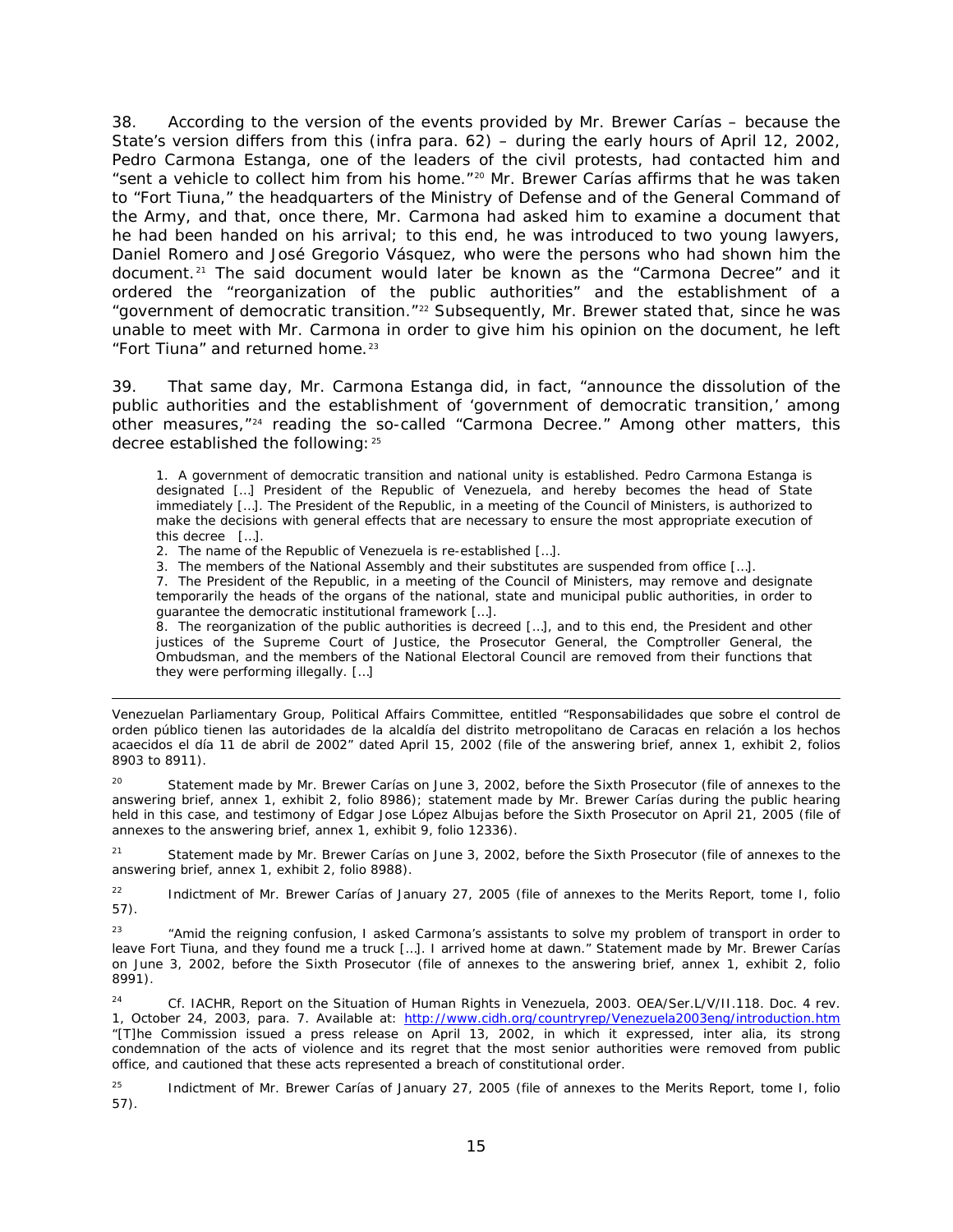38. According to the version of the events provided by Mr. Brewer Carías – because the State's version differs from this (infra para. 62) – during the early hours of April 12, 2002, Pedro Carmona Estanga, one of the leaders of the civil protests, had contacted him and "sent a vehicle to collect him from his home."[20] Mr. Brewer Carías affirms that he was taken to "Fort Tiuna," the headquarters of the Ministry of Defense and of the General Command of the Army, and that, once there, Mr. Carmona had asked him to examine a document that he had been handed on his arrival; to this end, he was introduced to two young lawyers, Daniel Romero and José Gregorio Vásquez, who were the persons who had shown him the document.[21] The said document would later be known as the "Carmona Decree" and it ordered the "reorganization of the public authorities" and the establishment of a "government of democratic transition."[22] Subsequently, Mr. Brewer stated that, since he was unable to meet with Mr. Carmona in order to give him his opinion on the document, he left "Fort Tiuna" and returned home.[23]

39. That same day, Mr. Carmona Estanga did, in fact, "announce the dissolution of the public authorities and the establishment of 'government of democratic transition,' among other measures,"[24] reading the so-called "Carmona Decree." Among other matters, this decree established the following:[25]

> 1. A government of democratic transition and national unity is established. Pedro Carmona Estanga is designated […] President of the Republic of Venezuela, and hereby becomes the head of State immediately […]. The President of the Republic, in a meeting of the Council of Ministers, is authorized to make the decisions with general effects that are necessary to ensure the most appropriate execution of this decree […].
>
> 2. The name of the Republic of Venezuela is re-established […].
>
> 3. The members of the National Assembly and their substitutes are suspended from office […].
>
> 7. The President of the Republic, in a meeting of the Council of Ministers, may remove and designate temporarily the heads of the organs of the national, state and municipal public authorities, in order to guarantee the democratic institutional framework […].
>
> 8. The reorganization of the public authorities is decreed […], and to this end, the President and other justices of the Supreme Court of Justice, the Prosecutor General, the Comptroller General, the Ombudsman, and the members of the National Electoral Council are removed from their functions that they were performing illegally. […]

---

Venezuelan Parliamentary Group, Political Affairs Committee, entitled "Responsabilidades que sobre el control de orden público tienen las autoridades de la alcaldía del distrito metropolitano de Caracas en relación a los hechos acaecidos el día 11 de abril de 2002" dated April 15, 2002 (file of the answering brief, annex 1, exhibit 2, folios 8903 to 8911).

[20] Statement made by Mr. Brewer Carías on June 3, 2002, before the Sixth Prosecutor (file of annexes to the answering brief, annex 1, exhibit 2, folio 8986); statement made by Mr. Brewer Carías during the public hearing held in this case, and testimony of Edgar Jose López Albujas before the Sixth Prosecutor on April 21, 2005 (file of annexes to the answering brief, annex 1, exhibit 9, folio 12336).

[21] Statement made by Mr. Brewer Carías on June 3, 2002, before the Sixth Prosecutor (file of annexes to the answering brief, annex 1, exhibit 2, folio 8988).

[22] Indictment of Mr. Brewer Carías of January 27, 2005 (file of annexes to the Merits Report, tome I, folio 57).

[23] "Amid the reigning confusion, I asked Carmona's assistants to solve my problem of transport in order to leave Fort Tiuna, and they found me a truck […]. I arrived home at dawn." Statement made by Mr. Brewer Carías on June 3, 2002, before the Sixth Prosecutor (file of annexes to the answering brief, annex 1, exhibit 2, folio 8991).

[24] Cf. IACHR, Report on the Situation of Human Rights in Venezuela, 2003. OEA/Ser.L/V/II.118. Doc. 4 rev. 1, October 24, 2003, para. 7. Available at: http://www.cidh.org/countryrep/Venezuela2003eng/introduction.htm "[T]he Commission issued a press release on April 13, 2002, in which it expressed, inter alia, its strong condemnation of the acts of violence and its regret that the most senior authorities were removed from public office, and cautioned that these acts represented a breach of constitutional order.

[25] Indictment of Mr. Brewer Carías of January 27, 2005 (file of annexes to the Merits Report, tome I, folio 57).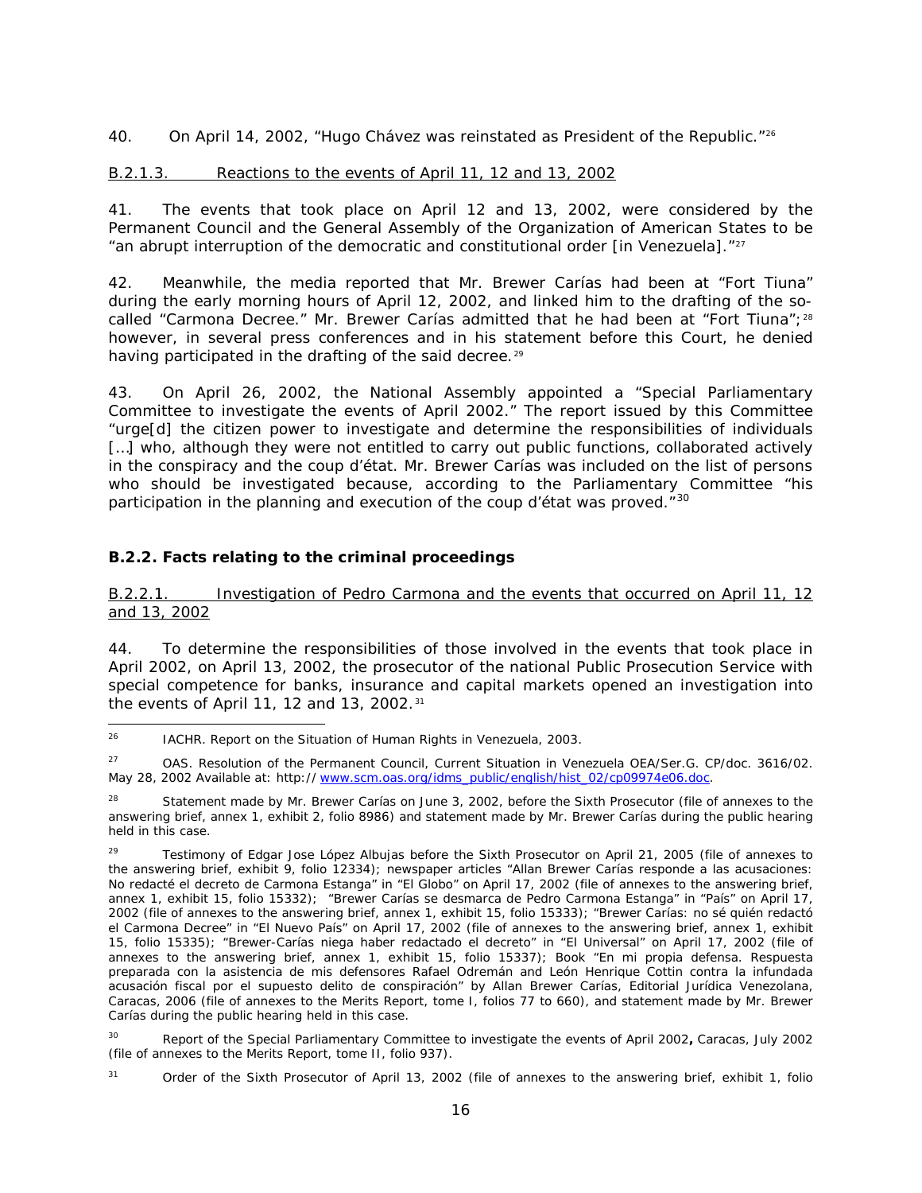40. On April 14, 2002, "Hugo Chávez was reinstated as President of the Republic."[26]

B.2.1.3. Reactions to the events of April 11, 12 and 13, 2002

41. The events that took place on April 12 and 13, 2002, were considered by the Permanent Council and the General Assembly of the Organization of American States to be "an abrupt interruption of the democratic and constitutional order [in Venezuela]."[27]

42. Meanwhile, the media reported that Mr. Brewer Carías had been at "Fort Tiuna" during the early morning hours of April 12, 2002, and linked him to the drafting of the so-called "Carmona Decree." Mr. Brewer Carías admitted that he had been at "Fort Tiuna";[28] however, in several press conferences and in his statement before this Court, he denied having participated in the drafting of the said decree.[29]

43. On April 26, 2002, the National Assembly appointed a "Special Parliamentary Committee to investigate the events of April 2002." The report issued by this Committee "urge[d] the citizen power to investigate and determine the responsibilities of individuals […] who, although they were not entitled to carry out public functions, collaborated actively in the conspiracy and the coup d'état. Mr. Brewer Carías was included on the list of persons who should be investigated because, according to the Parliamentary Committee "his participation in the planning and execution of the coup d'état was proved."[30]

### B.2.2. Facts relating to the criminal proceedings

B.2.2.1. Investigation of Pedro Carmona and the events that occurred on April 11, 12 and 13, 2002

44. To determine the responsibilities of those involved in the events that took place in April 2002, on April 13, 2002, the prosecutor of the national Public Prosecution Service with special competence for banks, insurance and capital markets opened an investigation into the events of April 11, 12 and 13, 2002.[31]

---

[26] IACHR. Report on the Situation of Human Rights in Venezuela, 2003.

[27] OAS. Resolution of the Permanent Council, Current Situation in Venezuela OEA/Ser.G. CP/doc. 3616/02. May 28, 2002 Available at: http:// www.scm.oas.org/idms_public/english/hist_02/cp09974e06.doc.

[28] Statement made by Mr. Brewer Carías on June 3, 2002, before the Sixth Prosecutor (file of annexes to the answering brief, annex 1, exhibit 2, folio 8986) and statement made by Mr. Brewer Carías during the public hearing held in this case.

[29] Testimony of Edgar Jose López Albujas before the Sixth Prosecutor on April 21, 2005 (file of annexes to the answering brief, exhibit 9, folio 12334); newspaper articles "Allan Brewer Carías responde a las acusaciones: No redacté el decreto de Carmona Estanga" in "El Globo" on April 17, 2002 (file of annexes to the answering brief, annex 1, exhibit 15, folio 15332); "Brewer Carías se desmarca de Pedro Carmona Estanga" in "País" on April 17, 2002 (file of annexes to the answering brief, annex 1, exhibit 15, folio 15333); "Brewer Carías: no sé quién redactó el Carmona Decree" in "El Nuevo País" on April 17, 2002 (file of annexes to the answering brief, annex 1, exhibit 15, folio 15335); "Brewer-Carías niega haber redactado el decreto" in "El Universal" on April 17, 2002 (file of annexes to the answering brief, annex 1, exhibit 15, folio 15337); Book "En mi propia defensa. Respuesta preparada con la asistencia de mis defensores Rafael Odremán and León Henrique Cottin contra la infundada acusación fiscal por el supuesto delito de conspiración" by Allan Brewer Carías, Editorial Jurídica Venezolana, Caracas, 2006 (file of annexes to the Merits Report, tome I, folios 77 to 660), and statement made by Mr. Brewer Carías during the public hearing held in this case.

[30] Report of the Special Parliamentary Committee to investigate the events of April 2002**,** Caracas, July 2002 (file of annexes to the Merits Report, tome II, folio 937).

[31] Order of the Sixth Prosecutor of April 13, 2002 (file of annexes to the answering brief, exhibit 1, folio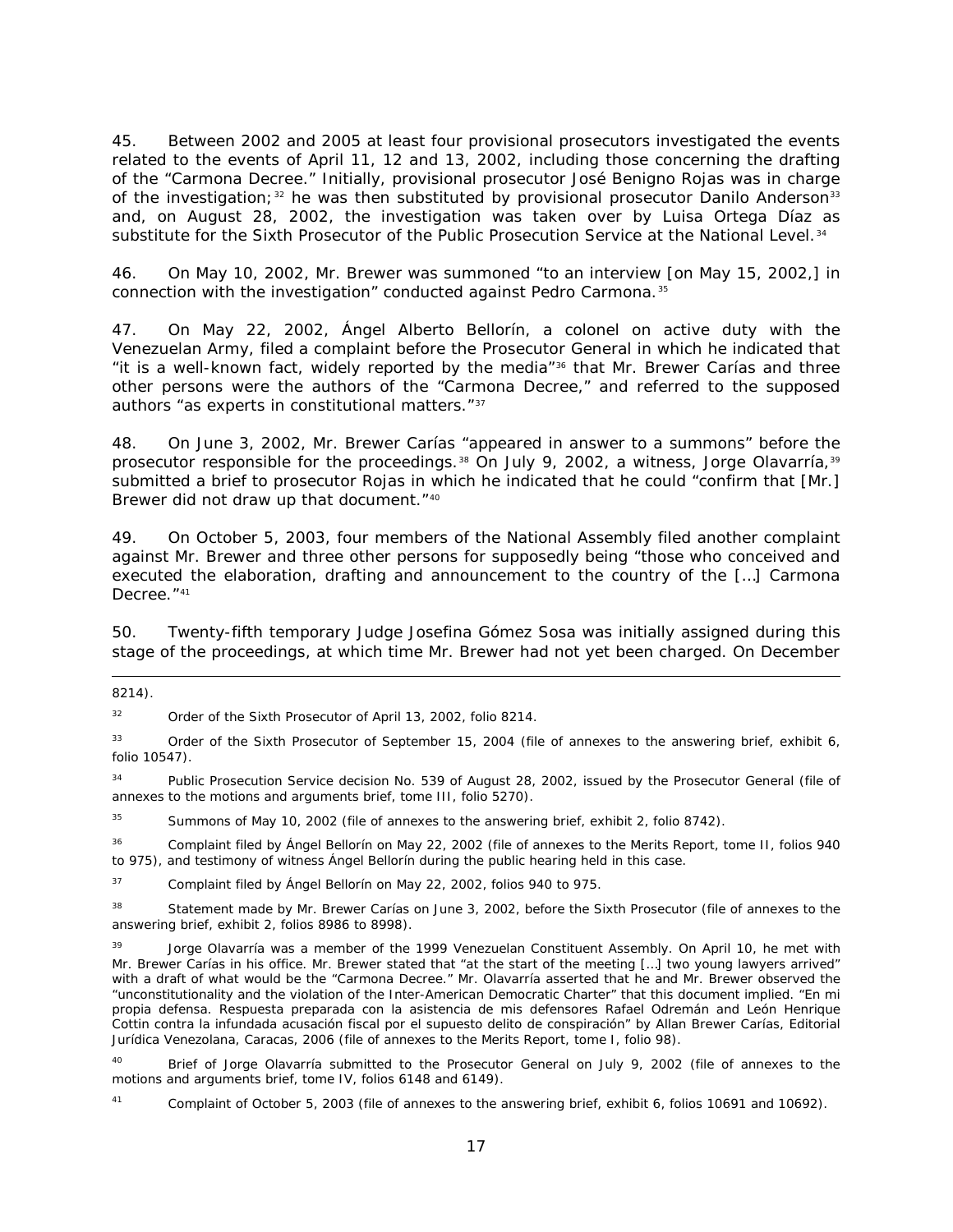45. Between 2002 and 2005 at least four provisional prosecutors investigated the events related to the events of April 11, 12 and 13, 2002, including those concerning the drafting of the "Carmona Decree." Initially, provisional prosecutor José Benigno Rojas was in charge of the investigation;[32] he was then substituted by provisional prosecutor Danilo Anderson[33] and, on August 28, 2002, the investigation was taken over by Luisa Ortega Díaz as substitute for the Sixth Prosecutor of the Public Prosecution Service at the National Level.[34]

46. On May 10, 2002, Mr. Brewer was summoned "to an interview [on May 15, 2002,] in connection with the investigation" conducted against Pedro Carmona.[35]

47. On May 22, 2002, Ángel Alberto Bellorín, a colonel on active duty with the Venezuelan Army, filed a complaint before the Prosecutor General in which he indicated that "it is a well-known fact, widely reported by the media"[36] that Mr. Brewer Carías and three other persons were the authors of the "Carmona Decree," and referred to the supposed authors "as experts in constitutional matters."[37]

48. On June 3, 2002, Mr. Brewer Carías "appeared in answer to a summons" before the prosecutor responsible for the proceedings.[38] On July 9, 2002, a witness, Jorge Olavarría,[39] submitted a brief to prosecutor Rojas in which he indicated that he could "confirm that [Mr.] Brewer did not draw up that document."[40]

49. On October 5, 2003, four members of the National Assembly filed another complaint against Mr. Brewer and three other persons for supposedly being "those who conceived and executed the elaboration, drafting and announcement to the country of the […] Carmona Decree."[41]

50. Twenty-fifth temporary Judge Josefina Gómez Sosa was initially assigned during this stage of the proceedings, at which time Mr. Brewer had not yet been charged. On December

---

8214).

[32] Order of the Sixth Prosecutor of April 13, 2002, folio 8214.

[33] Order of the Sixth Prosecutor of September 15, 2004 (file of annexes to the answering brief, exhibit 6, folio 10547).

[34] Public Prosecution Service decision No. 539 of August 28, 2002, issued by the Prosecutor General (file of annexes to the motions and arguments brief, tome III, folio 5270).

[35] Summons of May 10, 2002 (file of annexes to the answering brief, exhibit 2, folio 8742).

[36] Complaint filed by Ángel Bellorín on May 22, 2002 (file of annexes to the Merits Report, tome II, folios 940 to 975), and testimony of witness Ángel Bellorín during the public hearing held in this case.

[37] Complaint filed by Ángel Bellorín on May 22, 2002, folios 940 to 975.

[38] Statement made by Mr. Brewer Carías on June 3, 2002, before the Sixth Prosecutor (file of annexes to the answering brief, exhibit 2, folios 8986 to 8998).

[39] Jorge Olavarría was a member of the 1999 Venezuelan Constituent Assembly. On April 10, he met with Mr. Brewer Carías in his office. Mr. Brewer stated that "at the start of the meeting […] two young lawyers arrived" with a draft of what would be the "Carmona Decree." Mr. Olavarría asserted that he and Mr. Brewer observed the "unconstitutionality and the violation of the Inter-American Democratic Charter" that this document implied. "En mi propia defensa. Respuesta preparada con la asistencia de mis defensores Rafael Odremán and León Henrique Cottin contra la infundada acusación fiscal por el supuesto delito de conspiración" by Allan Brewer Carías, Editorial Jurídica Venezolana, Caracas, 2006 (file of annexes to the Merits Report, tome I, folio 98).

[40] Brief of Jorge Olavarría submitted to the Prosecutor General on July 9, 2002 (file of annexes to the motions and arguments brief, tome IV, folios 6148 and 6149).

[41] Complaint of October 5, 2003 (file of annexes to the answering brief, exhibit 6, folios 10691 and 10692).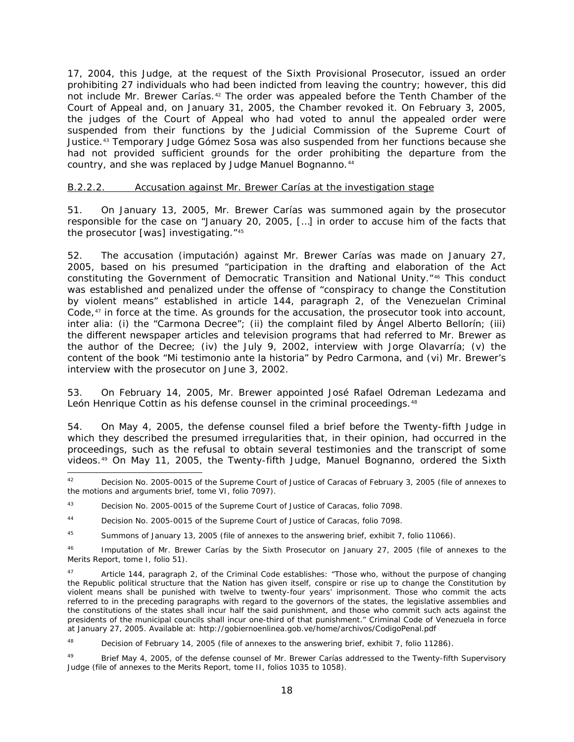17, 2004, this Judge, at the request of the Sixth Provisional Prosecutor, issued an order prohibiting 27 individuals who had been indicted from leaving the country; however, this did not include Mr. Brewer Carías.[42] The order was appealed before the Tenth Chamber of the Court of Appeal and, on January 31, 2005, the Chamber revoked it. On February 3, 2005, the judges of the Court of Appeal who had voted to annul the appealed order were suspended from their functions by the Judicial Commission of the Supreme Court of Justice.[43] Temporary Judge Gómez Sosa was also suspended from her functions because she had not provided sufficient grounds for the order prohibiting the departure from the country, and she was replaced by Judge Manuel Bognanno.[44]

B.2.2.2. Accusation against Mr. Brewer Carías at the investigation stage

51. On January 13, 2005, Mr. Brewer Carías was summoned again by the prosecutor responsible for the case on "January 20, 2005, […] in order to accuse him of the facts that the prosecutor [was] investigating."[45]

52. The accusation (*imputación*) against Mr. Brewer Carías was made on January 27, 2005, based on his presumed "participation in the drafting and elaboration of the Act constituting the Government of Democratic Transition and National Unity."[46] This conduct was established and penalized under the offense of "conspiracy to change the Constitution by violent means" established in article 144, paragraph 2, of the Venezuelan Criminal Code,[47] in force at the time. As grounds for the accusation, the prosecutor took into account, *inter alia*: (i) the "Carmona Decree"; (ii) the complaint filed by Ángel Alberto Bellorín; (iii) the different newspaper articles and television programs that had referred to Mr. Brewer as the author of the Decree; (iv) the July 9, 2002, interview with Jorge Olavarría; (v) the content of the book "Mi testimonio ante la historia" by Pedro Carmona, and (vi) Mr. Brewer's interview with the prosecutor on June 3, 2002.

53. On February 14, 2005, Mr. Brewer appointed José Rafael Odreman Ledezama and León Henrique Cottin as his defense counsel in the criminal proceedings.[48]

54. On May 4, 2005, the defense counsel filed a brief before the Twenty-fifth Judge in which they described the presumed irregularities that, in their opinion, had occurred in the proceedings, such as the refusal to obtain several testimonies and the transcript of some videos.[49] On May 11, 2005, the Twenty-fifth Judge, Manuel Bognanno, ordered the Sixth

---

[42] Decision No. 2005-0015 of the Supreme Court of Justice of Caracas of February 3, 2005 (file of annexes to the motions and arguments brief, tome VI, folio 7097).

[43] Decision No. 2005-0015 of the Supreme Court of Justice of Caracas, folio 7098.

[44] Decision No. 2005-0015 of the Supreme Court of Justice of Caracas, folio 7098.

[45] Summons of January 13, 2005 (file of annexes to the answering brief, exhibit 7, folio 11066).

[46] Imputation of Mr. Brewer Carías by the Sixth Prosecutor on January 27, 2005 (file of annexes to the Merits Report, tome I, folio 51).

[47] Article 144, paragraph 2, of the Criminal Code establishes: "Those who, without the purpose of changing the Republic political structure that the Nation has given itself, conspire or rise up to change the Constitution by violent means shall be punished with twelve to twenty-four years' imprisonment. Those who commit the acts referred to in the preceding paragraphs with regard to the governors of the states, the legislative assemblies and the constitutions of the states shall incur half the said punishment, and those who commit such acts against the presidents of the municipal councils shall incur one-third of that punishment." Criminal Code of Venezuela in force at January 27, 2005. Available at: http://gobiernoenlinea.gob.ve/home/archivos/CodigoPenal.pdf

[48] Decision of February 14, 2005 (file of annexes to the answering brief, exhibit 7, folio 11286).

[49] Brief May 4, 2005, of the defense counsel of Mr. Brewer Carías addressed to the Twenty-fifth Supervisory Judge (file of annexes to the Merits Report, tome II, folios 1035 to 1058).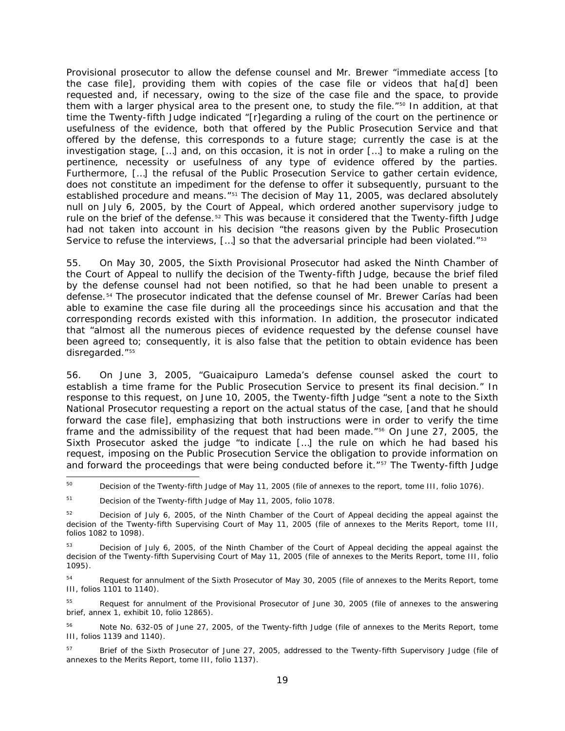Provisional prosecutor to allow the defense counsel and Mr. Brewer "immediate access [to the case file], providing them with copies of the case file or videos that ha[d] been requested and, if necessary, owing to the size of the case file and the space, to provide them with a larger physical area to the present one, to study the file."[50] In addition, at that time the Twenty-fifth Judge indicated "[r]egarding a ruling of the court on the pertinence or usefulness of the evidence, both that offered by the Public Prosecution Service and that offered by the defense, this corresponds to a future stage; currently the case is at the investigation stage, […] and, on this occasion, it is not in order […] to make a ruling on the pertinence, necessity or usefulness of any type of evidence offered by the parties. Furthermore, […] the refusal of the Public Prosecution Service to gather certain evidence, does not constitute an impediment for the defense to offer it subsequently, pursuant to the established procedure and means."[51] The decision of May 11, 2005, was declared absolutely null on July 6, 2005, by the Court of Appeal, which ordered another supervisory judge to rule on the brief of the defense.[52] This was because it considered that the Twenty-fifth Judge had not taken into account in his decision "the reasons given by the Public Prosecution Service to refuse the interviews, […] so that the adversarial principle had been violated."[53]

55. On May 30, 2005, the Sixth Provisional Prosecutor had asked the Ninth Chamber of the Court of Appeal to nullify the decision of the Twenty-fifth Judge, because the brief filed by the defense counsel had not been notified, so that he had been unable to present a defense.[54] The prosecutor indicated that the defense counsel of Mr. Brewer Carías had been able to examine the case file during all the proceedings since his accusation and that the corresponding records existed with this information. In addition, the prosecutor indicated that "almost all the numerous pieces of evidence requested by the defense counsel have been agreed to; consequently, it is also false that the petition to obtain evidence has been disregarded."[55]

56. On June 3, 2005, "Guaicaipuro Lameda's defense counsel asked the court to establish a time frame for the Public Prosecution Service to present its final decision." In response to this request, on June 10, 2005, the Twenty-fifth Judge "sent a note to the Sixth National Prosecutor requesting a report on the actual status of the case, [and that he should forward the case file], emphasizing that both instructions were in order to verify the time frame and the admissibility of the request that had been made."[56] On June 27, 2005, the Sixth Prosecutor asked the judge "to indicate […] the rule on which he had based his request, imposing on the Public Prosecution Service the obligation to provide information on and forward the proceedings that were being conducted before it."[57] The Twenty-fifth Judge

---

[50] Decision of the Twenty-fifth Judge of May 11, 2005 (file of annexes to the report, tome III, folio 1076).

[51] Decision of the Twenty-fifth Judge of May 11, 2005, folio 1078.

[52] Decision of July 6, 2005, of the Ninth Chamber of the Court of Appeal deciding the appeal against the decision of the Twenty-fifth Supervising Court of May 11, 2005 (file of annexes to the Merits Report, tome III, folios 1082 to 1098).

[53] Decision of July 6, 2005, of the Ninth Chamber of the Court of Appeal deciding the appeal against the decision of the Twenty-fifth Supervising Court of May 11, 2005 (file of annexes to the Merits Report, tome III, folio 1095).

[54] Request for annulment of the Sixth Prosecutor of May 30, 2005 (file of annexes to the Merits Report, tome III, folios 1101 to 1140).

[55] Request for annulment of the Provisional Prosecutor of June 30, 2005 (file of annexes to the answering brief, annex 1, exhibit 10, folio 12865).

[56] Note No. 632-05 of June 27, 2005, of the Twenty-fifth Judge (file of annexes to the Merits Report, tome III, folios 1139 and 1140).

[57] Brief of the Sixth Prosecutor of June 27, 2005, addressed to the Twenty-fifth Supervisory Judge (file of annexes to the Merits Report, tome III, folio 1137).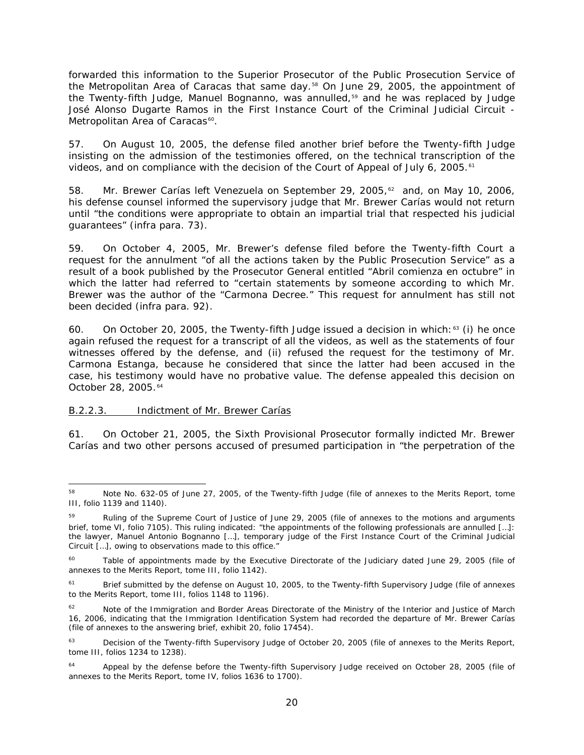forwarded this information to the Superior Prosecutor of the Public Prosecution Service of the Metropolitan Area of Caracas that same day.[58] On June 29, 2005, the appointment of the Twenty-fifth Judge, Manuel Bognanno, was annulled,[59] and he was replaced by Judge José Alonso Dugarte Ramos in the First Instance Court of the Criminal Judicial Circuit - Metropolitan Area of Caracas[60].

57. On August 10, 2005, the defense filed another brief before the Twenty-fifth Judge insisting on the admission of the testimonies offered, on the technical transcription of the videos, and on compliance with the decision of the Court of Appeal of July 6, 2005.[61]

58. Mr. Brewer Carías left Venezuela on September 29, 2005,[62] and, on May 10, 2006, his defense counsel informed the supervisory judge that Mr. Brewer Carías would not return until "the conditions were appropriate to obtain an impartial trial that respected his judicial guarantees" (infra para. 73).

59. On October 4, 2005, Mr. Brewer's defense filed before the Twenty-fifth Court a request for the annulment "of all the actions taken by the Public Prosecution Service" as a result of a book published by the Prosecutor General entitled "Abril comienza en octubre" in which the latter had referred to "certain statements by someone according to which Mr. Brewer was the author of the "Carmona Decree." This request for annulment has still not been decided (infra para. 92).

60. On October 20, 2005, the Twenty-fifth Judge issued a decision in which:[63] (i) he once again refused the request for a transcript of all the videos, as well as the statements of four witnesses offered by the defense, and (ii) refused the request for the testimony of Mr. Carmona Estanga, because he considered that since the latter had been accused in the case, his testimony would have no probative value. The defense appealed this decision on October 28, 2005.[64]

B.2.2.3. Indictment of Mr. Brewer Carías

61. On October 21, 2005, the Sixth Provisional Prosecutor formally indicted Mr. Brewer Carías and two other persons accused of presumed participation in "the perpetration of the

---

[58] Note No. 632-05 of June 27, 2005, of the Twenty-fifth Judge (file of annexes to the Merits Report, tome III, folio 1139 and 1140).

[59] Ruling of the Supreme Court of Justice of June 29, 2005 (file of annexes to the motions and arguments brief, tome VI, folio 7105). This ruling indicated: "the appointments of the following professionals are annulled […]: the lawyer, Manuel Antonio Bognanno […], temporary judge of the First Instance Court of the Criminal Judicial Circuit […], owing to observations made to this office."

[60] Table of appointments made by the Executive Directorate of the Judiciary dated June 29, 2005 (file of annexes to the Merits Report, tome III, folio 1142).

[61] Brief submitted by the defense on August 10, 2005, to the Twenty-fifth Supervisory Judge (file of annexes to the Merits Report, tome III, folios 1148 to 1196).

[62] Note of the Immigration and Border Areas Directorate of the Ministry of the Interior and Justice of March 16, 2006, indicating that the Immigration Identification System had recorded the departure of Mr. Brewer Carías (file of annexes to the answering brief, exhibit 20, folio 17454).

[63] Decision of the Twenty-fifth Supervisory Judge of October 20, 2005 (file of annexes to the Merits Report, tome III, folios 1234 to 1238).

[64] Appeal by the defense before the Twenty-fifth Supervisory Judge received on October 28, 2005 (file of annexes to the Merits Report, tome IV, folios 1636 to 1700).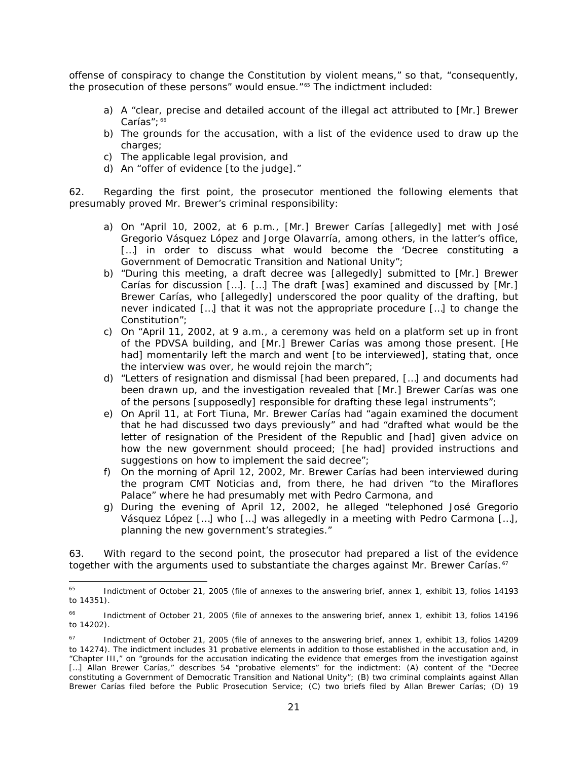offense of conspiracy to change the Constitution by violent means," so that, "consequently, the prosecution of these persons" would ensue."[65] The indictment included:

a) A "clear, precise and detailed account of the illegal act attributed to [Mr.] Brewer Carías";[66]
b) The grounds for the accusation, with a list of the evidence used to draw up the charges;
c) The applicable legal provision, and
d) An "offer of evidence [to the judge]."

62. Regarding the first point, the prosecutor mentioned the following elements that presumably proved Mr. Brewer's criminal responsibility:

a) On "April 10, 2002, at 6 p.m., [Mr.] Brewer Carías [allegedly] met with José Gregorio Vásquez López and Jorge Olavarría, among others, in the latter's office, […] in order to discuss what would become the 'Decree constituting a Government of Democratic Transition and National Unity";
b) "During this meeting, a draft decree was [allegedly] submitted to [Mr.] Brewer Carías for discussion […]. […] The draft [was] examined and discussed by [Mr.] Brewer Carías, who [allegedly] underscored the poor quality of the drafting, but never indicated […] that it was not the appropriate procedure […] to change the Constitution";
c) On "April 11, 2002, at 9 a.m., a ceremony was held on a platform set up in front of the PDVSA building, and [Mr.] Brewer Carías was among those present. [He had] momentarily left the march and went [to be interviewed], stating that, once the interview was over, he would rejoin the march";
d) "Letters of resignation and dismissal [had been prepared, […] and documents had been drawn up, and the investigation revealed that [Mr.] Brewer Carías was one of the persons [supposedly] responsible for drafting these legal instruments";
e) On April 11, at Fort Tiuna, Mr. Brewer Carías had "again examined the document that he had discussed two days previously" and had "drafted what would be the letter of resignation of the President of the Republic and [had] given advice on how the new government should proceed; [he had] provided instructions and suggestions on how to implement the said decree";
f) On the morning of April 12, 2002, Mr. Brewer Carías had been interviewed during the program CMT Noticias and, from there, he had driven "to the Miraflores Palace" where he had presumably met with Pedro Carmona, and
g) During the evening of April 12, 2002, he alleged "telephoned José Gregorio Vásquez López […] who […] was allegedly in a meeting with Pedro Carmona […], planning the new government's strategies."

63. With regard to the second point, the prosecutor had prepared a list of the evidence together with the arguments used to substantiate the charges against Mr. Brewer Carías.[67]

---

[65] Indictment of October 21, 2005 (file of annexes to the answering brief, annex 1, exhibit 13, folios 14193 to 14351).

[66] Indictment of October 21, 2005 (file of annexes to the answering brief, annex 1, exhibit 13, folios 14196 to 14202).

[67] Indictment of October 21, 2005 (file of annexes to the answering brief, annex 1, exhibit 13, folios 14209 to 14274). The indictment includes 31 probative elements in addition to those established in the accusation and, in "Chapter III," on "grounds for the accusation indicating the evidence that emerges from the investigation against […] Allan Brewer Carías," describes 54 "probative elements" for the indictment: (A) content of the "Decree constituting a Government of Democratic Transition and National Unity"; (B) two criminal complaints against Allan Brewer Carías filed before the Public Prosecution Service; (C) two briefs filed by Allan Brewer Carías; (D) 19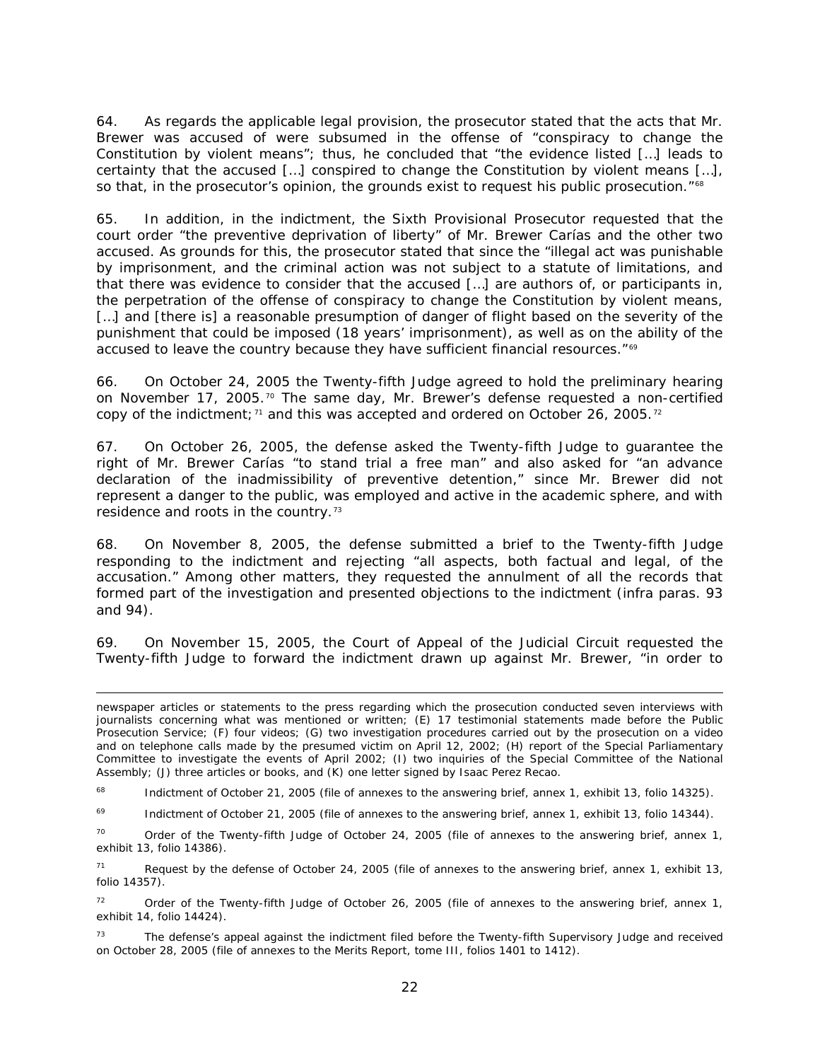64. As regards the applicable legal provision, the prosecutor stated that the acts that Mr. Brewer was accused of were subsumed in the offense of "conspiracy to change the Constitution by violent means"; thus, he concluded that "the evidence listed […] leads to certainty that the accused […] conspired to change the Constitution by violent means […], so that, in the prosecutor's opinion, the grounds exist to request his public prosecution."[68]

65. In addition, in the indictment, the Sixth Provisional Prosecutor requested that the court order "the preventive deprivation of liberty" of Mr. Brewer Carías and the other two accused. As grounds for this, the prosecutor stated that since the "illegal act was punishable by imprisonment, and the criminal action was not subject to a statute of limitations, and that there was evidence to consider that the accused […] are authors of, or participants in, the perpetration of the offense of conspiracy to change the Constitution by violent means, […] and [there is] a reasonable presumption of danger of flight based on the severity of the punishment that could be imposed (18 years' imprisonment), as well as on the ability of the accused to leave the country because they have sufficient financial resources."[69]

66. On October 24, 2005 the Twenty-fifth Judge agreed to hold the preliminary hearing on November 17, 2005.[70] The same day, Mr. Brewer's defense requested a non-certified copy of the indictment;[71] and this was accepted and ordered on October 26, 2005.[72]

67. On October 26, 2005, the defense asked the Twenty-fifth Judge to guarantee the right of Mr. Brewer Carías "to stand trial a free man" and also asked for "an advance declaration of the inadmissibility of preventive detention," since Mr. Brewer did not represent a danger to the public, was employed and active in the academic sphere, and with residence and roots in the country.[73]

68. On November 8, 2005, the defense submitted a brief to the Twenty-fifth Judge responding to the indictment and rejecting "all aspects, both factual and legal, of the accusation." Among other matters, they requested the annulment of all the records that formed part of the investigation and presented objections to the indictment (*infra* paras. 93 and 94).

69. On November 15, 2005, the Court of Appeal of the Judicial Circuit requested the Twenty-fifth Judge to forward the indictment drawn up against Mr. Brewer, "in order to

---

newspaper articles or statements to the press regarding which the prosecution conducted seven interviews with journalists concerning what was mentioned or written; (E) 17 testimonial statements made before the Public Prosecution Service; (F) four videos; (G) two investigation procedures carried out by the prosecution on a video and on telephone calls made by the presumed victim on April 12, 2002; (H) report of the Special Parliamentary Committee to investigate the events of April 2002; (I) two inquiries of the Special Committee of the National Assembly; (J) three articles or books, and (K) one letter signed by Isaac Perez Recao.

[68] Indictment of October 21, 2005 (file of annexes to the answering brief, annex 1, exhibit 13, folio 14325).

[69] Indictment of October 21, 2005 (file of annexes to the answering brief, annex 1, exhibit 13, folio 14344).

[70] Order of the Twenty-fifth Judge of October 24, 2005 (file of annexes to the answering brief, annex 1, exhibit 13, folio 14386).

[71] Request by the defense of October 24, 2005 (file of annexes to the answering brief, annex 1, exhibit 13, folio 14357).

[72] Order of the Twenty-fifth Judge of October 26, 2005 (file of annexes to the answering brief, annex 1, exhibit 14, folio 14424).

[73] The defense's appeal against the indictment filed before the Twenty-fifth Supervisory Judge and received on October 28, 2005 (file of annexes to the Merits Report, tome III, folios 1401 to 1412).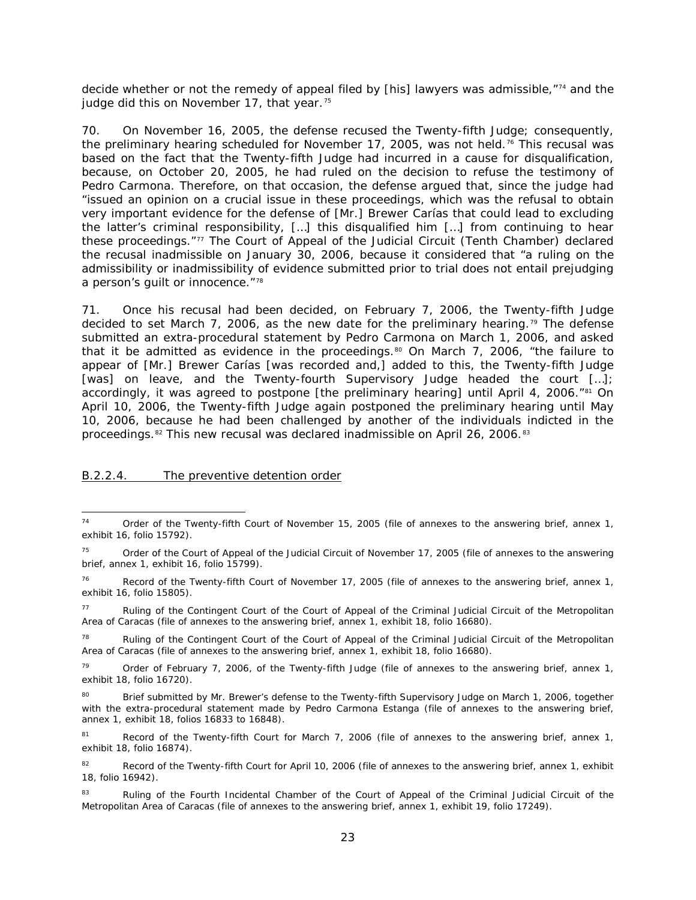decide whether or not the remedy of appeal filed by [his] lawyers was admissible,"[74] and the judge did this on November 17, that year.[75]

70. On November 16, 2005, the defense recused the Twenty-fifth Judge; consequently, the preliminary hearing scheduled for November 17, 2005, was not held.[76] This recusal was based on the fact that the Twenty-fifth Judge had incurred in a cause for disqualification, because, on October 20, 2005, he had ruled on the decision to refuse the testimony of Pedro Carmona. Therefore, on that occasion, the defense argued that, since the judge had "issued an opinion on a crucial issue in these proceedings, which was the refusal to obtain very important evidence for the defense of [Mr.] Brewer Carías that could lead to excluding the latter's criminal responsibility, […] this disqualified him […] from continuing to hear these proceedings."[77] The Court of Appeal of the Judicial Circuit (Tenth Chamber) declared the recusal inadmissible on January 30, 2006, because it considered that "a ruling on the admissibility or inadmissibility of evidence submitted prior to trial does not entail prejudging a person's guilt or innocence."[78]

71. Once his recusal had been decided, on February 7, 2006, the Twenty-fifth Judge decided to set March 7, 2006, as the new date for the preliminary hearing.[79] The defense submitted an extra-procedural statement by Pedro Carmona on March 1, 2006, and asked that it be admitted as evidence in the proceedings.[80] On March 7, 2006, "the failure to appear of [Mr.] Brewer Carías [was recorded and,] added to this, the Twenty-fifth Judge [was] on leave, and the Twenty-fourth Supervisory Judge headed the court […]; accordingly, it was agreed to postpone [the preliminary hearing] until April 4, 2006."[81] On April 10, 2006, the Twenty-fifth Judge again postponed the preliminary hearing until May 10, 2006, because he had been challenged by another of the individuals indicted in the proceedings.[82] This new recusal was declared inadmissible on April 26, 2006.[83]

B.2.2.4. The preventive detention order

---

[74] Order of the Twenty-fifth Court of November 15, 2005 (file of annexes to the answering brief, annex 1, exhibit 16, folio 15792).

[75] Order of the Court of Appeal of the Judicial Circuit of November 17, 2005 (file of annexes to the answering brief, annex 1, exhibit 16, folio 15799).

[76] Record of the Twenty-fifth Court of November 17, 2005 (file of annexes to the answering brief, annex 1, exhibit 16, folio 15805).

[77] Ruling of the Contingent Court of the Court of Appeal of the Criminal Judicial Circuit of the Metropolitan Area of Caracas (file of annexes to the answering brief, annex 1, exhibit 18, folio 16680).

[78] Ruling of the Contingent Court of the Court of Appeal of the Criminal Judicial Circuit of the Metropolitan Area of Caracas (file of annexes to the answering brief, annex 1, exhibit 18, folio 16680).

[79] Order of February 7, 2006, of the Twenty-fifth Judge (file of annexes to the answering brief, annex 1, exhibit 18, folio 16720).

[80] Brief submitted by Mr. Brewer's defense to the Twenty-fifth Supervisory Judge on March 1, 2006, together with the extra-procedural statement made by Pedro Carmona Estanga (file of annexes to the answering brief, annex 1, exhibit 18, folios 16833 to 16848).

[81] Record of the Twenty-fifth Court for March 7, 2006 (file of annexes to the answering brief, annex 1, exhibit 18, folio 16874).

[82] Record of the Twenty-fifth Court for April 10, 2006 (file of annexes to the answering brief, annex 1, exhibit 18, folio 16942).

[83] Ruling of the Fourth Incidental Chamber of the Court of Appeal of the Criminal Judicial Circuit of the Metropolitan Area of Caracas (file of annexes to the answering brief, annex 1, exhibit 19, folio 17249).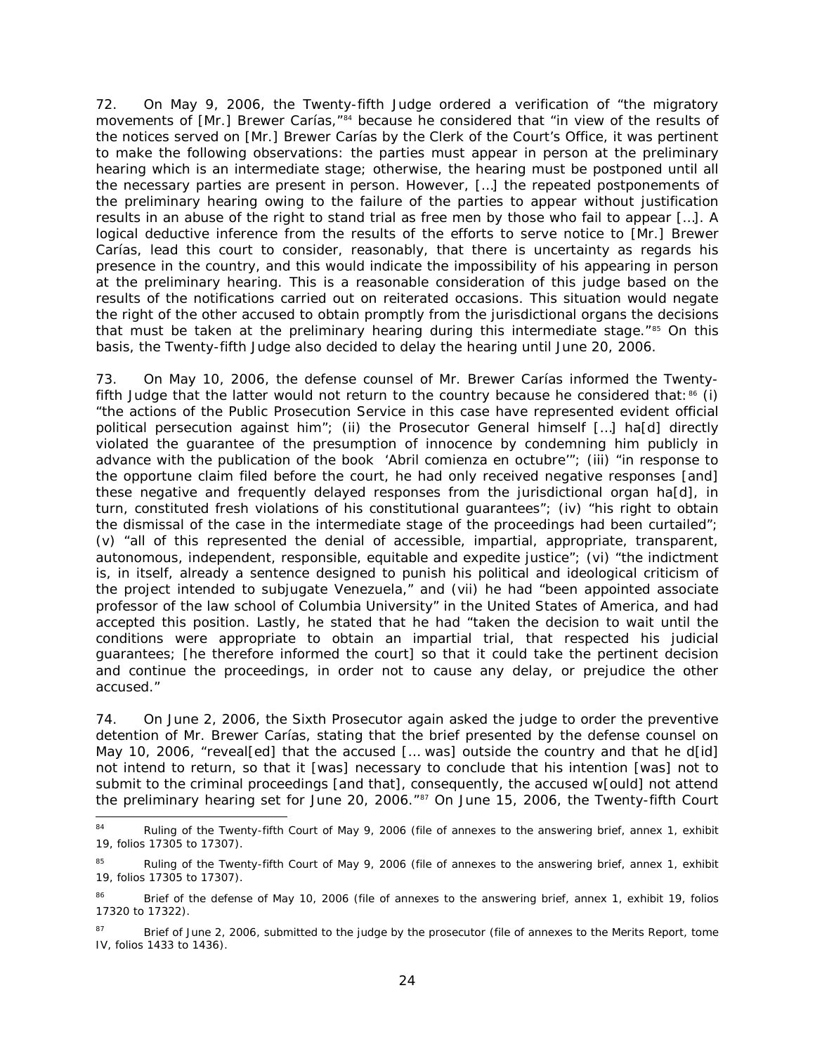72. On May 9, 2006, the Twenty-fifth Judge ordered a verification of "the migratory movements of [Mr.] Brewer Carías,"[84] because he considered that "in view of the results of the notices served on [Mr.] Brewer Carías by the Clerk of the Court's Office, it was pertinent to make the following observations: the parties must appear in person at the preliminary hearing which is an intermediate stage; otherwise, the hearing must be postponed until all the necessary parties are present in person. However, […] the repeated postponements of the preliminary hearing owing to the failure of the parties to appear without justification results in an abuse of the right to stand trial as free men by those who fail to appear […]. A logical deductive inference from the results of the efforts to serve notice to [Mr.] Brewer Carías, lead this court to consider, reasonably, that there is uncertainty as regards his presence in the country, and this would indicate the impossibility of his appearing in person at the preliminary hearing. This is a reasonable consideration of this judge based on the results of the notifications carried out on reiterated occasions. This situation would negate the right of the other accused to obtain promptly from the jurisdictional organs the decisions that must be taken at the preliminary hearing during this intermediate stage."[85] On this basis, the Twenty-fifth Judge also decided to delay the hearing until June 20, 2006.

73. On May 10, 2006, the defense counsel of Mr. Brewer Carías informed the Twenty-fifth Judge that the latter would not return to the country because he considered that:[86] (i) "the actions of the Public Prosecution Service in this case have represented evident official political persecution against him"; (ii) the Prosecutor General himself […] ha[d] directly violated the guarantee of the presumption of innocence by condemning him publicly in advance with the publication of the book *'Abril comienza en octubre'*"; (iii) "in response to the opportune claim filed before the court, he had only received negative responses [and] these negative and frequently delayed responses from the jurisdictional organ ha[d], in turn, constituted fresh violations of his constitutional guarantees"; (iv) "his right to obtain the dismissal of the case in the intermediate stage of the proceedings had been curtailed"; (v) "all of this represented the denial of accessible, impartial, appropriate, transparent, autonomous, independent, responsible, equitable and expedite justice"; (vi) "the indictment is, in itself, already a sentence designed to punish his political and ideological criticism of the project intended to subjugate Venezuela," and (vii) he had "been appointed associate professor of the law school of Columbia University" in the United States of America, and had accepted this position. Lastly, he stated that he had "taken the decision to wait until the conditions were appropriate to obtain an impartial trial, that respected his judicial guarantees; [he therefore informed the court] so that it could take the pertinent decision and continue the proceedings, in order not to cause any delay, or prejudice the other accused."

74. On June 2, 2006, the Sixth Prosecutor again asked the judge to order the preventive detention of Mr. Brewer Carías, stating that the brief presented by the defense counsel on May 10, 2006, "reveal[ed] that the accused [… was] outside the country and that he d[id] not intend to return, so that it [was] necessary to conclude that his intention [was] not to submit to the criminal proceedings [and that], consequently, the accused w[ould] not attend the preliminary hearing set for June 20, 2006."[87] On June 15, 2006, the Twenty-fifth Court

---

[84] Ruling of the Twenty-fifth Court of May 9, 2006 (file of annexes to the answering brief, annex 1, exhibit 19, folios 17305 to 17307).

[85] Ruling of the Twenty-fifth Court of May 9, 2006 (file of annexes to the answering brief, annex 1, exhibit 19, folios 17305 to 17307).

[86] Brief of the defense of May 10, 2006 (file of annexes to the answering brief, annex 1, exhibit 19, folios 17320 to 17322).

[87] Brief of June 2, 2006, submitted to the judge by the prosecutor (file of annexes to the Merits Report, tome IV, folios 1433 to 1436).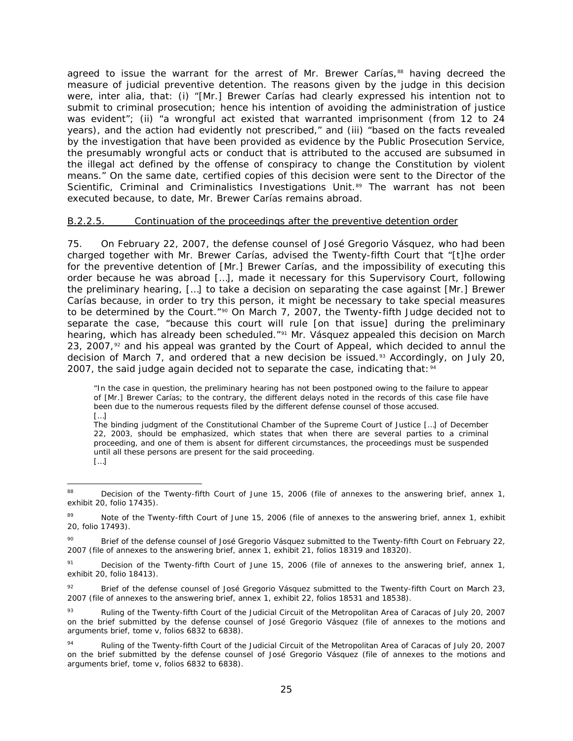agreed to issue the warrant for the arrest of Mr. Brewer Carías,[88] having decreed the measure of judicial preventive detention. The reasons given by the judge in this decision were, inter alia, that: (i) "[Mr.] Brewer Carías had clearly expressed his intention not to submit to criminal prosecution; hence his intention of avoiding the administration of justice was evident"; (ii) "a wrongful act existed that warranted imprisonment (from 12 to 24 years), and the action had evidently not prescribed," and (iii) "based on the facts revealed by the investigation that have been provided as evidence by the Public Prosecution Service, the presumably wrongful acts or conduct that is attributed to the accused are subsumed in the illegal act defined by the offense of conspiracy to change the Constitution by violent means." On the same date, certified copies of this decision were sent to the Director of the Scientific, Criminal and Criminalistics Investigations Unit.[89] The warrant has not been executed because, to date, Mr. Brewer Carías remains abroad.

B.2.2.5. Continuation of the proceedings after the preventive detention order

75. On February 22, 2007, the defense counsel of José Gregorio Vásquez, who had been charged together with Mr. Brewer Carías, advised the Twenty-fifth Court that "[t]he order for the preventive detention of [Mr.] Brewer Carías, and the impossibility of executing this order because he was abroad […], made it necessary for this Supervisory Court, following the preliminary hearing, […] to take a decision on separating the case against [Mr.] Brewer Carías because, in order to try this person, it might be necessary to take special measures to be determined by the Court."[90] On March 7, 2007, the Twenty-fifth Judge decided not to separate the case, "because this court will rule [on that issue] during the preliminary hearing, which has already been scheduled."[91] Mr. Vásquez appealed this decision on March 23, 2007,[92] and his appeal was granted by the Court of Appeal, which decided to annul the decision of March 7, and ordered that a new decision be issued.[93] Accordingly, on July 20, 2007, the said judge again decided not to separate the case, indicating that:[94]

> "In the case in question, the preliminary hearing has not been postponed owing to the failure to appear of [Mr.] Brewer Carías; to the contrary, the different delays noted in the records of this case file have been due to the numerous requests filed by the different defense counsel of those accused.
> […]
> The binding judgment of the Constitutional Chamber of the Supreme Court of Justice […] of December 22, 2003, should be emphasized, which states that when there are several parties to a criminal proceeding, and one of them is absent for different circumstances, the proceedings must be suspended until all these persons are present for the said proceeding.
> […]

---

[88] Decision of the Twenty-fifth Court of June 15, 2006 (file of annexes to the answering brief, annex 1, exhibit 20, folio 17435).

[89] Note of the Twenty-fifth Court of June 15, 2006 (file of annexes to the answering brief, annex 1, exhibit 20, folio 17493).

[90] Brief of the defense counsel of José Gregorio Vásquez submitted to the Twenty-fifth Court on February 22, 2007 (file of annexes to the answering brief, annex 1, exhibit 21, folios 18319 and 18320).

[91] Decision of the Twenty-fifth Court of June 15, 2006 (file of annexes to the answering brief, annex 1, exhibit 20, folio 18413).

[92] Brief of the defense counsel of José Gregorio Vásquez submitted to the Twenty-fifth Court on March 23, 2007 (file of annexes to the answering brief, annex 1, exhibit 22, folios 18531 and 18538).

[93] Ruling of the Twenty-fifth Court of the Judicial Circuit of the Metropolitan Area of Caracas of July 20, 2007 on the brief submitted by the defense counsel of José Gregorio Vásquez (file of annexes to the motions and arguments brief, tome v, folios 6832 to 6838).

[94] Ruling of the Twenty-fifth Court of the Judicial Circuit of the Metropolitan Area of Caracas of July 20, 2007 on the brief submitted by the defense counsel of José Gregorio Vásquez (file of annexes to the motions and arguments brief, tome v, folios 6832 to 6838).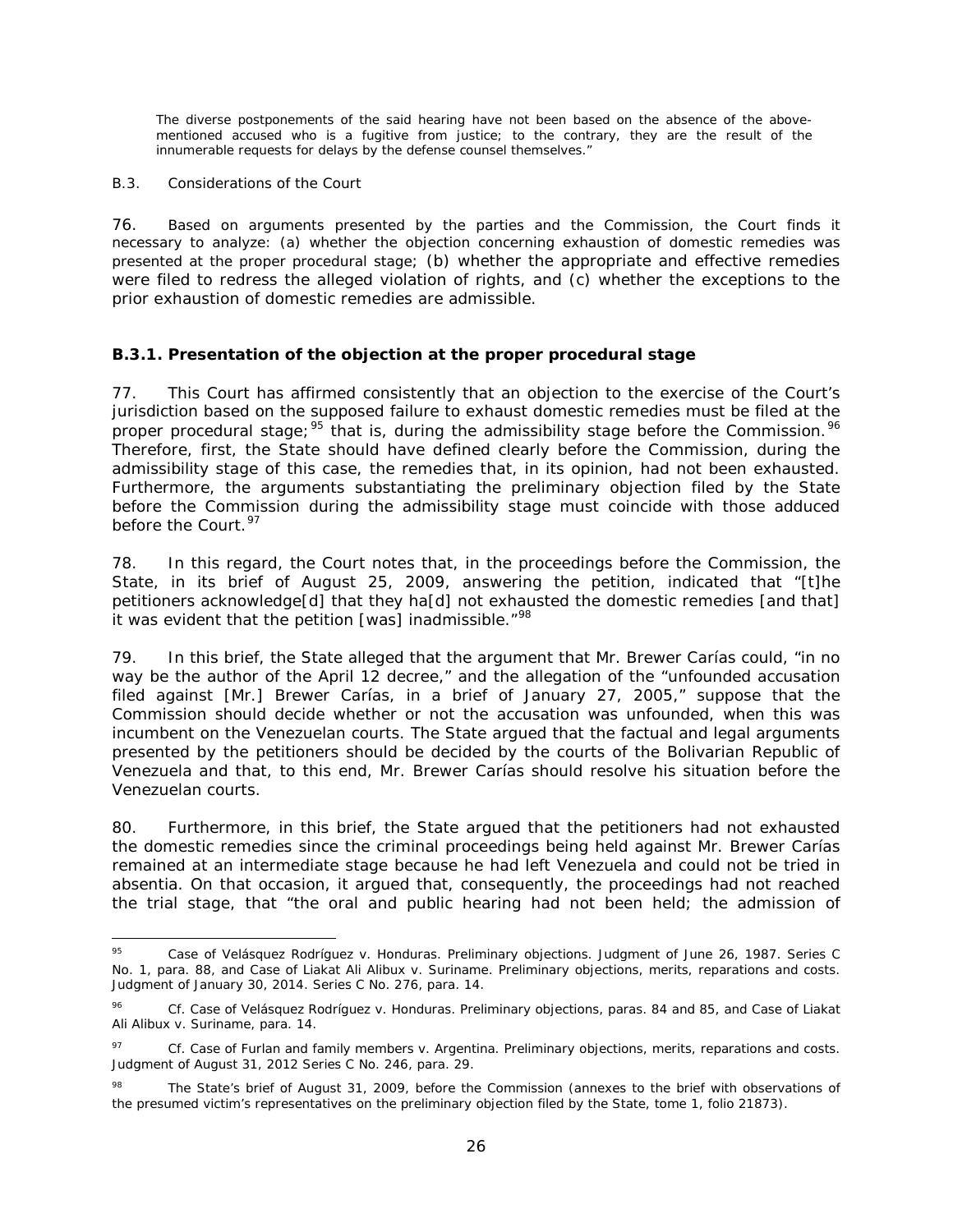The diverse postponements of the said hearing have not been based on the absence of the above-mentioned accused who is a fugitive from justice; to the contrary, they are the result of the innumerable requests for delays by the defense counsel themselves."

B.3. Considerations of the Court

76. Based on arguments presented by the parties and the Commission, the Court finds it necessary to analyze: (a) whether the objection concerning exhaustion of domestic remedies was presented at the proper procedural stage; (b) whether the appropriate and effective remedies were filed to redress the alleged violation of rights, and (c) whether the exceptions to the prior exhaustion of domestic remedies are admissible.

### B.3.1. Presentation of the objection at the proper procedural stage

77. This Court has affirmed consistently that an objection to the exercise of the Court's jurisdiction based on the supposed failure to exhaust domestic remedies must be filed at the proper procedural stage;[95] that is, during the admissibility stage before the Commission.[96] Therefore, first, the State should have defined clearly before the Commission, during the admissibility stage of this case, the remedies that, in its opinion, had not been exhausted. Furthermore, the arguments substantiating the preliminary objection filed by the State before the Commission during the admissibility stage must coincide with those adduced before the Court.[97]

78. In this regard, the Court notes that, in the proceedings before the Commission, the State, in its brief of August 25, 2009, answering the petition, indicated that "[t]he petitioners acknowledge[d] that they ha[d] not exhausted the domestic remedies [and that] it was evident that the petition [was] inadmissible."[98]

79. In this brief, the State alleged that the argument that Mr. Brewer Carías could, "in no way be the author of the April 12 decree," and the allegation of the "unfounded accusation filed against [Mr.] Brewer Carías, in a brief of January 27, 2005," suppose that the Commission should decide whether or not the accusation was unfounded, when this was incumbent on the Venezuelan courts. The State argued that the factual and legal arguments presented by the petitioners should be decided by the courts of the Bolivarian Republic of Venezuela and that, to this end, Mr. Brewer Carías should resolve his situation before the Venezuelan courts.

80. Furthermore, in this brief, the State argued that the petitioners had not exhausted the domestic remedies since the criminal proceedings being held against Mr. Brewer Carías remained at an intermediate stage because he had left Venezuela and could not be tried in absentia. On that occasion, it argued that, consequently, the proceedings had not reached the trial stage, that "the oral and public hearing had not been held; the admission of

---

[95] Case of Velásquez Rodríguez v. Honduras. Preliminary objections. Judgment of June 26, 1987. Series C No. 1, para. 88, and Case of Liakat Ali Alibux v. Suriname. Preliminary objections, merits, reparations and costs. Judgment of January 30, 2014. Series C No. 276, para. 14.

[96] Cf. Case of Velásquez Rodríguez v. Honduras. Preliminary objections, paras. 84 and 85, and Case of Liakat Ali Alibux v. Suriname, para. 14.

[97] Cf. Case of Furlan and family members v. Argentina. Preliminary objections, merits, reparations and costs. Judgment of August 31, 2012 Series C No. 246, para. 29.

[98] The State's brief of August 31, 2009, before the Commission (annexes to the brief with observations of the presumed victim's representatives on the preliminary objection filed by the State, tome 1, folio 21873).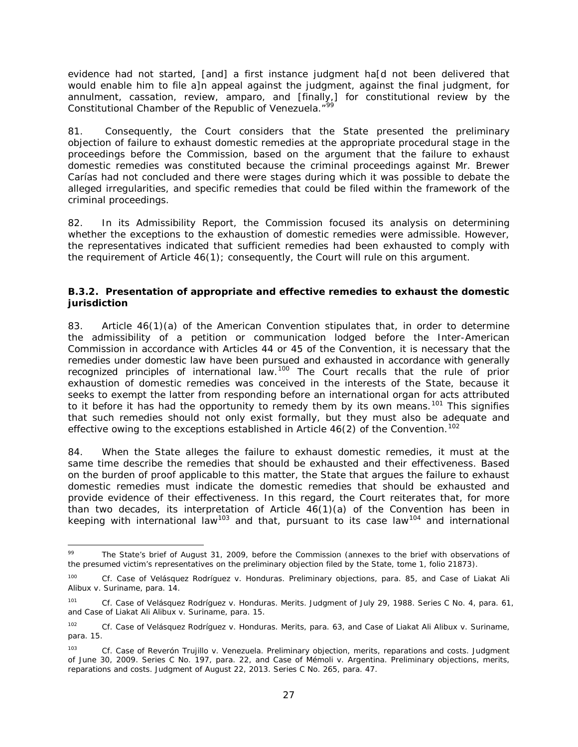evidence had not started, [and] a first instance judgment ha[d not been delivered that would enable him to file a]n appeal against the judgment, against the final judgment, for annulment, cassation, review, amparo, and [finally,] for constitutional review by the Constitutional Chamber of the Republic of Venezuela."[99]

81. Consequently, the Court considers that the State presented the preliminary objection of failure to exhaust domestic remedies at the appropriate procedural stage in the proceedings before the Commission, based on the argument that the failure to exhaust domestic remedies was constituted because the criminal proceedings against Mr. Brewer Carías had not concluded and there were stages during which it was possible to debate the alleged irregularities, and specific remedies that could be filed within the framework of the criminal proceedings.

82. In its Admissibility Report, the Commission focused its analysis on determining whether the exceptions to the exhaustion of domestic remedies were admissible. However, the representatives indicated that sufficient remedies had been exhausted to comply with the requirement of Article 46(1); consequently, the Court will rule on this argument.

#### ***B.3.2. Presentation of appropriate and effective remedies to exhaust the domestic jurisdiction***

83. Article 46(1)(a) of the American Convention stipulates that, in order to determine the admissibility of a petition or communication lodged before the Inter-American Commission in accordance with Articles 44 or 45 of the Convention, it is necessary that the remedies under domestic law have been pursued and exhausted in accordance with generally recognized principles of international law.[100] The Court recalls that the rule of prior exhaustion of domestic remedies was conceived in the interests of the State, because it seeks to exempt the latter from responding before an international organ for acts attributed to it before it has had the opportunity to remedy them by its own means.[101] This signifies that such remedies should not only exist formally, but they must also be adequate and effective owing to the exceptions established in Article 46(2) of the Convention.[102]

84. When the State alleges the failure to exhaust domestic remedies, it must at the same time describe the remedies that should be exhausted and their effectiveness. Based on the burden of proof applicable to this matter, the State that argues the failure to exhaust domestic remedies must indicate the domestic remedies that should be exhausted and provide evidence of their effectiveness. In this regard, the Court reiterates that, for more than two decades, its interpretation of Article 46(1)(a) of the Convention has been in keeping with international law[103] and that, pursuant to its case law[104] and international

---

[99] The State's brief of August 31, 2009, before the Commission (annexes to the brief with observations of the presumed victim's representatives on the preliminary objection filed by the State, tome 1, folio 21873).

[100] *Cf. Case of Velásquez Rodríguez v. Honduras. Preliminary objections*, para. 85, and *Case of Liakat Ali Alibux v. Suriname*, para. 14.

[101] *Cf. Case of Velásquez Rodríguez v. Honduras. Merits.* Judgment of July 29, 1988. Series C No. 4, para. 61, and *Case of Liakat Ali Alibux v. Suriname*, para. 15.

[102] *Cf. Case of Velásquez Rodríguez v. Honduras. Merits*, para. 63, and *Case of Liakat Ali Alibux v. Suriname*, para. 15.

[103] *Cf. Case of Reverón Trujillo v. Venezuela. Preliminary objection, merits, reparations and costs.* Judgment of June 30, 2009. Series C No. 197, para. 22, and *Case of Mémoli v. Argentina. Preliminary objections, merits, reparations and costs.* Judgment of August 22, 2013. Series C No. 265, para. 47.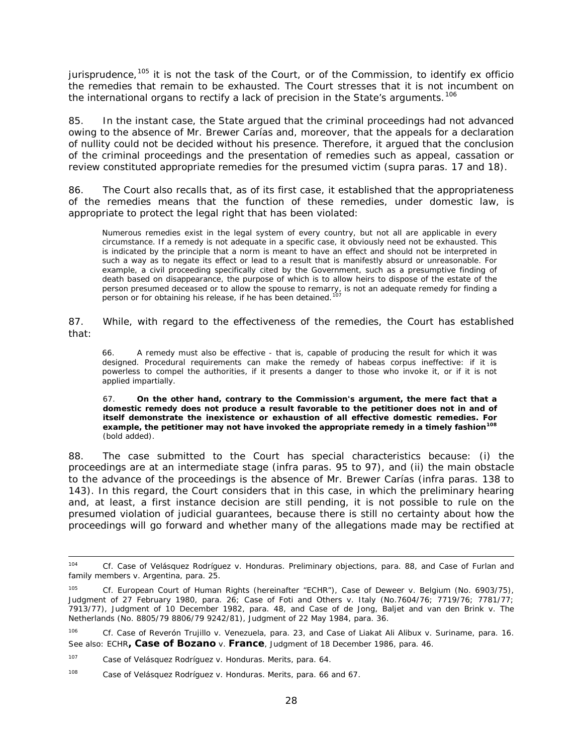jurisprudence,[105] it is not the task of the Court, or of the Commission, to identify ex officio the remedies that remain to be exhausted. The Court stresses that it is not incumbent on the international organs to rectify a lack of precision in the State's arguments.[106]

85. In the instant case, the State argued that the criminal proceedings had not advanced owing to the absence of Mr. Brewer Carías and, moreover, that the appeals for a declaration of nullity could not be decided without his presence. Therefore, it argued that the conclusion of the criminal proceedings and the presentation of remedies such as appeal, cassation or review constituted appropriate remedies for the presumed victim (*supra* paras. 17 and 18).

86. The Court also recalls that, as of its first case, it established that the appropriateness of the remedies means that the function of these remedies, under domestic law, is appropriate to protect the legal right that has been violated:

> Numerous remedies exist in the legal system of every country, but not all are applicable in every circumstance. If a remedy is not adequate in a specific case, it obviously need not be exhausted. This is indicated by the principle that a norm is meant to have an effect and should not be interpreted in such a way as to negate its effect or lead to a result that is manifestly absurd or unreasonable. For example, a civil proceeding specifically cited by the Government, such as a presumptive finding of death based on disappearance, the purpose of which is to allow heirs to dispose of the estate of the person presumed deceased or to allow the spouse to remarry, is not an adequate remedy for finding a person or for obtaining his release, if he has been detained.[107]

87. While, with regard to the effectiveness of the remedies, the Court has established that:

> 66. A remedy must also be effective - that is, capable of producing the result for which it was designed. Procedural requirements can make the remedy of habeas corpus ineffective: if it is powerless to compel the authorities, if it presents a danger to those who invoke it, or if it is not applied impartially.
>
> 67. **On the other hand, contrary to the Commission's argument, the mere fact that a domestic remedy does not produce a result favorable to the petitioner does not in and of itself demonstrate the inexistence or exhaustion of all effective domestic remedies. For example, the petitioner may not have invoked the appropriate remedy in a timely fashion**[108] (bold added).

88. The case submitted to the Court has special characteristics because: (i) the proceedings are at an intermediate stage (*infra* paras. 95 to 97), and (ii) the main obstacle to the advance of the proceedings is the absence of Mr. Brewer Carías (*infra* paras. 138 to 143). In this regard, the Court considers that in this case, in which the preliminary hearing and, at least, a first instance decision are still pending, it is not possible to rule on the presumed violation of judicial guarantees, because there is still no certainty about how the proceedings will go forward and whether many of the allegations made may be rectified at

---

[104] *Cf. Case of Velásquez Rodríguez v. Honduras. Preliminary objections*, para. 88, and *Case of Furlan and family members v. Argentina*, para. 25.

[105] *Cf.* European Court of Human Rights (hereinafter "ECHR"), *Case of Deweer v. Belgium* (No. 6903/75), Judgment of 27 February 1980, para. 26; *Case of Foti and Others v. Italy* (No.7604/76; 7719/76; 7781/77; 7913/77), Judgment of 10 December 1982, para. 48, and *Case of de Jong, Baljet and van den Brink v. The Netherlands* (No. 8805/79 8806/79 9242/81), Judgment of 22 May 1984, para. 36.

[106] *Cf. Case of Reverón Trujillo v. Venezuela*, para. 23, and *Case of Liakat Ali Alibux v. Suriname*, para. 16. See also: ECHR**, *Case of Bozano* v. *France***, Judgment of 18 December 1986, para. 46.

[107] *Case of Velásquez Rodríguez v. Honduras. Merits*, para. 64.

[108] *Case of Velásquez Rodríguez v. Honduras. Merits*, para. 66 and 67.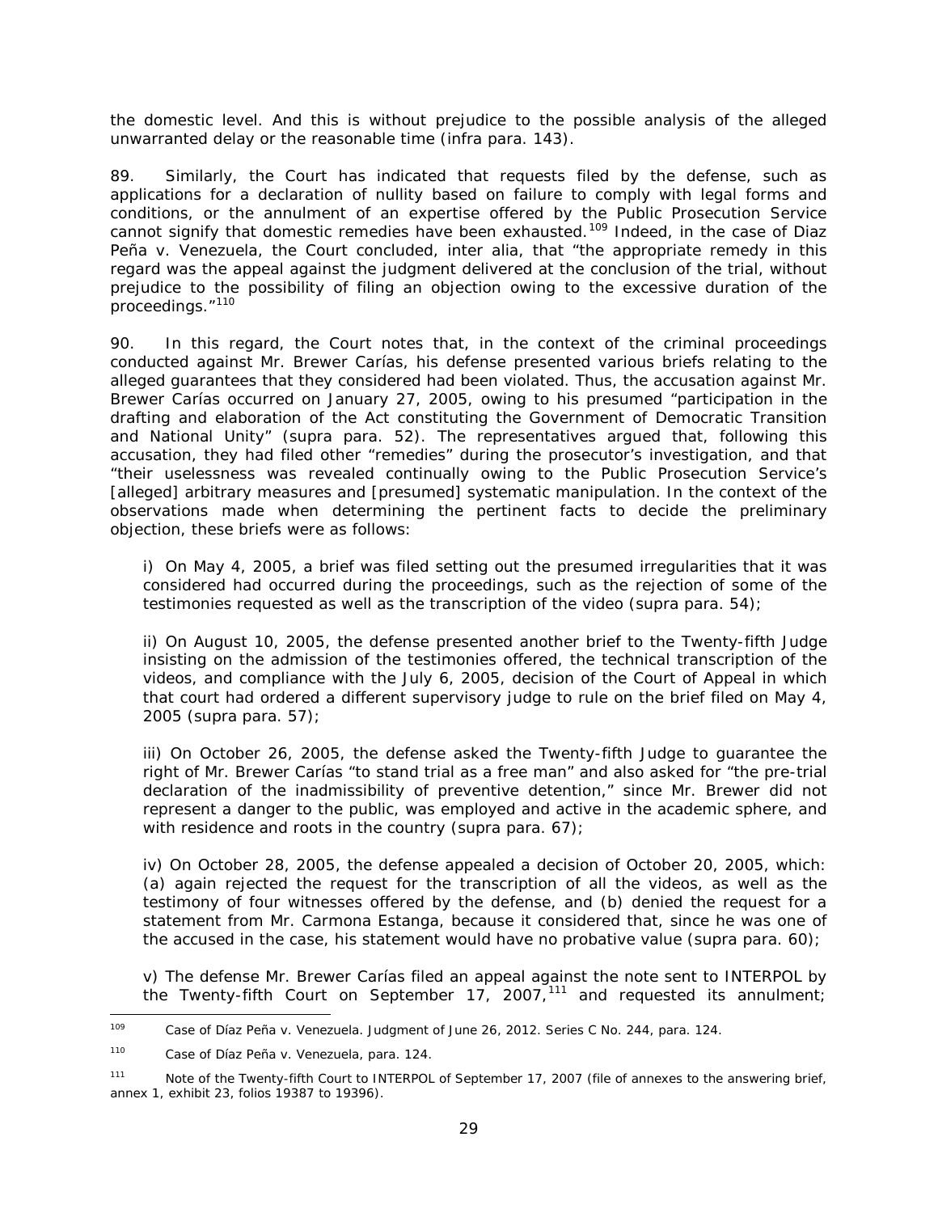the domestic level. And this is without prejudice to the possible analysis of the alleged unwarranted delay or the reasonable time (*infra* para. 143).

89. Similarly, the Court has indicated that requests filed by the defense, such as applications for a declaration of nullity based on failure to comply with legal forms and conditions, or the annulment of an expertise offered by the Public Prosecution Service cannot signify that domestic remedies have been exhausted.[109] Indeed, in the case of Diaz Peña v. Venezuela, the Court concluded, *inter alia*, that "the appropriate remedy in this regard was the appeal against the judgment delivered at the conclusion of the trial, without prejudice to the possibility of filing an objection owing to the excessive duration of the proceedings."[110]

90. In this regard, the Court notes that, in the context of the criminal proceedings conducted against Mr. Brewer Carías, his defense presented various briefs relating to the alleged guarantees that they considered had been violated. Thus, the accusation against Mr. Brewer Carías occurred on January 27, 2005, owing to his presumed "participation in the drafting and elaboration of the Act constituting the Government of Democratic Transition and National Unity" (*supra* para. 52). The representatives argued that, following this accusation, they had filed other "remedies" during the prosecutor's investigation, and that "their uselessness was revealed continually owing to the Public Prosecution Service's [alleged] arbitrary measures and [presumed] systematic manipulation. In the context of the observations made when determining the pertinent facts to decide the preliminary objection, these briefs were as follows:

i) On May 4, 2005, a brief was filed setting out the presumed irregularities that it was considered had occurred during the proceedings, such as the rejection of some of the testimonies requested as well as the transcription of the video (*supra* para. 54);

ii) On August 10, 2005, the defense presented another brief to the Twenty-fifth Judge insisting on the admission of the testimonies offered, the technical transcription of the videos, and compliance with the July 6, 2005, decision of the Court of Appeal in which that court had ordered a different supervisory judge to rule on the brief filed on May 4, 2005 (*supra* para. 57);

iii) On October 26, 2005, the defense asked the Twenty-fifth Judge to guarantee the right of Mr. Brewer Carías "to stand trial as a free man" and also asked for "the pre-trial declaration of the inadmissibility of preventive detention," since Mr. Brewer did not represent a danger to the public, was employed and active in the academic sphere, and with residence and roots in the country (*supra* para. 67);

iv) On October 28, 2005, the defense appealed a decision of October 20, 2005, which: (a) again rejected the request for the transcription of all the videos, as well as the testimony of four witnesses offered by the defense, and (b) denied the request for a statement from Mr. Carmona Estanga, because it considered that, since he was one of the accused in the case, his statement would have no probative value (*supra* para. 60);

v) The defense Mr. Brewer Carías filed an appeal against the note sent to INTERPOL by the Twenty-fifth Court on September 17, 2007,[111] and requested its annulment;

---

[109] *Case of Díaz Peña v. Venezuela. Judgment of June 26, 2012. Series C No. 244*, para. 124.

[110] *Case of Díaz Peña v. Venezuela*, para. 124.

[111] Note of the Twenty-fifth Court to INTERPOL of September 17, 2007 (file of annexes to the answering brief, annex 1, exhibit 23, folios 19387 to 19396).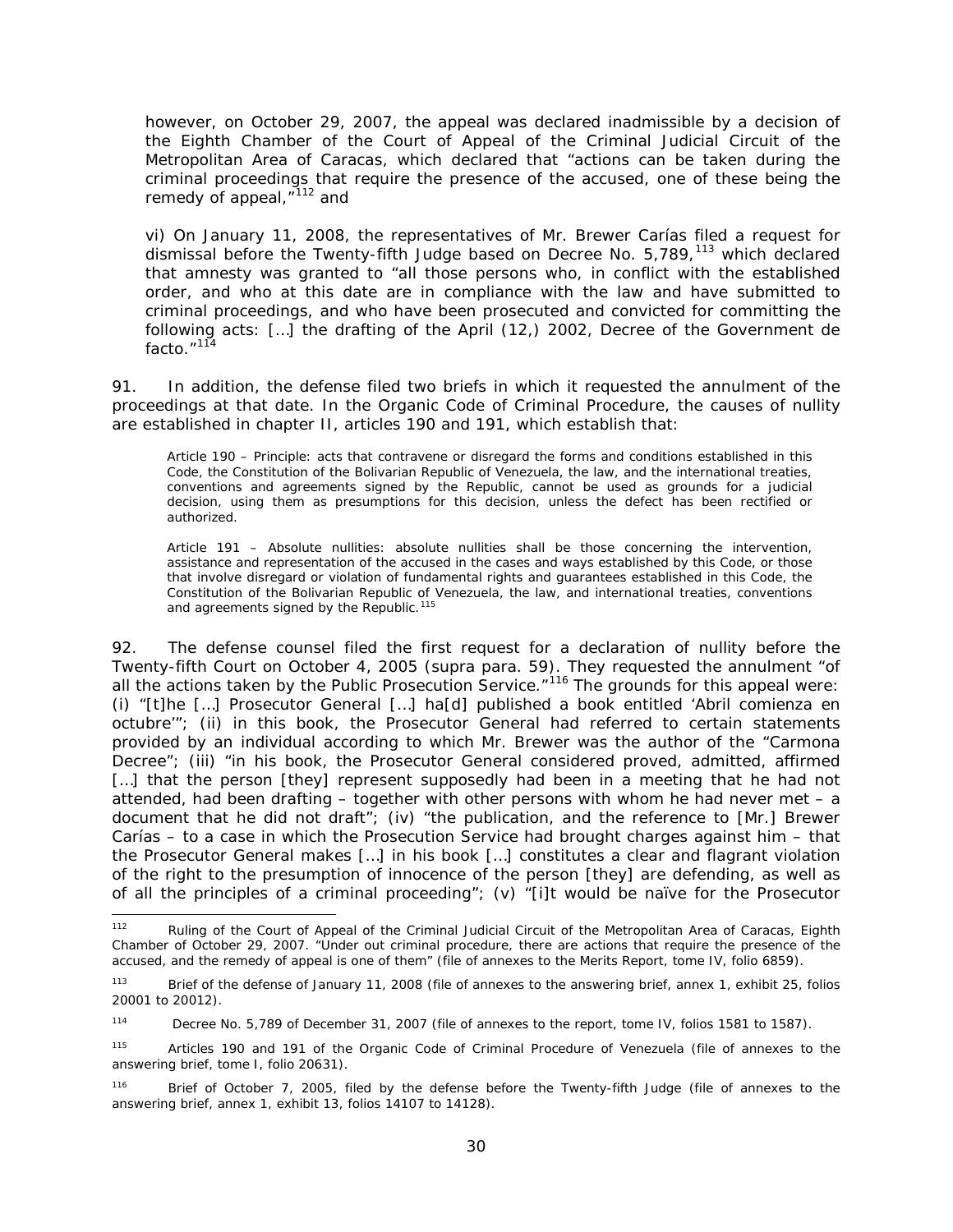however, on October 29, 2007, the appeal was declared inadmissible by a decision of the Eighth Chamber of the Court of Appeal of the Criminal Judicial Circuit of the Metropolitan Area of Caracas, which declared that "actions can be taken during the criminal proceedings that require the presence of the accused, one of these being the remedy of appeal,"[112] and

vi) On January 11, 2008, the representatives of Mr. Brewer Carías filed a request for dismissal before the Twenty-fifth Judge based on Decree No. 5,789,[113] which declared that amnesty was granted to "all those persons who, in conflict with the established order, and who at this date are in compliance with the law and have submitted to criminal proceedings, and who have been prosecuted and convicted for committing the following acts: […] the drafting of the April (12,) 2002, Decree of the Government de facto."[114]

91. In addition, the defense filed two briefs in which it requested the annulment of the proceedings at that date. In the Organic Code of Criminal Procedure, the causes of nullity are established in chapter II, articles 190 and 191, which establish that:

> Article 190 – Principle: acts that contravene or disregard the forms and conditions established in this Code, the Constitution of the Bolivarian Republic of Venezuela, the law, and the international treaties, conventions and agreements signed by the Republic, cannot be used as grounds for a judicial decision, using them as presumptions for this decision, unless the defect has been rectified or authorized.
>
> Article 191 – Absolute nullities: absolute nullities shall be those concerning the intervention, assistance and representation of the accused in the cases and ways established by this Code, or those that involve disregard or violation of fundamental rights and guarantees established in this Code, the Constitution of the Bolivarian Republic of Venezuela, the law, and international treaties, conventions and agreements signed by the Republic.[115]

92. The defense counsel filed the first request for a declaration of nullity before the Twenty-fifth Court on October 4, 2005 (*supra* para. 59). They requested the annulment "of all the actions taken by the Public Prosecution Service."[116] The grounds for this appeal were: (i) "[t]he […] Prosecutor General […] ha[d] published a book entitled 'Abril comienza en octubre'"; (ii) in this book, the Prosecutor General had referred to certain statements provided by an individual according to which Mr. Brewer was the author of the "Carmona Decree"; (iii) "in his book, the Prosecutor General considered proved, admitted, affirmed […] that the person [they] represent supposedly had been in a meeting that he had not attended, had been drafting – together with other persons with whom he had never met – a document that he did not draft"; (iv) "the publication, and the reference to [Mr.] Brewer Carías – to a case in which the Prosecution Service had brought charges against him – that the Prosecutor General makes […] in his book […] constitutes a clear and flagrant violation of the right to the presumption of innocence of the person [they] are defending, as well as of all the principles of a criminal proceeding"; (v) "[i]t would be naïve for the Prosecutor

---

[112] Ruling of the Court of Appeal of the Criminal Judicial Circuit of the Metropolitan Area of Caracas, Eighth Chamber of October 29, 2007. "Under out criminal procedure, there are actions that require the presence of the accused, and the remedy of appeal is one of them" (file of annexes to the Merits Report, tome IV, folio 6859).

[113] Brief of the defense of January 11, 2008 (file of annexes to the answering brief, annex 1, exhibit 25, folios 20001 to 20012).

[114] Decree No. 5,789 of December 31, 2007 (file of annexes to the report, tome IV, folios 1581 to 1587).

[115] Articles 190 and 191 of the Organic Code of Criminal Procedure of Venezuela (file of annexes to the answering brief, tome I, folio 20631).

[116] Brief of October 7, 2005, filed by the defense before the Twenty-fifth Judge (file of annexes to the answering brief, annex 1, exhibit 13, folios 14107 to 14128).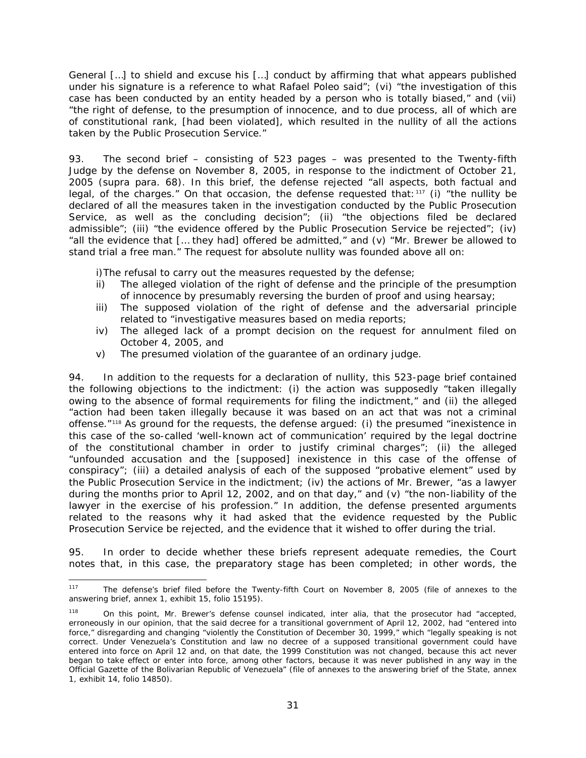General […] to shield and excuse his […] conduct by affirming that what appears published under his signature is a reference to what Rafael Poleo said"; (vi) "the investigation of this case has been conducted by an entity headed by a person who is totally biased," and (vii) "the right of defense, to the presumption of innocence, and to due process, all of which are of constitutional rank, [had been violated], which resulted in the nullity of all the actions taken by the Public Prosecution Service."

93. The second brief – consisting of 523 pages – was presented to the Twenty-fifth Judge by the defense on November 8, 2005, in response to the indictment of October 21, 2005 (*supra* para. 68). In this brief, the defense rejected "all aspects, both factual and legal, of the charges." On that occasion, the defense requested that:[117] (i) "the nullity be declared of all the measures taken in the investigation conducted by the Public Prosecution Service, as well as the concluding decision"; (ii) "the objections filed be declared admissible"; (iii) "the evidence offered by the Public Prosecution Service be rejected"; (iv) "all the evidence that [… they had] offered be admitted," and (v) "Mr. Brewer be allowed to stand trial a free man." The request for absolute nullity was founded above all on:

i) The refusal to carry out the measures requested by the defense;
ii) The alleged violation of the right of defense and the principle of the presumption of innocence by presumably reversing the burden of proof and using hearsay;
iii) The supposed violation of the right of defense and the adversarial principle related to "investigative measures based on media reports;
iv) The alleged lack of a prompt decision on the request for annulment filed on October 4, 2005, and
v) The presumed violation of the guarantee of an ordinary judge.

94. In addition to the requests for a declaration of nullity, this 523-page brief contained the following objections to the indictment: (i) the action was supposedly "taken illegally owing to the absence of formal requirements for filing the indictment," and (ii) the alleged "action had been taken illegally because it was based on an act that was not a criminal offense."[118] As ground for the requests, the defense argued: (i) the presumed "inexistence in this case of the so-called 'well-known act of communication' required by the legal doctrine of the constitutional chamber in order to justify criminal charges"; (ii) the alleged "unfounded accusation and the [supposed] inexistence in this case of the offense of conspiracy"; (iii) a detailed analysis of each of the supposed "probative element" used by the Public Prosecution Service in the indictment; (iv) the actions of Mr. Brewer, "as a lawyer during the months prior to April 12, 2002, and on that day," and (v) "the non-liability of the lawyer in the exercise of his profession." In addition, the defense presented arguments related to the reasons why it had asked that the evidence requested by the Public Prosecution Service be rejected, and the evidence that it wished to offer during the trial.

95. In order to decide whether these briefs represent adequate remedies, the Court notes that, in this case, the preparatory stage has been completed; in other words, the

---

[117] The defense's brief filed before the Twenty-fifth Court on November 8, 2005 (file of annexes to the answering brief, annex 1, exhibit 15, folio 15195).

[118] On this point, Mr. Brewer's defense counsel indicated, *inter alia*, that the prosecutor had "accepted, erroneously in our opinion, that the said decree for a transitional government of April 12, 2002, had "entered into force," disregarding and changing "violently the Constitution of December 30, 1999," which "legally speaking is not correct. Under Venezuela's Constitution and law no decree of a supposed transitional government could have entered into force on April 12 and, on that date, the 1999 Constitution was not changed, because this act never began to take effect or enter into force, among other factors, because it was never published in any way in the Official Gazette of the Bolivarian Republic of Venezuela" (file of annexes to the answering brief of the State, annex 1, exhibit 14, folio 14850).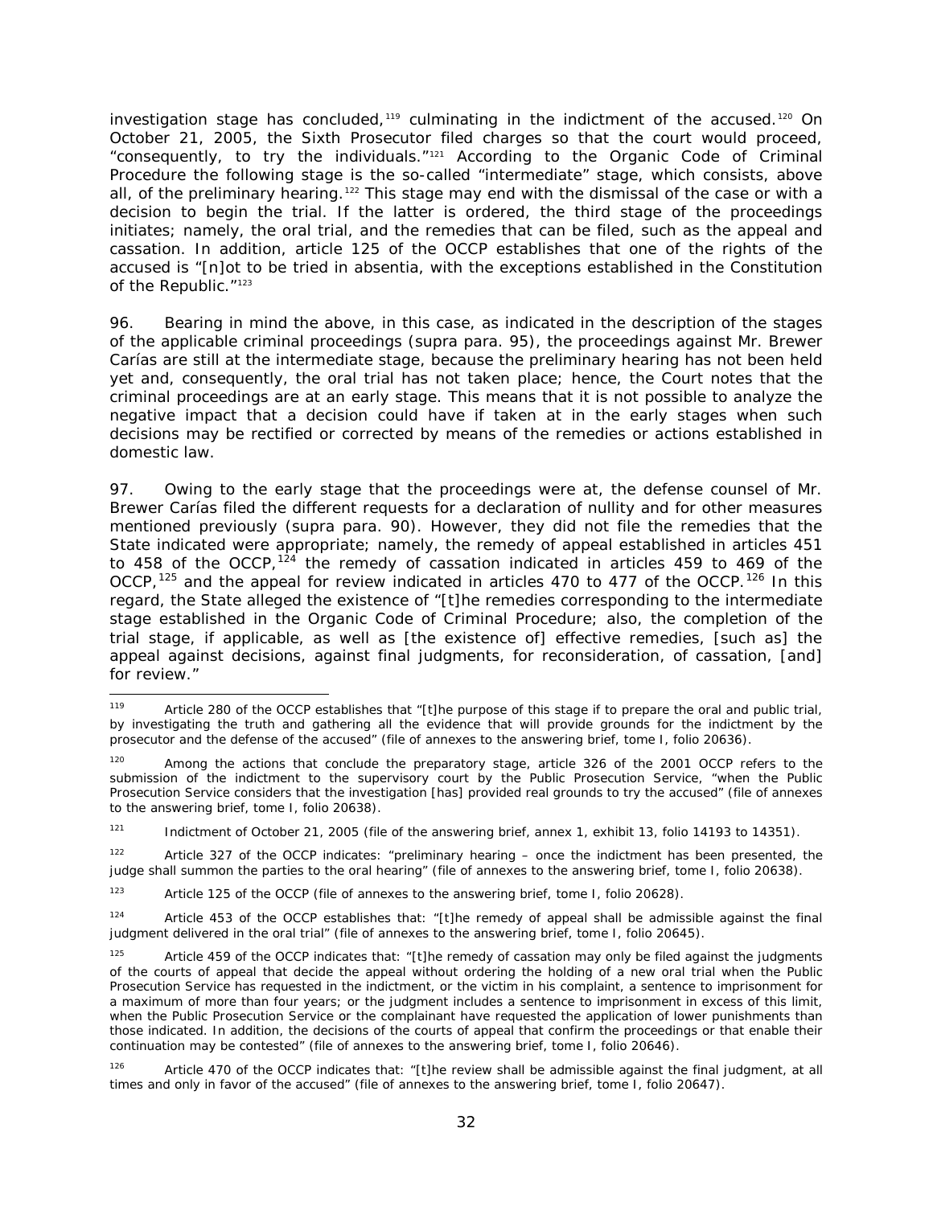investigation stage has concluded,[119] culminating in the indictment of the accused.[120] On October 21, 2005, the Sixth Prosecutor filed charges so that the court would proceed, "consequently, to try the individuals."[121] According to the Organic Code of Criminal Procedure the following stage is the so-called "intermediate" stage, which consists, above all, of the preliminary hearing.[122] This stage may end with the dismissal of the case or with a decision to begin the trial. If the latter is ordered, the third stage of the proceedings initiates; namely, the oral trial, and the remedies that can be filed, such as the appeal and cassation. In addition, article 125 of the OCCP establishes that one of the rights of the accused is "[n]ot to be tried in absentia, with the exceptions established in the Constitution of the Republic."[123]

96. Bearing in mind the above, in this case, as indicated in the description of the stages of the applicable criminal proceedings (*supra* para. 95), the proceedings against Mr. Brewer Carías are still at the intermediate stage, because the preliminary hearing has not been held yet and, consequently, the oral trial has not taken place; hence, the Court notes that the criminal proceedings are at an early stage. This means that it is not possible to analyze the negative impact that a decision could have if taken at in the early stages when such decisions may be rectified or corrected by means of the remedies or actions established in domestic law.

97. Owing to the early stage that the proceedings were at, the defense counsel of Mr. Brewer Carías filed the different requests for a declaration of nullity and for other measures mentioned previously (*supra* para. 90). However, they did not file the remedies that the State indicated were appropriate; namely, the remedy of appeal established in articles 451 to 458 of the OCCP,[124] the remedy of cassation indicated in articles 459 to 469 of the OCCP,[125] and the appeal for review indicated in articles 470 to 477 of the OCCP.[126] In this regard, the State alleged the existence of "[t]he remedies corresponding to the intermediate stage established in the Organic Code of Criminal Procedure; also, the completion of the trial stage, if applicable, as well as [the existence of] effective remedies, [such as] the appeal against decisions, against final judgments, for reconsideration, of cassation, [and] for review."

---

[119] Article 280 of the OCCP establishes that "[t]he purpose of this stage if to prepare the oral and public trial, by investigating the truth and gathering all the evidence that will provide grounds for the indictment by the prosecutor and the defense of the accused" (file of annexes to the answering brief, tome I, folio 20636).

[120] Among the actions that conclude the preparatory stage, article 326 of the 2001 OCCP refers to the submission of the indictment to the supervisory court by the Public Prosecution Service, "when the Public Prosecution Service considers that the investigation [has] provided real grounds to try the accused" (file of annexes to the answering brief, tome I, folio 20638).

[121] Indictment of October 21, 2005 (file of the answering brief, annex 1, exhibit 13, folio 14193 to 14351).

[122] Article 327 of the OCCP indicates: "preliminary hearing – once the indictment has been presented, the judge shall summon the parties to the oral hearing" (file of annexes to the answering brief, tome I, folio 20638).

[123] Article 125 of the OCCP (file of annexes to the answering brief, tome I, folio 20628).

[124] Article 453 of the OCCP establishes that: "[t]he remedy of appeal shall be admissible against the final judgment delivered in the oral trial" (file of annexes to the answering brief, tome I, folio 20645).

[125] Article 459 of the OCCP indicates that: "[t]he remedy of cassation may only be filed against the judgments of the courts of appeal that decide the appeal without ordering the holding of a new oral trial when the Public Prosecution Service has requested in the indictment, or the victim in his complaint, a sentence to imprisonment for a maximum of more than four years; or the judgment includes a sentence to imprisonment in excess of this limit, when the Public Prosecution Service or the complainant have requested the application of lower punishments than those indicated. In addition, the decisions of the courts of appeal that confirm the proceedings or that enable their continuation may be contested" (file of annexes to the answering brief, tome I, folio 20646).

[126] Article 470 of the OCCP indicates that: "[t]he review shall be admissible against the final judgment, at all times and only in favor of the accused" (file of annexes to the answering brief, tome I, folio 20647).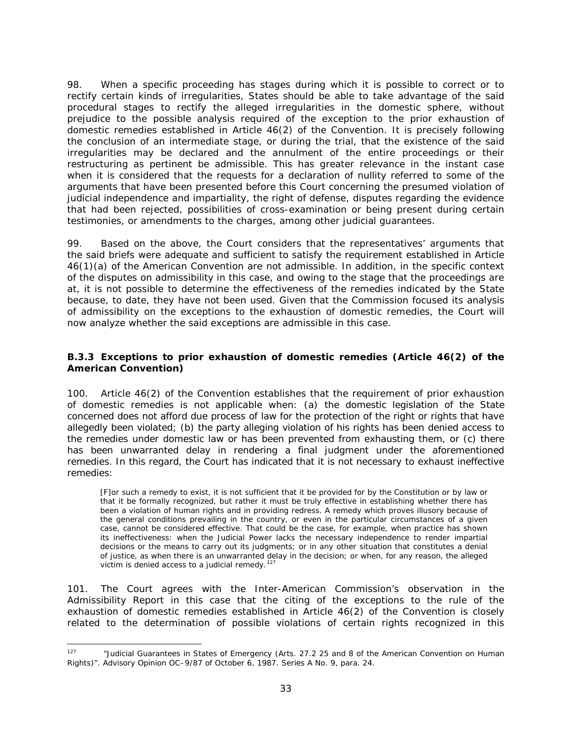98. When a specific proceeding has stages during which it is possible to correct or to rectify certain kinds of irregularities, States should be able to take advantage of the said procedural stages to rectify the alleged irregularities in the domestic sphere, without prejudice to the possible analysis required of the exception to the prior exhaustion of domestic remedies established in Article 46(2) of the Convention. It is precisely following the conclusion of an intermediate stage, or during the trial, that the existence of the said irregularities may be declared and the annulment of the entire proceedings or their restructuring as pertinent be admissible. This has greater relevance in the instant case when it is considered that the requests for a declaration of nullity referred to some of the arguments that have been presented before this Court concerning the presumed violation of judicial independence and impartiality, the right of defense, disputes regarding the evidence that had been rejected, possibilities of cross-examination or being present during certain testimonies, or amendments to the charges, among other judicial guarantees.

99. Based on the above, the Court considers that the representatives' arguments that the said briefs were adequate and sufficient to satisfy the requirement established in Article 46(1)(a) of the American Convention are not admissible. In addition, in the specific context of the disputes on admissibility in this case, and owing to the stage that the proceedings are at, it is not possible to determine the effectiveness of the remedies indicated by the State because, to date, they have not been used. Given that the Commission focused its analysis of admissibility on the exceptions to the exhaustion of domestic remedies, the Court will now analyze whether the said exceptions are admissible in this case.

### B.3.3 Exceptions to prior exhaustion of domestic remedies (Article 46(2) of the American Convention)

100. Article 46(2) of the Convention establishes that the requirement of prior exhaustion of domestic remedies is not applicable when: (a) the domestic legislation of the State concerned does not afford due process of law for the protection of the right or rights that have allegedly been violated; (b) the party alleging violation of his rights has been denied access to the remedies under domestic law or has been prevented from exhausting them, or (c) there has been unwarranted delay in rendering a final judgment under the aforementioned remedies. In this regard, the Court has indicated that it is not necessary to exhaust ineffective remedies:

> [F]or such a remedy to exist, it is not sufficient that it be provided for by the Constitution or by law or that it be formally recognized, but rather it must be truly effective in establishing whether there has been a violation of human rights and in providing redress. A remedy which proves illusory because of the general conditions prevailing in the country, or even in the particular circumstances of a given case, cannot be considered effective. That could be the case, for example, when practice has shown its ineffectiveness: when the Judicial Power lacks the necessary independence to render impartial decisions or the means to carry out its judgments; or in any other situation that constitutes a denial of justice, as when there is an unwarranted delay in the decision; or when, for any reason, the alleged victim is denied access to a judicial remedy.[127]

101. The Court agrees with the Inter-American Commission's observation in the Admissibility Report in this case that the citing of the exceptions to the rule of the exhaustion of domestic remedies established in Article 46(2) of the Convention is closely related to the determination of possible violations of certain rights recognized in this

---

[127] "Judicial Guarantees in States of Emergency (Arts. 27.2 25 and 8 of the American Convention on Human Rights)". Advisory Opinion OC–9/87 of October 6, 1987. Series A No. 9, para. 24.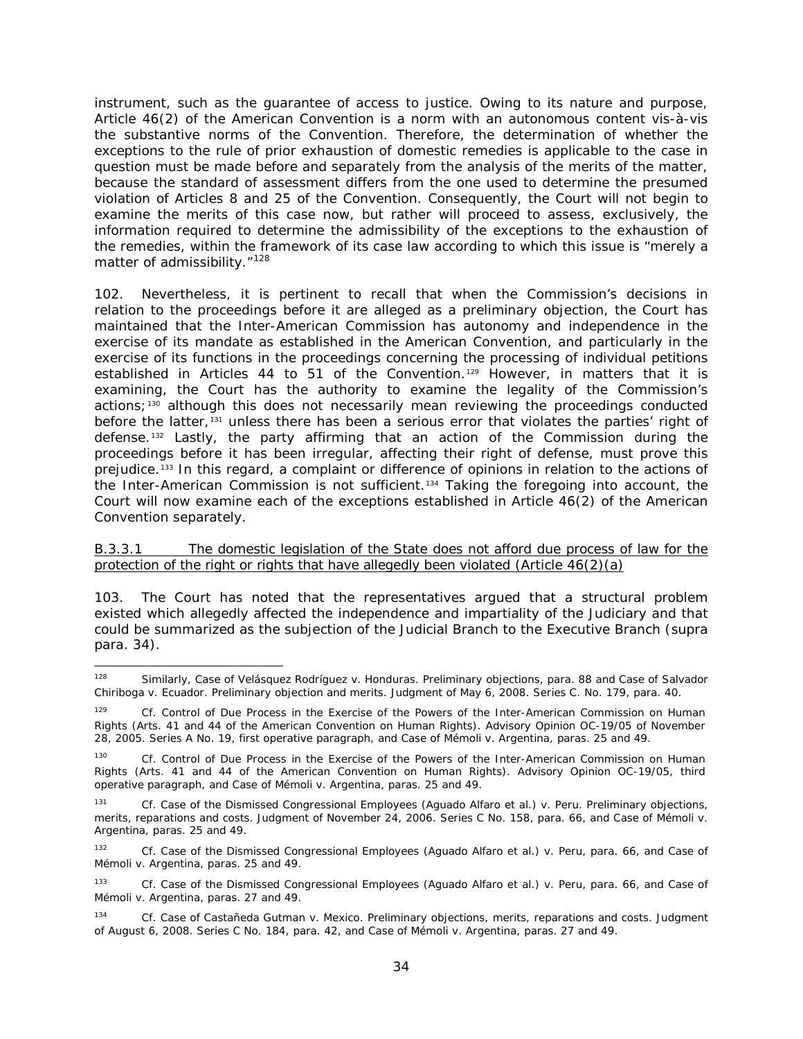instrument, such as the guarantee of access to justice. Owing to its nature and purpose, Article 46(2) of the American Convention is a norm with an autonomous content vis-à-vis the substantive norms of the Convention. Therefore, the determination of whether the exceptions to the rule of prior exhaustion of domestic remedies is applicable to the case in question must be made before and separately from the analysis of the merits of the matter, because the standard of assessment differs from the one used to determine the presumed violation of Articles 8 and 25 of the Convention. Consequently, the Court will not begin to examine the merits of this case now, but rather will proceed to assess, exclusively, the information required to determine the admissibility of the exceptions to the exhaustion of the remedies, within the framework of its case law according to which this issue is "merely a matter of admissibility."[128]

102. Nevertheless, it is pertinent to recall that when the Commission's decisions in relation to the proceedings before it are alleged as a preliminary objection, the Court has maintained that the Inter-American Commission has autonomy and independence in the exercise of its mandate as established in the American Convention, and particularly in the exercise of its functions in the proceedings concerning the processing of individual petitions established in Articles 44 to 51 of the Convention.[129] However, in matters that it is examining, the Court has the authority to examine the legality of the Commission's actions;[130] although this does not necessarily mean reviewing the proceedings conducted before the latter,[131] unless there has been a serious error that violates the parties' right of defense.[132] Lastly, the party affirming that an action of the Commission during the proceedings before it has been irregular, affecting their right of defense, must prove this prejudice.[133] In this regard, a complaint or difference of opinions in relation to the actions of the Inter-American Commission is not sufficient.[134] Taking the foregoing into account, the Court will now examine each of the exceptions established in Article 46(2) of the American Convention separately.

B.3.3.1 The domestic legislation of the State does not afford due process of law for the protection of the right or rights that have allegedly been violated (Article 46(2)(a)

103. The Court has noted that the representatives argued that a structural problem existed which allegedly affected the independence and impartiality of the Judiciary and that could be summarized as the subjection of the Judicial Branch to the Executive Branch (*supra* para. 34).

---

[128] Similarly, *Case of Velásquez Rodríguez v. Honduras. Preliminary objections*, para. 88 and *Case of Salvador Chiriboga v. Ecuador. Preliminary objection and merits*. Judgment of May 6, 2008. Series C. No. 179, para. 40.

[129] *Cf. Control of Due Process in the Exercise of the Powers of the Inter-American Commission on Human Rights (Arts. 41 and 44 of the American Convention on Human Rights).* Advisory Opinion OC-19/05 of November 28, 2005. Series A No. 19, first operative paragraph, and *Case of Mémoli v. Argentina*, paras. 25 and 49.

[130] *Cf. Control of Due Process in the Exercise of the Powers of the Inter-American Commission on Human Rights (Arts. 41 and 44 of the American Convention on Human Rights).* Advisory Opinion OC-19/05, third operative paragraph, and *Case of Mémoli v. Argentina*, paras. 25 and 49.

[131] *Cf. Case of the Dismissed Congressional Employees (Aguado Alfaro et al.) v. Peru. Preliminary objections, merits, reparations and costs*. Judgment of November 24, 2006. Series C No. 158, para. 66, and *Case of Mémoli v. Argentina*, paras. 25 and 49.

[132] *Cf. Case of the Dismissed Congressional Employees (Aguado Alfaro et al.) v. Peru*, para. 66, and *Case of Mémoli v. Argentina*, paras. 25 and 49.

[133] *Cf. Case of the Dismissed Congressional Employees (Aguado Alfaro et al.) v. Peru*, para. 66, and *Case of Mémoli v. Argentina*, paras. 27 and 49.

[134] *Cf. Case of Castañeda Gutman v. Mexico. Preliminary objections, merits, reparations and costs*. Judgment of August 6, 2008. Series C No. 184, para. 42, and *Case of Mémoli v. Argentina*, paras. 27 and 49.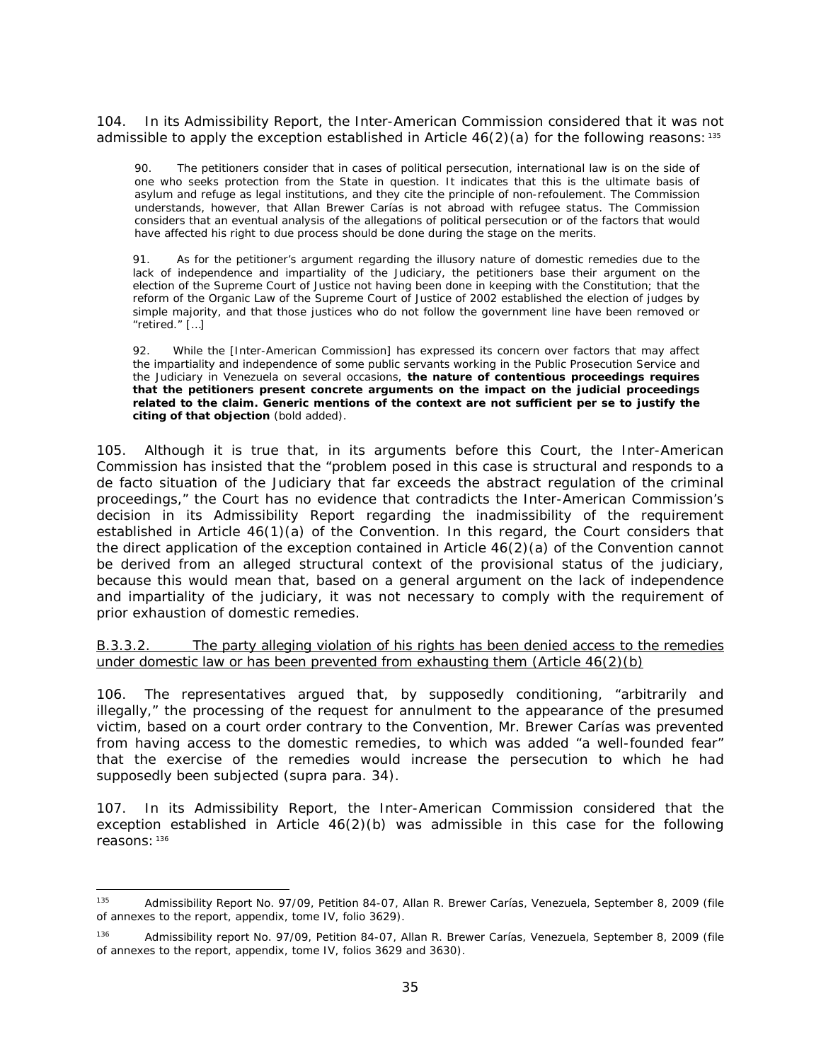104. In its Admissibility Report, the Inter-American Commission considered that it was not admissible to apply the exception established in Article 46(2)(a) for the following reasons:[135]

> 90. The petitioners consider that in cases of political persecution, international law is on the side of one who seeks protection from the State in question. It indicates that this is the ultimate basis of asylum and refuge as legal institutions, and they cite the principle of non-refoulement. The Commission understands, however, that Allan Brewer Carías is not abroad with refugee status. The Commission considers that an eventual analysis of the allegations of political persecution or of the factors that would have affected his right to due process should be done during the stage on the merits.
>
> 91. As for the petitioner's argument regarding the illusory nature of domestic remedies due to the lack of independence and impartiality of the Judiciary, the petitioners base their argument on the election of the Supreme Court of Justice not having been done in keeping with the Constitution; that the reform of the Organic Law of the Supreme Court of Justice of 2002 established the election of judges by simple majority, and that those justices who do not follow the government line have been removed or "retired." […]
>
> 92. While the [Inter-American Commission] has expressed its concern over factors that may affect the impartiality and independence of some public servants working in the Public Prosecution Service and the Judiciary in Venezuela on several occasions, **the nature of contentious proceedings requires that the petitioners present concrete arguments on the impact on the judicial proceedings related to the claim. Generic mentions of the context are not sufficient per se to justify the citing of that objection** (bold added).

105. Although it is true that, in its arguments before this Court, the Inter-American Commission has insisted that the "problem posed in this case is structural and responds to a de facto situation of the Judiciary that far exceeds the abstract regulation of the criminal proceedings," the Court has no evidence that contradicts the Inter-American Commission's decision in its Admissibility Report regarding the inadmissibility of the requirement established in Article 46(1)(a) of the Convention. In this regard, the Court considers that the direct application of the exception contained in Article 46(2)(a) of the Convention cannot be derived from an alleged structural context of the provisional status of the judiciary, because this would mean that, based on a general argument on the lack of independence and impartiality of the judiciary, it was not necessary to comply with the requirement of prior exhaustion of domestic remedies.

<u>B.3.3.2. The party alleging violation of his rights has been denied access to the remedies under domestic law or has been prevented from exhausting them (Article 46(2)(b)</u>

106. The representatives argued that, by supposedly conditioning, "arbitrarily and illegally," the processing of the request for annulment to the appearance of the presumed victim, based on a court order contrary to the Convention, Mr. Brewer Carías was prevented from having access to the domestic remedies, to which was added "a well-founded fear" that the exercise of the remedies would increase the persecution to which he had supposedly been subjected (supra para. 34).

107. In its Admissibility Report, the Inter-American Commission considered that the exception established in Article 46(2)(b) was admissible in this case for the following reasons:[136]

---

[135] Admissibility Report No. 97/09, Petition 84-07, Allan R. Brewer Carías, Venezuela, September 8, 2009 (file of annexes to the report, appendix, tome IV, folio 3629).

[136] Admissibility report No. 97/09, Petition 84-07, Allan R. Brewer Carías, Venezuela, September 8, 2009 (file of annexes to the report, appendix, tome IV, folios 3629 and 3630).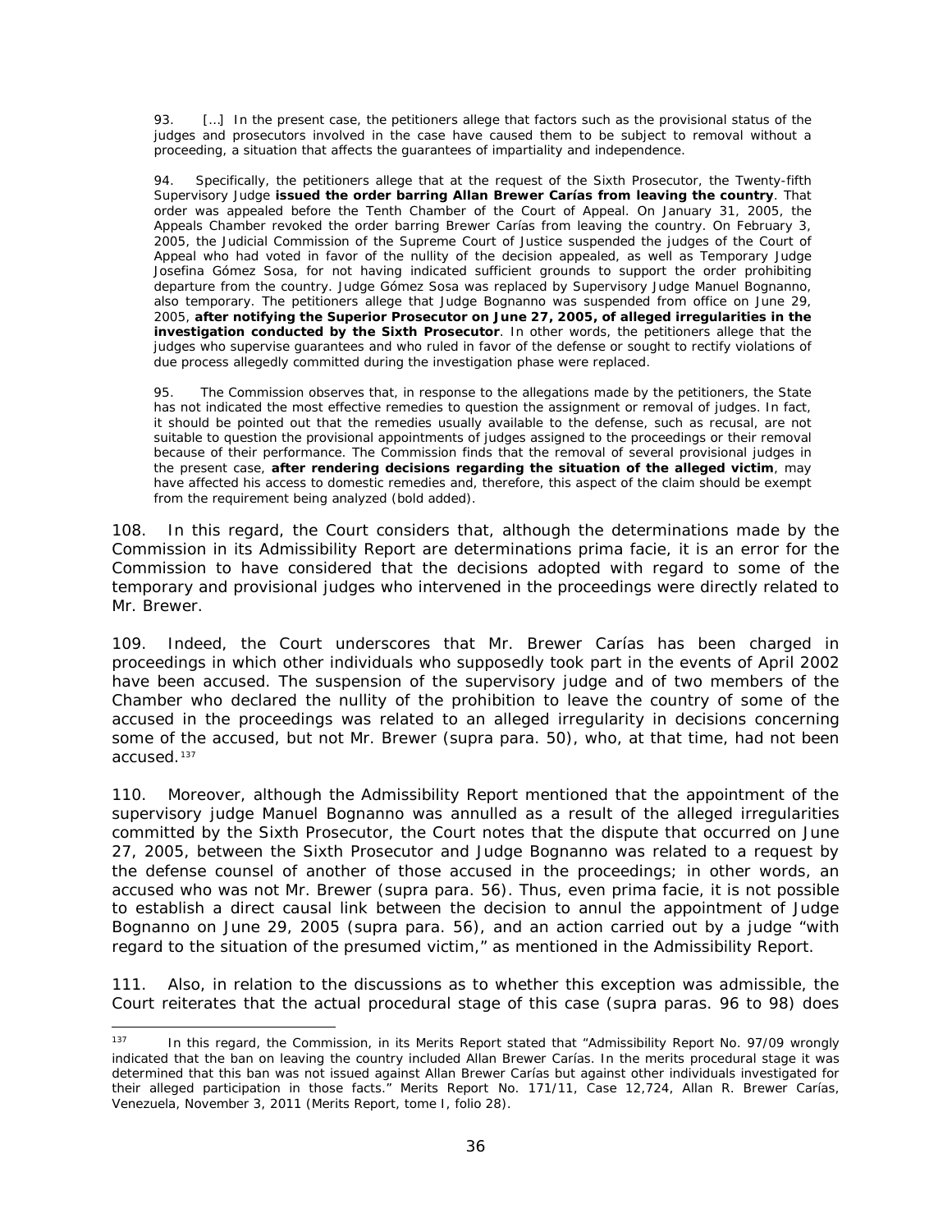93. […] In the present case, the petitioners allege that factors such as the provisional status of the judges and prosecutors involved in the case have caused them to be subject to removal without a proceeding, a situation that affects the guarantees of impartiality and independence.

94. Specifically, the petitioners allege that at the request of the Sixth Prosecutor, the Twenty-fifth Supervisory Judge **issued the order barring Allan Brewer Carías from leaving the country**. That order was appealed before the Tenth Chamber of the Court of Appeal. On January 31, 2005, the Appeals Chamber revoked the order barring Brewer Carías from leaving the country. On February 3, 2005, the Judicial Commission of the Supreme Court of Justice suspended the judges of the Court of Appeal who had voted in favor of the nullity of the decision appealed, as well as Temporary Judge Josefina Gómez Sosa, for not having indicated sufficient grounds to support the order prohibiting departure from the country. Judge Gómez Sosa was replaced by Supervisory Judge Manuel Bognanno, also temporary. The petitioners allege that Judge Bognanno was suspended from office on June 29, 2005, **after notifying the Superior Prosecutor on June 27, 2005, of alleged irregularities in the investigation conducted by the Sixth Prosecutor**. In other words, the petitioners allege that the judges who supervise guarantees and who ruled in favor of the defense or sought to rectify violations of due process allegedly committed during the investigation phase were replaced.

95. The Commission observes that, in response to the allegations made by the petitioners, the State has not indicated the most effective remedies to question the assignment or removal of judges. In fact, it should be pointed out that the remedies usually available to the defense, such as recusal, are not suitable to question the provisional appointments of judges assigned to the proceedings or their removal because of their performance. The Commission finds that the removal of several provisional judges in the present case, **after rendering decisions regarding the situation of the alleged victim**, may have affected his access to domestic remedies and, therefore, this aspect of the claim should be exempt from the requirement being analyzed (bold added).

108. In this regard, the Court considers that, although the determinations made by the Commission in its Admissibility Report are determinations prima facie, it is an error for the Commission to have considered that the decisions adopted with regard to some of the temporary and provisional judges who intervened in the proceedings were directly related to Mr. Brewer.

109. Indeed, the Court underscores that Mr. Brewer Carías has been charged in proceedings in which other individuals who supposedly took part in the events of April 2002 have been accused. The suspension of the supervisory judge and of two members of the Chamber who declared the nullity of the prohibition to leave the country of some of the accused in the proceedings was related to an alleged irregularity in decisions concerning some of the accused, but not Mr. Brewer (supra para. 50), who, at that time, had not been accused.[137]

110. Moreover, although the Admissibility Report mentioned that the appointment of the supervisory judge Manuel Bognanno was annulled as a result of the alleged irregularities committed by the Sixth Prosecutor, the Court notes that the dispute that occurred on June 27, 2005, between the Sixth Prosecutor and Judge Bognanno was related to a request by the defense counsel of another of those accused in the proceedings; in other words, an accused who was not Mr. Brewer (supra para. 56). Thus, even prima facie, it is not possible to establish a direct causal link between the decision to annul the appointment of Judge Bognanno on June 29, 2005 (supra para. 56), and an action carried out by a judge "with regard to the situation of the presumed victim," as mentioned in the Admissibility Report.

111. Also, in relation to the discussions as to whether this exception was admissible, the Court reiterates that the actual procedural stage of this case (supra paras. 96 to 98) does

---

[137] In this regard, the Commission, in its Merits Report stated that "Admissibility Report No. 97/09 wrongly indicated that the ban on leaving the country included Allan Brewer Carías. In the merits procedural stage it was determined that this ban was not issued against Allan Brewer Carías but against other individuals investigated for their alleged participation in those facts." Merits Report No. 171/11, Case 12,724, Allan R. Brewer Carías, Venezuela, November 3, 2011 (Merits Report, tome I, folio 28).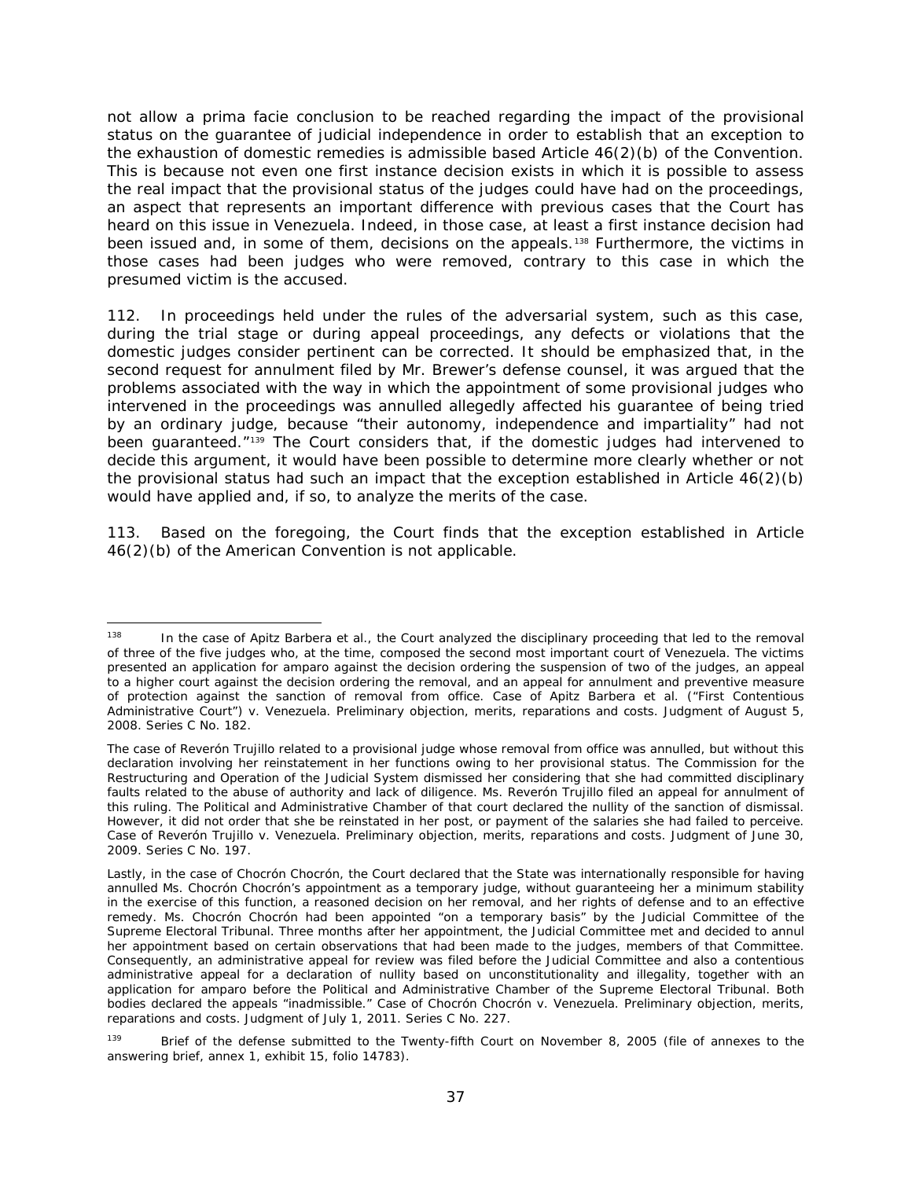not allow a prima facie conclusion to be reached regarding the impact of the provisional status on the guarantee of judicial independence in order to establish that an exception to the exhaustion of domestic remedies is admissible based Article 46(2)(b) of the Convention. This is because not even one first instance decision exists in which it is possible to assess the real impact that the provisional status of the judges could have had on the proceedings, an aspect that represents an important difference with previous cases that the Court has heard on this issue in Venezuela. Indeed, in those case, at least a first instance decision had been issued and, in some of them, decisions on the appeals.[138] Furthermore, the victims in those cases had been judges who were removed, contrary to this case in which the presumed victim is the accused.

112. In proceedings held under the rules of the adversarial system, such as this case, during the trial stage or during appeal proceedings, any defects or violations that the domestic judges consider pertinent can be corrected. It should be emphasized that, in the second request for annulment filed by Mr. Brewer's defense counsel, it was argued that the problems associated with the way in which the appointment of some provisional judges who intervened in the proceedings was annulled allegedly affected his guarantee of being tried by an ordinary judge, because "their autonomy, independence and impartiality" had not been guaranteed."[139] The Court considers that, if the domestic judges had intervened to decide this argument, it would have been possible to determine more clearly whether or not the provisional status had such an impact that the exception established in Article 46(2)(b) would have applied and, if so, to analyze the merits of the case.

113. Based on the foregoing, the Court finds that the exception established in Article 46(2)(b) of the American Convention is not applicable.

---

[138] In the case of Apitz Barbera et al., the Court analyzed the disciplinary proceeding that led to the removal of three of the five judges who, at the time, composed the second most important court of Venezuela. The victims presented an application for amparo against the decision ordering the suspension of two of the judges, an appeal to a higher court against the decision ordering the removal, and an appeal for annulment and preventive measure of protection against the sanction of removal from office. Case of Apitz Barbera et al. ("First Contentious Administrative Court") v. Venezuela. Preliminary objection, merits, reparations and costs. Judgment of August 5, 2008. Series C No. 182.

The case of Reverón Trujillo related to a provisional judge whose removal from office was annulled, but without this declaration involving her reinstatement in her functions owing to her provisional status. The Commission for the Restructuring and Operation of the Judicial System dismissed her considering that she had committed disciplinary faults related to the abuse of authority and lack of diligence. Ms. Reverón Trujillo filed an appeal for annulment of this ruling. The Political and Administrative Chamber of that court declared the nullity of the sanction of dismissal. However, it did not order that she be reinstated in her post, or payment of the salaries she had failed to perceive. Case of Reverón Trujillo v. Venezuela. Preliminary objection, merits, reparations and costs. Judgment of June 30, 2009. Series C No. 197.

Lastly, in the case of Chocrón Chocrón, the Court declared that the State was internationally responsible for having annulled Ms. Chocrón Chocrón's appointment as a temporary judge, without guaranteeing her a minimum stability in the exercise of this function, a reasoned decision on her removal, and her rights of defense and to an effective remedy. Ms. Chocrón Chocrón had been appointed "on a temporary basis" by the Judicial Committee of the Supreme Electoral Tribunal. Three months after her appointment, the Judicial Committee met and decided to annul her appointment based on certain observations that had been made to the judges, members of that Committee. Consequently, an administrative appeal for review was filed before the Judicial Committee and also a contentious administrative appeal for a declaration of nullity based on unconstitutionality and illegality, together with an application for amparo before the Political and Administrative Chamber of the Supreme Electoral Tribunal. Both bodies declared the appeals "inadmissible." Case of Chocrón Chocrón v. Venezuela. Preliminary objection, merits, reparations and costs. Judgment of July 1, 2011. Series C No. 227.

[139] Brief of the defense submitted to the Twenty-fifth Court on November 8, 2005 (file of annexes to the answering brief, annex 1, exhibit 15, folio 14783).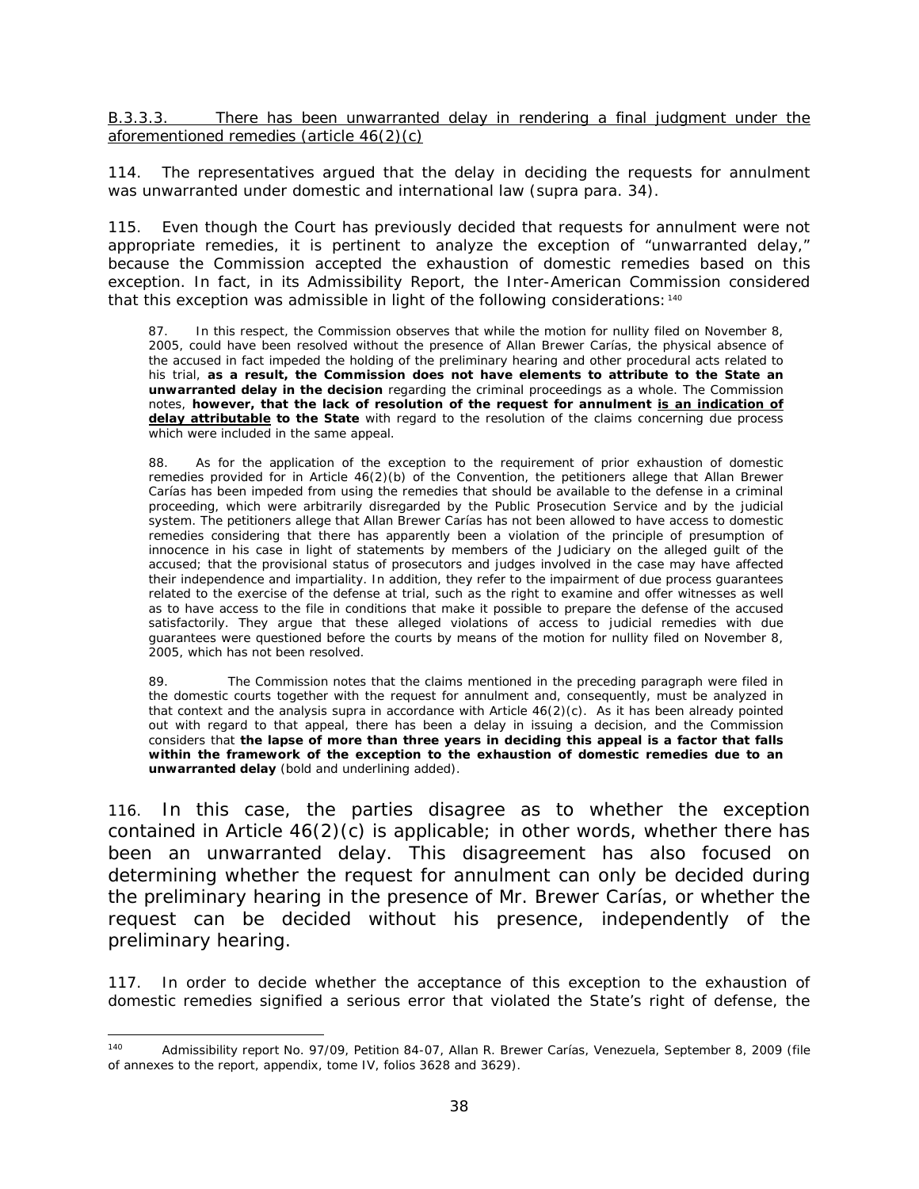B.3.3.3. There has been unwarranted delay in rendering a final judgment under the aforementioned remedies (article 46(2)(c)

114. The representatives argued that the delay in deciding the requests for annulment was unwarranted under domestic and international law (supra para. 34).

115. Even though the Court has previously decided that requests for annulment were not appropriate remedies, it is pertinent to analyze the exception of "unwarranted delay," because the Commission accepted the exhaustion of domestic remedies based on this exception. In fact, in its Admissibility Report, the Inter-American Commission considered that this exception was admissible in light of the following considerations:[140]

> 87. In this respect, the Commission observes that while the motion for nullity filed on November 8, 2005, could have been resolved without the presence of Allan Brewer Carías, the physical absence of the accused in fact impeded the holding of the preliminary hearing and other procedural acts related to his trial, **as a result, the Commission does not have elements to attribute to the State an unwarranted delay in the decision** regarding the criminal proceedings as a whole. The Commission notes, **however, that the lack of resolution of the request for annulment <u>is an indication of delay attributable</u> to the State** with regard to the resolution of the claims concerning due process which were included in the same appeal.
>
> 88. As for the application of the exception to the requirement of prior exhaustion of domestic remedies provided for in Article 46(2)(b) of the Convention, the petitioners allege that Allan Brewer Carías has been impeded from using the remedies that should be available to the defense in a criminal proceeding, which were arbitrarily disregarded by the Public Prosecution Service and by the judicial system. The petitioners allege that Allan Brewer Carías has not been allowed to have access to domestic remedies considering that there has apparently been a violation of the principle of presumption of innocence in his case in light of statements by members of the Judiciary on the alleged guilt of the accused; that the provisional status of prosecutors and judges involved in the case may have affected their independence and impartiality. In addition, they refer to the impairment of due process guarantees related to the exercise of the defense at trial, such as the right to examine and offer witnesses as well as to have access to the file in conditions that make it possible to prepare the defense of the accused satisfactorily. They argue that these alleged violations of access to judicial remedies with due guarantees were questioned before the courts by means of the motion for nullity filed on November 8, 2005, which has not been resolved.
>
> 89. The Commission notes that the claims mentioned in the preceding paragraph were filed in the domestic courts together with the request for annulment and, consequently, must be analyzed in that context and the analysis supra in accordance with Article 46(2)(c). As it has been already pointed out with regard to that appeal, there has been a delay in issuing a decision, and the Commission considers that **the lapse of more than three years in deciding this appeal is a factor that falls within the framework of the exception to the exhaustion of domestic remedies due to an unwarranted delay** (bold and underlining added).

116. In this case, the parties disagree as to whether the exception contained in Article 46(2)(c) is applicable; in other words, whether there has been an unwarranted delay. This disagreement has also focused on determining whether the request for annulment can only be decided during the preliminary hearing in the presence of Mr. Brewer Carías, or whether the request can be decided without his presence, independently of the preliminary hearing.

117. In order to decide whether the acceptance of this exception to the exhaustion of domestic remedies signified a serious error that violated the State's right of defense, the

---

[140] Admissibility report No. 97/09, Petition 84-07, Allan R. Brewer Carías, Venezuela, September 8, 2009 (file of annexes to the report, appendix, tome IV, folios 3628 and 3629).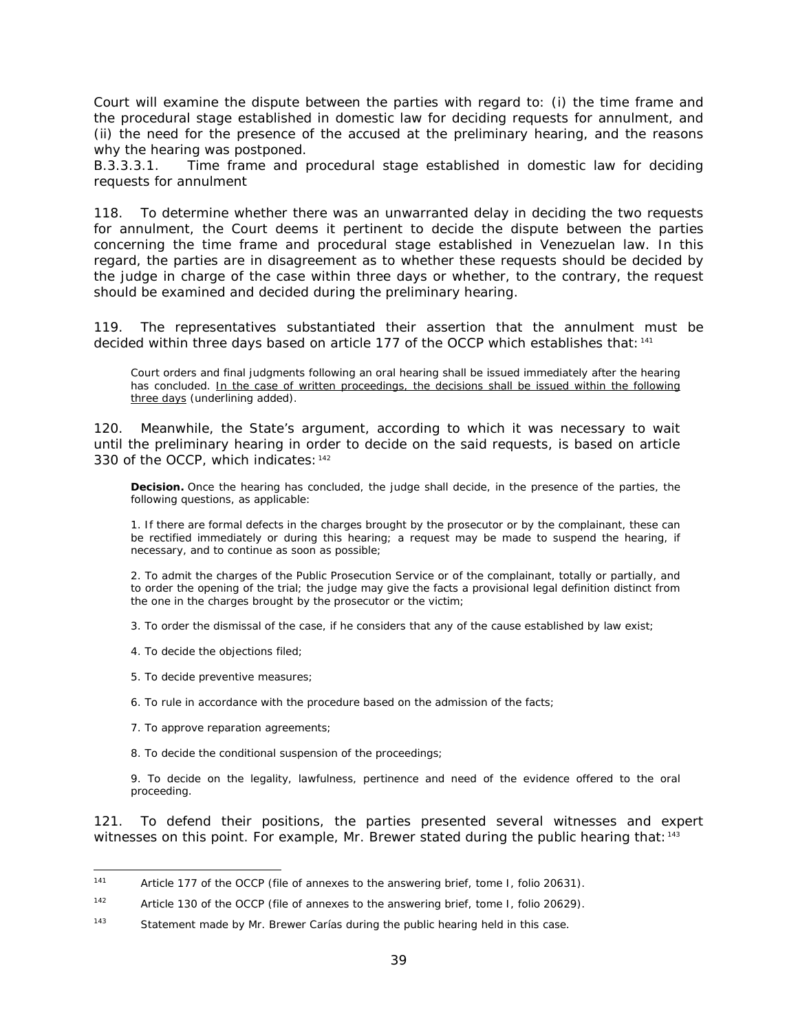Court will examine the dispute between the parties with regard to: (i) the time frame and the procedural stage established in domestic law for deciding requests for annulment, and (ii) the need for the presence of the accused at the preliminary hearing, and the reasons why the hearing was postponed.

B.3.3.3.1. *Time frame and procedural stage established in domestic law for deciding requests for annulment*

118. To determine whether there was an unwarranted delay in deciding the two requests for annulment, the Court deems it pertinent to decide the dispute between the parties concerning the time frame and procedural stage established in Venezuelan law. In this regard, the parties are in disagreement as to whether these requests should be decided by the judge in charge of the case within three days or whether, to the contrary, the request should be examined and decided during the preliminary hearing.

119. The representatives substantiated their assertion that the annulment must be decided within three days based on article 177 of the OCCP which establishes that:[141]

> Court orders and final judgments following an oral hearing shall be issued immediately after the hearing has concluded. <u>In the case of written proceedings, the decisions shall be issued within the following three days</u> (underlining added).

120. Meanwhile, the State's argument, according to which it was necessary to wait until the preliminary hearing in order to decide on the said requests, is based on article 330 of the OCCP, which indicates:[142]

> **Decision.** Once the hearing has concluded, the judge shall decide, in the presence of the parties, the following questions, as applicable:
>
> 1. If there are formal defects in the charges brought by the prosecutor or by the complainant, these can be rectified immediately or during this hearing; a request may be made to suspend the hearing, if necessary, and to continue as soon as possible;
>
> 2. To admit the charges of the Public Prosecution Service or of the complainant, totally or partially, and to order the opening of the trial; the judge may give the facts a provisional legal definition distinct from the one in the charges brought by the prosecutor or the victim;
>
> 3. To order the dismissal of the case, if he considers that any of the cause established by law exist;
>
> 4. To decide the objections filed;
>
> 5. To decide preventive measures;
>
> 6. To rule in accordance with the procedure based on the admission of the facts;
>
> 7. To approve reparation agreements;
>
> 8. To decide the conditional suspension of the proceedings;
>
> 9. To decide on the legality, lawfulness, pertinence and need of the evidence offered to the oral proceeding.

121. To defend their positions, the parties presented several witnesses and expert witnesses on this point. For example, Mr. Brewer stated during the public hearing that:[143]

---

[141] Article 177 of the OCCP (file of annexes to the answering brief, tome I, folio 20631).

[142] Article 130 of the OCCP (file of annexes to the answering brief, tome I, folio 20629).

[143] Statement made by Mr. Brewer Carías during the public hearing held in this case.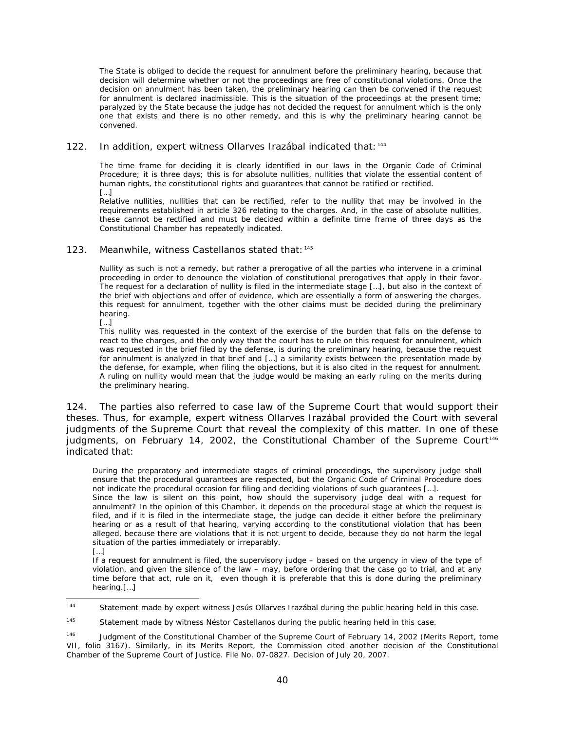> The State is obliged to decide the request for annulment before the preliminary hearing, because that decision will determine whether or not the proceedings are free of constitutional violations. Once the decision on annulment has been taken, the preliminary hearing can then be convened if the request for annulment is declared inadmissible. This is the situation of the proceedings at the present time; paralyzed by the State because the judge has not decided the request for annulment which is the only one that exists and there is no other remedy, and this is why the preliminary hearing cannot be convened.

122. In addition, expert witness Ollarves Irazábal indicated that:[144]

> The time frame for deciding it is clearly identified in our laws in the Organic Code of Criminal Procedure; it is three days; this is for absolute nullities, nullities that violate the essential content of human rights, the constitutional rights and guarantees that cannot be ratified or rectified.
> […]
> Relative nullities, nullities that can be rectified, refer to the nullity that may be involved in the requirements established in article 326 relating to the charges. And, in the case of absolute nullities, these cannot be rectified and must be decided within a definite time frame of three days as the Constitutional Chamber has repeatedly indicated.

123. Meanwhile, witness Castellanos stated that:[145]

> Nullity as such is not a remedy, but rather a prerogative of all the parties who intervene in a criminal proceeding in order to denounce the violation of constitutional prerogatives that apply in their favor. The request for a declaration of nullity is filed in the intermediate stage […], but also in the context of the brief with objections and offer of evidence, which are essentially a form of answering the charges, this request for annulment, together with the other claims must be decided during the preliminary hearing.
> […]
> This nullity was requested in the context of the exercise of the burden that falls on the defense to react to the charges, and the only way that the court has to rule on this request for annulment, which was requested in the brief filed by the defense, is during the preliminary hearing, because the request for annulment is analyzed in that brief and […] a similarity exists between the presentation made by the defense, for example, when filing the objections, but it is also cited in the request for annulment. A ruling on nullity would mean that the judge would be making an early ruling on the merits during the preliminary hearing.

124. The parties also referred to case law of the Supreme Court that would support their theses. Thus, for example, expert witness Ollarves Irazábal provided the Court with several judgments of the Supreme Court that reveal the complexity of this matter. In one of these judgments, on February 14, 2002, the Constitutional Chamber of the Supreme Court[146] indicated that:

> During the preparatory and intermediate stages of criminal proceedings, the supervisory judge shall ensure that the procedural guarantees are respected, but the Organic Code of Criminal Procedure does not indicate the procedural occasion for filing and deciding violations of such guarantees […].
> Since the law is silent on this point, how should the supervisory judge deal with a request for annulment? In the opinion of this Chamber, it depends on the procedural stage at which the request is filed, and if it is filed in the intermediate stage, the judge can decide it either before the preliminary hearing or as a result of that hearing, varying according to the constitutional violation that has been alleged, because there are violations that it is not urgent to decide, because they do not harm the legal situation of the parties immediately or irreparably.
> […]
> If a request for annulment is filed, the supervisory judge – based on the urgency in view of the type of violation, and given the silence of the law – may, before ordering that the case go to trial, and at any time before that act, rule on it, even though it is preferable that this is done during the preliminary hearing.[…]

---

[144] Statement made by expert witness Jesús Ollarves Irazábal during the public hearing held in this case.

[145] Statement made by witness Néstor Castellanos during the public hearing held in this case.

[146] Judgment of the Constitutional Chamber of the Supreme Court of February 14, 2002 (Merits Report, tome VII, folio 3167). Similarly, in its Merits Report, the Commission cited another decision of the Constitutional Chamber of the Supreme Court of Justice. File No. 07-0827. Decision of July 20, 2007.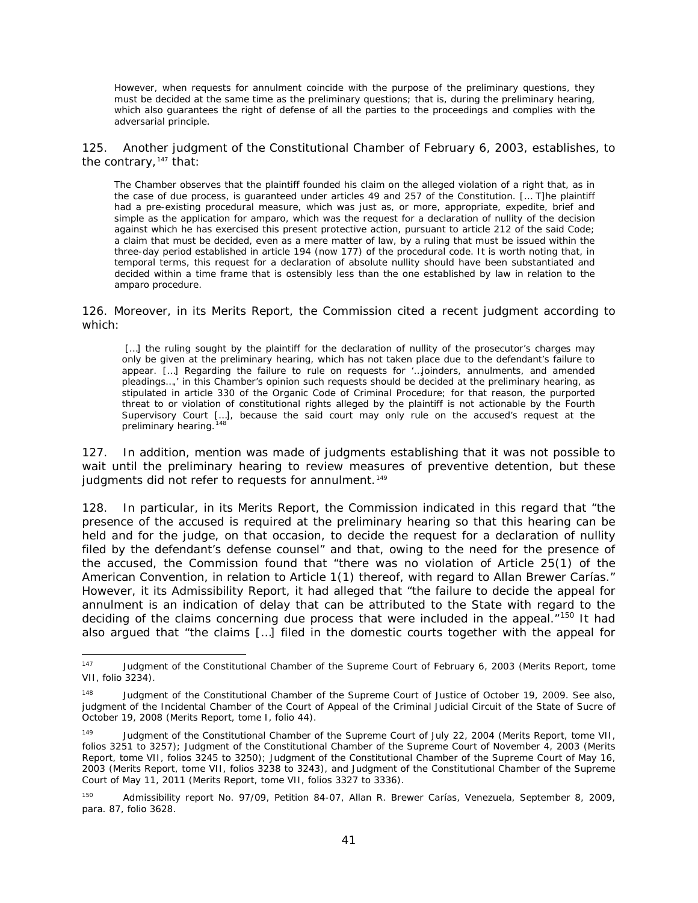> However, when requests for annulment coincide with the purpose of the preliminary questions, they must be decided at the same time as the preliminary questions; that is, during the preliminary hearing, which also guarantees the right of defense of all the parties to the proceedings and complies with the adversarial principle.

125. Another judgment of the Constitutional Chamber of February 6, 2003, establishes, to the contrary,[147] that:

> The Chamber observes that the plaintiff founded his claim on the alleged violation of a right that, as in the case of due process, is guaranteed under articles 49 and 257 of the Constitution. [… T]he plaintiff had a pre-existing procedural measure, which was just as, or more, appropriate, expedite, brief and simple as the application for amparo, which was the request for a declaration of nullity of the decision against which he has exercised this present protective action, pursuant to article 212 of the said Code; a claim that must be decided, even as a mere matter of law, by a ruling that must be issued within the three-day period established in article 194 (now 177) of the procedural code. It is worth noting that, in temporal terms, this request for a declaration of absolute nullity should have been substantiated and decided within a time frame that is ostensibly less than the one established by law in relation to the amparo procedure.

126. Moreover, in its Merits Report, the Commission cited a recent judgment according to which:

> […] the ruling sought by the plaintiff for the declaration of nullity of the prosecutor's charges may only be given at the preliminary hearing, which has not taken place due to the defendant's failure to appear. […] Regarding the failure to rule on requests for '…joinders, annulments, and amended pleadings…,' in this Chamber's opinion such requests should be decided at the preliminary hearing, as stipulated in article 330 of the Organic Code of Criminal Procedure; for that reason, the purported threat to or violation of constitutional rights alleged by the plaintiff is not actionable by the Fourth Supervisory Court […], because the said court may only rule on the accused's request at the preliminary hearing.[148]

127. In addition, mention was made of judgments establishing that it was not possible to wait until the preliminary hearing to review measures of preventive detention, but these judgments did not refer to requests for annulment.[149]

128. In particular, in its Merits Report, the Commission indicated in this regard that "the presence of the accused is required at the preliminary hearing so that this hearing can be held and for the judge, on that occasion, to decide the request for a declaration of nullity filed by the defendant's defense counsel" and that, owing to the need for the presence of the accused, the Commission found that "there was no violation of Article 25(1) of the American Convention, in relation to Article 1(1) thereof, with regard to Allan Brewer Carías." However, it its Admissibility Report, it had alleged that "the failure to decide the appeal for annulment is an indication of delay that can be attributed to the State with regard to the deciding of the claims concerning due process that were included in the appeal."[150] It had also argued that "the claims […] filed in the domestic courts together with the appeal for

---

[147] Judgment of the Constitutional Chamber of the Supreme Court of February 6, 2003 (Merits Report, tome VII, folio 3234).

[148] Judgment of the Constitutional Chamber of the Supreme Court of Justice of October 19, 2009. See also, judgment of the Incidental Chamber of the Court of Appeal of the Criminal Judicial Circuit of the State of Sucre of October 19, 2008 (Merits Report, tome I, folio 44).

[149] Judgment of the Constitutional Chamber of the Supreme Court of July 22, 2004 (Merits Report, tome VII, folios 3251 to 3257); Judgment of the Constitutional Chamber of the Supreme Court of November 4, 2003 (Merits Report, tome VII, folios 3245 to 3250); Judgment of the Constitutional Chamber of the Supreme Court of May 16, 2003 (Merits Report, tome VII, folios 3238 to 3243), and Judgment of the Constitutional Chamber of the Supreme Court of May 11, 2011 (Merits Report, tome VII, folios 3327 to 3336).

[150] Admissibility report No. 97/09, Petition 84-07, Allan R. Brewer Carías, Venezuela, September 8, 2009, para. 87, folio 3628.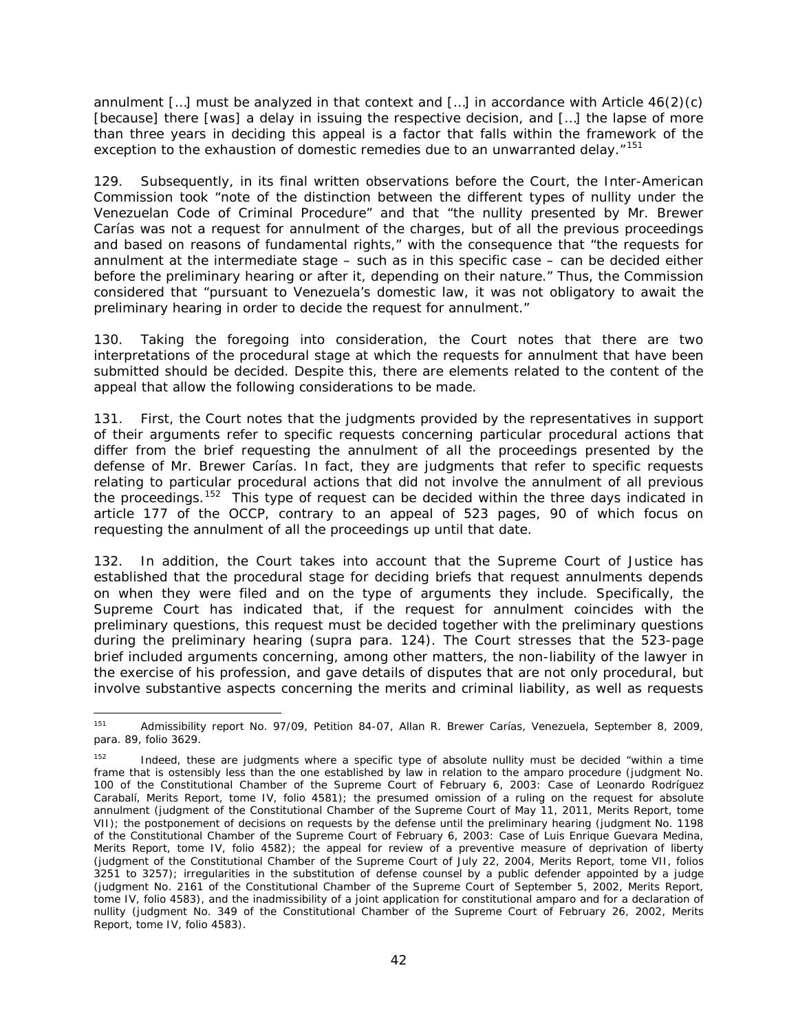annulment […] must be analyzed in that context and […] in accordance with Article 46(2)(c) [because] there [was] a delay in issuing the respective decision, and […] the lapse of more than three years in deciding this appeal is a factor that falls within the framework of the exception to the exhaustion of domestic remedies due to an unwarranted delay."[151]

129. Subsequently, in its final written observations before the Court, the Inter-American Commission took "note of the distinction between the different types of nullity under the Venezuelan Code of Criminal Procedure" and that "the nullity presented by Mr. Brewer Carías was not a request for annulment of the charges, but of all the previous proceedings and based on reasons of fundamental rights," with the consequence that "the requests for annulment at the intermediate stage – such as in this specific case – can be decided either before the preliminary hearing or after it, depending on their nature." Thus, the Commission considered that "pursuant to Venezuela's domestic law, it was not obligatory to await the preliminary hearing in order to decide the request for annulment."

130. Taking the foregoing into consideration, the Court notes that there are two interpretations of the procedural stage at which the requests for annulment that have been submitted should be decided. Despite this, there are elements related to the content of the appeal that allow the following considerations to be made.

131. First, the Court notes that the judgments provided by the representatives in support of their arguments refer to specific requests concerning particular procedural actions that differ from the brief requesting the annulment of all the proceedings presented by the defense of Mr. Brewer Carías. In fact, they are judgments that refer to specific requests relating to particular procedural actions that did not involve the annulment of all previous the proceedings.[152] This type of request can be decided within the three days indicated in article 177 of the OCCP, contrary to an appeal of 523 pages, 90 of which focus on requesting the annulment of all the proceedings up until that date.

132. In addition, the Court takes into account that the Supreme Court of Justice has established that the procedural stage for deciding briefs that request annulments depends on when they were filed and on the type of arguments they include. Specifically, the Supreme Court has indicated that, if the request for annulment coincides with the preliminary questions, this request must be decided together with the preliminary questions during the preliminary hearing (*supra* para. 124). The Court stresses that the 523-page brief included arguments concerning, among other matters, the non-liability of the lawyer in the exercise of his profession, and gave details of disputes that are not only procedural, but involve substantive aspects concerning the merits and criminal liability, as well as requests

---

[151] Admissibility report No. 97/09, Petition 84-07, Allan R. Brewer Carías, Venezuela, September 8, 2009, para. 89, folio 3629.

[152] Indeed, these are judgments where a specific type of absolute nullity must be decided "within a time frame that is ostensibly less than the one established by law in relation to the amparo procedure (judgment No. 100 of the Constitutional Chamber of the Supreme Court of February 6, 2003: Case of Leonardo Rodríguez Carabalí, Merits Report, tome IV, folio 4581); the presumed omission of a ruling on the request for absolute annulment (judgment of the Constitutional Chamber of the Supreme Court of May 11, 2011, Merits Report, tome VII); the postponement of decisions on requests by the defense until the preliminary hearing (judgment No. 1198 of the Constitutional Chamber of the Supreme Court of February 6, 2003: Case of Luis Enrique Guevara Medina, Merits Report, tome IV, folio 4582); the appeal for review of a preventive measure of deprivation of liberty (judgment of the Constitutional Chamber of the Supreme Court of July 22, 2004, Merits Report, tome VII, folios 3251 to 3257); irregularities in the substitution of defense counsel by a public defender appointed by a judge (judgment No. 2161 of the Constitutional Chamber of the Supreme Court of September 5, 2002, Merits Report, tome IV, folio 4583), and the inadmissibility of a joint application for constitutional amparo and for a declaration of nullity (judgment No. 349 of the Constitutional Chamber of the Supreme Court of February 26, 2002, Merits Report, tome IV, folio 4583).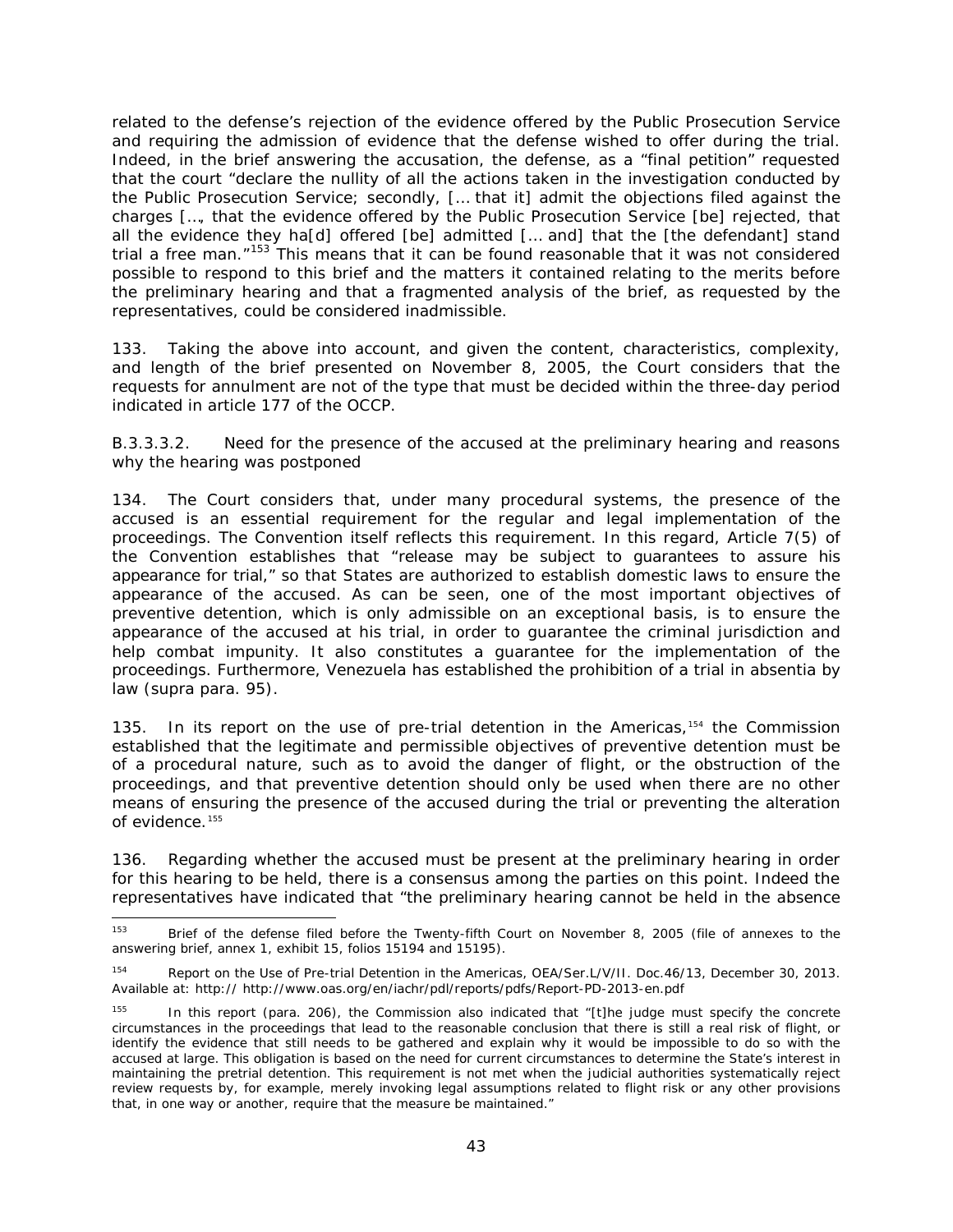related to the defense's rejection of the evidence offered by the Public Prosecution Service and requiring the admission of evidence that the defense wished to offer during the trial. Indeed, in the brief answering the accusation, the defense, as a "final petition" requested that the court "declare the nullity of all the actions taken in the investigation conducted by the Public Prosecution Service; secondly, [… that it] admit the objections filed against the charges […, that the evidence offered by the Public Prosecution Service [be] rejected, that all the evidence they ha[d] offered [be] admitted [… and] that the [the defendant] stand trial a free man."[153] This means that it can be found reasonable that it was not considered possible to respond to this brief and the matters it contained relating to the merits before the preliminary hearing and that a fragmented analysis of the brief, as requested by the representatives, could be considered inadmissible.

133. Taking the above into account, and given the content, characteristics, complexity, and length of the brief presented on November 8, 2005, the Court considers that the requests for annulment are not of the type that must be decided within the three-day period indicated in article 177 of the OCCP.

B.3.3.3.2. Need for the presence of the accused at the preliminary hearing and reasons why the hearing was postponed

134. The Court considers that, under many procedural systems, the presence of the accused is an essential requirement for the regular and legal implementation of the proceedings. The Convention itself reflects this requirement. In this regard, Article 7(5) of the Convention establishes that "release may be subject to guarantees to assure his appearance for trial," so that States are authorized to establish domestic laws to ensure the appearance of the accused. As can be seen, one of the most important objectives of preventive detention, which is only admissible on an exceptional basis, is to ensure the appearance of the accused at his trial, in order to guarantee the criminal jurisdiction and help combat impunity. It also constitutes a guarantee for the implementation of the proceedings. Furthermore, Venezuela has established the prohibition of a trial in absentia by law (*supra* para. 95).

135. In its report on the use of pre-trial detention in the Americas,[154] the Commission established that the legitimate and permissible objectives of preventive detention must be of a procedural nature, such as to avoid the danger of flight, or the obstruction of the proceedings, and that preventive detention should only be used when there are no other means of ensuring the presence of the accused during the trial or preventing the alteration of evidence.[155]

136. Regarding whether the accused must be present at the preliminary hearing in order for this hearing to be held, there is a consensus among the parties on this point. Indeed the representatives have indicated that "the preliminary hearing cannot be held in the absence

---

[153] Brief of the defense filed before the Twenty-fifth Court on November 8, 2005 (file of annexes to the answering brief, annex 1, exhibit 15, folios 15194 and 15195).

[154] Report on the Use of Pre-trial Detention in the Americas, OEA/Ser.L/V/II. Doc.46/13, December 30, 2013. Available at: http:// http://www.oas.org/en/iachr/pdl/reports/pdfs/Report-PD-2013-en.pdf

[155] In this report (para. 206), the Commission also indicated that "[t]he judge must specify the concrete circumstances in the proceedings that lead to the reasonable conclusion that there is still a real risk of flight, or identify the evidence that still needs to be gathered and explain why it would be impossible to do so with the accused at large. This obligation is based on the need for current circumstances to determine the State's interest in maintaining the pretrial detention. This requirement is not met when the judicial authorities systematically reject review requests by, for example, merely invoking legal assumptions related to flight risk or any other provisions that, in one way or another, require that the measure be maintained."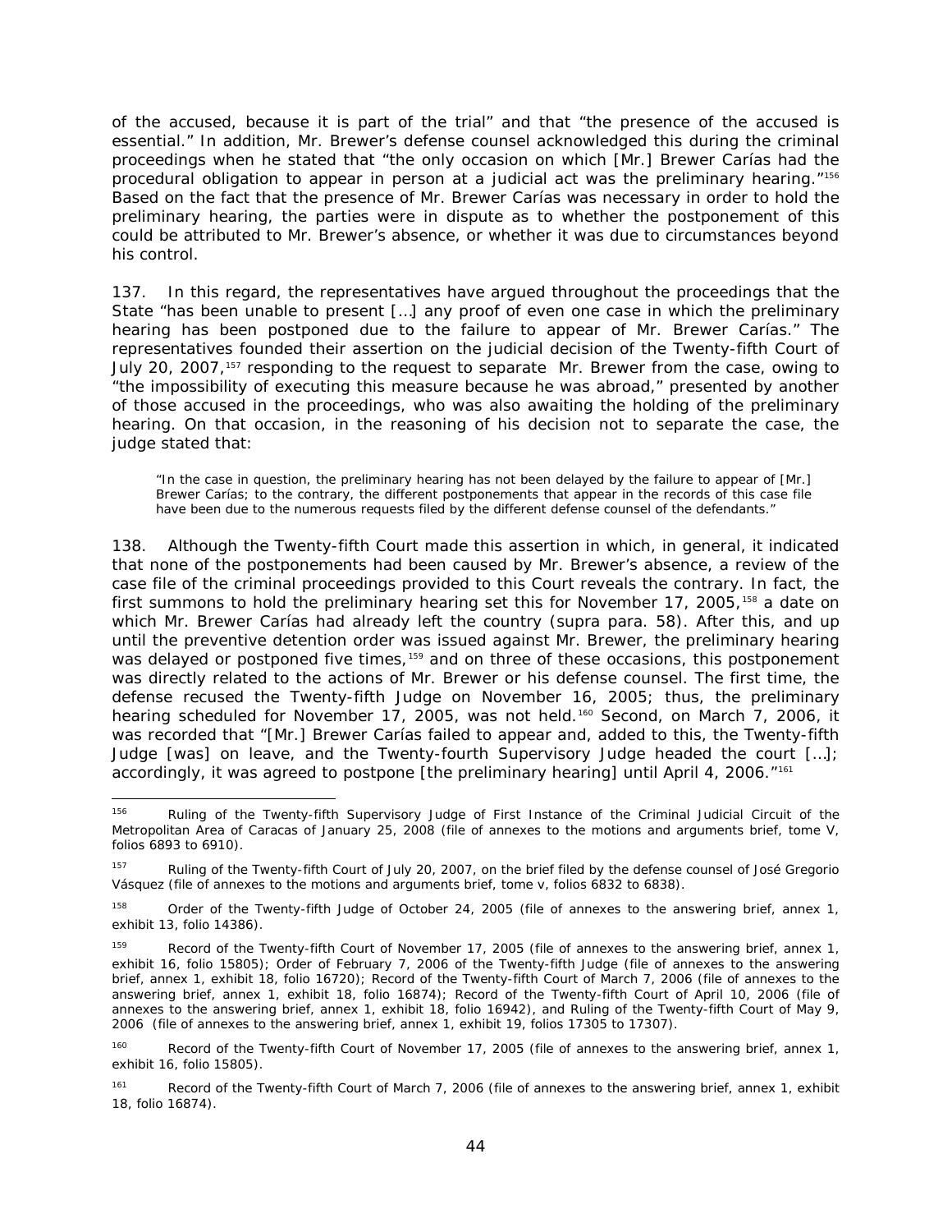of the accused, because it is part of the trial" and that "the presence of the accused is essential." In addition, Mr. Brewer's defense counsel acknowledged this during the criminal proceedings when he stated that "the only occasion on which [Mr.] Brewer Carías had the procedural obligation to appear in person at a judicial act was the preliminary hearing."[156] Based on the fact that the presence of Mr. Brewer Carías was necessary in order to hold the preliminary hearing, the parties were in dispute as to whether the postponement of this could be attributed to Mr. Brewer's absence, or whether it was due to circumstances beyond his control.

137. In this regard, the representatives have argued throughout the proceedings that the State "has been unable to present […] any proof of even one case in which the preliminary hearing has been postponed due to the failure to appear of Mr. Brewer Carías." The representatives founded their assertion on the judicial decision of the Twenty-fifth Court of July 20, 2007,[157] responding to the request to separate Mr. Brewer from the case, owing to "the impossibility of executing this measure because he was abroad," presented by another of those accused in the proceedings, who was also awaiting the holding of the preliminary hearing. On that occasion, in the reasoning of his decision not to separate the case, the judge stated that:

> "In the case in question, the preliminary hearing has not been delayed by the failure to appear of [Mr.] Brewer Carías; to the contrary, the different postponements that appear in the records of this case file have been due to the numerous requests filed by the different defense counsel of the defendants."

138. Although the Twenty-fifth Court made this assertion in which, in general, it indicated that none of the postponements had been caused by Mr. Brewer's absence, a review of the case file of the criminal proceedings provided to this Court reveals the contrary. In fact, the first summons to hold the preliminary hearing set this for November 17, 2005,[158] a date on which Mr. Brewer Carías had already left the country (supra para. 58). After this, and up until the preventive detention order was issued against Mr. Brewer, the preliminary hearing was delayed or postponed five times,[159] and on three of these occasions, this postponement was directly related to the actions of Mr. Brewer or his defense counsel. The first time, the defense recused the Twenty-fifth Judge on November 16, 2005; thus, the preliminary hearing scheduled for November 17, 2005, was not held.[160] Second, on March 7, 2006, it was recorded that "[Mr.] Brewer Carías failed to appear and, added to this, the Twenty-fifth Judge [was] on leave, and the Twenty-fourth Supervisory Judge headed the court […]; accordingly, it was agreed to postpone [the preliminary hearing] until April 4, 2006."[161]

---

[156] Ruling of the Twenty-fifth Supervisory Judge of First Instance of the Criminal Judicial Circuit of the Metropolitan Area of Caracas of January 25, 2008 (file of annexes to the motions and arguments brief, tome V, folios 6893 to 6910).

[157] Ruling of the Twenty-fifth Court of July 20, 2007, on the brief filed by the defense counsel of José Gregorio Vásquez (file of annexes to the motions and arguments brief, tome v, folios 6832 to 6838).

[158] Order of the Twenty-fifth Judge of October 24, 2005 (file of annexes to the answering brief, annex 1, exhibit 13, folio 14386).

[159] Record of the Twenty-fifth Court of November 17, 2005 (file of annexes to the answering brief, annex 1, exhibit 16, folio 15805); Order of February 7, 2006 of the Twenty-fifth Judge (file of annexes to the answering brief, annex 1, exhibit 18, folio 16720); Record of the Twenty-fifth Court of March 7, 2006 (file of annexes to the answering brief, annex 1, exhibit 18, folio 16874); Record of the Twenty-fifth Court of April 10, 2006 (file of annexes to the answering brief, annex 1, exhibit 18, folio 16942), and Ruling of the Twenty-fifth Court of May 9, 2006 (file of annexes to the answering brief, annex 1, exhibit 19, folios 17305 to 17307).

[160] Record of the Twenty-fifth Court of November 17, 2005 (file of annexes to the answering brief, annex 1, exhibit 16, folio 15805).

[161] Record of the Twenty-fifth Court of March 7, 2006 (file of annexes to the answering brief, annex 1, exhibit 18, folio 16874).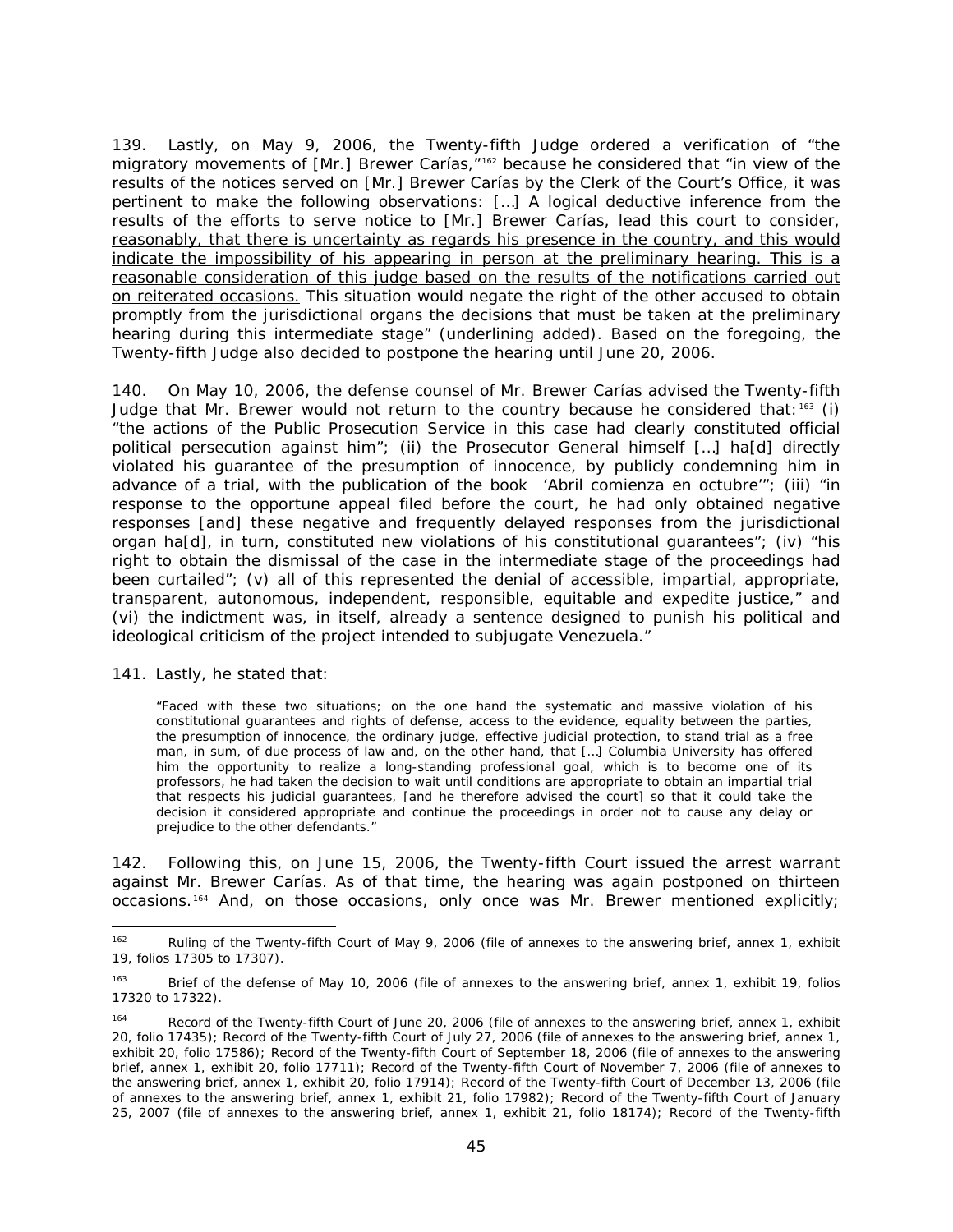139. Lastly, on May 9, 2006, the Twenty-fifth Judge ordered a verification of "the migratory movements of [Mr.] Brewer Carías,"[162] because he considered that "in view of the results of the notices served on [Mr.] Brewer Carías by the Clerk of the Court's Office, it was pertinent to make the following observations: […] <u>A logical deductive inference from the results of the efforts to serve notice to [Mr.] Brewer Carías, lead this court to consider, reasonably, that there is uncertainty as regards his presence in the country, and this would indicate the impossibility of his appearing in person at the preliminary hearing. This is a reasonable consideration of this judge based on the results of the notifications carried out on reiterated occasions.</u> This situation would negate the right of the other accused to obtain promptly from the jurisdictional organs the decisions that must be taken at the preliminary hearing during this intermediate stage" (underlining added). Based on the foregoing, the Twenty-fifth Judge also decided to postpone the hearing until June 20, 2006.

140. On May 10, 2006, the defense counsel of Mr. Brewer Carías advised the Twenty-fifth Judge that Mr. Brewer would not return to the country because he considered that:[163] (i) "the actions of the Public Prosecution Service in this case had clearly constituted official political persecution against him"; (ii) the Prosecutor General himself […] ha[d] directly violated his guarantee of the presumption of innocence, by publicly condemning him in advance of a trial, with the publication of the book 'Abril comienza en octubre'"; (iii) "in response to the opportune appeal filed before the court, he had only obtained negative responses [and] these negative and frequently delayed responses from the jurisdictional organ ha[d], in turn, constituted new violations of his constitutional guarantees"; (iv) "his right to obtain the dismissal of the case in the intermediate stage of the proceedings had been curtailed"; (v) all of this represented the denial of accessible, impartial, appropriate, transparent, autonomous, independent, responsible, equitable and expedite justice," and (vi) the indictment was, in itself, already a sentence designed to punish his political and ideological criticism of the project intended to subjugate Venezuela."

141. Lastly, he stated that:

> "Faced with these two situations; on the one hand the systematic and massive violation of his constitutional guarantees and rights of defense, access to the evidence, equality between the parties, the presumption of innocence, the ordinary judge, effective judicial protection, to stand trial as a free man, in sum, of due process of law and, on the other hand, that […] Columbia University has offered him the opportunity to realize a long-standing professional goal, which is to become one of its professors, he had taken the decision to wait until conditions are appropriate to obtain an impartial trial that respects his judicial guarantees, [and he therefore advised the court] so that it could take the decision it considered appropriate and continue the proceedings in order not to cause any delay or prejudice to the other defendants."

142. Following this, on June 15, 2006, the Twenty-fifth Court issued the arrest warrant against Mr. Brewer Carías. As of that time, the hearing was again postponed on thirteen occasions.[164] And, on those occasions, only once was Mr. Brewer mentioned explicitly;

---

[162] Ruling of the Twenty-fifth Court of May 9, 2006 (file of annexes to the answering brief, annex 1, exhibit 19, folios 17305 to 17307).

[163] Brief of the defense of May 10, 2006 (file of annexes to the answering brief, annex 1, exhibit 19, folios 17320 to 17322).

[164] Record of the Twenty-fifth Court of June 20, 2006 (file of annexes to the answering brief, annex 1, exhibit 20, folio 17435); Record of the Twenty-fifth Court of July 27, 2006 (file of annexes to the answering brief, annex 1, exhibit 20, folio 17586); Record of the Twenty-fifth Court of September 18, 2006 (file of annexes to the answering brief, annex 1, exhibit 20, folio 17711); Record of the Twenty-fifth Court of November 7, 2006 (file of annexes to the answering brief, annex 1, exhibit 20, folio 17914); Record of the Twenty-fifth Court of December 13, 2006 (file of annexes to the answering brief, annex 1, exhibit 21, folio 17982); Record of the Twenty-fifth Court of January 25, 2007 (file of annexes to the answering brief, annex 1, exhibit 21, folio 18174); Record of the Twenty-fifth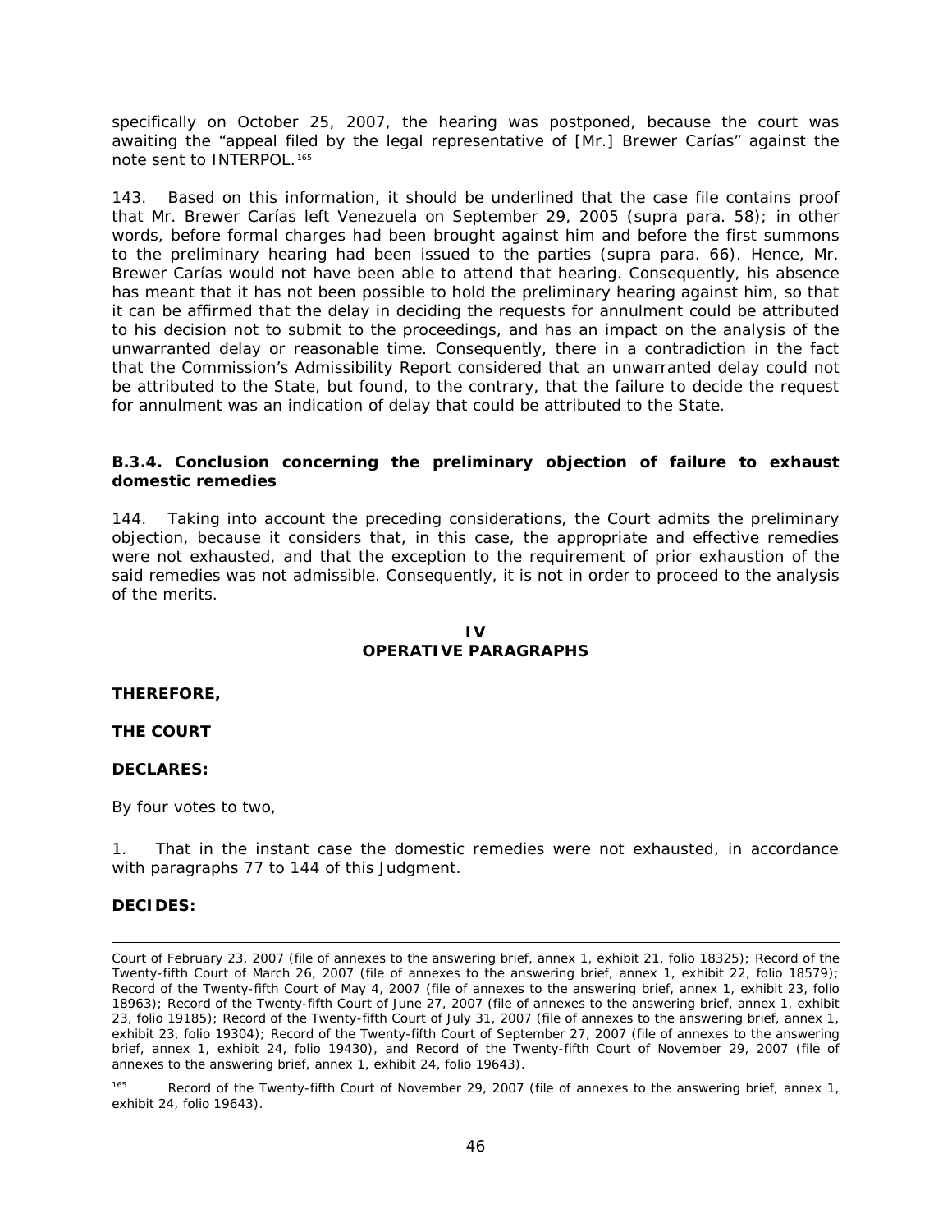specifically on October 25, 2007, the hearing was postponed, because the court was awaiting the "appeal filed by the legal representative of [Mr.] Brewer Carías" against the note sent to INTERPOL.[165]

143. Based on this information, it should be underlined that the case file contains proof that Mr. Brewer Carías left Venezuela on September 29, 2005 (supra para. 58); in other words, before formal charges had been brought against him and before the first summons to the preliminary hearing had been issued to the parties (supra para. 66). Hence, Mr. Brewer Carías would not have been able to attend that hearing. Consequently, his absence has meant that it has not been possible to hold the preliminary hearing against him, so that it can be affirmed that the delay in deciding the requests for annulment could be attributed to his decision not to submit to the proceedings, and has an impact on the analysis of the unwarranted delay or reasonable time. Consequently, there in a contradiction in the fact that the Commission's Admissibility Report considered that an unwarranted delay could not be attributed to the State, but found, to the contrary, that the failure to decide the request for annulment was an indication of delay that could be attributed to the State.

### B.3.4. Conclusion concerning the preliminary objection of failure to exhaust domestic remedies

144. Taking into account the preceding considerations, the Court admits the preliminary objection, because it considers that, in this case, the appropriate and effective remedies were not exhausted, and that the exception to the requirement of prior exhaustion of the said remedies was not admissible. Consequently, it is not in order to proceed to the analysis of the merits.

## IV
## OPERATIVE PARAGRAPHS

**THEREFORE,**

**THE COURT**

**DECLARES:**

By four votes to two,

1. That in the instant case the domestic remedies were not exhausted, in accordance with paragraphs 77 to 144 of this Judgment.

**DECIDES:**

---

Court of February 23, 2007 (file of annexes to the answering brief, annex 1, exhibit 21, folio 18325); Record of the Twenty-fifth Court of March 26, 2007 (file of annexes to the answering brief, annex 1, exhibit 22, folio 18579); Record of the Twenty-fifth Court of May 4, 2007 (file of annexes to the answering brief, annex 1, exhibit 23, folio 18963); Record of the Twenty-fifth Court of June 27, 2007 (file of annexes to the answering brief, annex 1, exhibit 23, folio 19185); Record of the Twenty-fifth Court of July 31, 2007 (file of annexes to the answering brief, annex 1, exhibit 23, folio 19304); Record of the Twenty-fifth Court of September 27, 2007 (file of annexes to the answering brief, annex 1, exhibit 24, folio 19430), and Record of the Twenty-fifth Court of November 29, 2007 (file of annexes to the answering brief, annex 1, exhibit 24, folio 19643).

[165] Record of the Twenty-fifth Court of November 29, 2007 (file of annexes to the answering brief, annex 1, exhibit 24, folio 19643).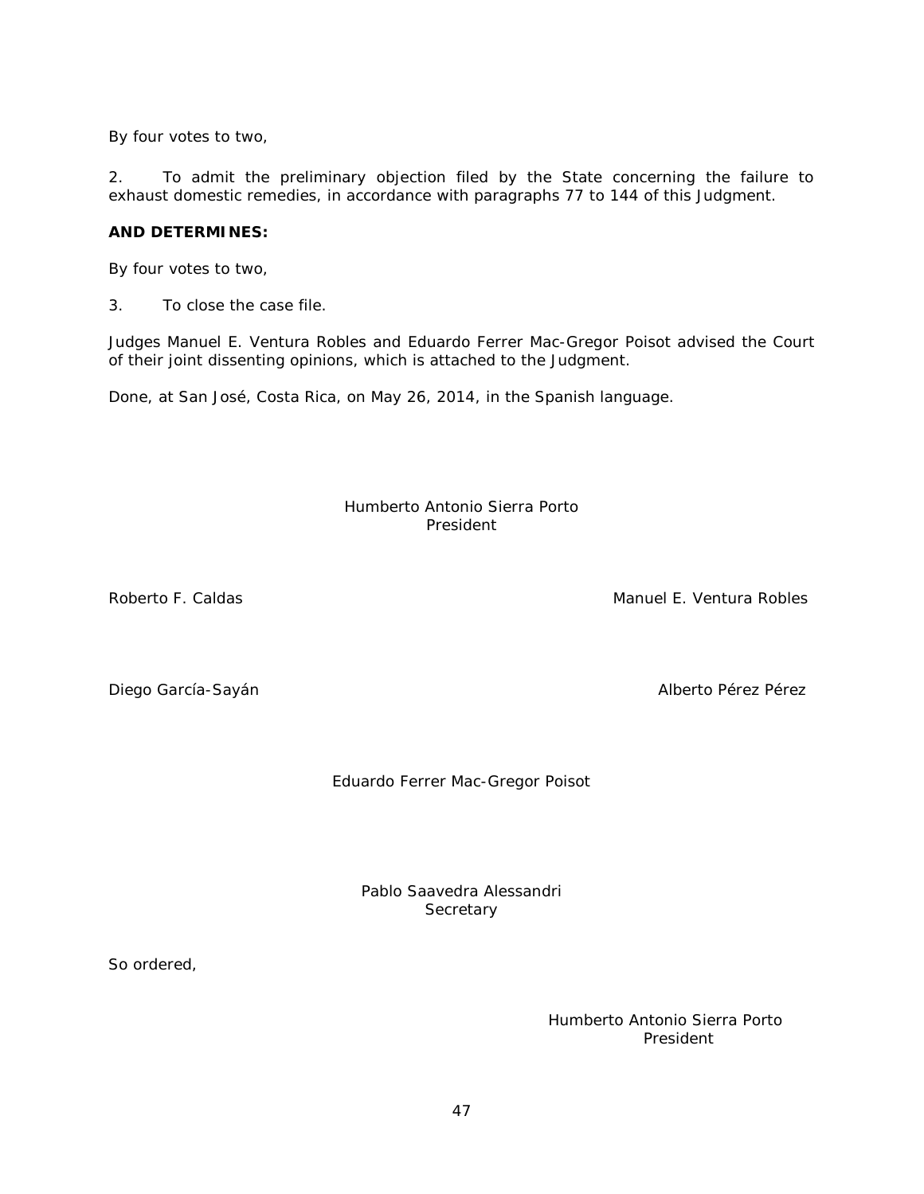By four votes to two,

2. To admit the preliminary objection filed by the State concerning the failure to exhaust domestic remedies, in accordance with paragraphs 77 to 144 of this Judgment.

**AND DETERMINES:**

By four votes to two,

3. To close the case file.

Judges Manuel E. Ventura Robles and Eduardo Ferrer Mac-Gregor Poisot advised the Court of their joint dissenting opinions, which is attached to the Judgment.

Done, at San José, Costa Rica, on May 26, 2014, in the Spanish language.

Humberto Antonio Sierra Porto
President

Roberto F. Caldas

Manuel E. Ventura Robles

Diego García-Sayán

Alberto Pérez Pérez

Eduardo Ferrer Mac-Gregor Poisot

Pablo Saavedra Alessandri
Secretary

So ordered,

Humberto Antonio Sierra Porto
President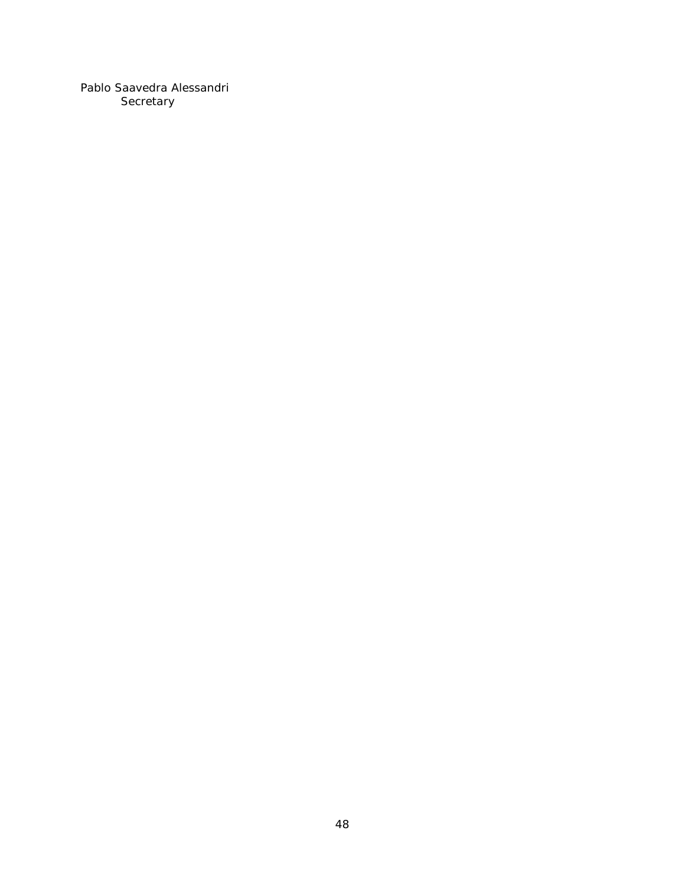Pablo Saavedra Alessandri
Secretary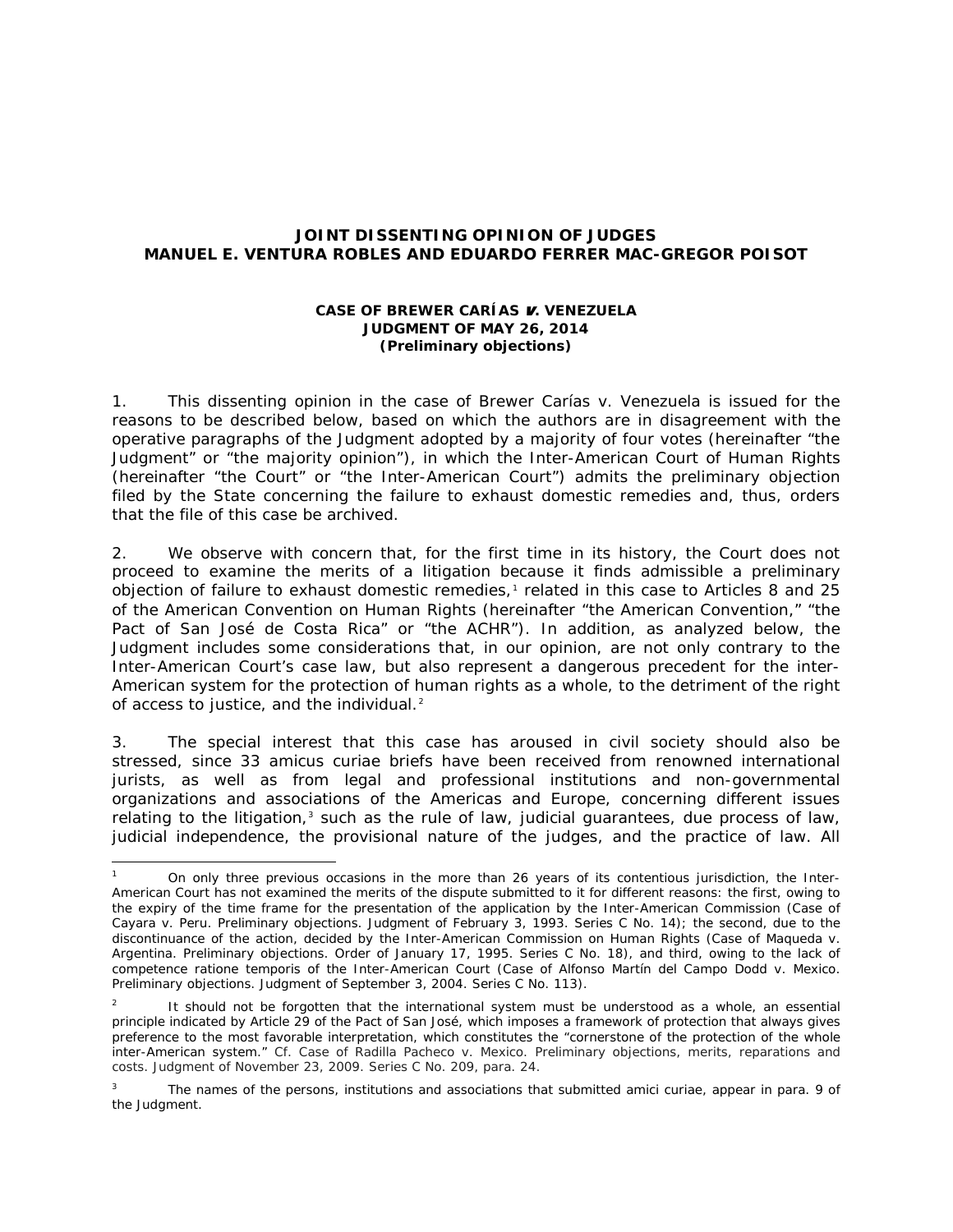**JOINT DISSENTING OPINION OF JUDGES MANUEL E. VENTURA ROBLES AND EDUARDO FERRER MAC-GREGOR POISOT**

**CASE OF BREWER CARÍAS *v.* VENEZUELA**
**JUDGMENT OF MAY 26, 2014**
**(Preliminary objections)**

1. This dissenting opinion in the case of Brewer Carías v. Venezuela is issued for the reasons to be described below, based on which the authors are in disagreement with the operative paragraphs of the Judgment adopted by a majority of four votes (hereinafter "the Judgment" or "the majority opinion"), in which the Inter-American Court of Human Rights (hereinafter "the Court" or "the Inter-American Court") admits the preliminary objection filed by the State concerning the failure to exhaust domestic remedies and, thus, orders that the file of this case be archived.

2. We observe with concern that, for the first time in its history, the Court does not proceed to examine the merits of a litigation because it finds admissible a preliminary objection of failure to exhaust domestic remedies,[1] related in this case to Articles 8 and 25 of the American Convention on Human Rights (hereinafter "the American Convention," "the Pact of San José de Costa Rica" or "the ACHR"). In addition, as analyzed below, the Judgment includes some considerations that, in our opinion, are not only contrary to the Inter-American Court's case law, but also represent a dangerous precedent for the inter-American system for the protection of human rights as a whole, to the detriment of the right of access to justice, and the individual.[2]

3. The special interest that this case has aroused in civil society should also be stressed, since 33 amicus curiae briefs have been received from renowned international jurists, as well as from legal and professional institutions and non-governmental organizations and associations of the Americas and Europe, concerning different issues relating to the litigation,[3] such as the rule of law, judicial guarantees, due process of law, judicial independence, the provisional nature of the judges, and the practice of law. All

---

[1] On only three previous occasions in the more than 26 years of its contentious jurisdiction, the Inter-American Court has not examined the merits of the dispute submitted to it for different reasons: the first, owing to the expiry of the time frame for the presentation of the application by the Inter-American Commission (Case of Cayara v. Peru. Preliminary objections. Judgment of February 3, 1993. Series C No. 14); the second, due to the discontinuance of the action, decided by the Inter-American Commission on Human Rights (Case of Maqueda v. Argentina. Preliminary objections. Order of January 17, 1995. Series C No. 18), and third, owing to the lack of competence ratione temporis of the Inter-American Court (Case of Alfonso Martín del Campo Dodd v. Mexico. Preliminary objections. Judgment of September 3, 2004. Series C No. 113).

[2] It should not be forgotten that the international system must be understood as a whole, an essential principle indicated by Article 29 of the Pact of San José, which imposes a framework of protection that always gives preference to the most favorable interpretation, which constitutes the "cornerstone of the protection of the whole inter-American system." *Cf.* Case of Radilla Pacheco v. Mexico. Preliminary objections, merits, reparations and costs. Judgment of November 23, 2009. Series C No. 209, para. 24.

[3] The names of the persons, institutions and associations that submitted amici curiae, appear in para. 9 of the Judgment.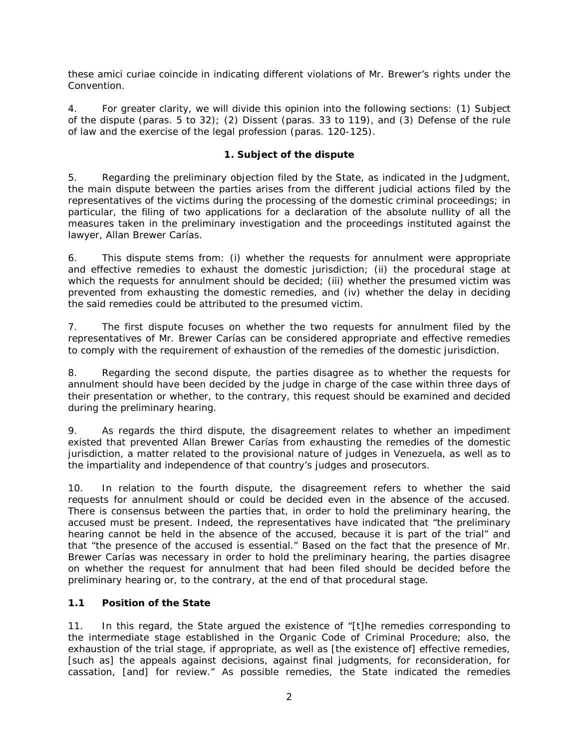these amici curiae coincide in indicating different violations of Mr. Brewer's rights under the Convention.

4. For greater clarity, we will divide this opinion into the following sections: (1) Subject of the dispute (paras. 5 to 32); (2) Dissent (paras. 33 to 119), and (3) Defense of the rule of law and the exercise of the legal profession (paras. 120-125).

## 1. Subject of the dispute

5. Regarding the preliminary objection filed by the State, as indicated in the Judgment, the main dispute between the parties arises from the different judicial actions filed by the representatives of the victims during the processing of the domestic criminal proceedings; in particular, the filing of two applications for a declaration of the absolute nullity of all the measures taken in the preliminary investigation and the proceedings instituted against the lawyer, Allan Brewer Carías.

6. This dispute stems from: (i) whether the requests for annulment were appropriate and effective remedies to exhaust the domestic jurisdiction; (ii) the procedural stage at which the requests for annulment should be decided; (iii) whether the presumed victim was prevented from exhausting the domestic remedies, and (iv) whether the delay in deciding the said remedies could be attributed to the presumed victim.

7. The first dispute focuses on whether the two requests for annulment filed by the representatives of Mr. Brewer Carías can be considered appropriate and effective remedies to comply with the requirement of exhaustion of the remedies of the domestic jurisdiction.

8. Regarding the second dispute, the parties disagree as to whether the requests for annulment should have been decided by the judge in charge of the case within three days of their presentation or whether, to the contrary, this request should be examined and decided during the preliminary hearing.

9. As regards the third dispute, the disagreement relates to whether an impediment existed that prevented Allan Brewer Carías from exhausting the remedies of the domestic jurisdiction, a matter related to the provisional nature of judges in Venezuela, as well as to the impartiality and independence of that country's judges and prosecutors.

10. In relation to the fourth dispute, the disagreement refers to whether the said requests for annulment should or could be decided even in the absence of the accused. There is consensus between the parties that, in order to hold the preliminary hearing, the accused must be present. Indeed, the representatives have indicated that "the preliminary hearing cannot be held in the absence of the accused, because it is part of the trial" and that "the presence of the accused is essential." Based on the fact that the presence of Mr. Brewer Carías was necessary in order to hold the preliminary hearing, the parties disagree on whether the request for annulment that had been filed should be decided before the preliminary hearing or, to the contrary, at the end of that procedural stage.

### 1.1 Position of the State

11. In this regard, the State argued the existence of "[t]he remedies corresponding to the intermediate stage established in the Organic Code of Criminal Procedure; also, the exhaustion of the trial stage, if appropriate, as well as [the existence of] effective remedies, [such as] the appeals against decisions, against final judgments, for reconsideration, for cassation, [and] for review." As possible remedies, the State indicated the remedies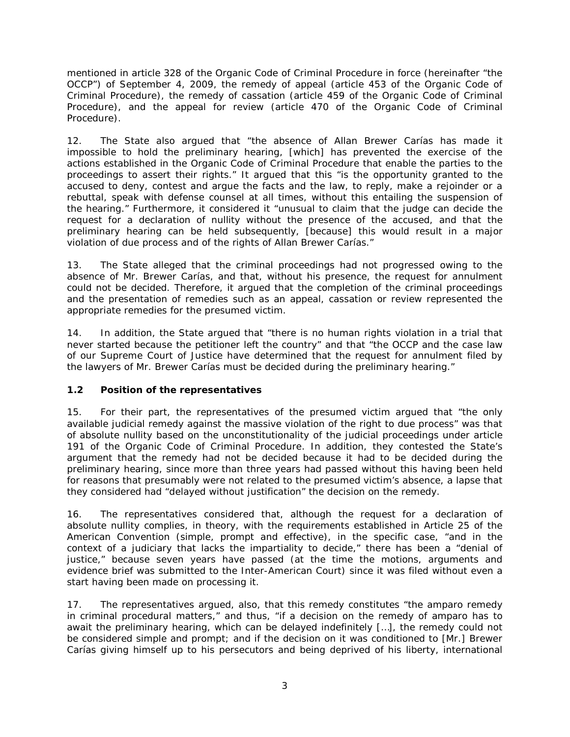mentioned in article 328 of the Organic Code of Criminal Procedure in force (hereinafter "the OCCP") of September 4, 2009, the remedy of appeal (article 453 of the Organic Code of Criminal Procedure), the remedy of cassation (article 459 of the Organic Code of Criminal Procedure), and the appeal for review (article 470 of the Organic Code of Criminal Procedure).

12. The State also argued that "the absence of Allan Brewer Carías has made it impossible to hold the preliminary hearing, [which] has prevented the exercise of the actions established in the Organic Code of Criminal Procedure that enable the parties to the proceedings to assert their rights." It argued that this "is the opportunity granted to the accused to deny, contest and argue the facts and the law, to reply, make a rejoinder or a rebuttal, speak with defense counsel at all times, without this entailing the suspension of the hearing." Furthermore, it considered it "unusual to claim that the judge can decide the request for a declaration of nullity without the presence of the accused, and that the preliminary hearing can be held subsequently, [because] this would result in a major violation of due process and of the rights of Allan Brewer Carías."

13. The State alleged that the criminal proceedings had not progressed owing to the absence of Mr. Brewer Carías, and that, without his presence, the request for annulment could not be decided. Therefore, it argued that the completion of the criminal proceedings and the presentation of remedies such as an appeal, cassation or review represented the appropriate remedies for the presumed victim.

14. In addition, the State argued that "there is no human rights violation in a trial that never started because the petitioner left the country" and that "the OCCP and the case law of our Supreme Court of Justice have determined that the request for annulment filed by the lawyers of Mr. Brewer Carías must be decided during the preliminary hearing."

### 1.2 Position of the representatives

15. For their part, the representatives of the presumed victim argued that "the only available judicial remedy against the massive violation of the right to due process" was that of absolute nullity based on the unconstitutionality of the judicial proceedings under article 191 of the Organic Code of Criminal Procedure. In addition, they contested the State's argument that the remedy had not be decided because it had to be decided during the preliminary hearing, since more than three years had passed without this having been held for reasons that presumably were not related to the presumed victim's absence, a lapse that they considered had "delayed without justification" the decision on the remedy.

16. The representatives considered that, although the request for a declaration of absolute nullity complies, in theory, with the requirements established in Article 25 of the American Convention (simple, prompt and effective), in the specific case, "and in the context of a judiciary that lacks the impartiality to decide," there has been a "denial of justice," because seven years have passed (at the time the motions, arguments and evidence brief was submitted to the Inter-American Court) since it was filed without even a start having been made on processing it.

17. The representatives argued, also, that this remedy constitutes "the amparo remedy in criminal procedural matters," and thus, "if a decision on the remedy of amparo has to await the preliminary hearing, which can be delayed indefinitely […], the remedy could not be considered simple and prompt; and if the decision on it was conditioned to [Mr.] Brewer Carías giving himself up to his persecutors and being deprived of his liberty, international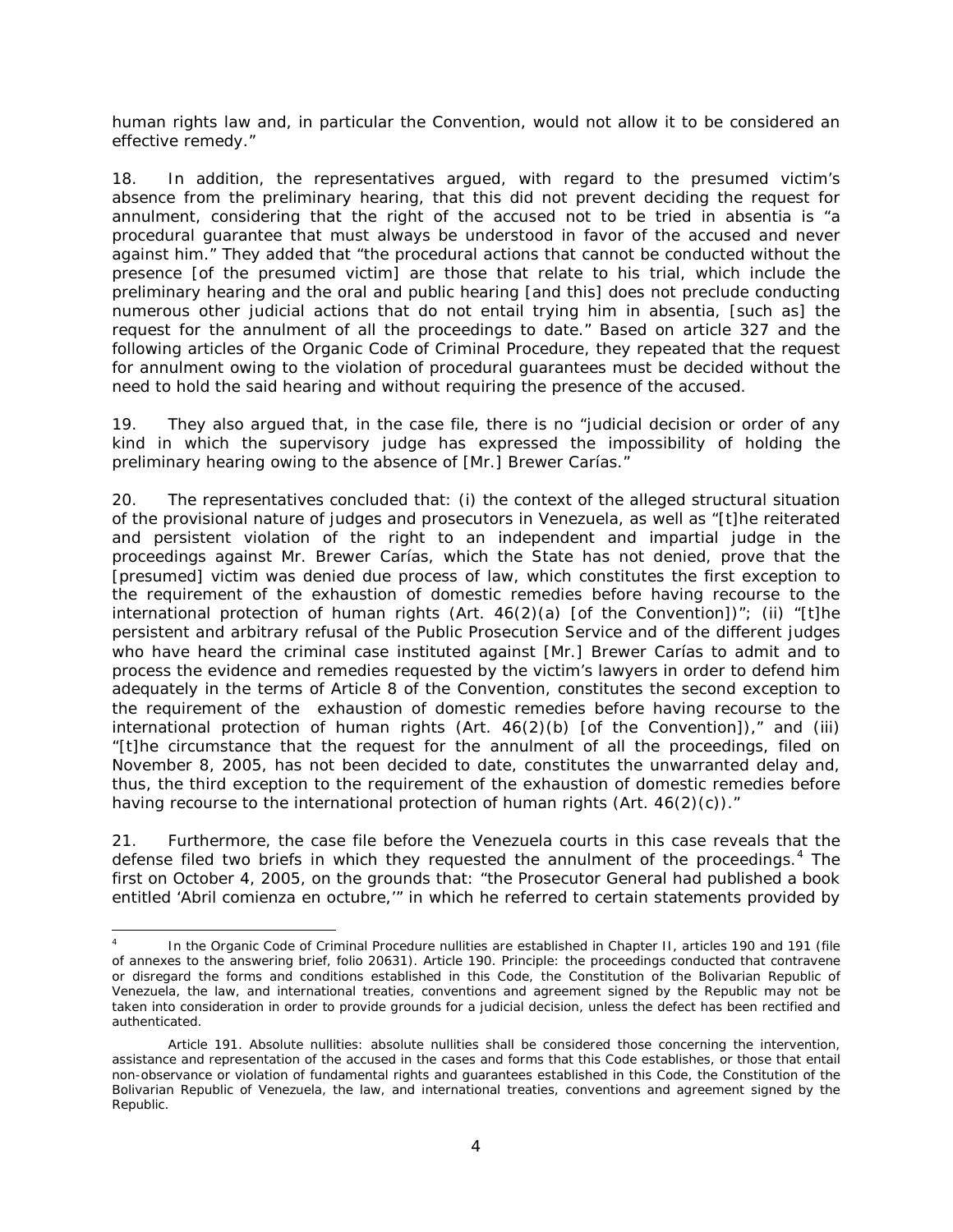human rights law and, in particular the Convention, would not allow it to be considered an effective remedy."

18. In addition, the representatives argued, with regard to the presumed victim's absence from the preliminary hearing, that this did not prevent deciding the request for annulment, considering that the right of the accused not to be tried in absentia is "a procedural guarantee that must always be understood in favor of the accused and never against him." They added that "the procedural actions that cannot be conducted without the presence [of the presumed victim] are those that relate to his trial, which include the preliminary hearing and the oral and public hearing [and this] does not preclude conducting numerous other judicial actions that do not entail trying him in absentia, [such as] the request for the annulment of all the proceedings to date." Based on article 327 and the following articles of the Organic Code of Criminal Procedure, they repeated that the request for annulment owing to the violation of procedural guarantees must be decided without the need to hold the said hearing and without requiring the presence of the accused.

19. They also argued that, in the case file, there is no "judicial decision or order of any kind in which the supervisory judge has expressed the impossibility of holding the preliminary hearing owing to the absence of [Mr.] Brewer Carías."

20. The representatives concluded that: (i) the context of the alleged structural situation of the provisional nature of judges and prosecutors in Venezuela, as well as "[t]he reiterated and persistent violation of the right to an independent and impartial judge in the proceedings against Mr. Brewer Carías, which the State has not denied, prove that the [presumed] victim was denied due process of law, which constitutes the first exception to the requirement of the exhaustion of domestic remedies before having recourse to the international protection of human rights (Art. 46(2)(a) [of the Convention])"; (ii) "[t]he persistent and arbitrary refusal of the Public Prosecution Service and of the different judges who have heard the criminal case instituted against [Mr.] Brewer Carías to admit and to process the evidence and remedies requested by the victim's lawyers in order to defend him adequately in the terms of Article 8 of the Convention, constitutes the second exception to the requirement of the exhaustion of domestic remedies before having recourse to the international protection of human rights (Art. 46(2)(b) [of the Convention])," and (iii) "[t]he circumstance that the request for the annulment of all the proceedings, filed on November 8, 2005, has not been decided to date, constitutes the unwarranted delay and, thus, the third exception to the requirement of the exhaustion of domestic remedies before having recourse to the international protection of human rights (Art. 46(2)(c))."

21. Furthermore, the case file before the Venezuela courts in this case reveals that the defense filed two briefs in which they requested the annulment of the proceedings.[4] The first on October 4, 2005, on the grounds that: "the Prosecutor General had published a book entitled 'Abril comienza en octubre,'" in which he referred to certain statements provided by

---

[4] In the Organic Code of Criminal Procedure nullities are established in Chapter II, articles 190 and 191 (file of annexes to the answering brief, folio 20631). Article 190. Principle: the proceedings conducted that contravene or disregard the forms and conditions established in this Code, the Constitution of the Bolivarian Republic of Venezuela, the law, and international treaties, conventions and agreement signed by the Republic may not be taken into consideration in order to provide grounds for a judicial decision, unless the defect has been rectified and authenticated.

Article 191. Absolute nullities: absolute nullities shall be considered those concerning the intervention, assistance and representation of the accused in the cases and forms that this Code establishes, or those that entail non-observance or violation of fundamental rights and guarantees established in this Code, the Constitution of the Bolivarian Republic of Venezuela, the law, and international treaties, conventions and agreement signed by the Republic.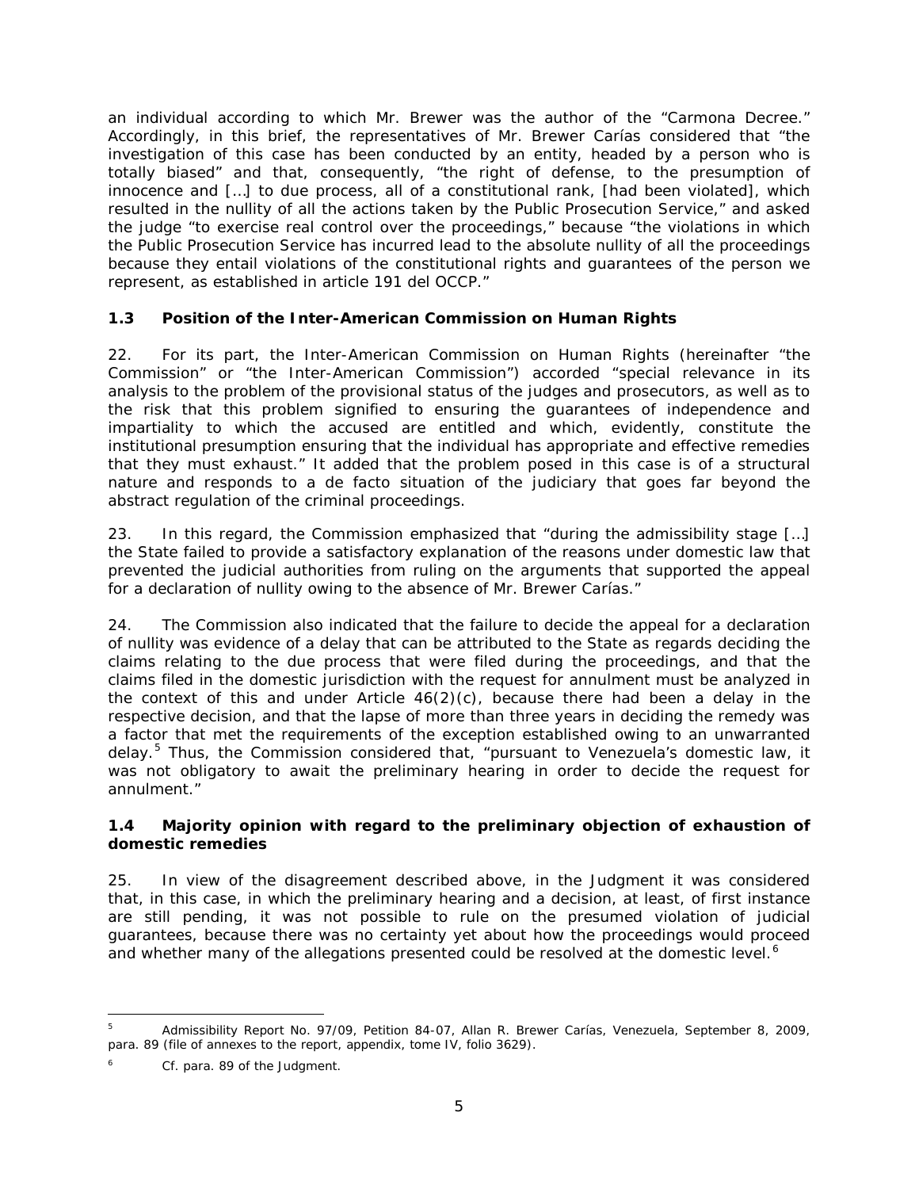an individual according to which Mr. Brewer was the author of the "Carmona Decree." Accordingly, in this brief, the representatives of Mr. Brewer Carías considered that "the investigation of this case has been conducted by an entity, headed by a person who is totally biased" and that, consequently, "the right of defense, to the presumption of innocence and […] to due process, all of a constitutional rank, [had been violated], which resulted in the nullity of all the actions taken by the Public Prosecution Service," and asked the judge "to exercise real control over the proceedings," because "the violations in which the Public Prosecution Service has incurred lead to the absolute nullity of all the proceedings because they entail violations of the constitutional rights and guarantees of the person we represent, as established in article 191 del OCCP."

### 1.3 Position of the Inter-American Commission on Human Rights

22. For its part, the Inter-American Commission on Human Rights (hereinafter "the Commission" or "the Inter-American Commission") accorded "special relevance in its analysis to the problem of the provisional status of the judges and prosecutors, as well as to the risk that this problem signified to ensuring the guarantees of independence and impartiality to which the accused are entitled and which, evidently, constitute the institutional presumption ensuring that the individual has appropriate and effective remedies that they must exhaust." It added that the problem posed in this case is of a structural nature and responds to a de facto situation of the judiciary that goes far beyond the abstract regulation of the criminal proceedings.

23. In this regard, the Commission emphasized that "during the admissibility stage […] the State failed to provide a satisfactory explanation of the reasons under domestic law that prevented the judicial authorities from ruling on the arguments that supported the appeal for a declaration of nullity owing to the absence of Mr. Brewer Carías."

24. The Commission also indicated that the failure to decide the appeal for a declaration of nullity was evidence of a delay that can be attributed to the State as regards deciding the claims relating to the due process that were filed during the proceedings, and that the claims filed in the domestic jurisdiction with the request for annulment must be analyzed in the context of this and under Article 46(2)(c), because there had been a delay in the respective decision, and that the lapse of more than three years in deciding the remedy was a factor that met the requirements of the exception established owing to an unwarranted delay.[5] Thus, the Commission considered that, "pursuant to Venezuela's domestic law, it was not obligatory to await the preliminary hearing in order to decide the request for annulment."

### 1.4 Majority opinion with regard to the preliminary objection of exhaustion of domestic remedies

25. In view of the disagreement described above, in the Judgment it was considered that, in this case, in which the preliminary hearing and a decision, at least, of first instance are still pending, it was not possible to rule on the presumed violation of judicial guarantees, because there was no certainty yet about how the proceedings would proceed and whether many of the allegations presented could be resolved at the domestic level.[6]

---

[5] Admissibility Report No. 97/09, Petition 84-07, Allan R. Brewer Carías, Venezuela, September 8, 2009, para. 89 (file of annexes to the report, appendix, tome IV, folio 3629).

[6] *Cf.* para. 89 of the Judgment.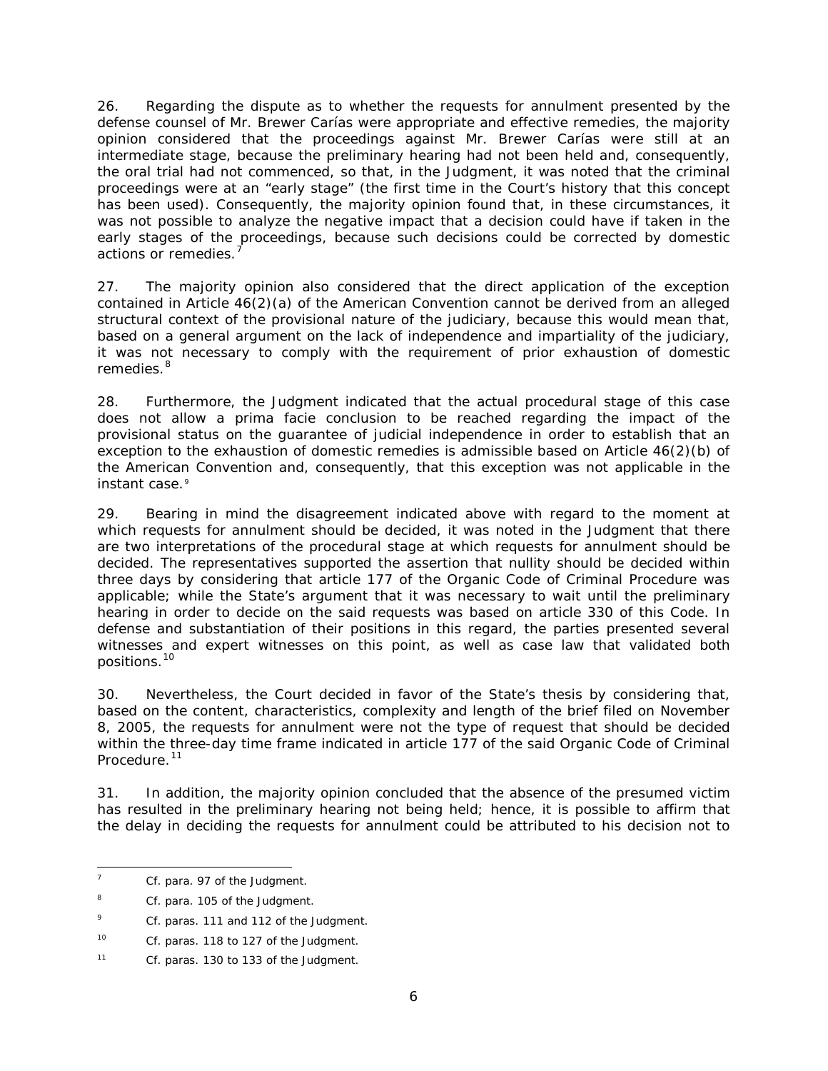26. Regarding the dispute as to whether the requests for annulment presented by the defense counsel of Mr. Brewer Carías were appropriate and effective remedies, the majority opinion considered that the proceedings against Mr. Brewer Carías were still at an intermediate stage, because the preliminary hearing had not been held and, consequently, the oral trial had not commenced, so that, in the Judgment, it was noted that the criminal proceedings were at an "early stage" (the first time in the Court's history that this concept has been used). Consequently, the majority opinion found that, in these circumstances, it was not possible to analyze the negative impact that a decision could have if taken in the early stages of the proceedings, because such decisions could be corrected by domestic actions or remedies.[7]

27. The majority opinion also considered that the direct application of the exception contained in Article 46(2)(a) of the American Convention cannot be derived from an alleged structural context of the provisional nature of the judiciary, because this would mean that, based on a general argument on the lack of independence and impartiality of the judiciary, it was not necessary to comply with the requirement of prior exhaustion of domestic remedies.[8]

28. Furthermore, the Judgment indicated that the actual procedural stage of this case does not allow a prima facie conclusion to be reached regarding the impact of the provisional status on the guarantee of judicial independence in order to establish that an exception to the exhaustion of domestic remedies is admissible based on Article 46(2)(b) of the American Convention and, consequently, that this exception was not applicable in the instant case.[9]

29. Bearing in mind the disagreement indicated above with regard to the moment at which requests for annulment should be decided, it was noted in the Judgment that there are two interpretations of the procedural stage at which requests for annulment should be decided. The representatives supported the assertion that nullity should be decided within three days by considering that article 177 of the Organic Code of Criminal Procedure was applicable; while the State's argument that it was necessary to wait until the preliminary hearing in order to decide on the said requests was based on article 330 of this Code. In defense and substantiation of their positions in this regard, the parties presented several witnesses and expert witnesses on this point, as well as case law that validated both positions.[10]

30. Nevertheless, the Court decided in favor of the State's thesis by considering that, based on the content, characteristics, complexity and length of the brief filed on November 8, 2005, the requests for annulment were not the type of request that should be decided within the three-day time frame indicated in article 177 of the said Organic Code of Criminal Procedure.[11]

31. In addition, the majority opinion concluded that the absence of the presumed victim has resulted in the preliminary hearing not being held; hence, it is possible to affirm that the delay in deciding the requests for annulment could be attributed to his decision not to

---

[7] Cf. para. 97 of the Judgment.

[8] Cf. para. 105 of the Judgment.

[9] Cf. paras. 111 and 112 of the Judgment.

[10] Cf. paras. 118 to 127 of the Judgment.

[11] Cf. paras. 130 to 133 of the Judgment.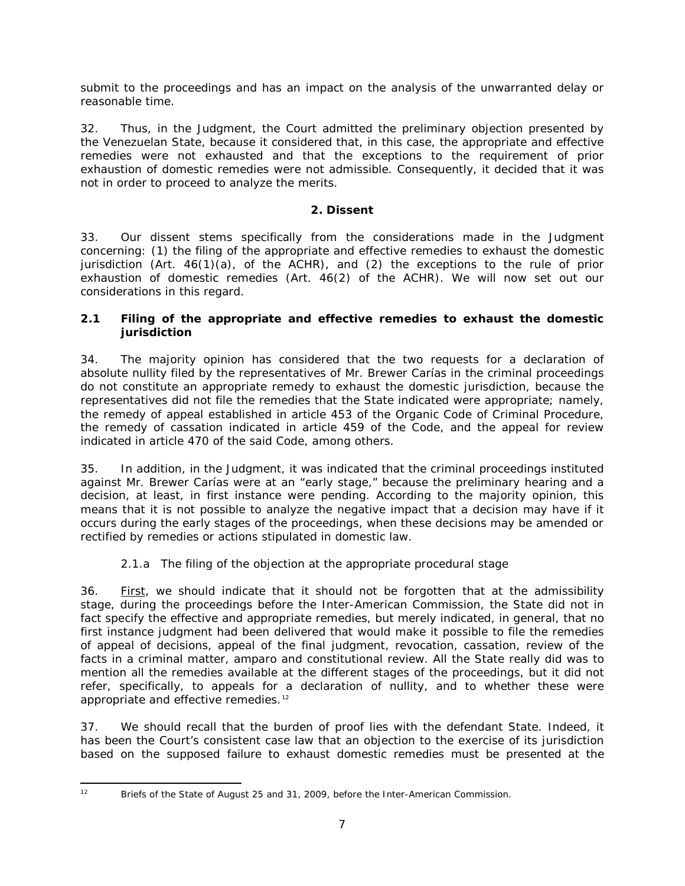submit to the proceedings and has an impact on the analysis of the unwarranted delay or reasonable time.

32. Thus, in the Judgment, the Court admitted the preliminary objection presented by the Venezuelan State, because it considered that, in this case, the appropriate and effective remedies were not exhausted and that the exceptions to the requirement of prior exhaustion of domestic remedies were not admissible. Consequently, it decided that it was not in order to proceed to analyze the merits.

## 2. Dissent

33. Our dissent stems specifically from the considerations made in the Judgment concerning: (1) the filing of the appropriate and effective remedies to exhaust the domestic jurisdiction (Art. 46(1)(a), of the ACHR), and (2) the exceptions to the rule of prior exhaustion of domestic remedies (Art. 46(2) of the ACHR). We will now set out our considerations in this regard.

### 2.1 Filing of the appropriate and effective remedies to exhaust the domestic jurisdiction

34. The majority opinion has considered that the two requests for a declaration of absolute nullity filed by the representatives of Mr. Brewer Carías in the criminal proceedings do not constitute an appropriate remedy to exhaust the domestic jurisdiction, because the representatives did not file the remedies that the State indicated were appropriate; namely, the remedy of appeal established in article 453 of the Organic Code of Criminal Procedure, the remedy of cassation indicated in article 459 of the Code, and the appeal for review indicated in article 470 of the said Code, among others.

35. In addition, in the Judgment, it was indicated that the criminal proceedings instituted against Mr. Brewer Carías were at an "early stage," because the preliminary hearing and a decision, at least, in first instance were pending. According to the majority opinion, this means that it is not possible to analyze the negative impact that a decision may have if it occurs during the early stages of the proceedings, when these decisions may be amended or rectified by remedies or actions stipulated in domestic law.

#### 2.1.a The filing of the objection at the appropriate procedural stage

36. First, we should indicate that it should not be forgotten that at the admissibility stage, during the proceedings before the Inter-American Commission, the State did not in fact specify the effective and appropriate remedies, but merely indicated, in general, that no first instance judgment had been delivered that would make it possible to file the remedies of appeal of decisions, appeal of the final judgment, revocation, cassation, review of the facts in a criminal matter, amparo and constitutional review. All the State really did was to mention all the remedies available at the different stages of the proceedings, but it did not refer, specifically, to appeals for a declaration of nullity, and to whether these were appropriate and effective remedies.[12]

37. We should recall that the burden of proof lies with the defendant State. Indeed, it has been the Court's consistent case law that an objection to the exercise of its jurisdiction based on the supposed failure to exhaust domestic remedies must be presented at the

[12] Briefs of the State of August 25 and 31, 2009, before the Inter-American Commission.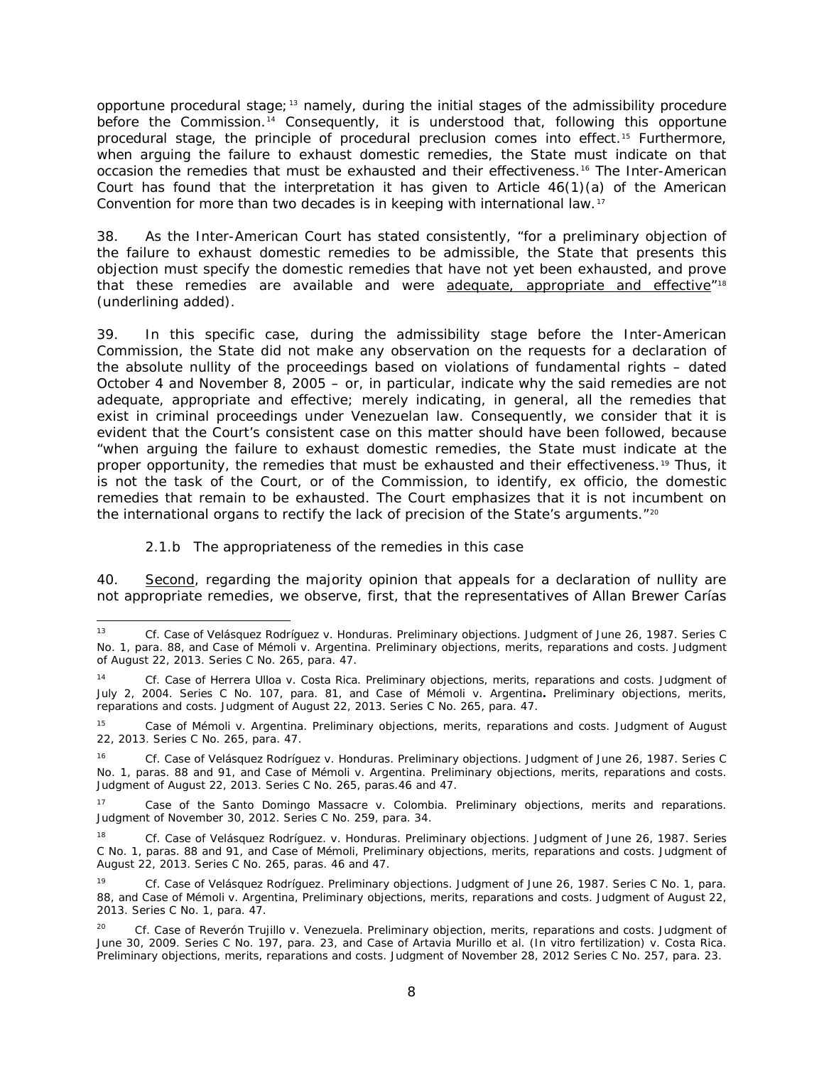opportune procedural stage;[13] namely, during the initial stages of the admissibility procedure before the Commission.[14] Consequently, it is understood that, following this opportune procedural stage, the principle of procedural preclusion comes into effect.[15] Furthermore, when arguing the failure to exhaust domestic remedies, the State must indicate on that occasion the remedies that must be exhausted and their effectiveness.[16] The Inter-American Court has found that the interpretation it has given to Article 46(1)(a) of the American Convention for more than two decades is in keeping with international law.[17]

38. As the Inter-American Court has stated consistently, "for a preliminary objection of the failure to exhaust domestic remedies to be admissible, the State that presents this objection must specify the domestic remedies that have not yet been exhausted, and prove that these remedies are available and were <u>adequate, appropriate and effective</u>"[18] (underlining added).

39. In this specific case, during the admissibility stage before the Inter-American Commission, the State did not make any observation on the requests for a declaration of the absolute nullity of the proceedings based on violations of fundamental rights – dated October 4 and November 8, 2005 – or, in particular, indicate why the said remedies are not adequate, appropriate and effective; merely indicating, in general, all the remedies that exist in criminal proceedings under Venezuelan law. Consequently, we consider that it is evident that the Court's consistent case on this matter should have been followed, because "when arguing the failure to exhaust domestic remedies, the State must indicate at the proper opportunity, the remedies that must be exhausted and their effectiveness.[19] Thus, it is not the task of the Court, or of the Commission, to identify, ex officio, the domestic remedies that remain to be exhausted. The Court emphasizes that it is not incumbent on the international organs to rectify the lack of precision of the State's arguments."[20]

2.1.b The appropriateness of the remedies in this case

40. <u>Second</u>, regarding the majority opinion that appeals for a declaration of nullity are not appropriate remedies, we observe, first, that the representatives of Allan Brewer Carías

---

[13] *Cf. Case of Velásquez Rodríguez v. Honduras. Preliminary objections.* Judgment of June 26, 1987. Series C No. 1, para. 88, and *Case of Mémoli v. Argentina. Preliminary objections, merits, reparations and costs.* Judgment of August 22, 2013. Series C No. 265, para. 47.

[14] *Cf. Case of Herrera Ulloa v. Costa Rica. Preliminary objections, merits, reparations and costs.* Judgment of July 2, 2004. Series C No. 107, para. 81, and *Case of Mémoli v. Argentina. Preliminary objections, merits, reparations and costs.* Judgment of August 22, 2013. Series C No. 265, para. 47.

[15] *Case of Mémoli v. Argentina. Preliminary objections, merits, reparations and costs.* Judgment of August 22, 2013. Series C No. 265, para. 47.

[16] *Cf. Case of Velásquez Rodríguez v. Honduras. Preliminary objections.* Judgment of June 26, 1987. Series C No. 1, paras. 88 and 91, and *Case of Mémoli v. Argentina. Preliminary objections, merits, reparations and costs.* Judgment of August 22, 2013. Series C No. 265, paras.46 and 47.

[17] *Case of the Santo Domingo Massacre v. Colombia. Preliminary objections, merits and reparations.* Judgment of November 30, 2012. Series C No. 259, para. 34.

[18] *Cf. Case of Velásquez Rodríguez. v. Honduras. Preliminary objections.* Judgment of June 26, 1987. Series C No. 1, paras. 88 and 91, and *Case of Mémoli, Preliminary objections, merits, reparations and costs.* Judgment of August 22, 2013. Series C No. 265, paras. 46 and 47.

[19] *Cf. Case of Velásquez Rodríguez. Preliminary objections.* Judgment of June 26, 1987. Series C No. 1, para. 88, and *Case of Mémoli v. Argentina, Preliminary objections, merits, reparations and costs.* Judgment of August 22, 2013. Series C No. 1, para. 47.

[20] *Cf. Case of Reverón Trujillo v. Venezuela. Preliminary objection, merits, reparations and costs.* Judgment of June 30, 2009. Series C No. 197, para. 23, and *Case of Artavia Murillo et al. (In vitro fertilization) v. Costa Rica. Preliminary objections, merits, reparations and costs.* Judgment of November 28, 2012 Series C No. 257, para. 23.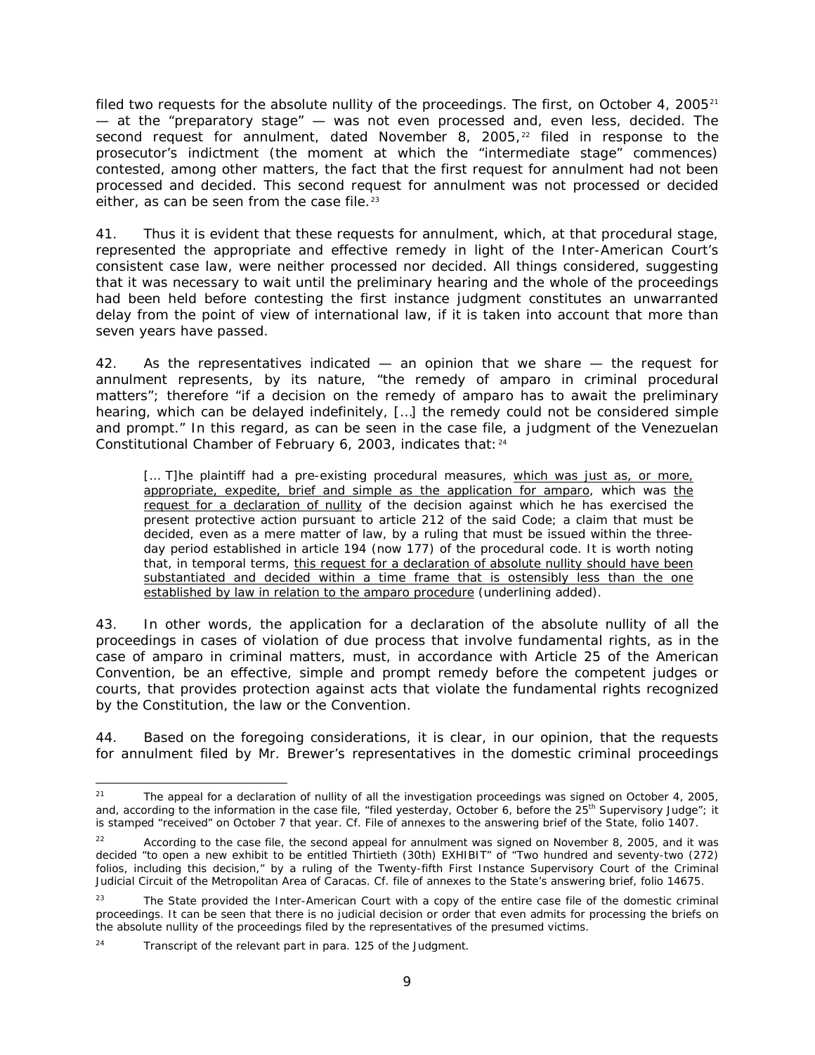filed two requests for the absolute nullity of the proceedings. The first, on October 4, 2005[21] — at the "preparatory stage" — was not even processed and, even less, decided. The second request for annulment, dated November 8, 2005,[22] filed in response to the prosecutor's indictment (the moment at which the "intermediate stage" commences) contested, among other matters, the fact that the first request for annulment had not been processed and decided. This second request for annulment was not processed or decided either, as can be seen from the case file.[23]

41. Thus it is evident that these requests for annulment, which, at that procedural stage, represented the appropriate and effective remedy in light of the Inter-American Court's consistent case law, were neither processed nor decided. All things considered, suggesting that it was necessary to wait until the preliminary hearing and the whole of the proceedings had been held before contesting the first instance judgment constitutes an unwarranted delay from the point of view of international law, if it is taken into account that more than seven years have passed.

42. As the representatives indicated — an opinion that we share — the request for annulment represents, by its nature, "the remedy of amparo in criminal procedural matters"; therefore "if a decision on the remedy of amparo has to await the preliminary hearing, which can be delayed indefinitely, […] the remedy could not be considered simple and prompt." In this regard, as can be seen in the case file, a judgment of the Venezuelan Constitutional Chamber of February 6, 2003, indicates that:[24]

> [… T]he plaintiff had a pre-existing procedural measures, <u>which was just as, or more, appropriate, expedite, brief and simple as the application for amparo</u>, which was <u>the request for a declaration of nullity</u> of the decision against which he has exercised the present protective action pursuant to article 212 of the said Code; a claim that must be decided, even as a mere matter of law, by a ruling that must be issued within the three-day period established in article 194 (now 177) of the procedural code. It is worth noting that, in temporal terms, <u>this request for a declaration of absolute nullity should have been substantiated and decided within a time frame that is ostensibly less than the one established by law in relation to the amparo procedure</u> (underlining added).

43. In other words, the application for a declaration of the absolute nullity of all the proceedings in cases of violation of due process that involve fundamental rights, as in the case of amparo in criminal matters, must, in accordance with Article 25 of the American Convention, be an effective, simple and prompt remedy before the competent judges or courts, that provides protection against acts that violate the fundamental rights recognized by the Constitution, the law or the Convention.

44. Based on the foregoing considerations, it is clear, in our opinion, that the requests for annulment filed by Mr. Brewer's representatives in the domestic criminal proceedings

---

[21] The appeal for a declaration of nullity of all the investigation proceedings was signed on October 4, 2005, and, according to the information in the case file, "filed yesterday, October 6, before the 25th Supervisory Judge"; it is stamped "received" on October 7 that year. Cf. File of annexes to the answering brief of the State, folio 1407.

[22] According to the case file, the second appeal for annulment was signed on November 8, 2005, and it was decided "to open a new exhibit to be entitled Thirtieth (30th) EXHIBIT" of "Two hundred and seventy-two (272) folios, including this decision," by a ruling of the Twenty-fifth First Instance Supervisory Court of the Criminal Judicial Circuit of the Metropolitan Area of Caracas. Cf. file of annexes to the State's answering brief, folio 14675.

[23] The State provided the Inter-American Court with a copy of the entire case file of the domestic criminal proceedings. It can be seen that there is no judicial decision or order that even admits for processing the briefs on the absolute nullity of the proceedings filed by the representatives of the presumed victims.

[24] Transcript of the relevant part in para. 125 of the Judgment.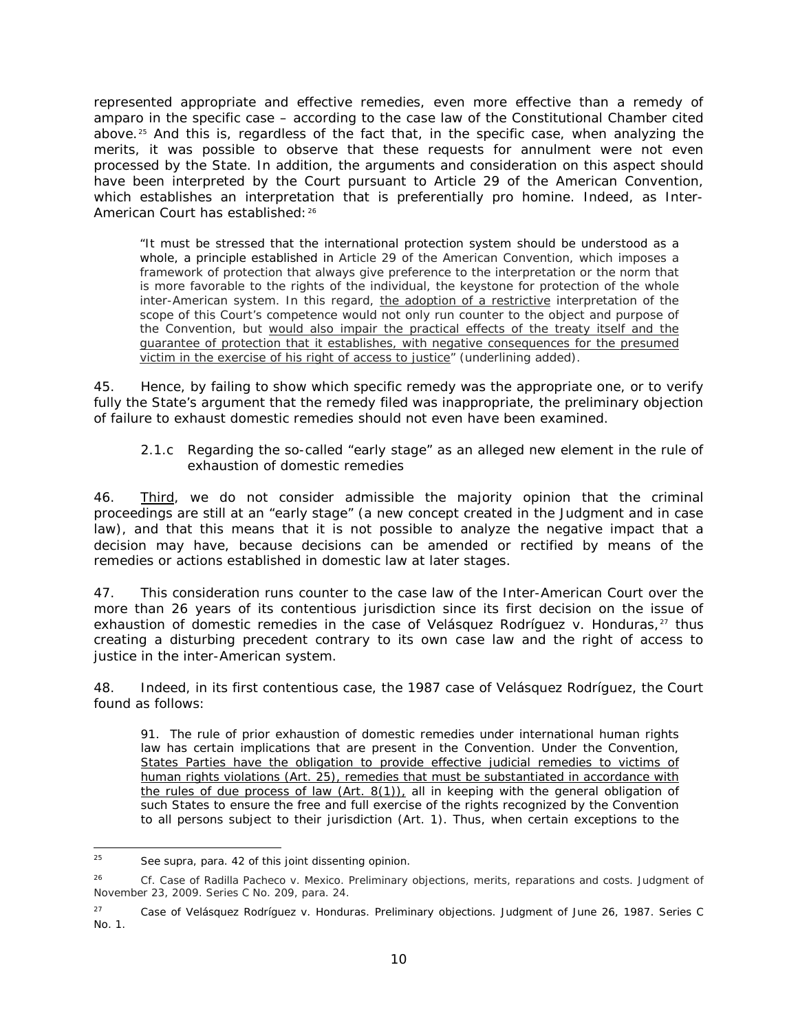represented appropriate and effective remedies, even more effective than a remedy of amparo in the specific case – according to the case law of the Constitutional Chamber cited above.[25] And this is, regardless of the fact that, in the specific case, when analyzing the merits, it was possible to observe that these requests for annulment were not even processed by the State. In addition, the arguments and consideration on this aspect should have been interpreted by the Court pursuant to Article 29 of the American Convention, which establishes an interpretation that is preferentially pro homine. Indeed, as Inter-American Court has established:[26]

> "It must be stressed that the international protection system should be understood as a whole, a principle established in Article 29 of the American Convention, which imposes a framework of protection that always give preference to the interpretation or the norm that is more favorable to the rights of the individual, the keystone for protection of the whole inter-American system. In this regard, <u>the adoption of a restrictive</u> interpretation of the scope of this Court's competence would not only run counter to the object and purpose of the Convention, but <u>would also impair the practical effects of the treaty itself and the guarantee of protection that it establishes, with negative consequences for the presumed victim in the exercise of his right of access to justice</u>" (underlining added).

45. Hence, by failing to show which specific remedy was the appropriate one, or to verify fully the State's argument that the remedy filed was inappropriate, the preliminary objection of failure to exhaust domestic remedies should not even have been examined.

2.1.c Regarding the so-called "early stage" as an alleged new element in the rule of exhaustion of domestic remedies

46. <u>Third</u>, we do not consider admissible the majority opinion that the criminal proceedings are still at an "early stage" (a new concept created in the Judgment and in case law), and that this means that it is not possible to analyze the negative impact that a decision may have, because decisions can be amended or rectified by means of the remedies or actions established in domestic law at later stages.

47. This consideration runs counter to the case law of the Inter-American Court over the more than 26 years of its contentious jurisdiction since its first decision on the issue of exhaustion of domestic remedies in the case of *Velásquez Rodríguez v. Honduras*,[27] thus creating a disturbing precedent contrary to its own case law and the right of access to justice in the inter-American system.

48. Indeed, in its first contentious case, the 1987 case of *Velásquez Rodríguez*, the Court found as follows:

> 91. The rule of prior exhaustion of domestic remedies under international human rights law has certain implications that are present in the Convention. Under the Convention, <u>States Parties have the obligation to provide effective judicial remedies to victims of human rights violations (Art. 25), remedies that must be substantiated in accordance with the rules of due process of law (Art. 8(1)),</u> all in keeping with the general obligation of such States to ensure the free and full exercise of the rights recognized by the Convention to all persons subject to their jurisdiction (Art. 1). Thus, when certain exceptions to the

---

[25] *See supra*, para. 42 of this joint dissenting opinion.

[26] *Cf. Case of Radilla Pacheco v. Mexico. Preliminary objections, merits, reparations and costs.* Judgment of November 23, 2009. Series C No. 209, para. 24.

[27] *Case of Velásquez Rodríguez v. Honduras. Preliminary objections.* Judgment of June 26, 1987. Series C No. 1.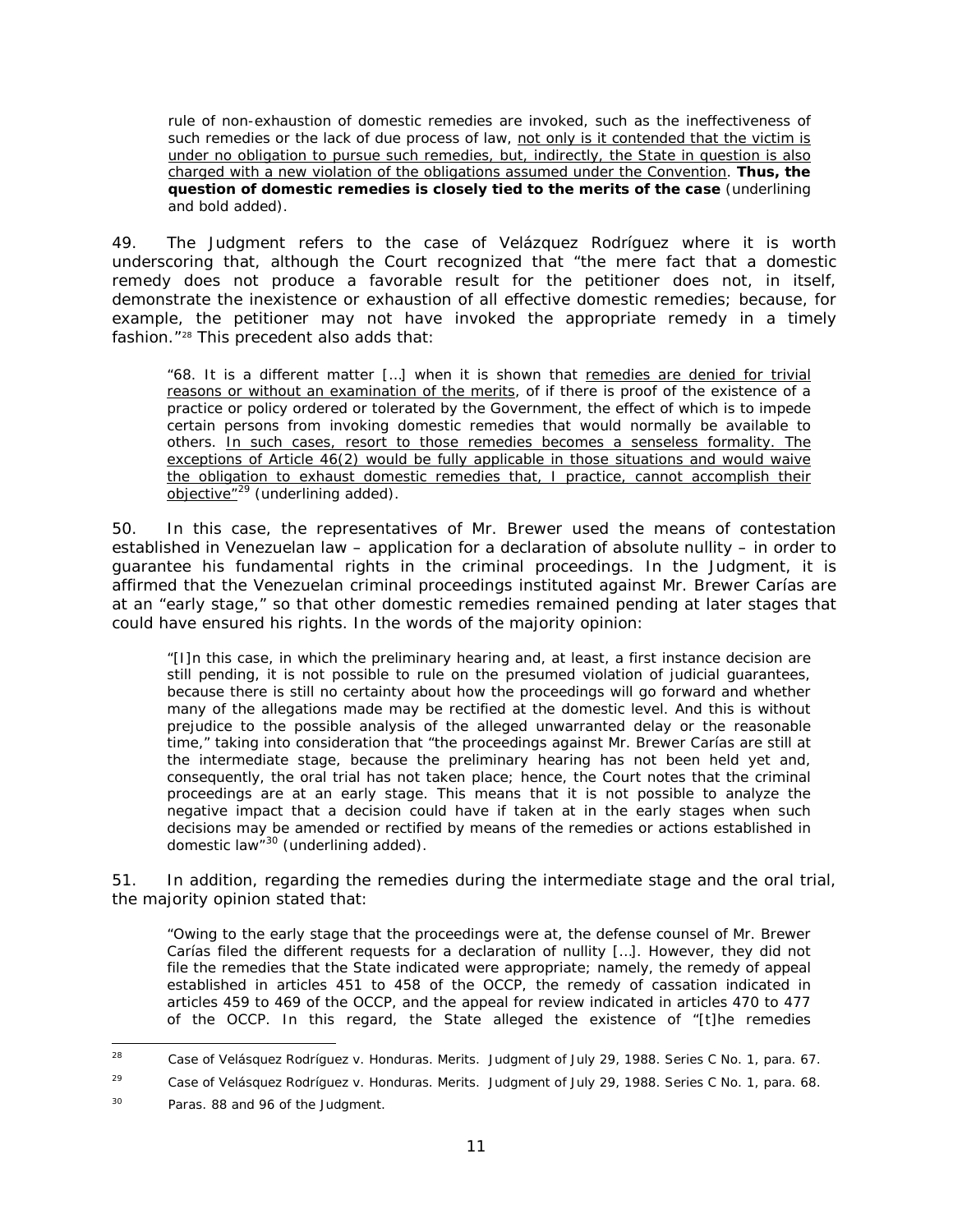rule of non-exhaustion of domestic remedies are invoked, such as the ineffectiveness of such remedies or the lack of due process of law, not only is it contended that the victim is under no obligation to pursue such remedies, but, indirectly, the State in question is also charged with a new violation of the obligations assumed under the Convention. **Thus, the question of domestic remedies is closely tied to the merits of the case** (underlining and bold added).

49. The Judgment refers to the case of Velázquez Rodríguez where it is worth underscoring that, although the Court recognized that "the mere fact that a domestic remedy does not produce a favorable result for the petitioner does not, in itself, demonstrate the inexistence or exhaustion of all effective domestic remedies; because, for example, the petitioner may not have invoked the appropriate remedy in a timely fashion."[28] This precedent also adds that:

> "68. It is a different matter […] when it is shown that remedies are denied for trivial reasons or without an examination of the merits, of if there is proof of the existence of a practice or policy ordered or tolerated by the Government, the effect of which is to impede certain persons from invoking domestic remedies that would normally be available to others. In such cases, resort to those remedies becomes a senseless formality. The exceptions of Article 46(2) would be fully applicable in those situations and would waive the obligation to exhaust domestic remedies that, I practice, cannot accomplish their objective"[29] (underlining added).

50. In this case, the representatives of Mr. Brewer used the means of contestation established in Venezuelan law – application for a declaration of absolute nullity – in order to guarantee his fundamental rights in the criminal proceedings. In the Judgment, it is affirmed that the Venezuelan criminal proceedings instituted against Mr. Brewer Carías are at an "early stage," so that other domestic remedies remained pending at later stages that could have ensured his rights. In the words of the majority opinion:

> "[I]n this case, in which the preliminary hearing and, at least, a first instance decision are still pending, it is not possible to rule on the presumed violation of judicial guarantees, because there is still no certainty about how the proceedings will go forward and whether many of the allegations made may be rectified at the domestic level. And this is without prejudice to the possible analysis of the alleged unwarranted delay or the reasonable time," taking into consideration that "the proceedings against Mr. Brewer Carías are still at the intermediate stage, because the preliminary hearing has not been held yet and, consequently, the oral trial has not taken place; hence, the Court notes that the criminal proceedings are at an early stage. This means that it is not possible to analyze the negative impact that a decision could have if taken at in the early stages when such decisions may be amended or rectified by means of the remedies or actions established in domestic law"[30] (underlining added).

51. In addition, regarding the remedies during the intermediate stage and the oral trial, the majority opinion stated that:

> "Owing to the early stage that the proceedings were at, the defense counsel of Mr. Brewer Carías filed the different requests for a declaration of nullity […]. However, they did not file the remedies that the State indicated were appropriate; namely, the remedy of appeal established in articles 451 to 458 of the OCCP, the remedy of cassation indicated in articles 459 to 469 of the OCCP, and the appeal for review indicated in articles 470 to 477 of the OCCP. In this regard, the State alleged the existence of "[t]he remedies

---

[28] Case of Velásquez Rodríguez v. Honduras. Merits. Judgment of July 29, 1988. Series C No. 1, para. 67.

[29] Case of Velásquez Rodríguez v. Honduras. Merits. Judgment of July 29, 1988. Series C No. 1, para. 68.

[30] Paras. 88 and 96 of the Judgment.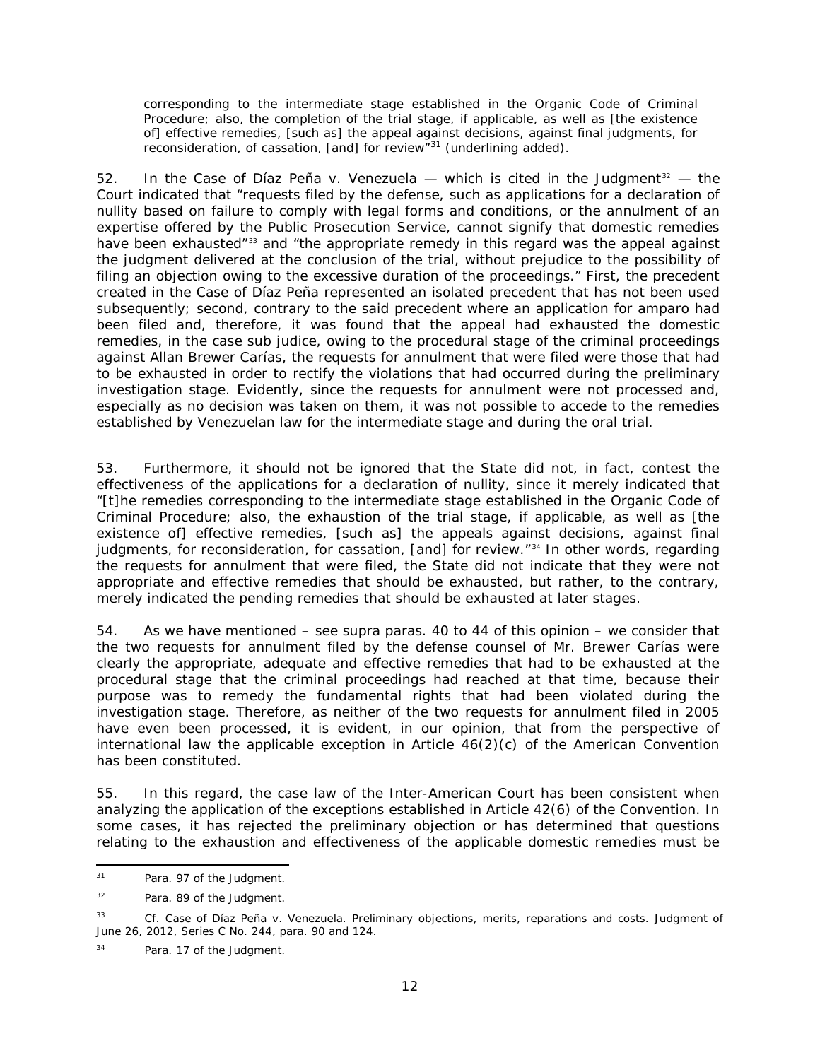corresponding to the intermediate stage established in the Organic Code of Criminal Procedure; also, the completion of the trial stage, if applicable, as well as [the existence of] effective remedies, [such as] the appeal against decisions, against final judgments, for reconsideration, of cassation, [and] for review"[31] (underlining added).

52. In the Case of Díaz Peña v. Venezuela — which is cited in the Judgment[32] — the Court indicated that "requests filed by the defense, such as applications for a declaration of nullity based on failure to comply with legal forms and conditions, or the annulment of an expertise offered by the Public Prosecution Service, cannot signify that domestic remedies have been exhausted"[33] and "the appropriate remedy in this regard was the appeal against the judgment delivered at the conclusion of the trial, without prejudice to the possibility of filing an objection owing to the excessive duration of the proceedings." First, the precedent created in the Case of Díaz Peña represented an isolated precedent that has not been used subsequently; second, contrary to the said precedent where an application for amparo had been filed and, therefore, it was found that the appeal had exhausted the domestic remedies, in the case sub judice, owing to the procedural stage of the criminal proceedings against Allan Brewer Carías, the requests for annulment that were filed were those that had to be exhausted in order to rectify the violations that had occurred during the preliminary investigation stage. Evidently, since the requests for annulment were not processed and, especially as no decision was taken on them, it was not possible to accede to the remedies established by Venezuelan law for the intermediate stage and during the oral trial.

53. Furthermore, it should not be ignored that the State did not, in fact, contest the effectiveness of the applications for a declaration of nullity, since it merely indicated that "[t]he remedies corresponding to the intermediate stage established in the Organic Code of Criminal Procedure; also, the exhaustion of the trial stage, if applicable, as well as [the existence of] effective remedies, [such as] the appeals against decisions, against final judgments, for reconsideration, for cassation, [and] for review."[34] In other words, regarding the requests for annulment that were filed, the State did not indicate that they were not appropriate and effective remedies that should be exhausted, but rather, to the contrary, merely indicated the pending remedies that should be exhausted at later stages.

54. As we have mentioned – see supra paras. 40 to 44 of this opinion – we consider that the two requests for annulment filed by the defense counsel of Mr. Brewer Carías were clearly the appropriate, adequate and effective remedies that had to be exhausted at the procedural stage that the criminal proceedings had reached at that time, because their purpose was to remedy the fundamental rights that had been violated during the investigation stage. Therefore, as neither of the two requests for annulment filed in 2005 have even been processed, it is evident, in our opinion, that from the perspective of international law the applicable exception in Article 46(2)(c) of the American Convention has been constituted.

55. In this regard, the case law of the Inter-American Court has been consistent when analyzing the application of the exceptions established in Article 42(6) of the Convention. In some cases, it has rejected the preliminary objection or has determined that questions relating to the exhaustion and effectiveness of the applicable domestic remedies must be

---

[31] Para. 97 of the Judgment.

[32] Para. 89 of the Judgment.

[33] Cf. Case of Díaz Peña v. Venezuela. Preliminary objections, merits, reparations and costs. Judgment of June 26, 2012, Series C No. 244, para. 90 and 124.

[34] Para. 17 of the Judgment.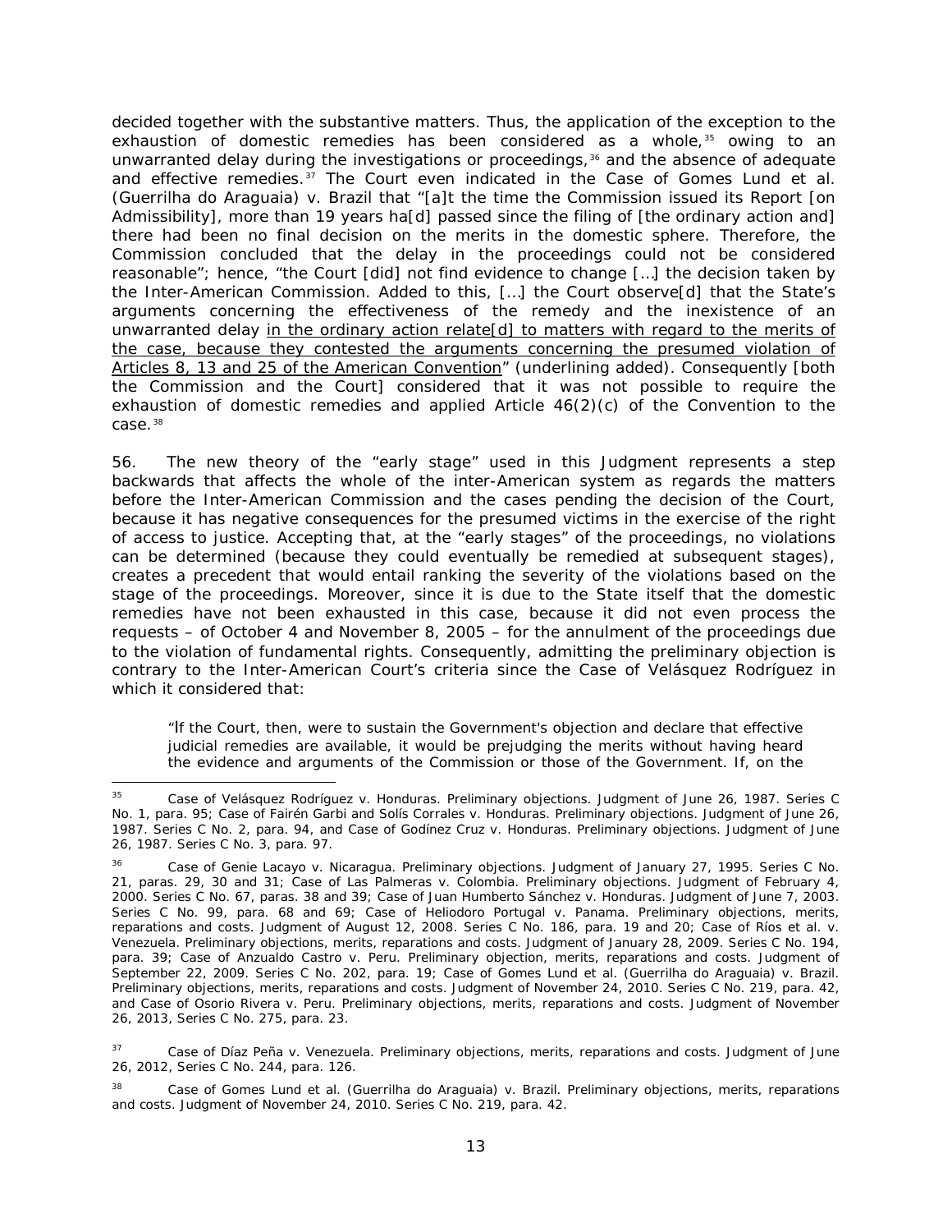decided together with the substantive matters. Thus, the application of the exception to the exhaustion of domestic remedies has been considered as a whole,[35] owing to an unwarranted delay during the investigations or proceedings,[36] and the absence of adequate and effective remedies.[37] The Court even indicated in the *Case of Gomes Lund et al. (Guerrilha do Araguaia) v. Brazil* that "[a]t the time the Commission issued its Report [on Admissibility], more than 19 years ha[d] passed since the filing of [the ordinary action and] there had been no final decision on the merits in the domestic sphere. Therefore, the Commission concluded that the delay in the proceedings could not be considered reasonable"; hence, "the Court [did] not find evidence to change […] the decision taken by the Inter-American Commission. Added to this, […] the Court observe[d] that the State's arguments concerning the effectiveness of the remedy and the inexistence of an unwarranted delay <u>in the ordinary action relate[d] to matters with regard to the merits of the case, because they contested the arguments concerning the presumed violation of Articles 8, 13 and 25 of the American Convention</u>" (underlining added). Consequently [both the Commission and the Court] considered that it was not possible to require the exhaustion of domestic remedies and applied Article 46(2)(c) of the Convention to the case.[38]

56. The new theory of the "early stage" used in this Judgment represents a step backwards that affects the whole of the inter-American system as regards the matters before the Inter-American Commission and the cases pending the decision of the Court, because it has negative consequences for the presumed victims in the exercise of the right of access to justice. Accepting that, at the "early stages" of the proceedings, no violations can be determined (because they could eventually be remedied at subsequent stages), creates a precedent that would entail ranking the severity of the violations based on the stage of the proceedings. Moreover, since it is due to the State itself that the domestic remedies have not been exhausted in this case, because it did not even process the requests – of October 4 and November 8, 2005 – for the annulment of the proceedings due to the violation of fundamental rights. Consequently, admitting the preliminary objection is contrary to the Inter-American Court's criteria since the *Case of Velásquez Rodríguez* in which it considered that:

> "If the Court, then, were to sustain the Government's objection and declare that effective judicial remedies are available, it would be prejudging the merits without having heard the evidence and arguments of the Commission or those of the Government. If, on the

---

[35] *Case of Velásquez Rodríguez v. Honduras. Preliminary objections*. Judgment of June 26, 1987. Series C No. 1, para. 95; *Case of Fairén Garbi and Solís Corrales v. Honduras. Preliminary objections*. Judgment of June 26, 1987. Series C No. 2, para. 94, and *Case of Godínez Cruz v. Honduras. Preliminary objections*. Judgment of June 26, 1987. Series C No. 3, para. 97.

[36] *Case of Genie Lacayo v. Nicaragua. Preliminary objections*. Judgment of January 27, 1995. Series C No. 21, paras. 29, 30 and 31; *Case of Las Palmeras v. Colombia. Preliminary objections*. Judgment of February 4, 2000. Series C No. 67, paras. 38 and 39; *Case of Juan Humberto Sánchez v. Honduras*. Judgment of June 7, 2003. Series C No. 99, para. 68 and 69; *Case of Heliodoro Portugal v. Panama. Preliminary objections, merits, reparations and costs*. Judgment of August 12, 2008. Series C No. 186, para. 19 and 20; *Case of Ríos et al. v. Venezuela. Preliminary objections, merits, reparations and costs*. Judgment of January 28, 2009. Series C No. 194, para. 39; *Case of Anzualdo Castro v. Peru. Preliminary objection, merits, reparations and costs*. Judgment of September 22, 2009. Series C No. 202, para. 19; *Case of Gomes Lund et al. (Guerrilha do Araguaia) v. Brazil. Preliminary objections, merits, reparations and costs*. Judgment of November 24, 2010. Series C No. 219, para. 42, and *Case of Osorio Rivera v. Peru. Preliminary objections, merits, reparations and costs*. Judgment of November 26, 2013, Series C No. 275, para. 23.

[37] *Case of Díaz Peña v. Venezuela. Preliminary objections, merits, reparations and costs*. Judgment of June 26, 2012, Series C No. 244, para. 126.

[38] *Case of Gomes Lund et al. (Guerrilha do Araguaia) v. Brazil. Preliminary objections, merits, reparations and costs*. Judgment of November 24, 2010. Series C No. 219, para. 42.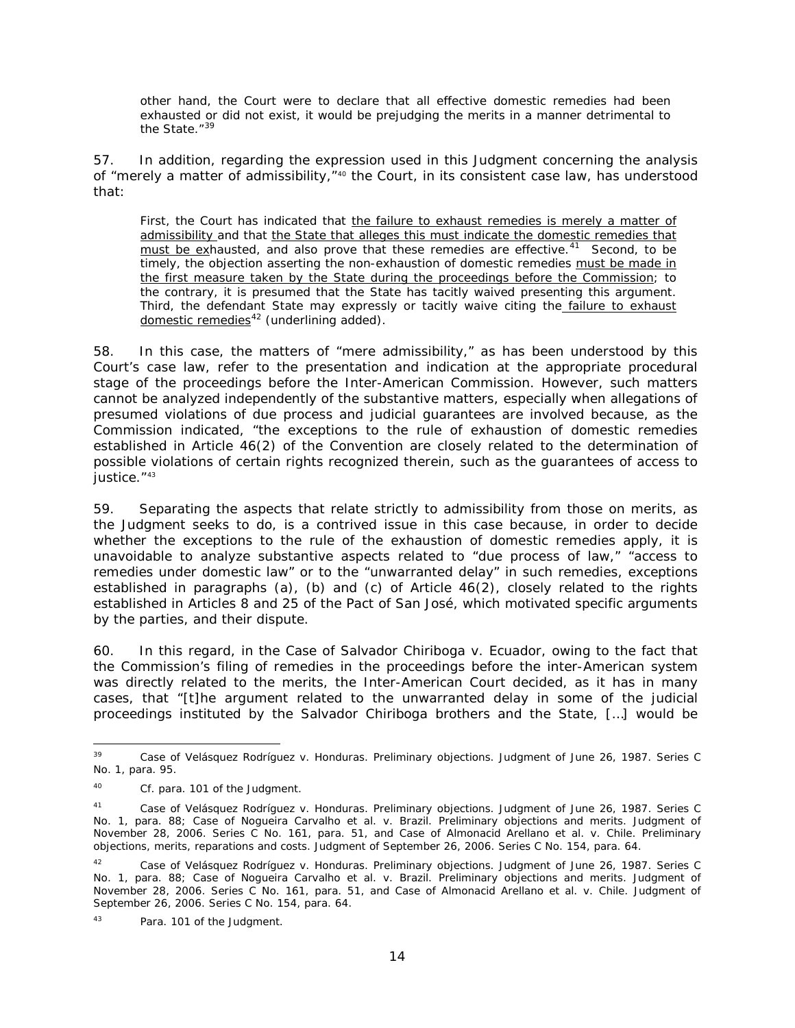other hand, the Court were to declare that all effective domestic remedies had been exhausted or did not exist, it would be prejudging the merits in a manner detrimental to the State."[39]

57. In addition, regarding the expression used in this Judgment concerning the analysis of "merely a matter of admissibility,"[40] the Court, in its consistent case law, has understood that:

> First, the Court has indicated that the failure to exhaust remedies is merely a matter of admissibility and that the State that alleges this must indicate the domestic remedies that must be exhausted, and also prove that these remedies are effective.[41] Second, to be timely, the objection asserting the non-exhaustion of domestic remedies must be made in the first measure taken by the State during the proceedings before the Commission; to the contrary, it is presumed that the State has tacitly waived presenting this argument. Third, the defendant State may expressly or tacitly waive citing the failure to exhaust domestic remedies[42] (underlining added).

58. In this case, the matters of "mere admissibility," as has been understood by this Court's case law, refer to the presentation and indication at the appropriate procedural stage of the proceedings before the Inter-American Commission. However, such matters cannot be analyzed independently of the substantive matters, especially when allegations of presumed violations of due process and judicial guarantees are involved because, as the Commission indicated, "the exceptions to the rule of exhaustion of domestic remedies established in Article 46(2) of the Convention are closely related to the determination of possible violations of certain rights recognized therein, such as the guarantees of access to justice."[43]

59. Separating the aspects that relate strictly to admissibility from those on merits, as the Judgment seeks to do, is a contrived issue in this case because, in order to decide whether the exceptions to the rule of the exhaustion of domestic remedies apply, it is unavoidable to analyze substantive aspects related to "due process of law," "access to remedies under domestic law" or to the "unwarranted delay" in such remedies, exceptions established in paragraphs (a), (b) and (c) of Article 46(2), closely related to the rights established in Articles 8 and 25 of the Pact of San José, which motivated specific arguments by the parties, and their dispute.

60. In this regard, in the Case of Salvador Chiriboga v. Ecuador, owing to the fact that the Commission's filing of remedies in the proceedings before the inter-American system was directly related to the merits, the Inter-American Court decided, as it has in many cases, that "[t]he argument related to the unwarranted delay in some of the judicial proceedings instituted by the Salvador Chiriboga brothers and the State, […] would be

---

[39] *Case of Velásquez Rodríguez v. Honduras. Preliminary objections*. Judgment of June 26, 1987. Series C No. 1, para. 95.

[40] Cf. para. 101 of the Judgment.

[41] *Case of Velásquez Rodríguez v. Honduras. Preliminary objections*. Judgment of June 26, 1987. Series C No. 1, para. 88; *Case of Nogueira Carvalho et al. v. Brazil. Preliminary objections and merits*. Judgment of November 28, 2006. Series C No. 161, para. 51, and *Case of Almonacid Arellano et al. v. Chile. Preliminary objections, merits, reparations and costs*. Judgment of September 26, 2006. Series C No. 154, para. 64.

[42] *Case of Velásquez Rodríguez v. Honduras. Preliminary objections*. Judgment of June 26, 1987. Series C No. 1, para. 88; *Case of Nogueira Carvalho et al. v. Brazil. Preliminary objections and merits*. Judgment of November 28, 2006. Series C No. 161, para. 51, and *Case of Almonacid Arellano et al. v. Chile*. Judgment of September 26, 2006. Series C No. 154, para. 64.

[43] Para. 101 of the Judgment.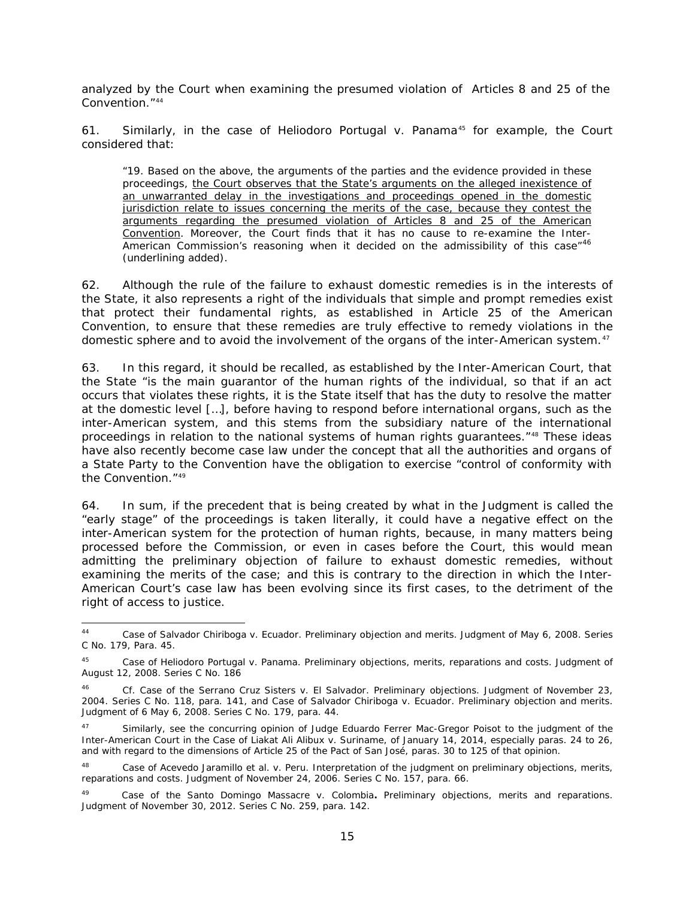analyzed by the Court when examining the presumed violation of Articles 8 and 25 of the Convention."[44]

61. Similarly, in the case of Heliodoro Portugal v. Panama[45] for example, the Court considered that:

> "19. Based on the above, the arguments of the parties and the evidence provided in these proceedings, <u>the Court observes that the State's arguments on the alleged inexistence of an unwarranted delay in the investigations and proceedings opened in the domestic jurisdiction relate to issues concerning the merits of the case, because they contest the arguments regarding the presumed violation of Articles 8 and 25 of the American Convention</u>. Moreover, the Court finds that it has no cause to re-examine the Inter-American Commission's reasoning when it decided on the admissibility of this case"[46] (underlining added).

62. Although the rule of the failure to exhaust domestic remedies is in the interests of the State, it also represents a right of the individuals that simple and prompt remedies exist that protect their fundamental rights, as established in Article 25 of the American Convention, to ensure that these remedies are truly effective to remedy violations in the domestic sphere and to avoid the involvement of the organs of the inter-American system.[47]

63. In this regard, it should be recalled, as established by the Inter-American Court, that the State "is the main guarantor of the human rights of the individual, so that if an act occurs that violates these rights, it is the State itself that has the duty to resolve the matter at the domestic level […], before having to respond before international organs, such as the inter-American system, and this stems from the subsidiary nature of the international proceedings in relation to the national systems of human rights guarantees."[48] These ideas have also recently become case law under the concept that all the authorities and organs of a State Party to the Convention have the obligation to exercise "control of conformity with the Convention."[49]

64. In sum, if the precedent that is being created by what in the Judgment is called the "early stage" of the proceedings is taken literally, it could have a negative effect on the inter-American system for the protection of human rights, because, in many matters being processed before the Commission, or even in cases before the Court, this would mean admitting the preliminary objection of failure to exhaust domestic remedies, without examining the merits of the case; and this is contrary to the direction in which the Inter-American Court's case law has been evolving since its first cases, to the detriment of the right of access to justice.

---

[44] *Case of Salvador Chiriboga v. Ecuador. Preliminary objection and merits*. Judgment of May 6, 2008. Series C No. 179, Para. 45.

[45] *Case of Heliodoro Portugal v. Panama. Preliminary objections, merits, reparations and costs*. Judgment of August 12, 2008. Series C No. 186

[46] *Cf. Case of the Serrano Cruz Sisters v. El Salvador. Preliminary objections*. Judgment of November 23, 2004. Series C No. 118, para. 141, and *Case of Salvador Chiriboga v. Ecuador. Preliminary objection and merits*. Judgment of 6 May 6, 2008. Series C No. 179, para. 44.

[47] Similarly, see the concurring opinion of Judge Eduardo Ferrer Mac-Gregor Poisot to the judgment of the Inter-American Court in the *Case of Liakat Ali Alibux v. Suriname*, of January 14, 2014, especially paras. 24 to 26, and with regard to the dimensions of Article 25 of the Pact of San José, paras. 30 to 125 of that opinion.

[48] *Case of Acevedo Jaramillo et al. v. Peru. Interpretation of the judgment on preliminary objections, merits, reparations and costs*. Judgment of November 24, 2006. Series C No. 157, para. 66.

[49] *Case of the Santo Domingo Massacre v. Colombia***.** *Preliminary objections, merits and reparations*. Judgment of November 30, 2012. Series C No. 259, para. 142.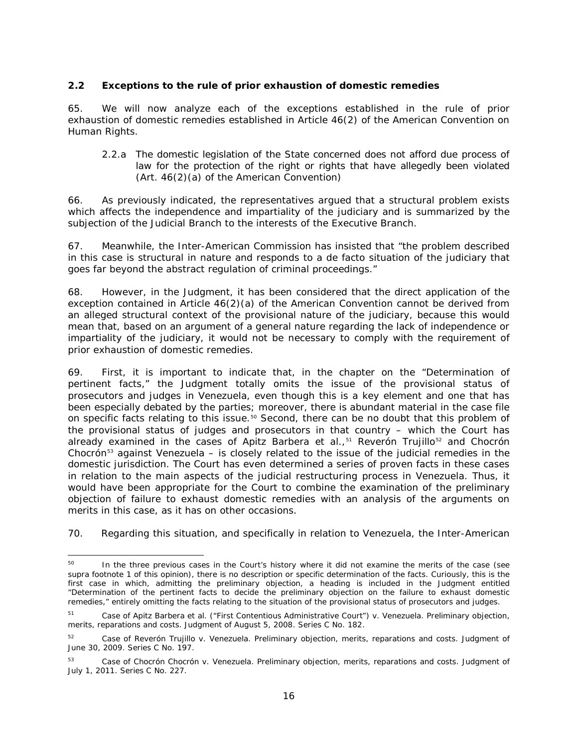### 2.2 Exceptions to the rule of prior exhaustion of domestic remedies

65. We will now analyze each of the exceptions established in the rule of prior exhaustion of domestic remedies established in Article 46(2) of the American Convention on Human Rights.

> 2.2.a The domestic legislation of the State concerned does not afford due process of law for the protection of the right or rights that have allegedly been violated (Art. 46(2)(a) of the American Convention)

66. As previously indicated, the representatives argued that a structural problem exists which affects the independence and impartiality of the judiciary and is summarized by the subjection of the Judicial Branch to the interests of the Executive Branch.

67. Meanwhile, the Inter-American Commission has insisted that "the problem described in this case is structural in nature and responds to a de facto situation of the judiciary that goes far beyond the abstract regulation of criminal proceedings."

68. However, in the Judgment, it has been considered that the direct application of the exception contained in Article 46(2)(a) of the American Convention cannot be derived from an alleged structural context of the provisional nature of the judiciary, because this would mean that, based on an argument of a general nature regarding the lack of independence or impartiality of the judiciary, it would not be necessary to comply with the requirement of prior exhaustion of domestic remedies.

69. First, it is important to indicate that, in the chapter on the "Determination of pertinent facts," the Judgment totally omits the issue of the provisional status of prosecutors and judges in Venezuela, even though this is a key element and one that has been especially debated by the parties; moreover, there is abundant material in the case file on specific facts relating to this issue.[50] Second, there can be no doubt that this problem of the provisional status of judges and prosecutors in that country – which the Court has already examined in the cases of Apitz Barbera et al.,[51] Reverón Trujillo[52] and Chocrón Chocrón[53] against Venezuela – is closely related to the issue of the judicial remedies in the domestic jurisdiction. The Court has even determined a series of proven facts in these cases in relation to the main aspects of the judicial restructuring process in Venezuela. Thus, it would have been appropriate for the Court to combine the examination of the preliminary objection of failure to exhaust domestic remedies with an analysis of the arguments on merits in this case, as it has on other occasions.

70. Regarding this situation, and specifically in relation to Venezuela, the Inter-American

---

[50] In the three previous cases in the Court's history where it did not examine the merits of the case (see supra footnote 1 of this opinion), there is no description or specific determination of the facts. Curiously, this is the first case in which, admitting the preliminary objection, a heading is included in the Judgment entitled "Determination of the pertinent facts to decide the preliminary objection on the failure to exhaust domestic remedies," entirely omitting the facts relating to the situation of the provisional status of prosecutors and judges.

[51] *Case of Apitz Barbera et al. ("First Contentious Administrative Court") v. Venezuela. Preliminary objection, merits, reparations and costs.* Judgment of August 5, 2008. Series C No. 182.

[52] *Case of Reverón Trujillo v. Venezuela. Preliminary objection, merits, reparations and costs.* Judgment of June 30, 2009. Series C No. 197.

[53] *Case of Chocrón Chocrón v. Venezuela. Preliminary objection, merits, reparations and costs.* Judgment of July 1, 2011. Series C No. 227.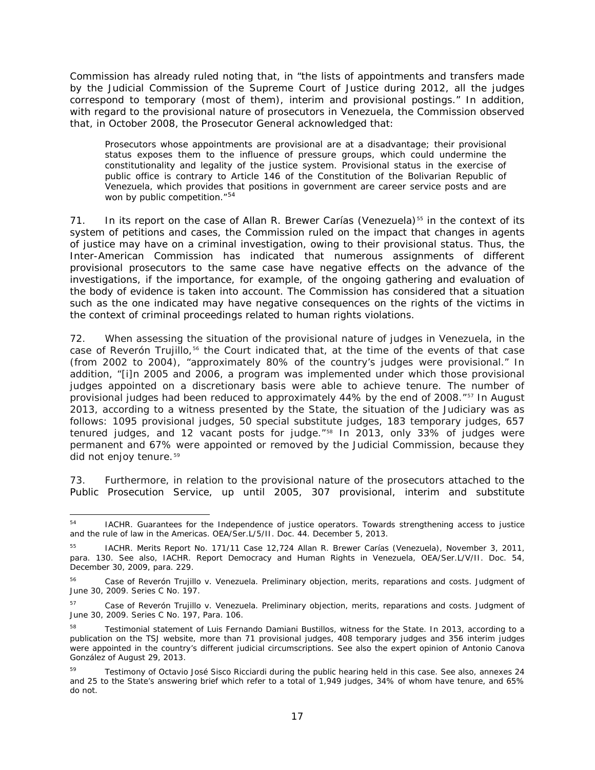Commission has already ruled noting that, in "the lists of appointments and transfers made by the Judicial Commission of the Supreme Court of Justice during 2012, all the judges correspond to temporary (most of them), interim and provisional postings." In addition, with regard to the provisional nature of prosecutors in Venezuela, the Commission observed that, in October 2008, the Prosecutor General acknowledged that:

> Prosecutors whose appointments are provisional are at a disadvantage; their provisional status exposes them to the influence of pressure groups, which could undermine the constitutionality and legality of the justice system. Provisional status in the exercise of public office is contrary to Article 146 of the Constitution of the Bolivarian Republic of Venezuela, which provides that positions in government are career service posts and are won by public competition."[54]

71. In its report on the case of Allan R. Brewer Carías (Venezuela)[55] in the context of its system of petitions and cases, the Commission ruled on the impact that changes in agents of justice may have on a criminal investigation, owing to their provisional status. Thus, the Inter-American Commission has indicated that numerous assignments of different provisional prosecutors to the same case have negative effects on the advance of the investigations, if the importance, for example, of the ongoing gathering and evaluation of the body of evidence is taken into account. The Commission has considered that a situation such as the one indicated may have negative consequences on the rights of the victims in the context of criminal proceedings related to human rights violations.

72. When assessing the situation of the provisional nature of judges in Venezuela, in the case of Reverón Trujillo,[56] the Court indicated that, at the time of the events of that case (from 2002 to 2004), "approximately 80% of the country's judges were provisional." In addition, "[i]n 2005 and 2006, a program was implemented under which those provisional judges appointed on a discretionary basis were able to achieve tenure. The number of provisional judges had been reduced to approximately 44% by the end of 2008."[57] In August 2013, according to a witness presented by the State, the situation of the Judiciary was as follows: 1095 provisional judges, 50 special substitute judges, 183 temporary judges, 657 tenured judges, and 12 vacant posts for judge."[58] In 2013, only 33% of judges were permanent and 67% were appointed or removed by the Judicial Commission, because they did not enjoy tenure.[59]

73. Furthermore, in relation to the provisional nature of the prosecutors attached to the Public Prosecution Service, up until 2005, 307 provisional, interim and substitute

---

[54] IACHR. Guarantees for the Independence of justice operators. Towards strengthening access to justice and the rule of law in the Americas. OEA/Ser.L/5/II. Doc. 44. December 5, 2013.

[55] IACHR. Merits Report No. 171/11 Case 12,724 Allan R. Brewer Carías (Venezuela), November 3, 2011, para. 130. See also, IACHR. Report Democracy and Human Rights in Venezuela, OEA/Ser.L/V/II. Doc. 54, December 30, 2009, para. 229.

[56] *Case of Reverón Trujillo v. Venezuela. Preliminary objection, merits, reparations and costs.* Judgment of June 30, 2009. Series C No. 197.

[57] *Case of Reverón Trujillo v. Venezuela. Preliminary objection, merits, reparations and costs.* Judgment of June 30, 2009. Series C No. 197, Para. 106.

[58] Testimonial statement of Luis Fernando Damiani Bustillos, witness for the State. In 2013, according to a publication on the TSJ website, more than 71 provisional judges, 408 temporary judges and 356 interim judges were appointed in the country's different judicial circumscriptions. See also the expert opinion of Antonio Canova González of August 29, 2013.

[59] Testimony of Octavio José Sisco Ricciardi during the public hearing held in this case. See also, annexes 24 and 25 to the State's answering brief which refer to a total of 1,949 judges, 34% of whom have tenure, and 65% do not.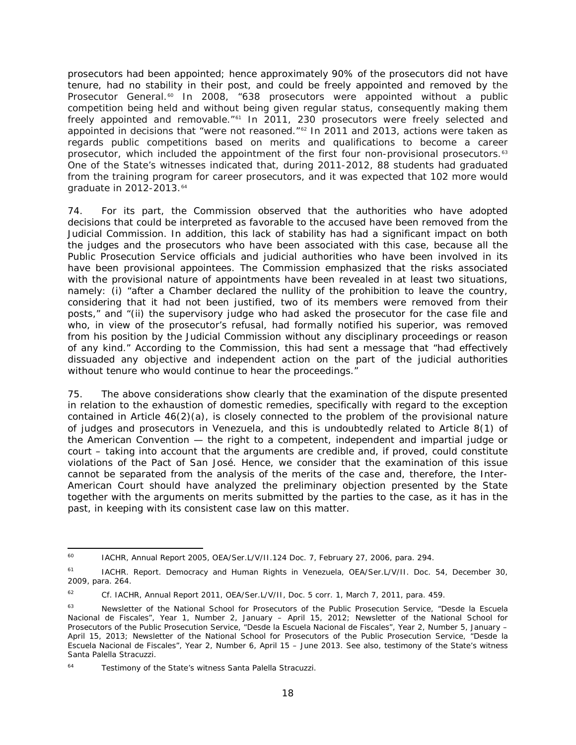prosecutors had been appointed; hence approximately 90% of the prosecutors did not have tenure, had no stability in their post, and could be freely appointed and removed by the Prosecutor General.[60] In 2008, "638 prosecutors were appointed without a public competition being held and without being given regular status, consequently making them freely appointed and removable."[61] In 2011, 230 prosecutors were freely selected and appointed in decisions that "were not reasoned."[62] In 2011 and 2013, actions were taken as regards public competitions based on merits and qualifications to become a career prosecutor, which included the appointment of the first four non-provisional prosecutors.[63] One of the State's witnesses indicated that, during 2011-2012, 88 students had graduated from the training program for career prosecutors, and it was expected that 102 more would graduate in 2012-2013.[64]

74. For its part, the Commission observed that the authorities who have adopted decisions that could be interpreted as favorable to the accused have been removed from the Judicial Commission. In addition, this lack of stability has had a significant impact on both the judges and the prosecutors who have been associated with this case, because all the Public Prosecution Service officials and judicial authorities who have been involved in its have been provisional appointees. The Commission emphasized that the risks associated with the provisional nature of appointments have been revealed in at least two situations, namely: (i) "after a Chamber declared the nullity of the prohibition to leave the country, considering that it had not been justified, two of its members were removed from their posts," and "(ii) the supervisory judge who had asked the prosecutor for the case file and who, in view of the prosecutor's refusal, had formally notified his superior, was removed from his position by the Judicial Commission without any disciplinary proceedings or reason of any kind." According to the Commission, this had sent a message that "had effectively dissuaded any objective and independent action on the part of the judicial authorities without tenure who would continue to hear the proceedings."

75. The above considerations show clearly that the examination of the dispute presented in relation to the exhaustion of domestic remedies, specifically with regard to the exception contained in Article 46(2)(a), is closely connected to the problem of the provisional nature of judges and prosecutors in Venezuela, and this is undoubtedly related to Article 8(1) of the American Convention — the right to a competent, independent and impartial judge or court – taking into account that the arguments are credible and, if proved, could constitute violations of the Pact of San José. Hence, we consider that the examination of this issue cannot be separated from the analysis of the merits of the case and, therefore, the Inter-American Court should have analyzed the preliminary objection presented by the State together with the arguments on merits submitted by the parties to the case, as it has in the past, in keeping with its consistent case law on this matter.

---

[60] IACHR, Annual Report 2005, OEA/Ser.L/V/II.124 Doc. 7, February 27, 2006, para. 294.

[61] IACHR. Report. Democracy and Human Rights in Venezuela, OEA/Ser.L/V/II. Doc. 54, December 30, 2009, para. 264.

[62] Cf. IACHR, Annual Report 2011, OEA/Ser.L/V/II, Doc. 5 corr. 1, March 7, 2011, para. 459.

[63] Newsletter of the National School for Prosecutors of the Public Prosecution Service, "Desde la Escuela Nacional de Fiscales", Year 1, Number 2, January – April 15, 2012; Newsletter of the National School for Prosecutors of the Public Prosecution Service, "Desde la Escuela Nacional de Fiscales", Year 2, Number 5, January – April 15, 2013; Newsletter of the National School for Prosecutors of the Public Prosecution Service, "Desde la Escuela Nacional de Fiscales", Year 2, Number 6, April 15 – June 2013. See also, testimony of the State's witness Santa Palella Stracuzzi.

[64] Testimony of the State's witness Santa Palella Stracuzzi.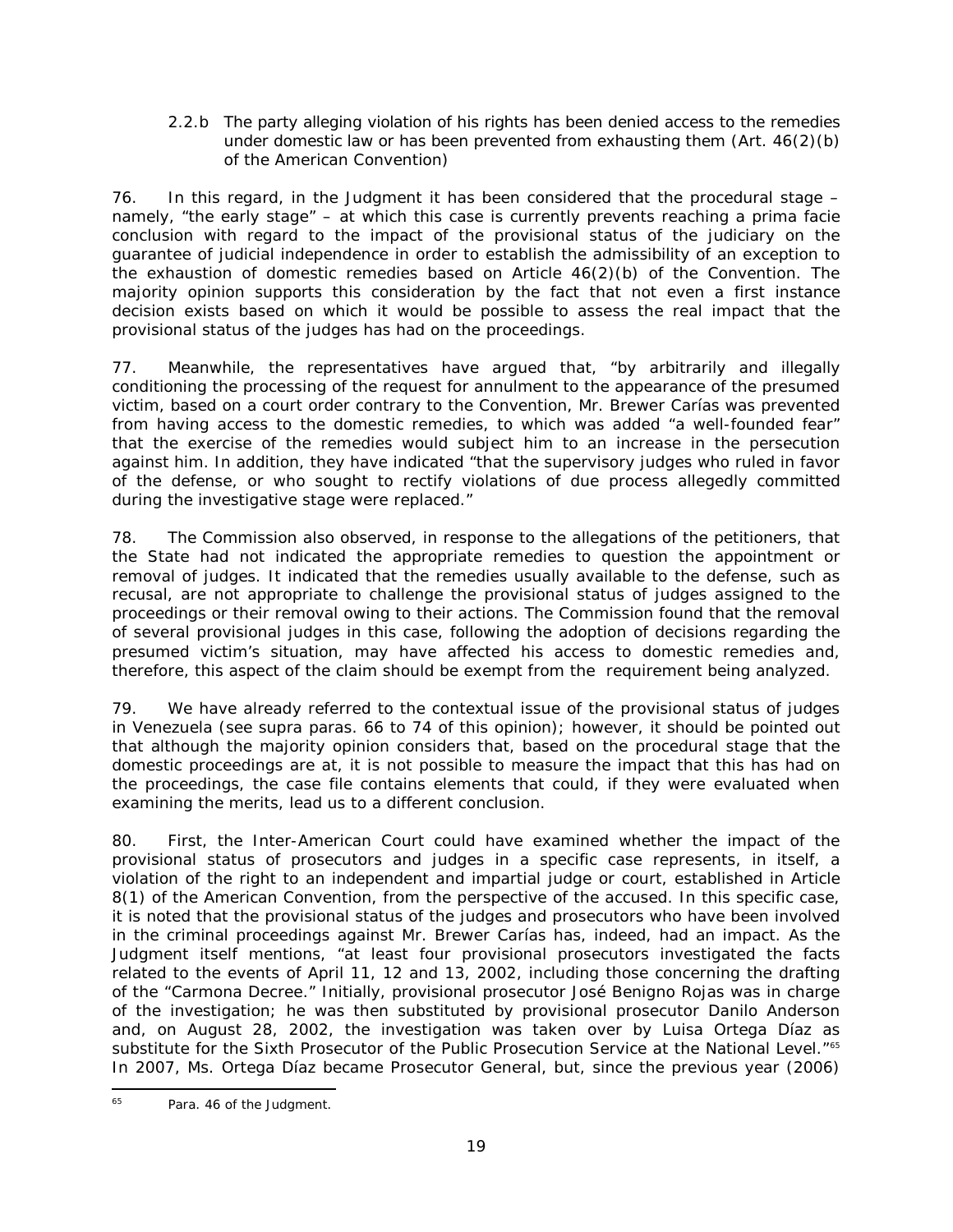2.2.b The party alleging violation of his rights has been denied access to the remedies under domestic law or has been prevented from exhausting them (Art. 46(2)(b) of the American Convention)

76. In this regard, in the Judgment it has been considered that the procedural stage – namely, "the early stage" – at which this case is currently prevents reaching a prima facie conclusion with regard to the impact of the provisional status of the judiciary on the guarantee of judicial independence in order to establish the admissibility of an exception to the exhaustion of domestic remedies based on Article 46(2)(b) of the Convention. The majority opinion supports this consideration by the fact that not even a first instance decision exists based on which it would be possible to assess the real impact that the provisional status of the judges has had on the proceedings.

77. Meanwhile, the representatives have argued that, "by arbitrarily and illegally conditioning the processing of the request for annulment to the appearance of the presumed victim, based on a court order contrary to the Convention, Mr. Brewer Carías was prevented from having access to the domestic remedies, to which was added "a well-founded fear" that the exercise of the remedies would subject him to an increase in the persecution against him. In addition, they have indicated "that the supervisory judges who ruled in favor of the defense, or who sought to rectify violations of due process allegedly committed during the investigative stage were replaced."

78. The Commission also observed, in response to the allegations of the petitioners, that the State had not indicated the appropriate remedies to question the appointment or removal of judges. It indicated that the remedies usually available to the defense, such as recusal, are not appropriate to challenge the provisional status of judges assigned to the proceedings or their removal owing to their actions. The Commission found that the removal of several provisional judges in this case, following the adoption of decisions regarding the presumed victim's situation, may have affected his access to domestic remedies and, therefore, this aspect of the claim should be exempt from the requirement being analyzed.

79. We have already referred to the contextual issue of the provisional status of judges in Venezuela (see supra paras. 66 to 74 of this opinion); however, it should be pointed out that although the majority opinion considers that, based on the procedural stage that the domestic proceedings are at, it is not possible to measure the impact that this has had on the proceedings, the case file contains elements that could, if they were evaluated when examining the merits, lead us to a different conclusion.

80. First, the Inter-American Court could have examined whether the impact of the provisional status of prosecutors and judges in a specific case represents, in itself, a violation of the right to an independent and impartial judge or court, established in Article 8(1) of the American Convention, from the perspective of the accused. In this specific case, it is noted that the provisional status of the judges and prosecutors who have been involved in the criminal proceedings against Mr. Brewer Carías has, indeed, had an impact. As the Judgment itself mentions, "at least four provisional prosecutors investigated the facts related to the events of April 11, 12 and 13, 2002, including those concerning the drafting of the "Carmona Decree." Initially, provisional prosecutor José Benigno Rojas was in charge of the investigation; he was then substituted by provisional prosecutor Danilo Anderson and, on August 28, 2002, the investigation was taken over by Luisa Ortega Díaz as substitute for the Sixth Prosecutor of the Public Prosecution Service at the National Level."[65] In 2007, Ms. Ortega Díaz became Prosecutor General, but, since the previous year (2006)

[65] Para. 46 of the Judgment.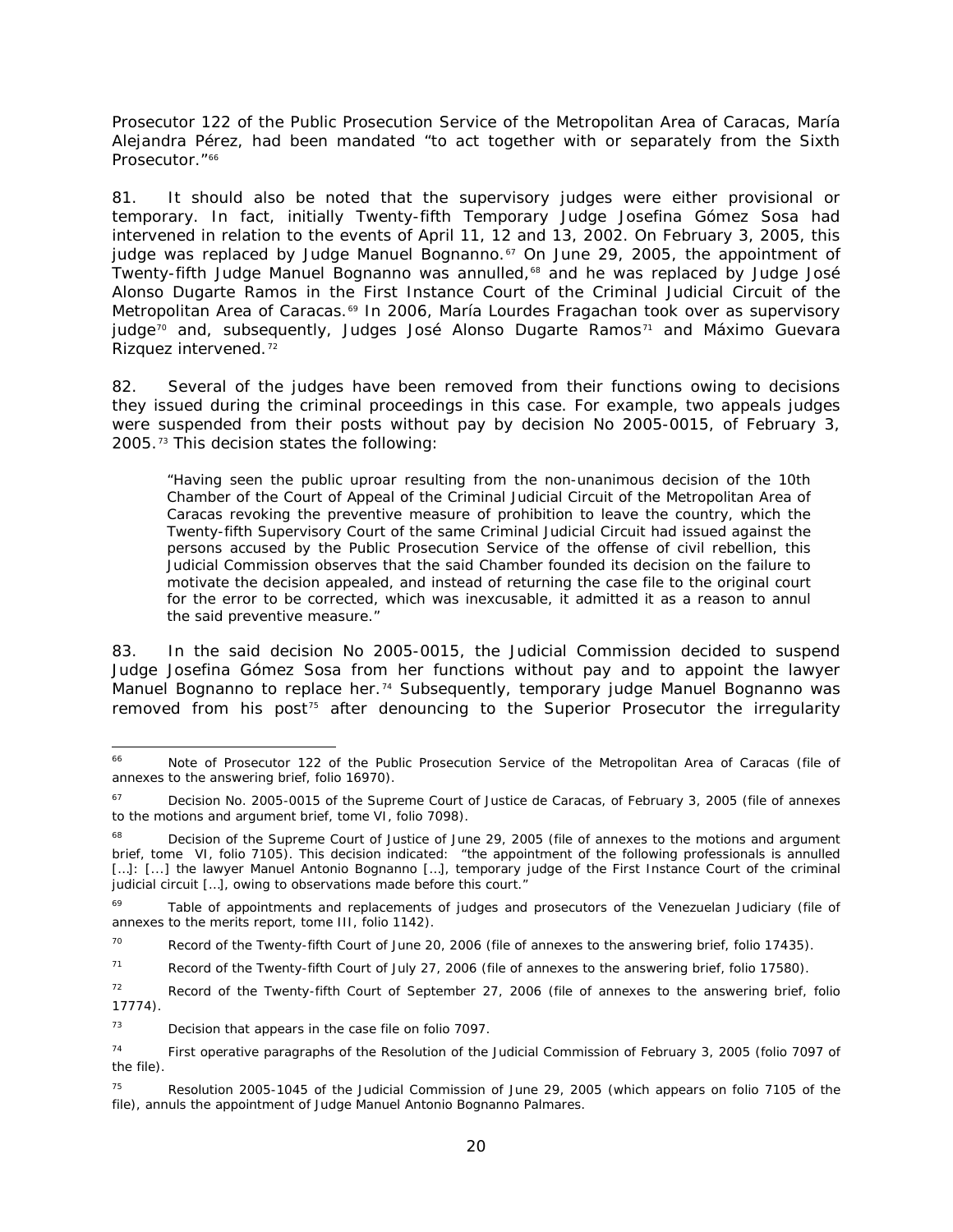Prosecutor 122 of the Public Prosecution Service of the Metropolitan Area of Caracas, María Alejandra Pérez, had been mandated "to act together with or separately from the Sixth Prosecutor."[66]

81. It should also be noted that the supervisory judges were either provisional or temporary. In fact, initially Twenty-fifth Temporary Judge Josefina Gómez Sosa had intervened in relation to the events of April 11, 12 and 13, 2002. On February 3, 2005, this judge was replaced by Judge Manuel Bognanno.[67] On June 29, 2005, the appointment of Twenty-fifth Judge Manuel Bognanno was annulled,[68] and he was replaced by Judge José Alonso Dugarte Ramos in the First Instance Court of the Criminal Judicial Circuit of the Metropolitan Area of Caracas.[69] In 2006, María Lourdes Fragachan took over as supervisory judge[70] and, subsequently, Judges José Alonso Dugarte Ramos[71] and Máximo Guevara Rizquez intervened.[72]

82. Several of the judges have been removed from their functions owing to decisions they issued during the criminal proceedings in this case. For example, two appeals judges were suspended from their posts without pay by decision No 2005-0015, of February 3, 2005.[73] This decision states the following:

> "Having seen the public uproar resulting from the non-unanimous decision of the 10th Chamber of the Court of Appeal of the Criminal Judicial Circuit of the Metropolitan Area of Caracas revoking the preventive measure of prohibition to leave the country, which the Twenty-fifth Supervisory Court of the same Criminal Judicial Circuit had issued against the persons accused by the Public Prosecution Service of the offense of civil rebellion, this Judicial Commission observes that the said Chamber founded its decision on the failure to motivate the decision appealed, and instead of returning the case file to the original court for the error to be corrected, which was inexcusable, it admitted it as a reason to annul the said preventive measure."

83. In the said decision No 2005-0015, the Judicial Commission decided to suspend Judge Josefina Gómez Sosa from her functions without pay and to appoint the lawyer Manuel Bognanno to replace her.[74] Subsequently, temporary judge Manuel Bognanno was removed from his post[75] after denouncing to the Superior Prosecutor the irregularity

---

[66] Note of Prosecutor 122 of the Public Prosecution Service of the Metropolitan Area of Caracas (file of annexes to the answering brief, folio 16970).

[67] Decision No. 2005-0015 of the Supreme Court of Justice de Caracas, of February 3, 2005 (file of annexes to the motions and argument brief, tome VI, folio 7098).

[68] Decision of the Supreme Court of Justice of June 29, 2005 (file of annexes to the motions and argument brief, tome VI, folio 7105). This decision indicated: "the appointment of the following professionals is annulled […]: [...] the lawyer Manuel Antonio Bognanno […], temporary judge of the First Instance Court of the criminal judicial circuit […], owing to observations made before this court."

[69] Table of appointments and replacements of judges and prosecutors of the Venezuelan Judiciary (file of annexes to the merits report, tome III, folio 1142).

[70] Record of the Twenty-fifth Court of June 20, 2006 (file of annexes to the answering brief, folio 17435).

[71] Record of the Twenty-fifth Court of July 27, 2006 (file of annexes to the answering brief, folio 17580).

[72] Record of the Twenty-fifth Court of September 27, 2006 (file of annexes to the answering brief, folio 17774).

[73] Decision that appears in the case file on folio 7097.

[74] First operative paragraphs of the Resolution of the Judicial Commission of February 3, 2005 (folio 7097 of the file).

[75] Resolution 2005-1045 of the Judicial Commission of June 29, 2005 (which appears on folio 7105 of the file), annuls the appointment of Judge Manuel Antonio Bognanno Palmares.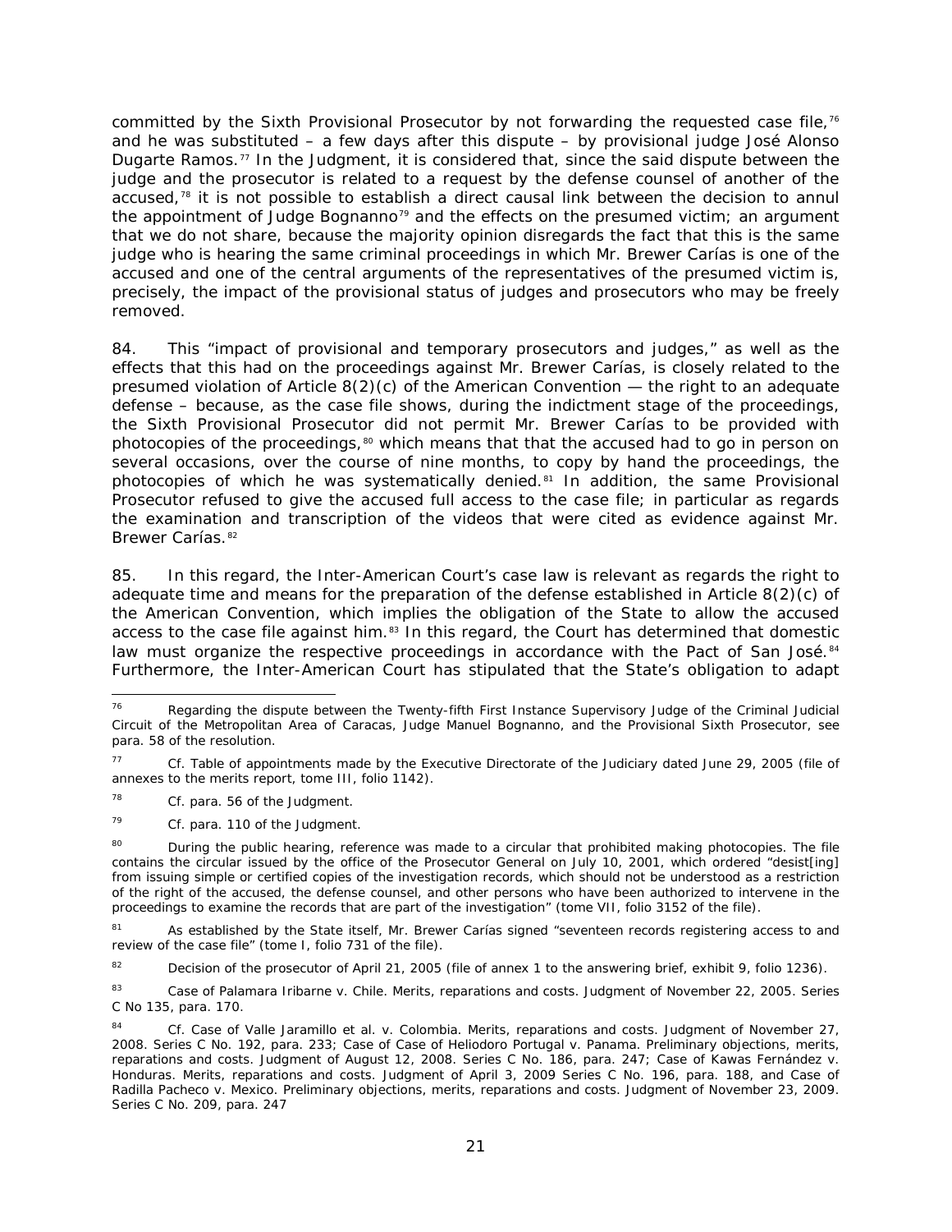committed by the Sixth Provisional Prosecutor by not forwarding the requested case file,[76] and he was substituted – a few days after this dispute – by provisional judge José Alonso Dugarte Ramos.[77] In the Judgment, it is considered that, since the said dispute between the judge and the prosecutor is related to a request by the defense counsel of another of the accused,[78] it is not possible to establish a direct causal link between the decision to annul the appointment of Judge Bognanno[79] and the effects on the presumed victim; an argument that we do not share, because the majority opinion disregards the fact that this is the same judge who is hearing the same criminal proceedings in which Mr. Brewer Carías is one of the accused and one of the central arguments of the representatives of the presumed victim is, precisely, the impact of the provisional status of judges and prosecutors who may be freely removed.

84. This "impact of provisional and temporary prosecutors and judges," as well as the effects that this had on the proceedings against Mr. Brewer Carías, is closely related to the presumed violation of Article 8(2)(c) of the American Convention — the right to an adequate defense – because, as the case file shows, during the indictment stage of the proceedings, the Sixth Provisional Prosecutor did not permit Mr. Brewer Carías to be provided with photocopies of the proceedings,[80] which means that the accused had to go in person on several occasions, over the course of nine months, to copy by hand the proceedings, the photocopies of which he was systematically denied.[81] In addition, the same Provisional Prosecutor refused to give the accused full access to the case file; in particular as regards the examination and transcription of the videos that were cited as evidence against Mr. Brewer Carías.[82]

85. In this regard, the Inter-American Court's case law is relevant as regards the right to adequate time and means for the preparation of the defense established in Article 8(2)(c) of the American Convention, which implies the obligation of the State to allow the accused access to the case file against him.[83] In this regard, the Court has determined that domestic law must organize the respective proceedings in accordance with the Pact of San José.[84] Furthermore, the Inter-American Court has stipulated that the State's obligation to adapt

---

[76] Regarding the dispute between the Twenty-fifth First Instance Supervisory Judge of the Criminal Judicial Circuit of the Metropolitan Area of Caracas, Judge Manuel Bognanno, and the Provisional Sixth Prosecutor, see para. 58 of the resolution.

[77] Cf. Table of appointments made by the Executive Directorate of the Judiciary dated June 29, 2005 (file of annexes to the merits report, tome III, folio 1142).

[78] Cf. para. 56 of the Judgment.

[79] Cf. para. 110 of the Judgment.

[80] During the public hearing, reference was made to a circular that prohibited making photocopies. The file contains the circular issued by the office of the Prosecutor General on July 10, 2001, which ordered "desist[ing] from issuing simple or certified copies of the investigation records, which should not be understood as a restriction of the right of the accused, the defense counsel, and other persons who have been authorized to intervene in the proceedings to examine the records that are part of the investigation" (tome VII, folio 3152 of the file).

[81] As established by the State itself, Mr. Brewer Carías signed "seventeen records registering access to and review of the case file" (tome I, folio 731 of the file).

[82] Decision of the prosecutor of April 21, 2005 (file of annex 1 to the answering brief, exhibit 9, folio 1236).

[83] *Case of Palamara Iribarne v. Chile. Merits, reparations and costs.* Judgment of November 22, 2005. Series C No 135, para. 170.

[84] Cf. *Case of Valle Jaramillo et al. v. Colombia. Merits, reparations and costs.* Judgment of November 27, 2008. Series C No. 192, para. 233; *Case of Case of Heliodoro Portugal v. Panama. Preliminary objections, merits, reparations and costs.* Judgment of August 12, 2008. Series C No. 186, para. 247; *Case of Kawas Fernández v. Honduras. Merits, reparations and costs.* Judgment of April 3, 2009 Series C No. 196, para. 188, and *Case of Radilla Pacheco v. Mexico. Preliminary objections, merits, reparations and costs.* Judgment of November 23, 2009. Series C No. 209, para. 247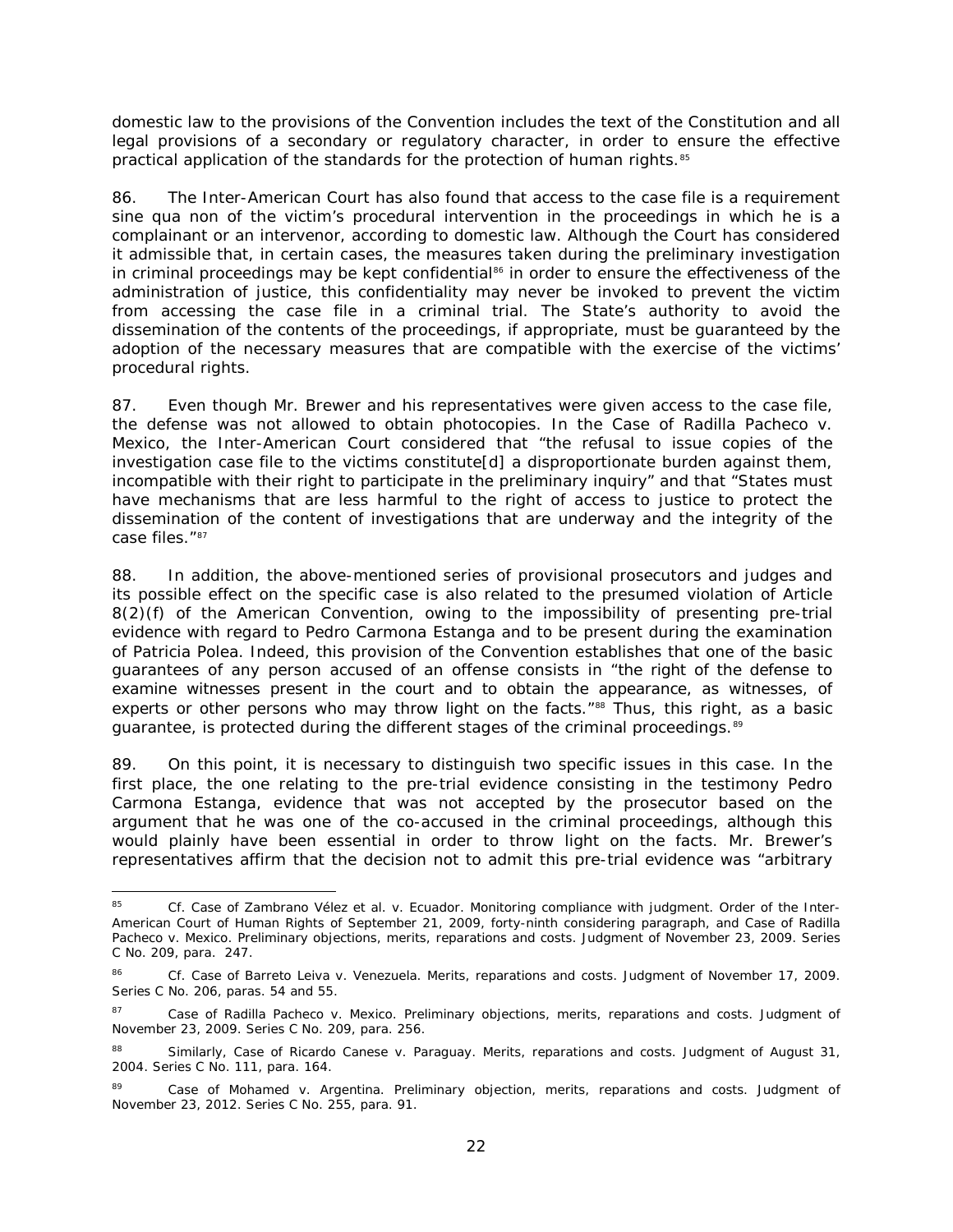domestic law to the provisions of the Convention includes the text of the Constitution and all legal provisions of a secondary or regulatory character, in order to ensure the effective practical application of the standards for the protection of human rights.[85]

86. The Inter-American Court has also found that access to the case file is a requirement sine qua non of the victim's procedural intervention in the proceedings in which he is a complainant or an intervenor, according to domestic law. Although the Court has considered it admissible that, in certain cases, the measures taken during the preliminary investigation in criminal proceedings may be kept confidential[86] in order to ensure the effectiveness of the administration of justice, this confidentiality may never be invoked to prevent the victim from accessing the case file in a criminal trial. The State's authority to avoid the dissemination of the contents of the proceedings, if appropriate, must be guaranteed by the adoption of the necessary measures that are compatible with the exercise of the victims' procedural rights.

87. Even though Mr. Brewer and his representatives were given access to the case file, the defense was not allowed to obtain photocopies. In the *Case of Radilla Pacheco v. Mexico*, the Inter-American Court considered that "the refusal to issue copies of the investigation case file to the victims constitute[d] a disproportionate burden against them, incompatible with their right to participate in the preliminary inquiry" and that "States must have mechanisms that are less harmful to the right of access to justice to protect the dissemination of the content of investigations that are underway and the integrity of the case files."[87]

88. In addition, the above-mentioned series of provisional prosecutors and judges and its possible effect on the specific case is also related to the presumed violation of Article 8(2)(f) of the American Convention, owing to the impossibility of presenting pre-trial evidence with regard to Pedro Carmona Estanga and to be present during the examination of Patricia Polea. Indeed, this provision of the Convention establishes that one of the basic guarantees of any person accused of an offense consists in "the right of the defense to examine witnesses present in the court and to obtain the appearance, as witnesses, of experts or other persons who may throw light on the facts."[88] Thus, this right, as a basic guarantee, is protected during the different stages of the criminal proceedings.[89]

89. On this point, it is necessary to distinguish two specific issues in this case. In the first place, the one relating to the pre-trial evidence consisting in the testimony Pedro Carmona Estanga, evidence that was not accepted by the prosecutor based on the argument that he was one of the co-accused in the criminal proceedings, although this would plainly have been essential in order to throw light on the facts. Mr. Brewer's representatives affirm that the decision not to admit this pre-trial evidence was "arbitrary

---

[85] *Cf. Case of Zambrano Vélez et al. v. Ecuador. Monitoring compliance with judgment.* Order of the Inter-American Court of Human Rights of September 21, 2009, forty-ninth considering paragraph, and *Case of Radilla Pacheco v. Mexico. Preliminary objections, merits, reparations and costs.* Judgment of November 23, 2009. Series C No. 209, para. 247.

[86] *Cf. Case of Barreto Leiva v. Venezuela. Merits, reparations and costs.* Judgment of November 17, 2009. Series C No. 206, paras. 54 and 55.

[87] *Case of Radilla Pacheco v. Mexico. Preliminary objections, merits, reparations and costs.* Judgment of November 23, 2009. Series C No. 209, para. 256.

[88] Similarly, *Case of Ricardo Canese v. Paraguay. Merits, reparations and costs.* Judgment of August 31, 2004. Series C No. 111, para. 164.

[89] *Case of Mohamed v. Argentina. Preliminary objection, merits, reparations and costs.* Judgment of November 23, 2012. Series C No. 255, para. 91.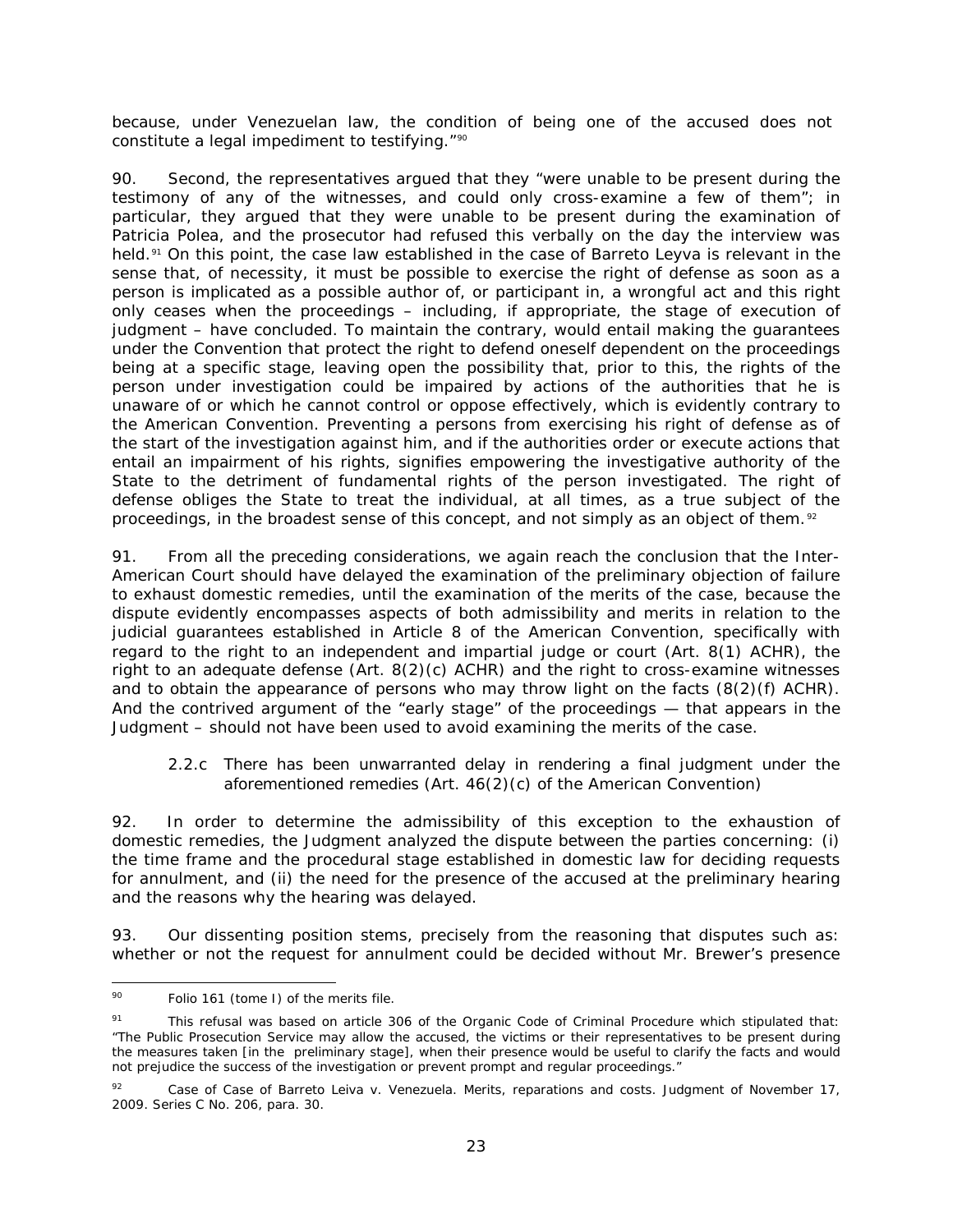because, under Venezuelan law, the condition of being one of the accused does not constitute a legal impediment to testifying."[90]

90. Second, the representatives argued that they "were unable to be present during the testimony of any of the witnesses, and could only cross-examine a few of them"; in particular, they argued that they were unable to be present during the examination of Patricia Polea, and the prosecutor had refused this verbally on the day the interview was held.[91] On this point, the case law established in the case of Barreto Leyva is relevant in the sense that, of necessity, it must be possible to exercise the right of defense as soon as a person is implicated as a possible author of, or participant in, a wrongful act and this right only ceases when the proceedings – including, if appropriate, the stage of execution of judgment – have concluded. To maintain the contrary, would entail making the guarantees under the Convention that protect the right to defend oneself dependent on the proceedings being at a specific stage, leaving open the possibility that, prior to this, the rights of the person under investigation could be impaired by actions of the authorities that he is unaware of or which he cannot control or oppose effectively, which is evidently contrary to the American Convention. Preventing a persons from exercising his right of defense as of the start of the investigation against him, and if the authorities order or execute actions that entail an impairment of his rights, signifies empowering the investigative authority of the State to the detriment of fundamental rights of the person investigated. The right of defense obliges the State to treat the individual, at all times, as a true subject of the proceedings, in the broadest sense of this concept, and not simply as an object of them.[92]

91. From all the preceding considerations, we again reach the conclusion that the Inter-American Court should have delayed the examination of the preliminary objection of failure to exhaust domestic remedies, until the examination of the merits of the case, because the dispute evidently encompasses aspects of both admissibility and merits in relation to the judicial guarantees established in Article 8 of the American Convention, specifically with regard to the right to an independent and impartial judge or court (Art. 8(1) ACHR), the right to an adequate defense (Art. 8(2)(c) ACHR) and the right to cross-examine witnesses and to obtain the appearance of persons who may throw light on the facts (8(2)(f) ACHR). And the contrived argument of the "early stage" of the proceedings — that appears in the Judgment – should not have been used to avoid examining the merits of the case.

#### 2.2.c There has been unwarranted delay in rendering a final judgment under the aforementioned remedies (Art. 46(2)(c) of the American Convention)

92. In order to determine the admissibility of this exception to the exhaustion of domestic remedies, the Judgment analyzed the dispute between the parties concerning: (i) the time frame and the procedural stage established in domestic law for deciding requests for annulment, and (ii) the need for the presence of the accused at the preliminary hearing and the reasons why the hearing was delayed.

93. Our dissenting position stems, precisely from the reasoning that disputes such as: whether or not the request for annulment could be decided without Mr. Brewer's presence

---

[90] Folio 161 (tome I) of the merits file.

[91] This refusal was based on article 306 of the Organic Code of Criminal Procedure which stipulated that: "The Public Prosecution Service may allow the accused, the victims or their representatives to be present during the measures taken [in the preliminary stage], when their presence would be useful to clarify the facts and would not prejudice the success of the investigation or prevent prompt and regular proceedings."

[92] *Case of Case of Barreto Leiva v. Venezuela. Merits, reparations and costs.* Judgment of November 17, 2009. Series C No. 206, para. 30.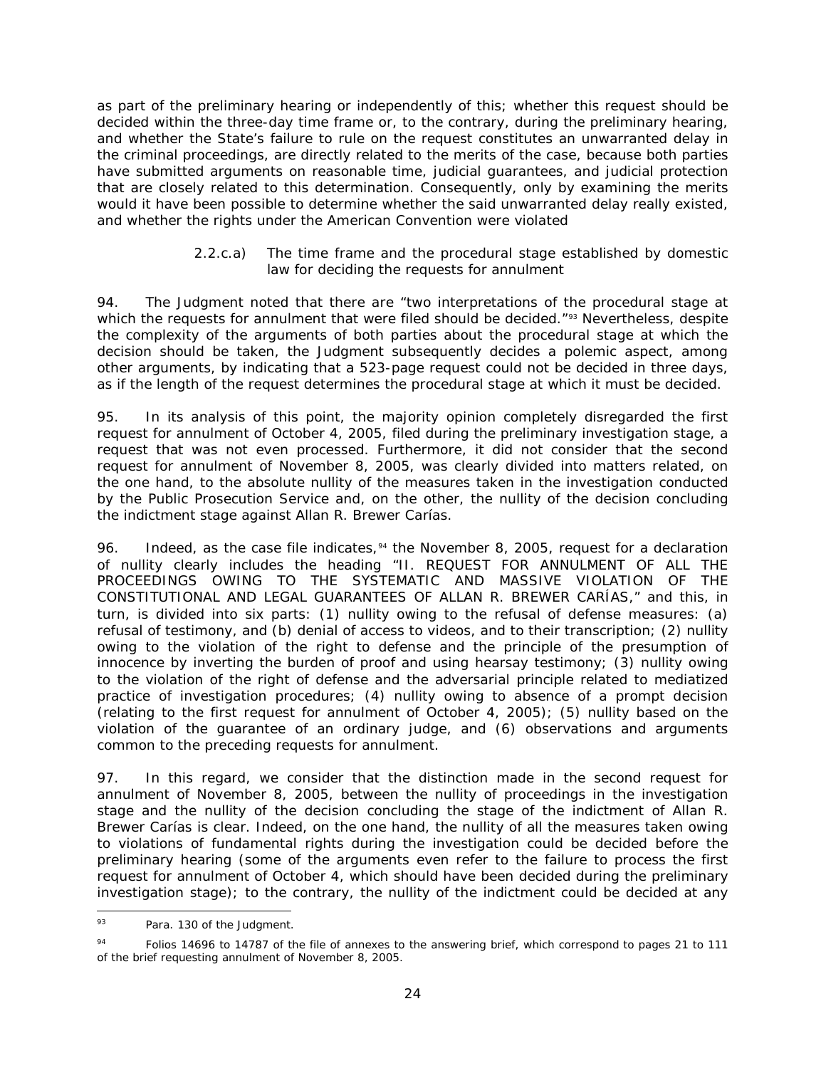as part of the preliminary hearing or independently of this; whether this request should be decided within the three-day time frame or, to the contrary, during the preliminary hearing, and whether the State's failure to rule on the request constitutes an unwarranted delay in the criminal proceedings, are directly related to the merits of the case, because both parties have submitted arguments on reasonable time, judicial guarantees, and judicial protection that are closely related to this determination. Consequently, only by examining the merits would it have been possible to determine whether the said unwarranted delay really existed, and whether the rights under the American Convention were violated

2.2.c.a) The time frame and the procedural stage established by domestic law for deciding the requests for annulment

94. The Judgment noted that there are "two interpretations of the procedural stage at which the requests for annulment that were filed should be decided."[93] Nevertheless, despite the complexity of the arguments of both parties about the procedural stage at which the decision should be taken, the Judgment subsequently decides a polemic aspect, among other arguments, by indicating that a 523-page request could not be decided in three days, as if the length of the request determines the procedural stage at which it must be decided.

95. In its analysis of this point, the majority opinion completely disregarded the first request for annulment of October 4, 2005, filed during the preliminary investigation stage, a request that was not even processed. Furthermore, it did not consider that the second request for annulment of November 8, 2005, was clearly divided into matters related, on the one hand, to the absolute nullity of the measures taken in the investigation conducted by the Public Prosecution Service and, on the other, the nullity of the decision concluding the indictment stage against Allan R. Brewer Carías.

96. Indeed, as the case file indicates,[94] the November 8, 2005, request for a declaration of nullity clearly includes the heading "II. REQUEST FOR ANNULMENT OF ALL THE PROCEEDINGS OWING TO THE SYSTEMATIC AND MASSIVE VIOLATION OF THE CONSTITUTIONAL AND LEGAL GUARANTEES OF ALLAN R. BREWER CARÍAS," and this, in turn, is divided into six parts: (1) nullity owing to the refusal of defense measures: (a) refusal of testimony, and (b) denial of access to videos, and to their transcription; (2) nullity owing to the violation of the right to defense and the principle of the presumption of innocence by inverting the burden of proof and using hearsay testimony; (3) nullity owing to the violation of the right of defense and the adversarial principle related to mediatized practice of investigation procedures; (4) nullity owing to absence of a prompt decision (relating to the first request for annulment of October 4, 2005); (5) nullity based on the violation of the guarantee of an ordinary judge, and (6) observations and arguments common to the preceding requests for annulment.

97. In this regard, we consider that the distinction made in the second request for annulment of November 8, 2005, between the nullity of proceedings in the investigation stage and the nullity of the decision concluding the stage of the indictment of Allan R. Brewer Carías is clear. Indeed, on the one hand, the nullity of all the measures taken owing to violations of fundamental rights during the investigation could be decided before the preliminary hearing (some of the arguments even refer to the failure to process the first request for annulment of October 4, which should have been decided during the preliminary investigation stage); to the contrary, the nullity of the indictment could be decided at any

[93] Para. 130 of the Judgment.

[94] Folios 14696 to 14787 of the file of annexes to the answering brief, which correspond to pages 21 to 111 of the brief requesting annulment of November 8, 2005.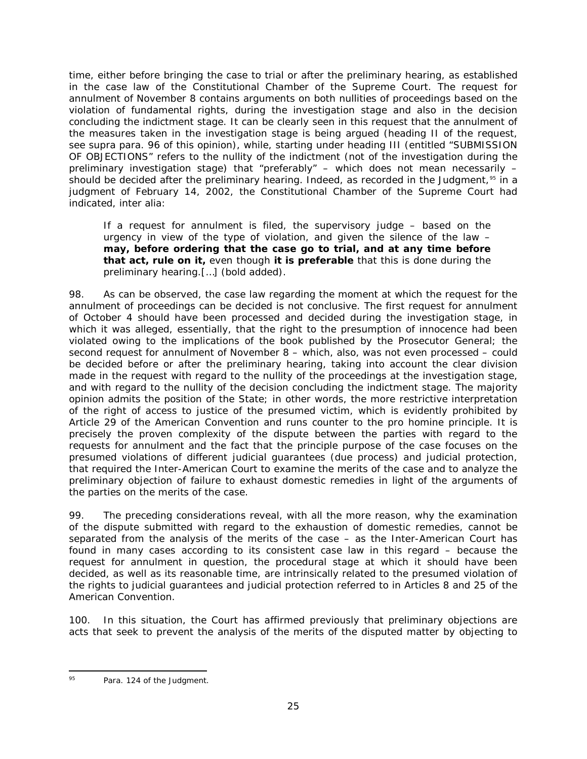time, either before bringing the case to trial or after the preliminary hearing, as established in the case law of the Constitutional Chamber of the Supreme Court. The request for annulment of November 8 contains arguments on both nullities of proceedings based on the violation of fundamental rights, during the investigation stage and also in the decision concluding the indictment stage. It can be clearly seen in this request that the annulment of the measures taken in the investigation stage is being argued (heading II of the request, see supra para. 96 of this opinion), while, starting under heading III (entitled "SUBMISSION OF OBJECTIONS" refers to the nullity of the indictment (not of the investigation during the preliminary investigation stage) that "preferably" – which does not mean necessarily – should be decided after the preliminary hearing. Indeed, as recorded in the Judgment,[95] in a judgment of February 14, 2002, the Constitutional Chamber of the Supreme Court had indicated, inter alia:

> If a request for annulment is filed, the supervisory judge – based on the urgency in view of the type of violation, and given the silence of the law – **may, before ordering that the case go to trial, and at any time before that act, rule on it,** even though **it is preferable** that this is done during the preliminary hearing.[…] (bold added).

98. As can be observed, the case law regarding the moment at which the request for the annulment of proceedings can be decided is not conclusive. The first request for annulment of October 4 should have been processed and decided during the investigation stage, in which it was alleged, essentially, that the right to the presumption of innocence had been violated owing to the implications of the book published by the Prosecutor General; the second request for annulment of November 8 – which, also, was not even processed – could be decided before or after the preliminary hearing, taking into account the clear division made in the request with regard to the nullity of the proceedings at the investigation stage, and with regard to the nullity of the decision concluding the indictment stage. The majority opinion admits the position of the State; in other words, the more restrictive interpretation of the right of access to justice of the presumed victim, which is evidently prohibited by Article 29 of the American Convention and runs counter to the *pro homine* principle. It is precisely the proven complexity of the dispute between the parties with regard to the requests for annulment and the fact that the principle purpose of the case focuses on the presumed violations of different judicial guarantees (due process) and judicial protection, that required the Inter-American Court to examine the merits of the case and to analyze the preliminary objection of failure to exhaust domestic remedies in light of the arguments of the parties on the merits of the case.

99. The preceding considerations reveal, with all the more reason, why the examination of the dispute submitted with regard to the exhaustion of domestic remedies, cannot be separated from the analysis of the merits of the case – as the Inter-American Court has found in many cases according to its consistent case law in this regard – because the request for annulment in question, the procedural stage at which it should have been decided, as well as its reasonable time, are intrinsically related to the presumed violation of the rights to judicial guarantees and judicial protection referred to in Articles 8 and 25 of the American Convention.

100. In this situation, the Court has affirmed previously that preliminary objections are acts that seek to prevent the analysis of the merits of the disputed matter by objecting to

---

[95] Para. 124 of the Judgment.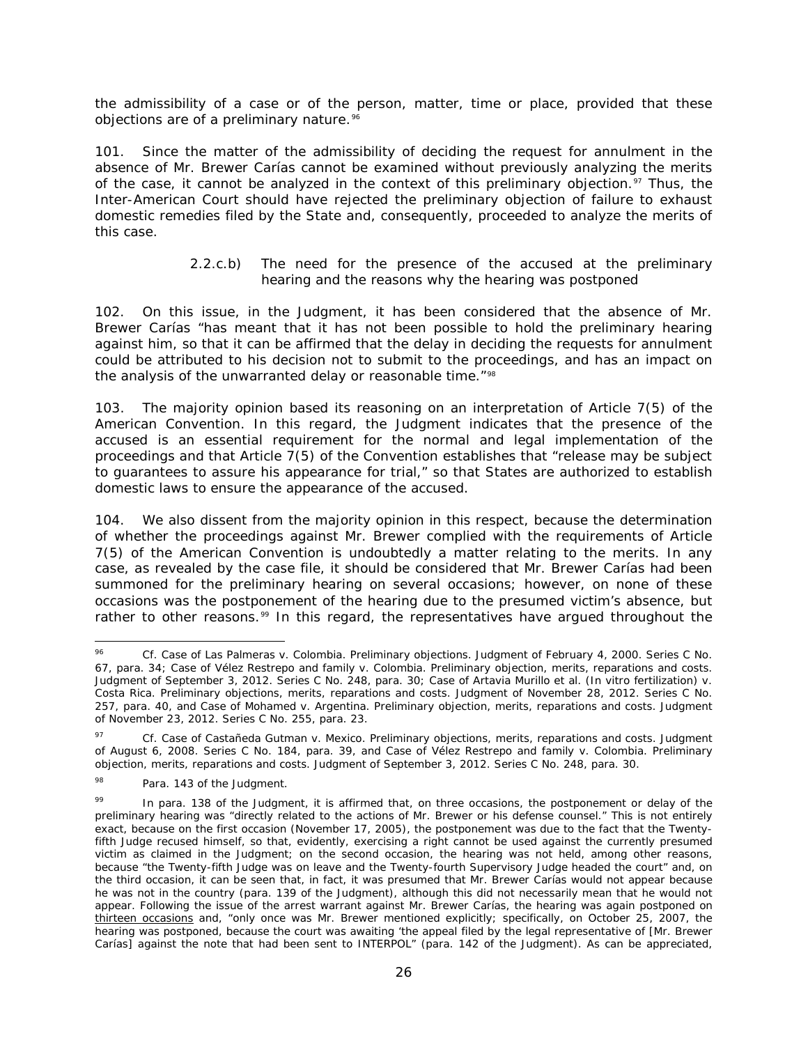the admissibility of a case or of the person, matter, time or place, provided that these objections are of a preliminary nature.[96]

101. Since the matter of the admissibility of deciding the request for annulment in the absence of Mr. Brewer Carías cannot be examined without previously analyzing the merits of the case, it cannot be analyzed in the context of this preliminary objection.[97] Thus, the Inter-American Court should have rejected the preliminary objection of failure to exhaust domestic remedies filed by the State and, consequently, proceeded to analyze the merits of this case.

> 2.2.c.b) The need for the presence of the accused at the preliminary hearing and the reasons why the hearing was postponed

102. On this issue, in the Judgment, it has been considered that the absence of Mr. Brewer Carías "has meant that it has not been possible to hold the preliminary hearing against him, so that it can be affirmed that the delay in deciding the requests for annulment could be attributed to his decision not to submit to the proceedings, and has an impact on the analysis of the unwarranted delay or reasonable time."[98]

103. The majority opinion based its reasoning on an interpretation of Article 7(5) of the American Convention. In this regard, the Judgment indicates that the presence of the accused is an essential requirement for the normal and legal implementation of the proceedings and that Article 7(5) of the Convention establishes that "release may be subject to guarantees to assure his appearance for trial," so that States are authorized to establish domestic laws to ensure the appearance of the accused.

104. We also dissent from the majority opinion in this respect, because the determination of whether the proceedings against Mr. Brewer complied with the requirements of Article 7(5) of the American Convention is undoubtedly a matter relating to the merits. In any case, as revealed by the case file, it should be considered that Mr. Brewer Carías had been summoned for the preliminary hearing on several occasions; however, on none of these occasions was the postponement of the hearing due to the presumed victim's absence, but rather to other reasons.[99] In this regard, the representatives have argued throughout the

---

[96] *Cf. Case of Las Palmeras v. Colombia. Preliminary objections.* Judgment of February 4, 2000. Series C No. 67, para. 34; *Case of Vélez Restrepo and family v. Colombia. Preliminary objection, merits, reparations and costs.* Judgment of September 3, 2012. Series C No. 248, para. 30; *Case of Artavia Murillo et al. (In vitro fertilization) v. Costa Rica. Preliminary objections, merits, reparations and costs.* Judgment of November 28, 2012. Series C No. 257, para. 40, and *Case of Mohamed v. Argentina. Preliminary objection, merits, reparations and costs.* Judgment of November 23, 2012. Series C No. 255, para. 23.

[97] *Cf. Case of Castañeda Gutman v. Mexico. Preliminary objections, merits, reparations and costs.* Judgment of August 6, 2008. Series C No. 184, para. 39, and *Case of Vélez Restrepo and family v. Colombia. Preliminary objection, merits, reparations and costs.* Judgment of September 3, 2012. Series C No. 248, para. 30.

[98] Para. 143 of the Judgment.

[99] In para. 138 of the Judgment, it is affirmed that, on three occasions, the postponement or delay of the preliminary hearing was "directly related to the actions of Mr. Brewer or his defense counsel." This is not entirely exact, because on the first occasion (November 17, 2005), the postponement was due to the fact that the Twenty-fifth Judge recused himself, so that, evidently, exercising a right cannot be used against the currently presumed victim as claimed in the Judgment; on the second occasion, the hearing was not held, among other reasons, because "the Twenty-fifth Judge was on leave and the Twenty-fourth Supervisory Judge headed the court" and, on the third occasion, it can be seen that, in fact, it was presumed that Mr. Brewer Carías would not appear because he was not in the country (para. 139 of the Judgment), although this did not necessarily mean that he would not appear. Following the issue of the arrest warrant against Mr. Brewer Carías, the hearing was again postponed on <u>thirteen occasions</u> and, "only once was Mr. Brewer mentioned explicitly; specifically, on October 25, 2007, the hearing was postponed, because the court was awaiting 'the appeal filed by the legal representative of [Mr. Brewer Carías] against the note that had been sent to INTERPOL" (para. 142 of the Judgment). As can be appreciated,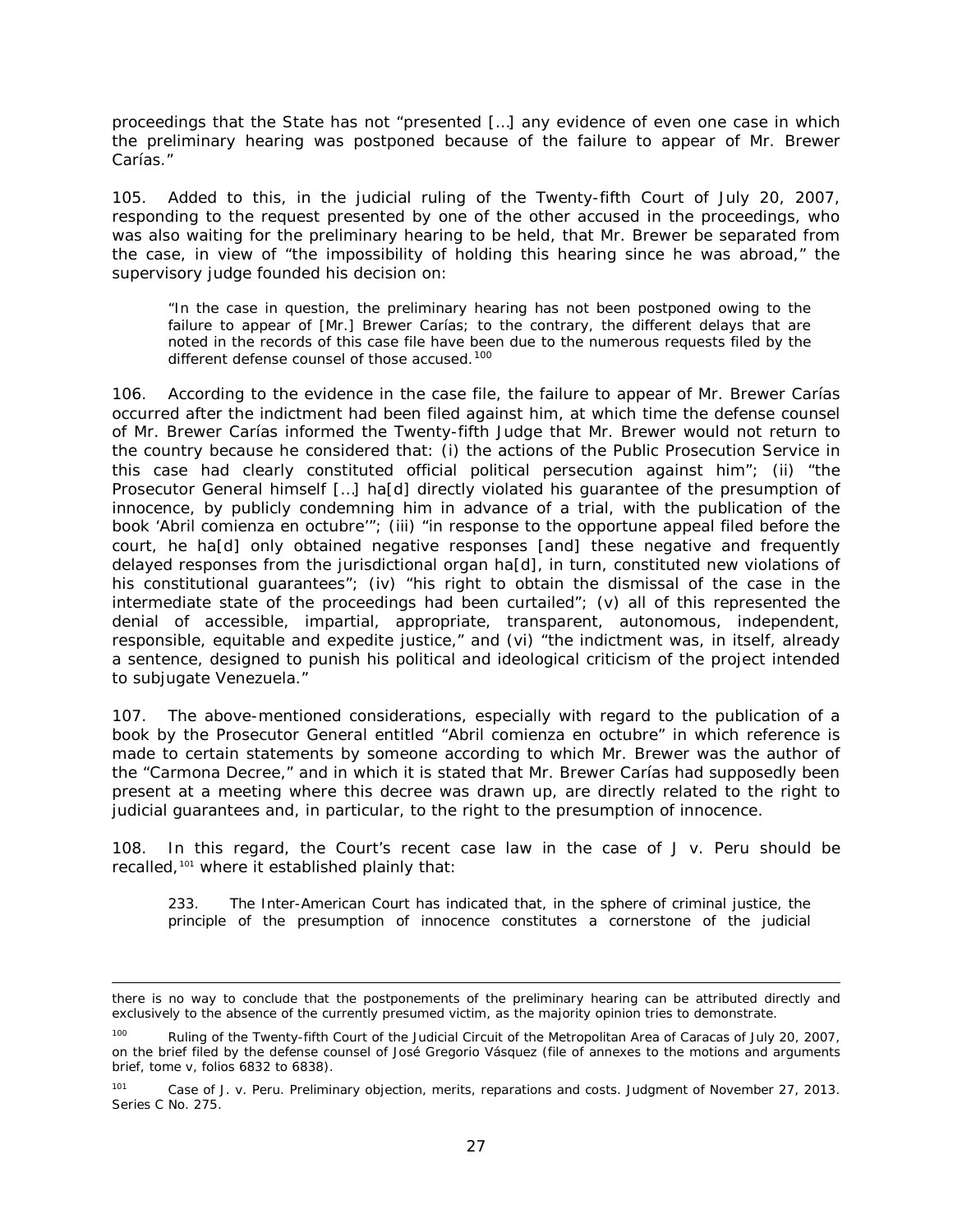proceedings that the State has not "presented […] any evidence of even one case in which the preliminary hearing was postponed because of the failure to appear of Mr. Brewer Carías."

105. Added to this, in the judicial ruling of the Twenty-fifth Court of July 20, 2007, responding to the request presented by one of the other accused in the proceedings, who was also waiting for the preliminary hearing to be held, that Mr. Brewer be separated from the case, in view of "the impossibility of holding this hearing since he was abroad," the supervisory judge founded his decision on:

> "In the case in question, the preliminary hearing has not been postponed owing to the failure to appear of [Mr.] Brewer Carías; to the contrary, the different delays that are noted in the records of this case file have been due to the numerous requests filed by the different defense counsel of those accused.[100]

106. According to the evidence in the case file, the failure to appear of Mr. Brewer Carías occurred after the indictment had been filed against him, at which time the defense counsel of Mr. Brewer Carías informed the Twenty-fifth Judge that Mr. Brewer would not return to the country because he considered that: (i) the actions of the Public Prosecution Service in this case had clearly constituted official political persecution against him"; (ii) "the Prosecutor General himself […] ha[d] directly violated his guarantee of the presumption of innocence, by publicly condemning him in advance of a trial, with the publication of the book 'Abril comienza en octubre'"; (iii) "in response to the opportune appeal filed before the court, he ha[d] only obtained negative responses [and] these negative and frequently delayed responses from the jurisdictional organ ha[d], in turn, constituted new violations of his constitutional guarantees"; (iv) "his right to obtain the dismissal of the case in the intermediate state of the proceedings had been curtailed"; (v) all of this represented the denial of accessible, impartial, appropriate, transparent, autonomous, independent, responsible, equitable and expedite justice," and (vi) "the indictment was, in itself, already a sentence, designed to punish his political and ideological criticism of the project intended to subjugate Venezuela."

107. The above-mentioned considerations, especially with regard to the publication of a book by the Prosecutor General entitled "Abril comienza en octubre" in which reference is made to certain statements by someone according to which Mr. Brewer was the author of the "Carmona Decree," and in which it is stated that Mr. Brewer Carías had supposedly been present at a meeting where this decree was drawn up, are directly related to the right to judicial guarantees and, in particular, to the right to the presumption of innocence.

108. In this regard, the Court's recent case law in the case of J v. Peru should be recalled,[101] where it established plainly that:

> 233. The Inter-American Court has indicated that, in the sphere of criminal justice, the principle of the presumption of innocence constitutes a cornerstone of the judicial

---

there is no way to conclude that the postponements of the preliminary hearing can be attributed directly and exclusively to the absence of the currently presumed victim, as the majority opinion tries to demonstrate.

[100] Ruling of the Twenty-fifth Court of the Judicial Circuit of the Metropolitan Area of Caracas of July 20, 2007, on the brief filed by the defense counsel of José Gregorio Vásquez (file of annexes to the motions and arguments brief, tome v, folios 6832 to 6838).

[101] *Case of J. v. Peru. Preliminary objection, merits, reparations and costs*. Judgment of November 27, 2013. Series C No. 275.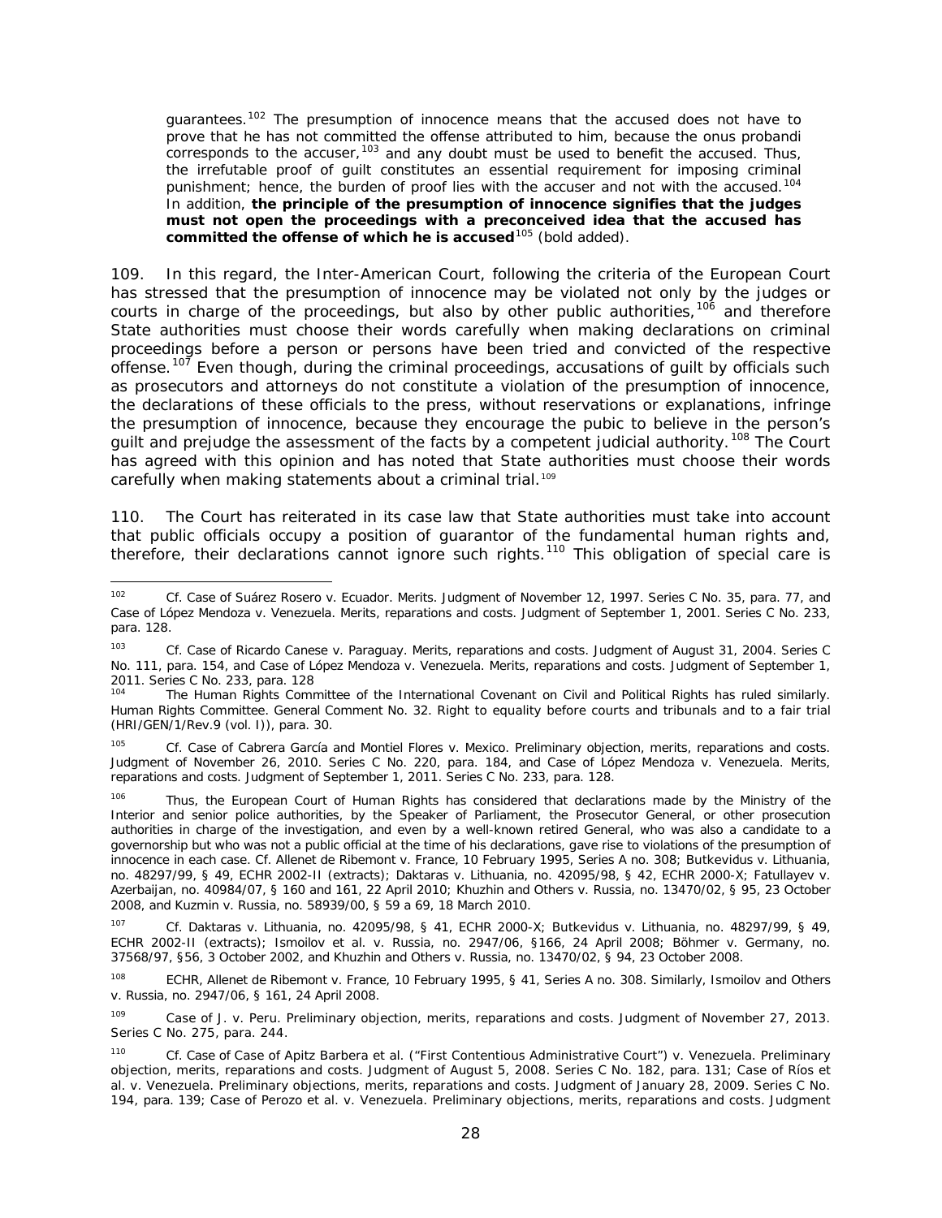guarantees.[102] The presumption of innocence means that the accused does not have to prove that he has not committed the offense attributed to him, because the onus probandi corresponds to the accuser,[103] and any doubt must be used to benefit the accused. Thus, the irrefutable proof of guilt constitutes an essential requirement for imposing criminal punishment; hence, the burden of proof lies with the accuser and not with the accused.[104] In addition, **the principle of the presumption of innocence signifies that the judges must not open the proceedings with a preconceived idea that the accused has committed the offense of which he is accused**[105] (bold added).

109. In this regard, the Inter-American Court, following the criteria of the European Court has stressed that the presumption of innocence may be violated not only by the judges or courts in charge of the proceedings, but also by other public authorities,[106] and therefore State authorities must choose their words carefully when making declarations on criminal proceedings before a person or persons have been tried and convicted of the respective offense.[107] Even though, during the criminal proceedings, accusations of guilt by officials such as prosecutors and attorneys do not constitute a violation of the presumption of innocence, the declarations of these officials to the press, without reservations or explanations, infringe the presumption of innocence, because they encourage the pubic to believe in the person's guilt and prejudge the assessment of the facts by a competent judicial authority.[108] The Court has agreed with this opinion and has noted that State authorities must choose their words carefully when making statements about a criminal trial.[109]

110. The Court has reiterated in its case law that State authorities must take into account that public officials occupy a position of guarantor of the fundamental human rights and, therefore, their declarations cannot ignore such rights.[110] This obligation of special care is

---

[102] Cf. *Case of Suárez Rosero v. Ecuador. Merits.* Judgment of November 12, 1997. Series C No. 35, para. 77, and *Case of López Mendoza v. Venezuela. Merits, reparations and costs.* Judgment of September 1, 2001. Series C No. 233, para. 128.

[103] Cf. *Case of Ricardo Canese v. Paraguay. Merits, reparations and costs.* Judgment of August 31, 2004. Series C No. 111, para. 154, and *Case of López Mendoza v. Venezuela. Merits, reparations and costs.* Judgment of September 1, 2011. Series C No. 233, para. 128

[104] The Human Rights Committee of the International Covenant on Civil and Political Rights has ruled similarly. Human Rights Committee. General Comment No. 32. Right to equality before courts and tribunals and to a fair trial (HRI/GEN/1/Rev.9 (vol. I)), para. 30.

[105] Cf. *Case of Cabrera García and Montiel Flores v. Mexico. Preliminary objection, merits, reparations and costs.* Judgment of November 26, 2010. Series C No. 220, para. 184, and *Case of López Mendoza v. Venezuela. Merits, reparations and costs.* Judgment of September 1, 2011. Series C No. 233, para. 128.

[106] Thus, the European Court of Human Rights has considered that declarations made by the Ministry of the Interior and senior police authorities, by the Speaker of Parliament, the Prosecutor General, or other prosecution authorities in charge of the investigation, and even by a well-known retired General, who was also a candidate to a governorship but who was not a public official at the time of his declarations, gave rise to violations of the presumption of innocence in each case. Cf. *Allenet de Ribemont v. France*, 10 February 1995, Series A no. 308; *Butkevidus v. Lithuania*, no. 48297/99, § 49, ECHR 2002-II (extracts); *Daktaras v. Lithuania*, no. 42095/98, § 42, ECHR 2000-X; *Fatullayev v. Azerbaijan*, no. 40984/07, § 160 and 161, 22 April 2010; *Khuzhin and Others v. Russia*, no. 13470/02, § 95, 23 October 2008, and *Kuzmin v. Russia*, no. 58939/00, § 59 a 69, 18 March 2010.

[107] Cf. *Daktaras v. Lithuania*, no. 42095/98, § 41, ECHR 2000-X; *Butkevidus v. Lithuania*, no. 48297/99, § 49, ECHR 2002-II (extracts); *Ismoilov et al. v. Russia*, no. 2947/06, §166, 24 April 2008; *Böhmer v. Germany*, no. 37568/97, §56, 3 October 2002, and *Khuzhin and Others v. Russia*, no. 13470/02, § 94, 23 October 2008.

[108] ECHR, *Allenet de Ribemont v. France*, 10 February 1995, § 41, Series A no. 308. Similarly, *Ismoilov and Others v. Russia*, no. 2947/06, § 161, 24 April 2008.

[109] *Case of J. v. Peru. Preliminary objection, merits, reparations and costs.* Judgment of November 27, 2013. Series C No. 275, para. 244.

[110] Cf. *Case of Case of Apitz Barbera et al. ("First Contentious Administrative Court") v. Venezuela. Preliminary objection, merits, reparations and costs.* Judgment of August 5, 2008. Series C No. 182, para. 131; *Case of Ríos et al. v. Venezuela. Preliminary objections, merits, reparations and costs.* Judgment of January 28, 2009. Series C No. 194, para. 139; *Case of Perozo et al. v. Venezuela. Preliminary objections, merits, reparations and costs.* Judgment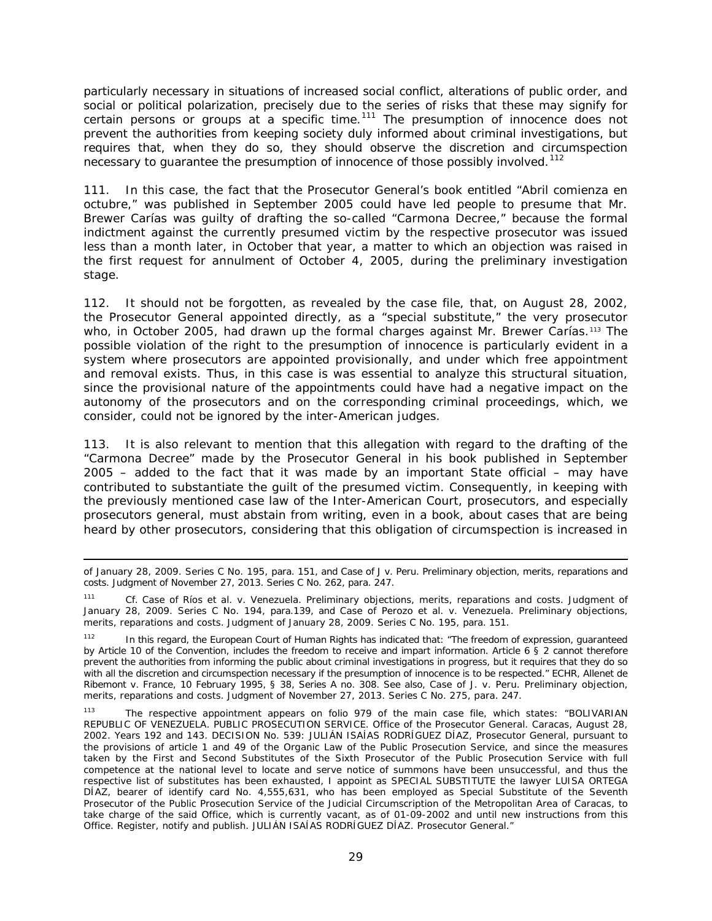particularly necessary in situations of increased social conflict, alterations of public order, and social or political polarization, precisely due to the series of risks that these may signify for certain persons or groups at a specific time.[111] The presumption of innocence does not prevent the authorities from keeping society duly informed about criminal investigations, but requires that, when they do so, they should observe the discretion and circumspection necessary to guarantee the presumption of innocence of those possibly involved.[112]

111. In this case, the fact that the Prosecutor General's book entitled "Abril comienza en octubre," was published in September 2005 could have led people to presume that Mr. Brewer Carías was guilty of drafting the so-called "Carmona Decree," because the formal indictment against the currently presumed victim by the respective prosecutor was issued less than a month later, in October that year, a matter to which an objection was raised in the first request for annulment of October 4, 2005, during the preliminary investigation stage.

112. It should not be forgotten, as revealed by the case file, that, on August 28, 2002, the Prosecutor General appointed directly, as a "special substitute," the very prosecutor who, in October 2005, had drawn up the formal charges against Mr. Brewer Carías.[113] The possible violation of the right to the presumption of innocence is particularly evident in a system where prosecutors are appointed provisionally, and under which free appointment and removal exists. Thus, in this case is was essential to analyze this structural situation, since the provisional nature of the appointments could have had a negative impact on the autonomy of the prosecutors and on the corresponding criminal proceedings, which, we consider, could not be ignored by the inter-American judges.

113. It is also relevant to mention that this allegation with regard to the drafting of the "Carmona Decree" made by the Prosecutor General in his book published in September 2005 – added to the fact that it was made by an important State official – may have contributed to substantiate the guilt of the presumed victim. Consequently, in keeping with the previously mentioned case law of the Inter-American Court, prosecutors, and especially prosecutors general, must abstain from writing, even in a book, about cases that are being heard by other prosecutors, considering that this obligation of circumspection is increased in

---

of January 28, 2009. Series C No. 195, para. 151, and Case of J v. Peru. Preliminary objection, merits, reparations and costs. Judgment of November 27, 2013. Series C No. 262, para. 247.

[111] Cf. Case of Ríos et al. v. Venezuela. Preliminary objections, merits, reparations and costs. Judgment of January 28, 2009. Series C No. 194, para.139, and Case of Perozo et al. v. Venezuela. Preliminary objections, merits, reparations and costs. Judgment of January 28, 2009. Series C No. 195, para. 151.

[112] In this regard, the European Court of Human Rights has indicated that: "The freedom of expression, guaranteed by Article 10 of the Convention, includes the freedom to receive and impart information. Article 6 § 2 cannot therefore prevent the authorities from informing the public about criminal investigations in progress, but it requires that they do so with all the discretion and circumspection necessary if the presumption of innocence is to be respected." ECHR, Allenet de Ribemont v. France, 10 February 1995, § 38, Series A no. 308. See also, Case of J. v. Peru. Preliminary objection, merits, reparations and costs. Judgment of November 27, 2013. Series C No. 275, para. 247.

[113] The respective appointment appears on folio 979 of the main case file, which states: "BOLIVARIAN REPUBLIC OF VENEZUELA. PUBLIC PROSECUTION SERVICE. Office of the Prosecutor General. Caracas, August 28, 2002. Years 192 and 143. DECISION No. 539: JULIÁN ISAÍAS RODRÍGUEZ DÍAZ, Prosecutor General, pursuant to the provisions of article 1 and 49 of the Organic Law of the Public Prosecution Service, and since the measures taken by the First and Second Substitutes of the Sixth Prosecutor of the Public Prosecution Service with full competence at the national level to locate and serve notice of summons have been unsuccessful, and thus the respective list of substitutes has been exhausted, I appoint as SPECIAL SUBSTITUTE the lawyer LUISA ORTEGA DÍAZ, bearer of identify card No. 4,555,631, who has been employed as Special Substitute of the Seventh Prosecutor of the Public Prosecution Service of the Judicial Circumscription of the Metropolitan Area of Caracas, to take charge of the said Office, which is currently vacant, as of 01-09-2002 and until new instructions from this Office. Register, notify and publish. JULIÁN ISAÍAS RODRÍGUEZ DÍAZ. Prosecutor General."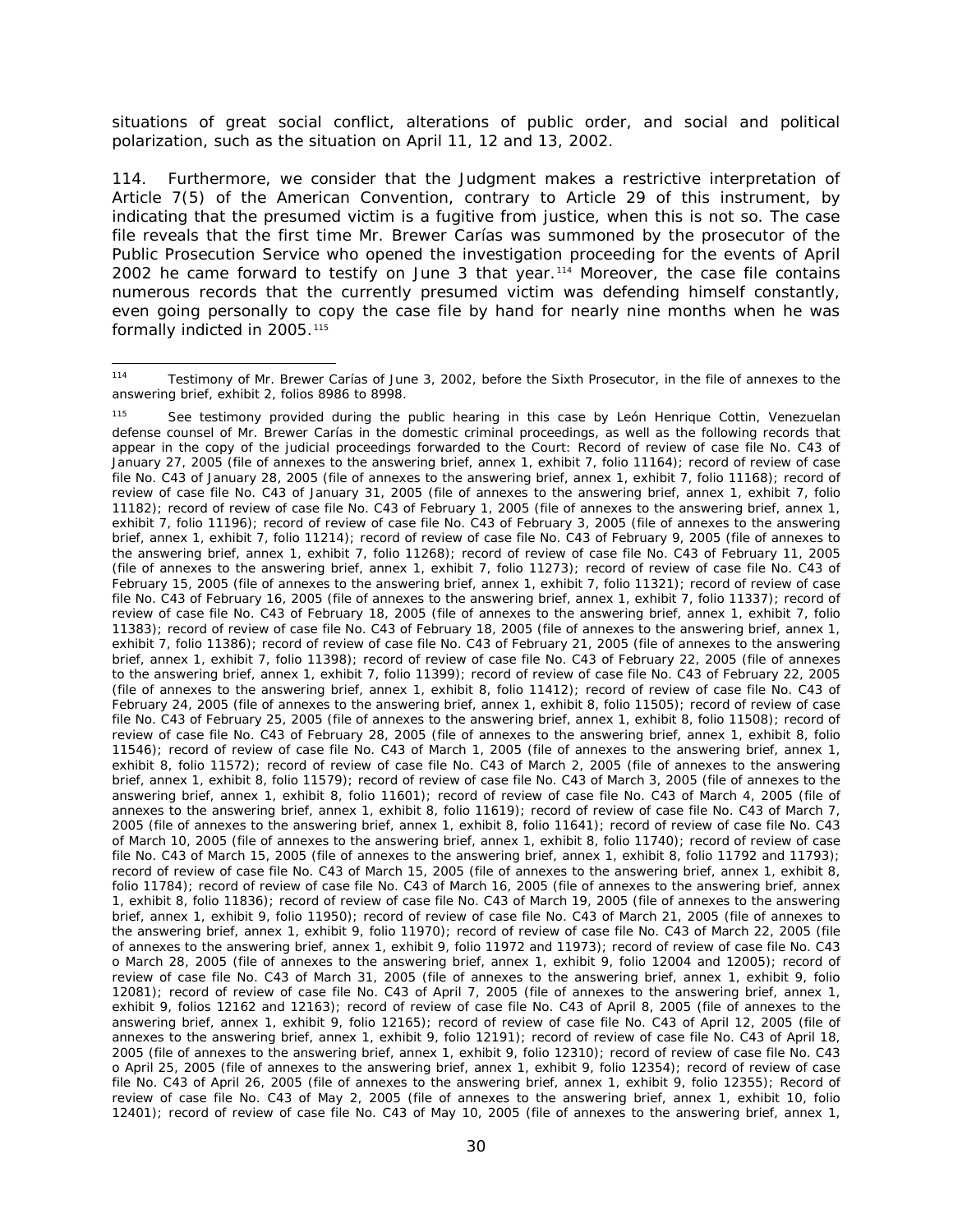situations of great social conflict, alterations of public order, and social and political polarization, such as the situation on April 11, 12 and 13, 2002.

114. Furthermore, we consider that the Judgment makes a restrictive interpretation of Article 7(5) of the American Convention, contrary to Article 29 of this instrument, by indicating that the presumed victim is a fugitive from justice, when this is not so. The case file reveals that the first time Mr. Brewer Carías was summoned by the prosecutor of the Public Prosecution Service who opened the investigation proceeding for the events of April 2002 he came forward to testify on June 3 that year.[114] Moreover, the case file contains numerous records that the currently presumed victim was defending himself constantly, even going personally to copy the case file by hand for nearly nine months when he was formally indicted in 2005.[115]

---

[114] Testimony of Mr. Brewer Carías of June 3, 2002, before the Sixth Prosecutor, in the file of annexes to the answering brief, exhibit 2, folios 8986 to 8998.

[115] See testimony provided during the public hearing in this case by León Henrique Cottin, Venezuelan defense counsel of Mr. Brewer Carías in the domestic criminal proceedings, as well as the following records that appear in the copy of the judicial proceedings forwarded to the Court: Record of review of case file No. C43 of January 27, 2005 (file of annexes to the answering brief, annex 1, exhibit 7, folio 11164); record of review of case file No. C43 of January 28, 2005 (file of annexes to the answering brief, annex 1, exhibit 7, folio 11168); record of review of case file No. C43 of January 31, 2005 (file of annexes to the answering brief, annex 1, exhibit 7, folio 11182); record of review of case file No. C43 of February 1, 2005 (file of annexes to the answering brief, annex 1, exhibit 7, folio 11196); record of review of case file No. C43 of February 3, 2005 (file of annexes to the answering brief, annex 1, exhibit 7, folio 11214); record of review of case file No. C43 of February 9, 2005 (file of annexes to the answering brief, annex 1, exhibit 7, folio 11268); record of review of case file No. C43 of February 11, 2005 (file of annexes to the answering brief, annex 1, exhibit 7, folio 11273); record of review of case file No. C43 of February 15, 2005 (file of annexes to the answering brief, annex 1, exhibit 7, folio 11321); record of review of case file No. C43 of February 16, 2005 (file of annexes to the answering brief, annex 1, exhibit 7, folio 11337); record of review of case file No. C43 of February 18, 2005 (file of annexes to the answering brief, annex 1, exhibit 7, folio 11383); record of review of case file No. C43 of February 18, 2005 (file of annexes to the answering brief, annex 1, exhibit 7, folio 11386); record of review of case file No. C43 of February 21, 2005 (file of annexes to the answering brief, annex 1, exhibit 7, folio 11398); record of review of case file No. C43 of February 22, 2005 (file of annexes to the answering brief, annex 1, exhibit 7, folio 11399); record of review of case file No. C43 of February 22, 2005 (file of annexes to the answering brief, annex 1, exhibit 8, folio 11412); record of review of case file No. C43 of February 24, 2005 (file of annexes to the answering brief, annex 1, exhibit 8, folio 11505); record of review of case file No. C43 of February 25, 2005 (file of annexes to the answering brief, annex 1, exhibit 8, folio 11508); record of review of case file No. C43 of February 28, 2005 (file of annexes to the answering brief, annex 1, exhibit 8, folio 11546); record of review of case file No. C43 of March 1, 2005 (file of annexes to the answering brief, annex 1, exhibit 8, folio 11572); record of review of case file No. C43 of March 2, 2005 (file of annexes to the answering brief, annex 1, exhibit 8, folio 11579); record of review of case file No. C43 of March 3, 2005 (file of annexes to the answering brief, annex 1, exhibit 8, folio 11601); record of review of case file No. C43 of March 4, 2005 (file of annexes to the answering brief, annex 1, exhibit 8, folio 11619); record of review of case file No. C43 of March 7, 2005 (file of annexes to the answering brief, annex 1, exhibit 8, folio 11641); record of review of case file No. C43 of March 10, 2005 (file of annexes to the answering brief, annex 1, exhibit 8, folio 11740); record of review of case file No. C43 of March 15, 2005 (file of annexes to the answering brief, annex 1, exhibit 8, folio 11792 and 11793); record of review of case file No. C43 of March 15, 2005 (file of annexes to the answering brief, annex 1, exhibit 8, folio 11784); record of review of case file No. C43 of March 16, 2005 (file of annexes to the answering brief, annex 1, exhibit 8, folio 11836); record of review of case file No. C43 of March 19, 2005 (file of annexes to the answering brief, annex 1, exhibit 9, folio 11950); record of review of case file No. C43 of March 21, 2005 (file of annexes to the answering brief, annex 1, exhibit 9, folio 11970); record of review of case file No. C43 of March 22, 2005 (file of annexes to the answering brief, annex 1, exhibit 9, folio 11972 and 11973); record of review of case file No. C43 o March 28, 2005 (file of annexes to the answering brief, annex 1, exhibit 9, folio 12004 and 12005); record of review of case file No. C43 of March 31, 2005 (file of annexes to the answering brief, annex 1, exhibit 9, folio 12081); record of review of case file No. C43 of April 7, 2005 (file of annexes to the answering brief, annex 1, exhibit 9, folios 12162 and 12163); record of review of case file No. C43 of April 8, 2005 (file of annexes to the answering brief, annex 1, exhibit 9, folio 12165); record of review of case file No. C43 of April 12, 2005 (file of annexes to the answering brief, annex 1, exhibit 9, folio 12191); record of review of case file No. C43 of April 18, 2005 (file of annexes to the answering brief, annex 1, exhibit 9, folio 12310); record of review of case file No. C43 o April 25, 2005 (file of annexes to the answering brief, annex 1, exhibit 9, folio 12354); record of review of case file No. C43 of April 26, 2005 (file of annexes to the answering brief, annex 1, exhibit 9, folio 12355); Record of review of case file No. C43 of May 2, 2005 (file of annexes to the answering brief, annex 1, exhibit 10, folio 12401); record of review of case file No. C43 of May 10, 2005 (file of annexes to the answering brief, annex 1,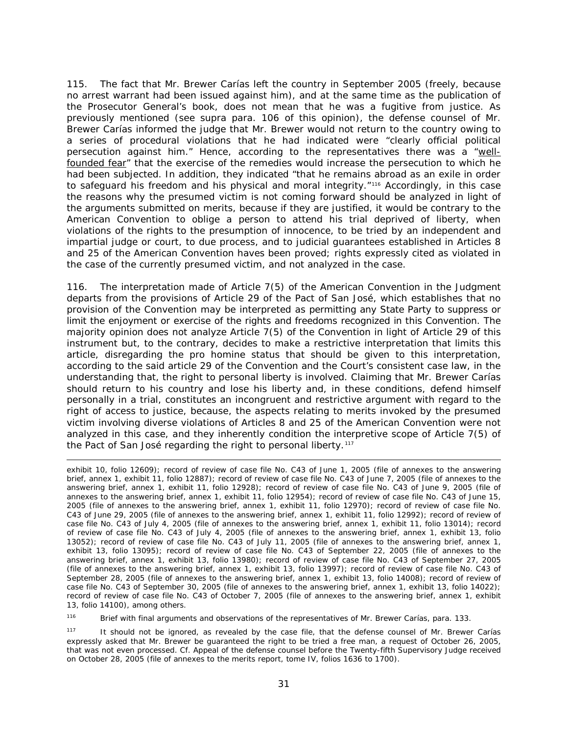115. The fact that Mr. Brewer Carías left the country in September 2005 (freely, because no arrest warrant had been issued against him), and at the same time as the publication of the Prosecutor General's book, does not mean that he was a fugitive from justice. As previously mentioned (see supra para. 106 of this opinion), the defense counsel of Mr. Brewer Carías informed the judge that Mr. Brewer would not return to the country owing to a series of procedural violations that he had indicated were "clearly official political persecution against him." Hence, according to the representatives there was a "well-founded fear" that the exercise of the remedies would increase the persecution to which he had been subjected. In addition, they indicated "that he remains abroad as an exile in order to safeguard his freedom and his physical and moral integrity."[116] Accordingly, in this case the reasons why the presumed victim is not coming forward should be analyzed in light of the arguments submitted on merits, because if they are justified, it would be contrary to the American Convention to oblige a person to attend his trial deprived of liberty, when violations of the rights to the presumption of innocence, to be tried by an independent and impartial judge or court, to due process, and to judicial guarantees established in Articles 8 and 25 of the American Convention haves been proved; rights expressly cited as violated in the case of the currently presumed victim, and not analyzed in the case.

116. The interpretation made of Article 7(5) of the American Convention in the Judgment departs from the provisions of Article 29 of the Pact of San José, which establishes that no provision of the Convention may be interpreted as permitting any State Party to suppress or limit the enjoyment or exercise of the rights and freedoms recognized in this Convention. The majority opinion does not analyze Article 7(5) of the Convention in light of Article 29 of this instrument but, to the contrary, decides to make a restrictive interpretation that limits this article, disregarding the pro homine status that should be given to this interpretation, according to the said article 29 of the Convention and the Court's consistent case law, in the understanding that, the right to personal liberty is involved. Claiming that Mr. Brewer Carías should return to his country and lose his liberty and, in these conditions, defend himself personally in a trial, constitutes an incongruent and restrictive argument with regard to the right of access to justice, because, the aspects relating to merits invoked by the presumed victim involving diverse violations of Articles 8 and 25 of the American Convention were not analyzed in this case, and they inherently condition the interpretive scope of Article 7(5) of the Pact of San José regarding the right to personal liberty.[117]

---

exhibit 10, folio 12609); record of review of case file No. C43 of June 1, 2005 (file of annexes to the answering brief, annex 1, exhibit 11, folio 12887); record of review of case file No. C43 of June 7, 2005 (file of annexes to the answering brief, annex 1, exhibit 11, folio 12928); record of review of case file No. C43 of June 9, 2005 (file of annexes to the answering brief, annex 1, exhibit 11, folio 12954); record of review of case file No. C43 of June 15, 2005 (file of annexes to the answering brief, annex 1, exhibit 11, folio 12970); record of review of case file No. C43 of June 29, 2005 (file of annexes to the answering brief, annex 1, exhibit 11, folio 12992); record of review of case file No. C43 of July 4, 2005 (file of annexes to the answering brief, annex 1, exhibit 11, folio 13014); record of review of case file No. C43 of July 4, 2005 (file of annexes to the answering brief, annex 1, exhibit 13, folio 13052); record of review of case file No. C43 of July 11, 2005 (file of annexes to the answering brief, annex 1, exhibit 13, folio 13095); record of review of case file No. C43 of September 22, 2005 (file of annexes to the answering brief, annex 1, exhibit 13, folio 13980); record of review of case file No. C43 of September 27, 2005 (file of annexes to the answering brief, annex 1, exhibit 13, folio 13997); record of review of case file No. C43 of September 28, 2005 (file of annexes to the answering brief, annex 1, exhibit 13, folio 14008); record of review of case file No. C43 of September 30, 2005 (file of annexes to the answering brief, annex 1, exhibit 13, folio 14022); record of review of case file No. C43 of October 7, 2005 (file of annexes to the answering brief, annex 1, exhibit 13, folio 14100), among others.

[116] Brief with final arguments and observations of the representatives of Mr. Brewer Carías, para. 133.

[117] It should not be ignored, as revealed by the case file, that the defense counsel of Mr. Brewer Carías expressly asked that Mr. Brewer be guaranteed the right to be tried a free man, a request of October 26, 2005, that was not even processed. Cf. Appeal of the defense counsel before the Twenty-fifth Supervisory Judge received on October 28, 2005 (file of annexes to the merits report, tome IV, folios 1636 to 1700).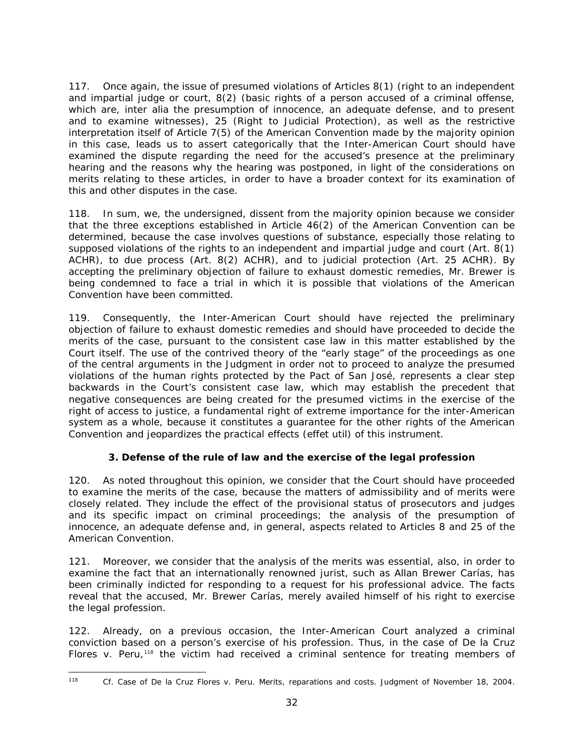117. Once again, the issue of presumed violations of Articles 8(1) (right to an independent and impartial judge or court, 8(2) (basic rights of a person accused of a criminal offense, which are, inter alia the presumption of innocence, an adequate defense, and to present and to examine witnesses), 25 (Right to Judicial Protection), as well as the restrictive interpretation itself of Article 7(5) of the American Convention made by the majority opinion in this case, leads us to assert categorically that the Inter-American Court should have examined the dispute regarding the need for the accused's presence at the preliminary hearing and the reasons why the hearing was postponed, in light of the considerations on merits relating to these articles, in order to have a broader context for its examination of this and other disputes in the case.

118. In sum, we, the undersigned, dissent from the majority opinion because we consider that the three exceptions established in Article 46(2) of the American Convention can be determined, because the case involves questions of substance, especially those relating to supposed violations of the rights to an independent and impartial judge and court (Art. 8(1) ACHR), to due process (Art. 8(2) ACHR), and to judicial protection (Art. 25 ACHR). By accepting the preliminary objection of failure to exhaust domestic remedies, Mr. Brewer is being condemned to face a trial in which it is possible that violations of the American Convention have been committed.

119. Consequently, the Inter-American Court should have rejected the preliminary objection of failure to exhaust domestic remedies and should have proceeded to decide the merits of the case, pursuant to the consistent case law in this matter established by the Court itself. The use of the contrived theory of the "early stage" of the proceedings as one of the central arguments in the Judgment in order not to proceed to analyze the presumed violations of the human rights protected by the Pact of San José, represents a clear step backwards in the Court's consistent case law, which may establish the precedent that negative consequences are being created for the presumed victims in the exercise of the right of access to justice, a fundamental right of extreme importance for the inter-American system as a whole, because it constitutes a guarantee for the other rights of the American Convention and jeopardizes the practical effects (*effet util*) of this instrument.

### 3. Defense of the rule of law and the exercise of the legal profession

120. As noted throughout this opinion, we consider that the Court should have proceeded to examine the merits of the case, because the matters of admissibility and of merits were closely related. They include the effect of the provisional status of prosecutors and judges and its specific impact on criminal proceedings; the analysis of the presumption of innocence, an adequate defense and, in general, aspects related to Articles 8 and 25 of the American Convention.

121. Moreover, we consider that the analysis of the merits was essential, also, in order to examine the fact that an internationally renowned jurist, such as Allan Brewer Carías, has been criminally indicted for responding to a request for his professional advice. The facts reveal that the accused, Mr. Brewer Carías, merely availed himself of his right to exercise the legal profession.

122. Already, on a previous occasion, the Inter-American Court analyzed a criminal conviction based on a person's exercise of his profession. Thus, in the case of *De la Cruz Flores v. Peru*,[118] the victim had received a criminal sentence for treating members of

---

[118] *Cf. Case of De la Cruz Flores v. Peru. Merits, reparations and costs.* Judgment of November 18, 2004.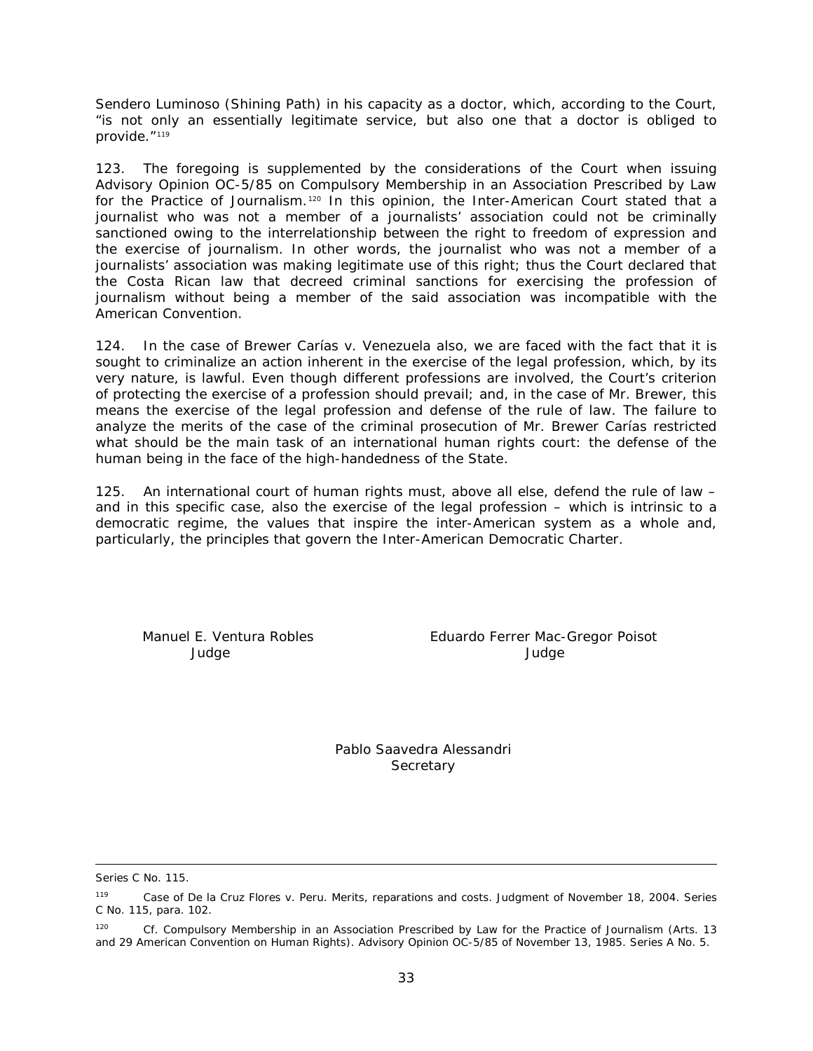Sendero Luminoso (Shining Path) in his capacity as a doctor, which, according to the Court, "is not only an essentially legitimate service, but also one that a doctor is obliged to provide."[119]

123. The foregoing is supplemented by the considerations of the Court when issuing Advisory Opinion OC-5/85 on Compulsory Membership in an Association Prescribed by Law for the Practice of Journalism.[120] In this opinion, the Inter-American Court stated that a journalist who was not a member of a journalists' association could not be criminally sanctioned owing to the interrelationship between the right to freedom of expression and the exercise of journalism. In other words, the journalist who was not a member of a journalists' association was making legitimate use of this right; thus the Court declared that the Costa Rican law that decreed criminal sanctions for exercising the profession of journalism without being a member of the said association was incompatible with the American Convention.

124. In the case of Brewer Carías v. Venezuela also, we are faced with the fact that it is sought to criminalize an action inherent in the exercise of the legal profession, which, by its very nature, is lawful. Even though different professions are involved, the Court's criterion of protecting the exercise of a profession should prevail; and, in the case of Mr. Brewer, this means the exercise of the legal profession and defense of the rule of law. The failure to analyze the merits of the case of the criminal prosecution of Mr. Brewer Carías restricted what should be the main task of an international human rights court: the defense of the human being in the face of the high-handedness of the State.

125. An international court of human rights must, above all else, defend the rule of law – and in this specific case, also the exercise of the legal profession – which is intrinsic to a democratic regime, the values that inspire the inter-American system as a whole and, particularly, the principles that govern the Inter-American Democratic Charter.

Manuel E. Ventura Robles
Judge

Eduardo Ferrer Mac-Gregor Poisot
Judge

Pablo Saavedra Alessandri
Secretary

---

Series C No. 115.

[119] Case of De la Cruz Flores v. Peru. Merits, reparations and costs. Judgment of November 18, 2004. Series C No. 115, para. 102.

[120] Cf. Compulsory Membership in an Association Prescribed by Law for the Practice of Journalism (Arts. 13 and 29 American Convention on Human Rights). Advisory Opinion OC-5/85 of November 13, 1985. Series A No. 5.